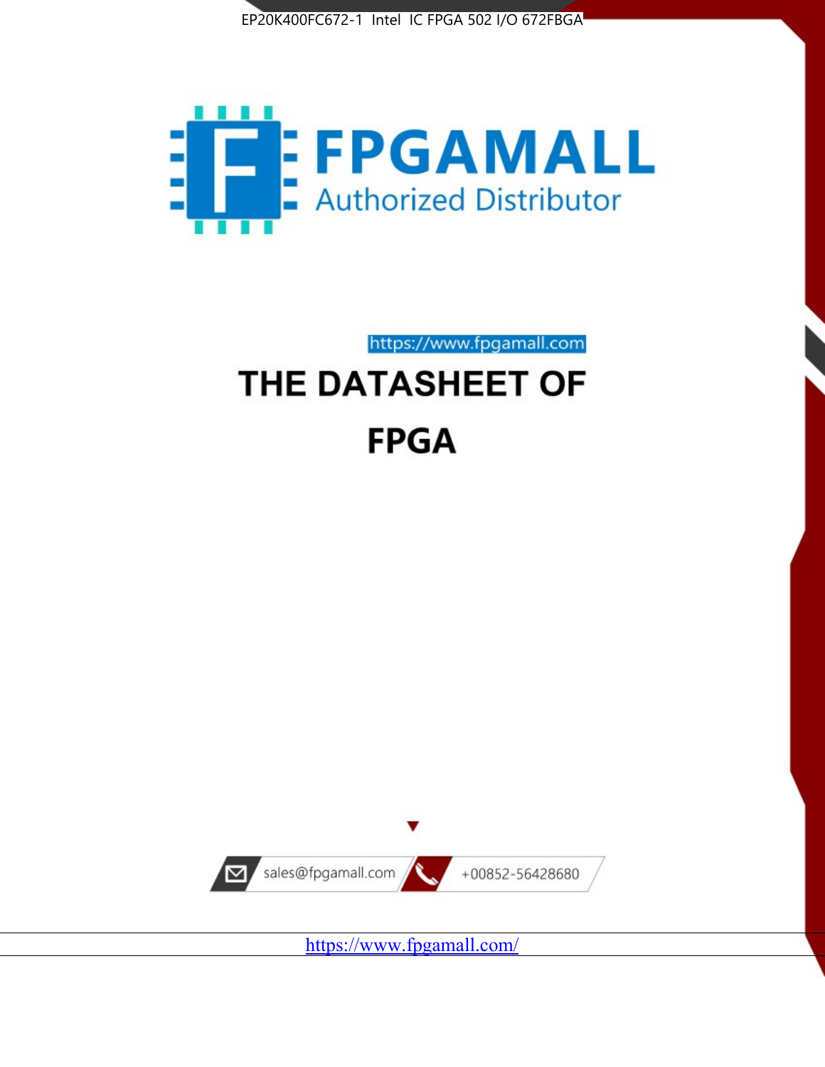EP20K400FC672-1 Intel IC FPGA 502 I/O 672FBGA

FPGAMALL

Authorized Distributor

https://www.fpgamall.com

# THE DATASHEET OF

# FPGA

sales@fpgamall.com

+00852-56428680

https://www.fpgamall.com/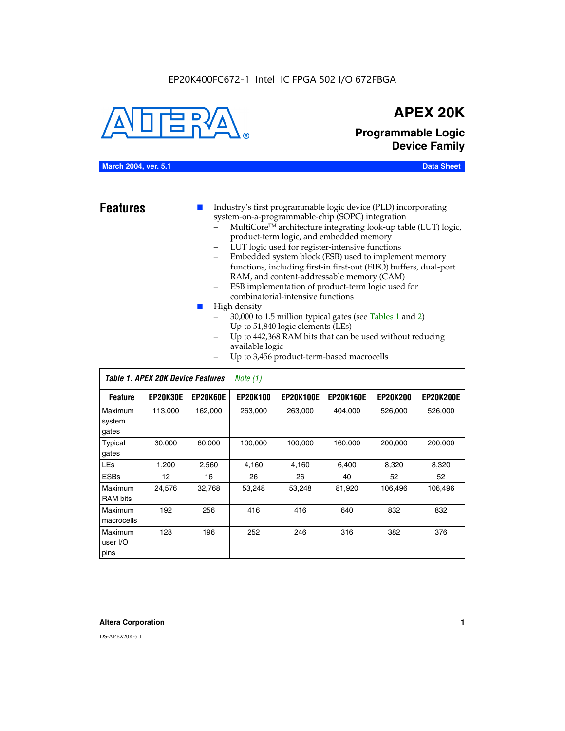EP20K400FC672-1 Intel IC FPGA 502 I/O 672FBGA

# APEX 20K

## Programmable Logic Device Family

**March 2004, ver. 5.1** **Data Sheet**

## Features

- Industry's first programmable logic device (PLD) incorporating system-on-a-programmable-chip (SOPC) integration
  - MultiCore™ architecture integrating look-up table (LUT) logic, product-term logic, and embedded memory
  - LUT logic used for register-intensive functions
  - Embedded system block (ESB) used to implement memory functions, including first-in first-out (FIFO) buffers, dual-port RAM, and content-addressable memory (CAM)
  - ESB implementation of product-term logic used for combinatorial-intensive functions
- High density
  - 30,000 to 1.5 million typical gates (see Tables 1 and 2)
  - Up to 51,840 logic elements (LEs)
  - Up to 442,368 RAM bits that can be used without reducing available logic
  - Up to 3,456 product-term-based macrocells

*Table 1. APEX 20K Device Features* *Note (1)*

| Feature | EP20K30E | EP20K60E | EP20K100 | EP20K100E | EP20K160E | EP20K200 | EP20K200E |
|---|---|---|---|---|---|---|---|
| Maximum system gates | 113,000 | 162,000 | 263,000 | 263,000 | 404,000 | 526,000 | 526,000 |
| Typical gates | 30,000 | 60,000 | 100,000 | 100,000 | 160,000 | 200,000 | 200,000 |
| LEs | 1,200 | 2,560 | 4,160 | 4,160 | 6,400 | 8,320 | 8,320 |
| ESBs | 12 | 16 | 26 | 26 | 40 | 52 | 52 |
| Maximum RAM bits | 24,576 | 32,768 | 53,248 | 53,248 | 81,920 | 106,496 | 106,496 |
| Maximum macrocells | 192 | 256 | 416 | 416 | 640 | 832 | 832 |
| Maximum user I/O pins | 128 | 196 | 252 | 246 | 316 | 382 | 376 |

**Altera Corporation**

DS-APEX20K-5.1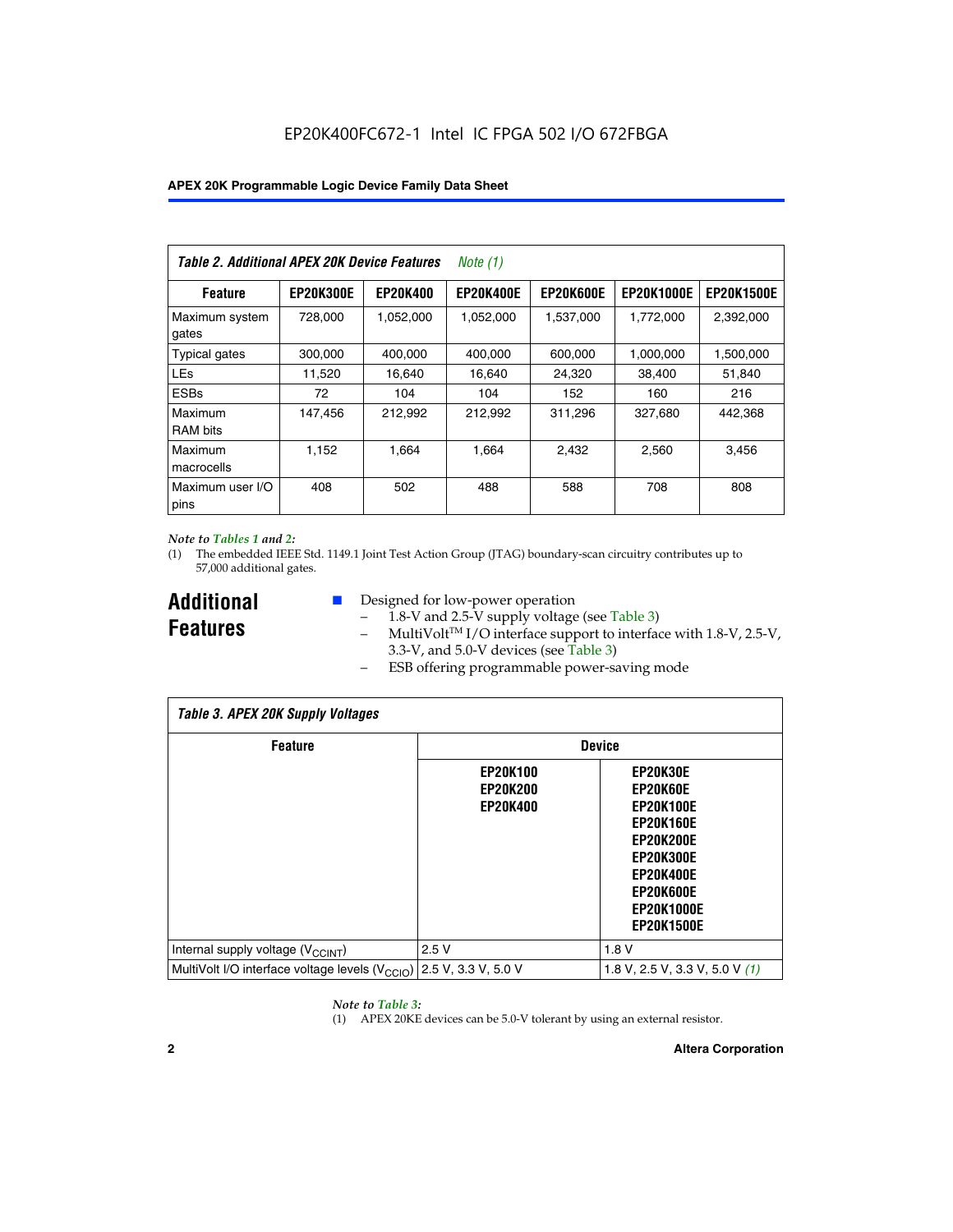*Table 2. Additional APEX 20K Device Features* *Note (1)*

| Feature | EP20K300E | EP20K400 | EP20K400E | EP20K600E | EP20K1000E | EP20K1500E |
|---|---|---|---|---|---|---|
| Maximum system gates | 728,000 | 1,052,000 | 1,052,000 | 1,537,000 | 1,772,000 | 2,392,000 |
| Typical gates | 300,000 | 400,000 | 400,000 | 600,000 | 1,000,000 | 1,500,000 |
| LEs | 11,520 | 16,640 | 16,640 | 24,320 | 38,400 | 51,840 |
| ESBs | 72 | 104 | 104 | 152 | 160 | 216 |
| Maximum RAM bits | 147,456 | 212,992 | 212,992 | 311,296 | 327,680 | 442,368 |
| Maximum macrocells | 1,152 | 1,664 | 1,664 | 2,432 | 2,560 | 3,456 |
| Maximum user I/O pins | 408 | 502 | 488 | 588 | 708 | 808 |

*Note to Tables 1 and 2:*

(1) The embedded IEEE Std. 1149.1 Joint Test Action Group (JTAG) boundary-scan circuitry contributes up to 57,000 additional gates.

## Additional Features

- Designed for low-power operation
  - 1.8-V and 2.5-V supply voltage (see Table 3)
  - MultiVolt™ I/O interface support to interface with 1.8-V, 2.5-V, 3.3-V, and 5.0-V devices (see Table 3)
  - ESB offering programmable power-saving mode

*Table 3. APEX 20K Supply Voltages*

| Feature | Device | |
|---|---|---|
| | EP20K100 EP20K200 EP20K400 | EP20K30E EP20K60E EP20K100E EP20K160E EP20K200E EP20K300E EP20K400E EP20K600E EP20K1000E EP20K1500E |
| Internal supply voltage ($V_{CCINT}$) | 2.5 V | 1.8 V |
| MultiVolt I/O interface voltage levels ($V_{CCIO}$) | 2.5 V, 3.3 V, 5.0 V | 1.8 V, 2.5 V, 3.3 V, 5.0 V *(1)* |

*Note to Table 3:*

(1) APEX 20KE devices can be 5.0-V tolerant by using an external resistor.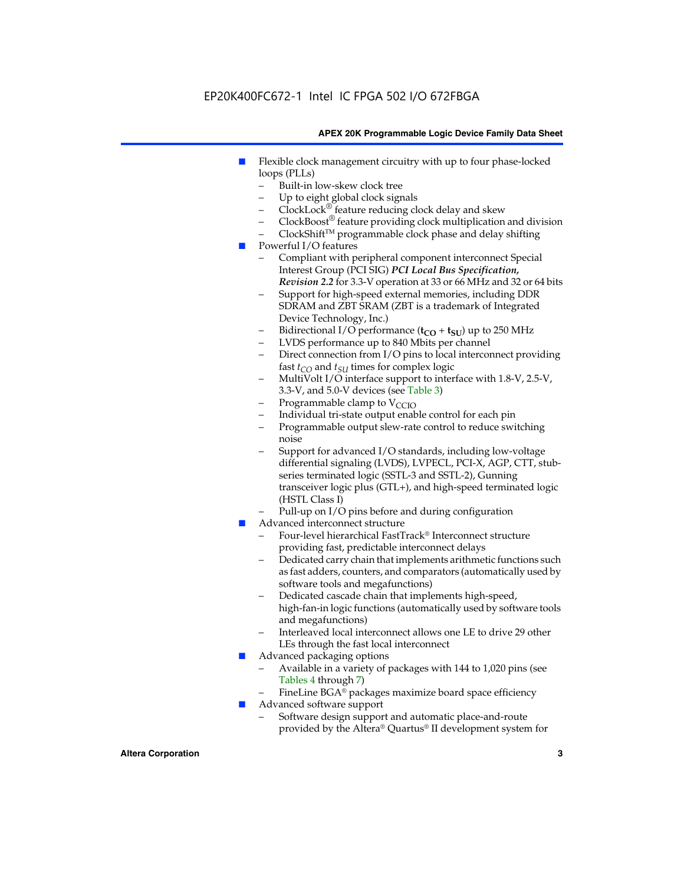- Flexible clock management circuitry with up to four phase-locked loops (PLLs)
  - Built-in low-skew clock tree
  - Up to eight global clock signals
  - ClockLock® feature reducing clock delay and skew
  - ClockBoost® feature providing clock multiplication and division
  - ClockShift™ programmable clock phase and delay shifting
- Powerful I/O features
  - Compliant with peripheral component interconnect Special Interest Group (PCI SIG) ***PCI Local Bus Specification, Revision 2.2*** for 3.3-V operation at 33 or 66 MHz and 32 or 64 bits
  - Support for high-speed external memories, including DDR SDRAM and ZBT SRAM (ZBT is a trademark of Integrated Device Technology, Inc.)
  - Bidirectional I/O performance ($\mathbf{t_{CO}} + \mathbf{t_{SU}}$) up to 250 MHz
  - LVDS performance up to 840 Mbits per channel
  - Direct connection from I/O pins to local interconnect providing fast $t_{CO}$ and $t_{SU}$ times for complex logic
  - MultiVolt I/O interface support to interface with 1.8-V, 2.5-V, 3.3-V, and 5.0-V devices (see Table 3)
  - Programmable clamp to $V_{CCIO}$
  - Individual tri-state output enable control for each pin
  - Programmable output slew-rate control to reduce switching noise
  - Support for advanced I/O standards, including low-voltage differential signaling (LVDS), LVPECL, PCI-X, AGP, CTT, stub-series terminated logic (SSTL-3 and SSTL-2), Gunning transceiver logic plus (GTL+), and high-speed terminated logic (HSTL Class I)
  - Pull-up on I/O pins before and during configuration
- Advanced interconnect structure
  - Four-level hierarchical FastTrack® Interconnect structure providing fast, predictable interconnect delays
  - Dedicated carry chain that implements arithmetic functions such as fast adders, counters, and comparators (automatically used by software tools and megafunctions)
  - Dedicated cascade chain that implements high-speed, high-fan-in logic functions (automatically used by software tools and megafunctions)
  - Interleaved local interconnect allows one LE to drive 29 other LEs through the fast local interconnect
- Advanced packaging options
  - Available in a variety of packages with 144 to 1,020 pins (see Tables 4 through 7)
  - FineLine BGA® packages maximize board space efficiency
- Advanced software support
  - Software design support and automatic place-and-route provided by the Altera® Quartus® II development system for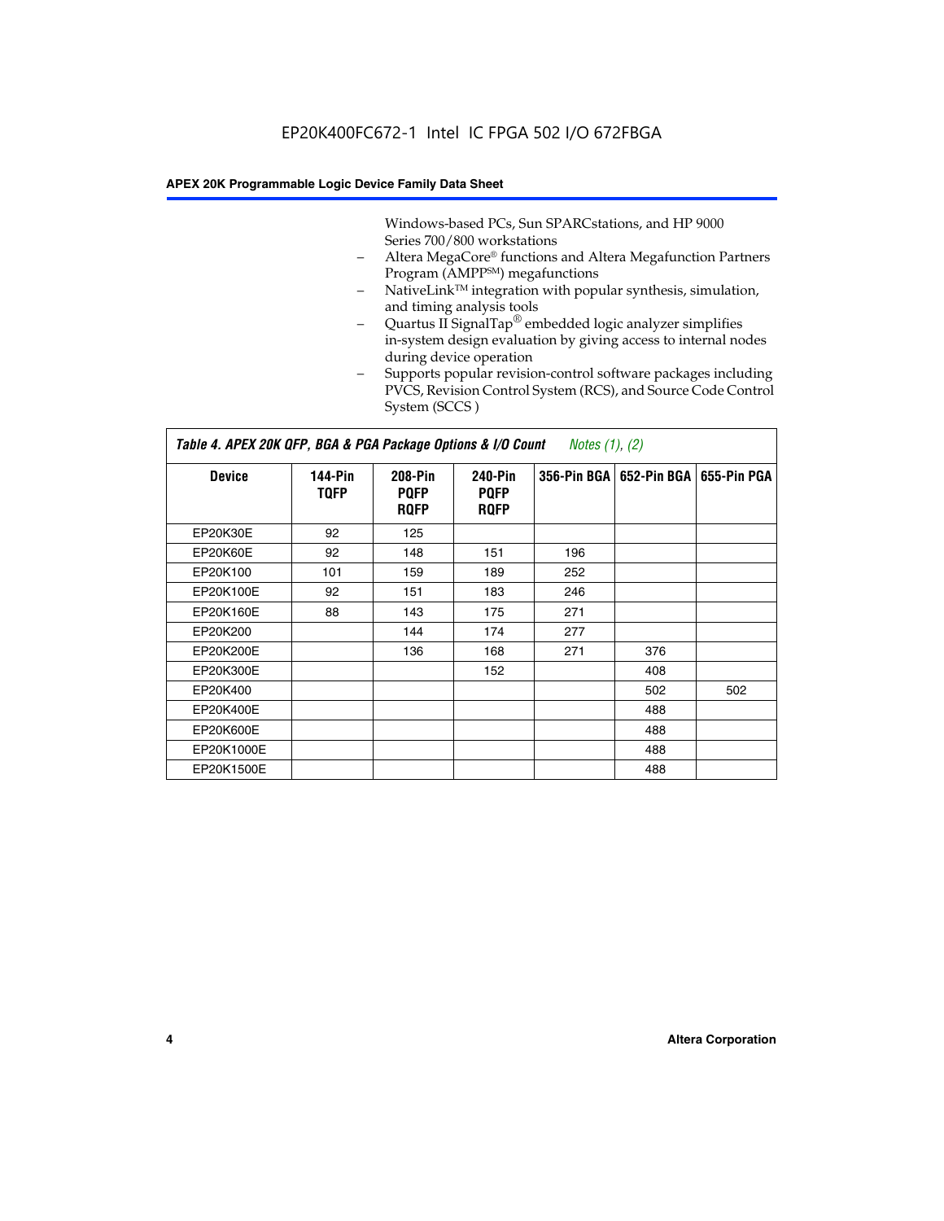Windows-based PCs, Sun SPARCstations, and HP 9000 Series 700/800 workstations

- Altera MegaCore® functions and Altera Megafunction Partners Program (AMPP℠) megafunctions
- NativeLink™ integration with popular synthesis, simulation, and timing analysis tools
- Quartus II SignalTap® embedded logic analyzer simplifies in-system design evaluation by giving access to internal nodes during device operation
- Supports popular revision-control software packages including PVCS, Revision Control System (RCS), and Source Code Control System (SCCS )

**Table 4. APEX 20K QFP, BGA & PGA Package Options & I/O Count** *Notes (1), (2)*

| Device | 144-Pin TQFP | 208-Pin PQFP RQFP | 240-Pin PQFP RQFP | 356-Pin BGA | 652-Pin BGA | 655-Pin PGA |
|---|---|---|---|---|---|---|
| EP20K30E | 92 | 125 | | | | |
| EP20K60E | 92 | 148 | 151 | 196 | | |
| EP20K100 | 101 | 159 | 189 | 252 | | |
| EP20K100E | 92 | 151 | 183 | 246 | | |
| EP20K160E | 88 | 143 | 175 | 271 | | |
| EP20K200 | | 144 | 174 | 277 | | |
| EP20K200E | | 136 | 168 | 271 | 376 | |
| EP20K300E | | | 152 | | 408 | |
| EP20K400 | | | | | 502 | 502 |
| EP20K400E | | | | | 488 | |
| EP20K600E | | | | | 488 | |
| EP20K1000E | | | | | 488 | |
| EP20K1500E | | | | | 488 | |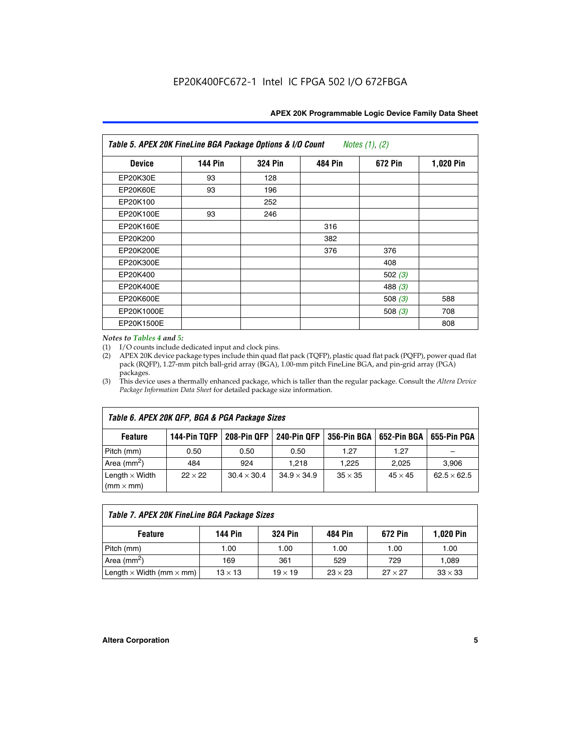EP20K400FC672-1 Intel IC FPGA 502 I/O 672FBGA

| *Table 5. APEX 20K FineLine BGA Package Options & I/O Count* *Notes (1), (2)* | | | | | |
|---|---|---|---|---|---|
| **Device** | **144 Pin** | **324 Pin** | **484 Pin** | **672 Pin** | **1,020 Pin** |
| EP20K30E | 93 | 128 | | | |
| EP20K60E | 93 | 196 | | | |
| EP20K100 | | 252 | | | |
| EP20K100E | 93 | 246 | | | |
| EP20K160E | | | 316 | | |
| EP20K200 | | | 382 | | |
| EP20K200E | | | 376 | 376 | |
| EP20K300E | | | | 408 | |
| EP20K400 | | | | 502 *(3)* | |
| EP20K400E | | | | 488 *(3)* | |
| EP20K600E | | | | 508 *(3)* | 588 |
| EP20K1000E | | | | 508 *(3)* | 708 |
| EP20K1500E | | | | | 808 |

*Notes to Tables 4 and 5:*

(1) I/O counts include dedicated input and clock pins.

(2) APEX 20K device package types include thin quad flat pack (TQFP), plastic quad flat pack (PQFP), power quad flat pack (RQFP), 1.27-mm pitch ball-grid array (BGA), 1.00-mm pitch FineLine BGA, and pin-grid array (PGA) packages.

(3) This device uses a thermally enhanced package, which is taller than the regular package. Consult the *Altera Device Package Information Data Sheet* for detailed package size information.

| *Table 6. APEX 20K QFP, BGA & PGA Package Sizes* | | | | | | |
|---|---|---|---|---|---|---|
| **Feature** | **144-Pin TQFP** | **208-Pin QFP** | **240-Pin QFP** | **356-Pin BGA** | **652-Pin BGA** | **655-Pin PGA** |
| Pitch (mm) | 0.50 | 0.50 | 0.50 | 1.27 | 1.27 | – |
| Area (mm$^2$) | 484 | 924 | 1,218 | 1,225 | 2,025 | 3,906 |
| Length × Width (mm × mm) | 22 × 22 | 30.4 × 30.4 | 34.9 × 34.9 | 35 × 35 | 45 × 45 | 62.5 × 62.5 |

| *Table 7. APEX 20K FineLine BGA Package Sizes* | | | | | |
|---|---|---|---|---|---|
| **Feature** | **144 Pin** | **324 Pin** | **484 Pin** | **672 Pin** | **1,020 Pin** |
| Pitch (mm) | 1.00 | 1.00 | 1.00 | 1.00 | 1.00 |
| Area (mm$^2$) | 169 | 361 | 529 | 729 | 1,089 |
| Length × Width (mm × mm) | 13 × 13 | 19 × 19 | 23 × 23 | 27 × 27 | 33 × 33 |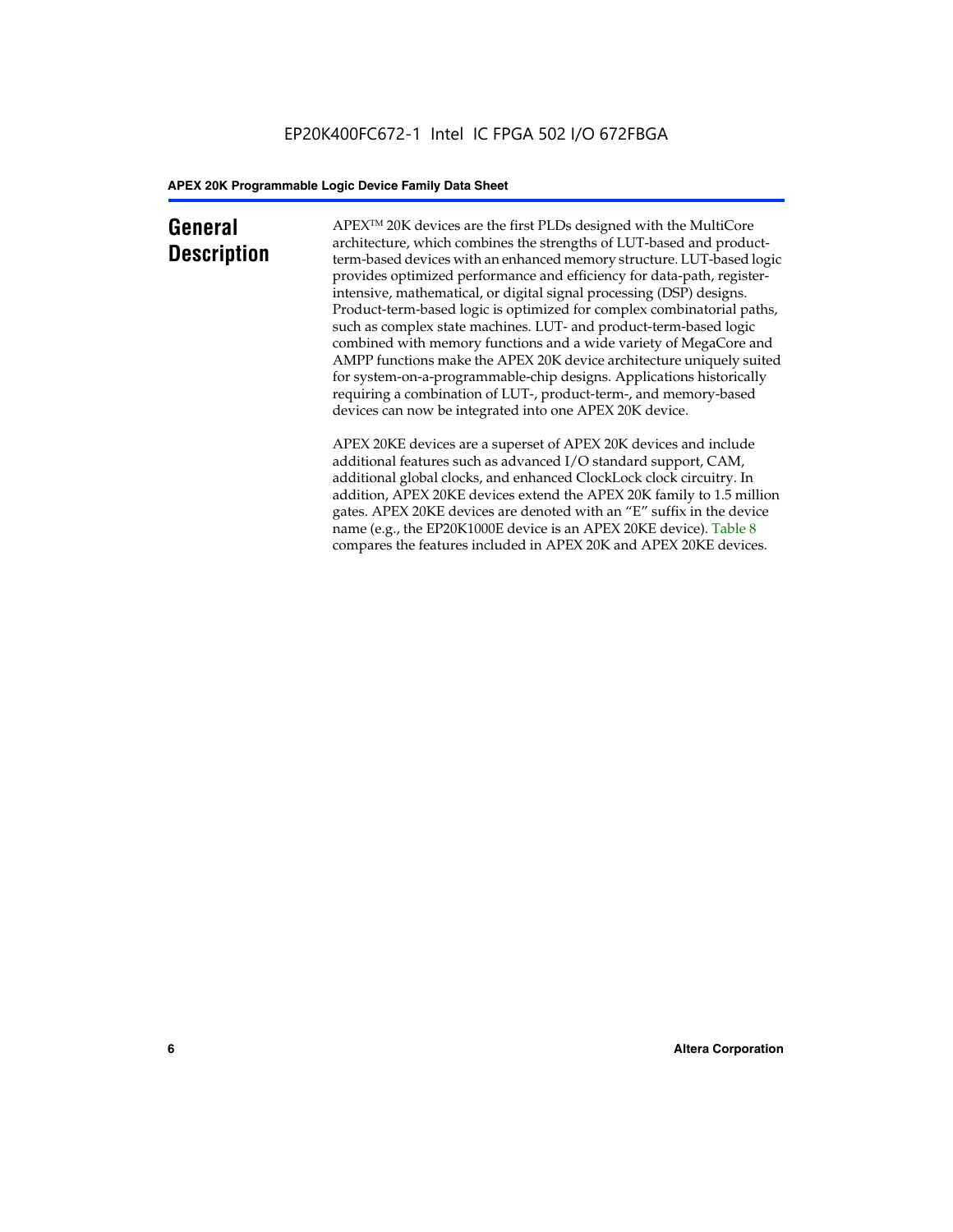## General Description

APEX™ 20K devices are the first PLDs designed with the MultiCore architecture, which combines the strengths of LUT-based and product-term-based devices with an enhanced memory structure. LUT-based logic provides optimized performance and efficiency for data-path, register-intensive, mathematical, or digital signal processing (DSP) designs. Product-term-based logic is optimized for complex combinatorial paths, such as complex state machines. LUT- and product-term-based logic combined with memory functions and a wide variety of MegaCore and AMPP functions make the APEX 20K device architecture uniquely suited for system-on-a-programmable-chip designs. Applications historically requiring a combination of LUT-, product-term-, and memory-based devices can now be integrated into one APEX 20K device.

APEX 20KE devices are a superset of APEX 20K devices and include additional features such as advanced I/O standard support, CAM, additional global clocks, and enhanced ClockLock clock circuitry. In addition, APEX 20KE devices extend the APEX 20K family to 1.5 million gates. APEX 20KE devices are denoted with an "E" suffix in the device name (e.g., the EP20K1000E device is an APEX 20KE device). Table 8 compares the features included in APEX 20K and APEX 20KE devices.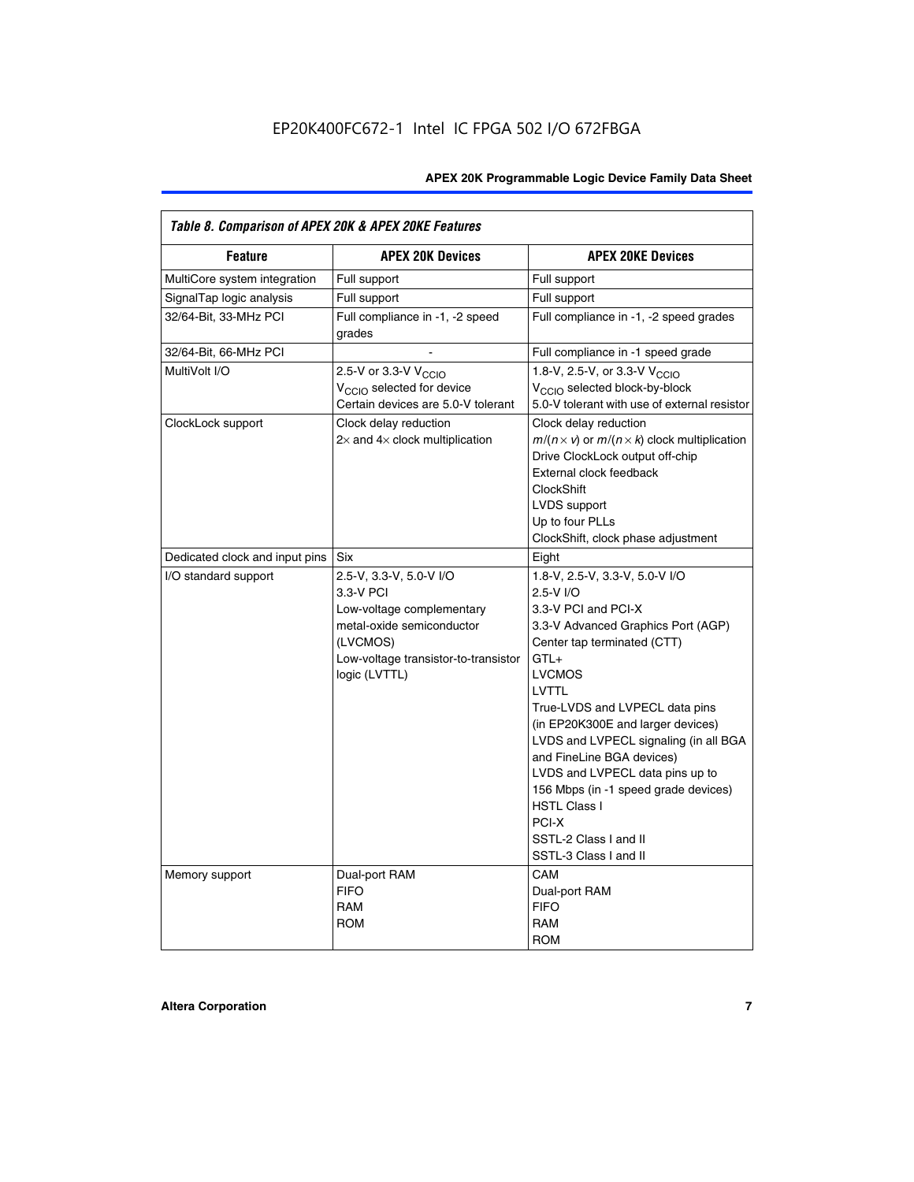*Table 8. Comparison of APEX 20K & APEX 20KE Features*

| Feature | APEX 20K Devices | APEX 20KE Devices |
| --- | --- | --- |
| MultiCore system integration | Full support | Full support |
| SignalTap logic analysis | Full support | Full support |
| 32/64-Bit, 33-MHz PCI | Full compliance in -1, -2 speed grades | Full compliance in -1, -2 speed grades |
| 32/64-Bit, 66-MHz PCI | - | Full compliance in -1 speed grade |
| MultiVolt I/O | 2.5-V or 3.3-V $V_{CCIO}$<br>$V_{CCIO}$ selected for device<br>Certain devices are 5.0-V tolerant | 1.8-V, 2.5-V, or 3.3-V $V_{CCIO}$<br>$V_{CCIO}$ selected block-by-block<br>5.0-V tolerant with use of external resistor |
| ClockLock support | Clock delay reduction<br>2× and 4× clock multiplication | Clock delay reduction<br>$m/(n \times v)$ or $m/(n \times k)$ clock multiplication<br>Drive ClockLock output off-chip<br>External clock feedback<br>ClockShift<br>LVDS support<br>Up to four PLLs<br>ClockShift, clock phase adjustment |
| Dedicated clock and input pins | Six | Eight |
| I/O standard support | 2.5-V, 3.3-V, 5.0-V I/O<br>3.3-V PCI<br>Low-voltage complementary metal-oxide semiconductor (LVCMOS)<br>Low-voltage transistor-to-transistor logic (LVTTL) | 1.8-V, 2.5-V, 3.3-V, 5.0-V I/O<br>2.5-V I/O<br>3.3-V PCI and PCI-X<br>3.3-V Advanced Graphics Port (AGP)<br>Center tap terminated (CTT)<br>GTL+<br>LVCMOS<br>LVTTL<br>True-LVDS and LVPECL data pins (in EP20K300E and larger devices)<br>LVDS and LVPECL signaling (in all BGA and FineLine BGA devices)<br>LVDS and LVPECL data pins up to 156 Mbps (in -1 speed grade devices)<br>HSTL Class I<br>PCI-X<br>SSTL-2 Class I and II<br>SSTL-3 Class I and II |
| Memory support | Dual-port RAM<br>FIFO<br>RAM<br>ROM | CAM<br>Dual-port RAM<br>FIFO<br>RAM<br>ROM |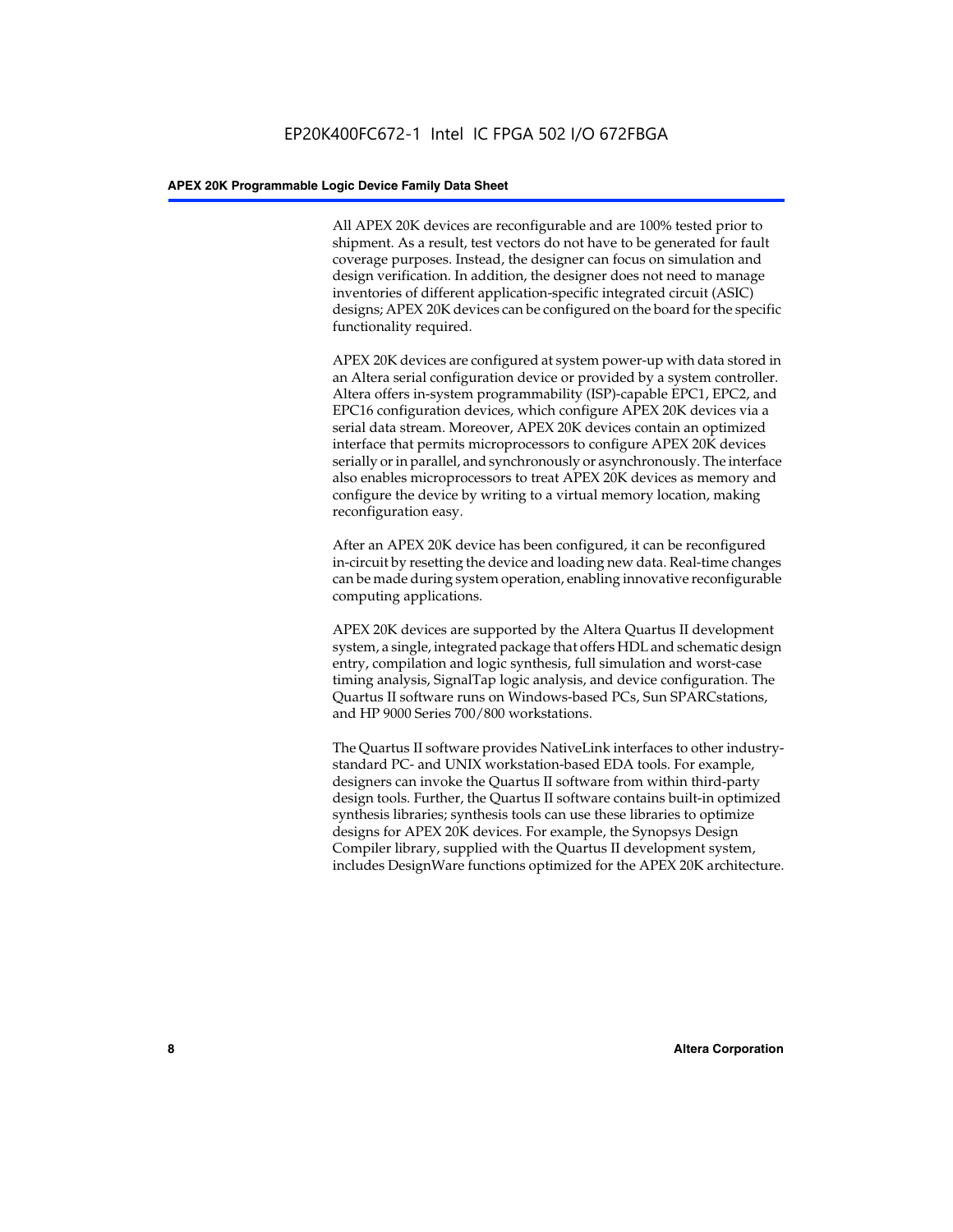All APEX 20K devices are reconfigurable and are 100% tested prior to shipment. As a result, test vectors do not have to be generated for fault coverage purposes. Instead, the designer can focus on simulation and design verification. In addition, the designer does not need to manage inventories of different application-specific integrated circuit (ASIC) designs; APEX 20K devices can be configured on the board for the specific functionality required.

APEX 20K devices are configured at system power-up with data stored in an Altera serial configuration device or provided by a system controller. Altera offers in-system programmability (ISP)-capable EPC1, EPC2, and EPC16 configuration devices, which configure APEX 20K devices via a serial data stream. Moreover, APEX 20K devices contain an optimized interface that permits microprocessors to configure APEX 20K devices serially or in parallel, and synchronously or asynchronously. The interface also enables microprocessors to treat APEX 20K devices as memory and configure the device by writing to a virtual memory location, making reconfiguration easy.

After an APEX 20K device has been configured, it can be reconfigured in-circuit by resetting the device and loading new data. Real-time changes can be made during system operation, enabling innovative reconfigurable computing applications.

APEX 20K devices are supported by the Altera Quartus II development system, a single, integrated package that offers HDL and schematic design entry, compilation and logic synthesis, full simulation and worst-case timing analysis, SignalTap logic analysis, and device configuration. The Quartus II software runs on Windows-based PCs, Sun SPARCstations, and HP 9000 Series 700/800 workstations.

The Quartus II software provides NativeLink interfaces to other industry-standard PC- and UNIX workstation-based EDA tools. For example, designers can invoke the Quartus II software from within third-party design tools. Further, the Quartus II software contains built-in optimized synthesis libraries; synthesis tools can use these libraries to optimize designs for APEX 20K devices. For example, the Synopsys Design Compiler library, supplied with the Quartus II development system, includes DesignWare functions optimized for the APEX 20K architecture.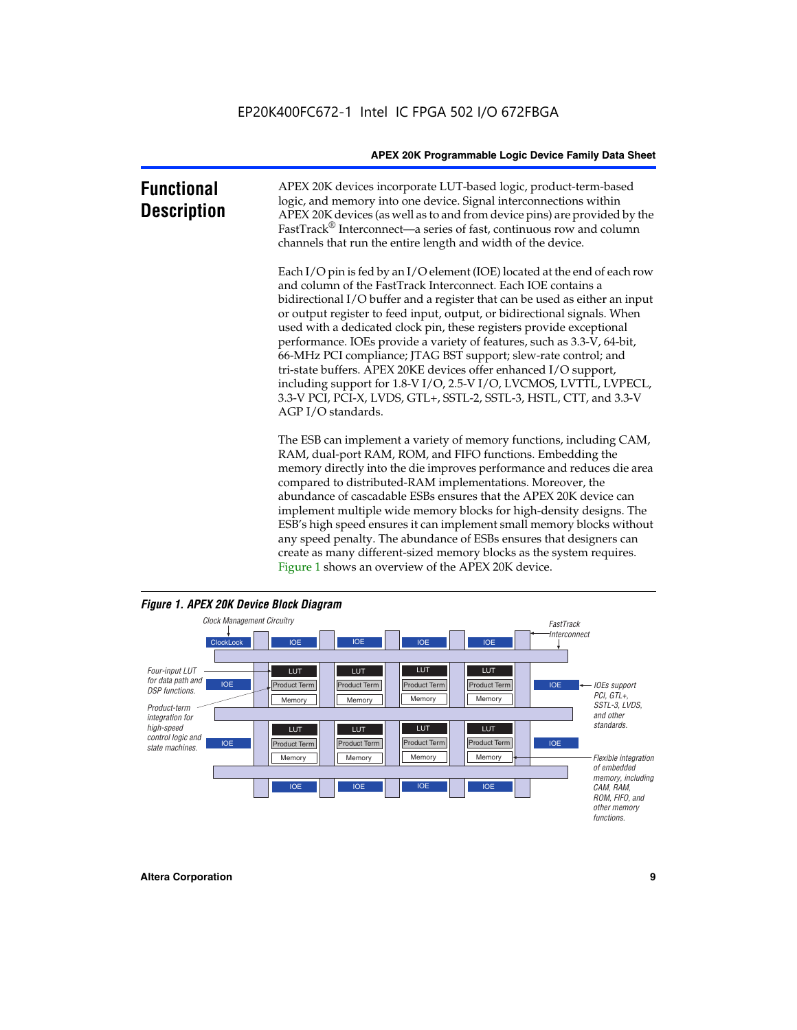## Functional Description

APEX 20K devices incorporate LUT-based logic, product-term-based logic, and memory into one device. Signal interconnections within APEX 20K devices (as well as to and from device pins) are provided by the FastTrack® Interconnect—a series of fast, continuous row and column channels that run the entire length and width of the device.

Each I/O pin is fed by an I/O element (IOE) located at the end of each row and column of the FastTrack Interconnect. Each IOE contains a bidirectional I/O buffer and a register that can be used as either an input or output register to feed input, output, or bidirectional signals. When used with a dedicated clock pin, these registers provide exceptional performance. IOEs provide a variety of features, such as 3.3-V, 64-bit, 66-MHz PCI compliance; JTAG BST support; slew-rate control; and tri-state buffers. APEX 20KE devices offer enhanced I/O support, including support for 1.8-V I/O, 2.5-V I/O, LVCMOS, LVTTL, LVPECL, 3.3-V PCI, PCI-X, LVDS, GTL+, SSTL-2, SSTL-3, HSTL, CTT, and 3.3-V AGP I/O standards.

The ESB can implement a variety of memory functions, including CAM, RAM, dual-port RAM, ROM, and FIFO functions. Embedding the memory directly into the die improves performance and reduces die area compared to distributed-RAM implementations. Moreover, the abundance of cascadable ESBs ensures that the APEX 20K device can implement multiple wide memory blocks for high-density designs. The ESB's high speed ensures it can implement small memory blocks without any speed penalty. The abundance of ESBs ensures that designers can create as many different-sized memory blocks as the system requires. Figure 1 shows an overview of the APEX 20K device.

*Figure 1. APEX 20K Device Block Diagram*

Clock Management Circuitry; ClockLock; IOE; FastTrack Interconnect; LUT; Product Term; Memory; Four-input LUT for data path and DSP functions.; Product-term integration for high-speed control logic and state machines.; IOEs support PCI, GTL+, SSTL-3, LVDS, and other standards.; Flexible integration of embedded memory, including CAM, RAM, ROM, FIFO, and other memory functions.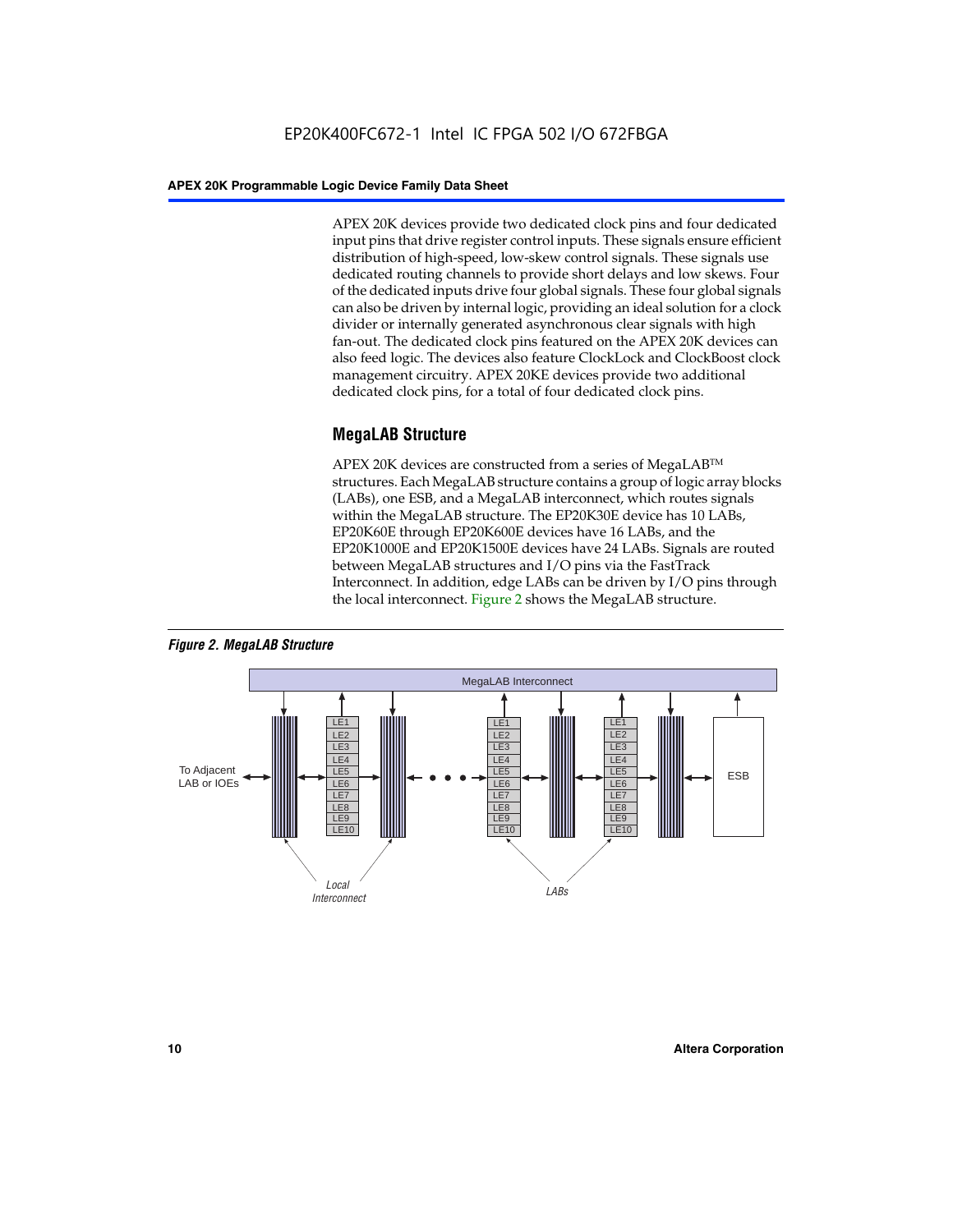APEX 20K devices provide two dedicated clock pins and four dedicated input pins that drive register control inputs. These signals ensure efficient distribution of high-speed, low-skew control signals. These signals use dedicated routing channels to provide short delays and low skews. Four of the dedicated inputs drive four global signals. These four global signals can also be driven by internal logic, providing an ideal solution for a clock divider or internally generated asynchronous clear signals with high fan-out. The dedicated clock pins featured on the APEX 20K devices can also feed logic. The devices also feature ClockLock and ClockBoost clock management circuitry. APEX 20KE devices provide two additional dedicated clock pins, for a total of four dedicated clock pins.

## MegaLAB Structure

APEX 20K devices are constructed from a series of MegaLAB™ structures. Each MegaLAB structure contains a group of logic array blocks (LABs), one ESB, and a MegaLAB interconnect, which routes signals within the MegaLAB structure. The EP20K30E device has 10 LABs, EP20K60E through EP20K600E devices have 16 LABs, and the EP20K1000E and EP20K1500E devices have 24 LABs. Signals are routed between MegaLAB structures and I/O pins via the FastTrack Interconnect. In addition, edge LABs can be driven by I/O pins through the local interconnect. Figure 2 shows the MegaLAB structure.

*Figure 2. MegaLAB Structure*

MegaLAB Interconnect

To Adjacent LAB or IOEs

LE1 LE2 LE3 LE4 LE5 LE6 LE7 LE8 LE9 LE10

ESB

Local Interconnect

LABs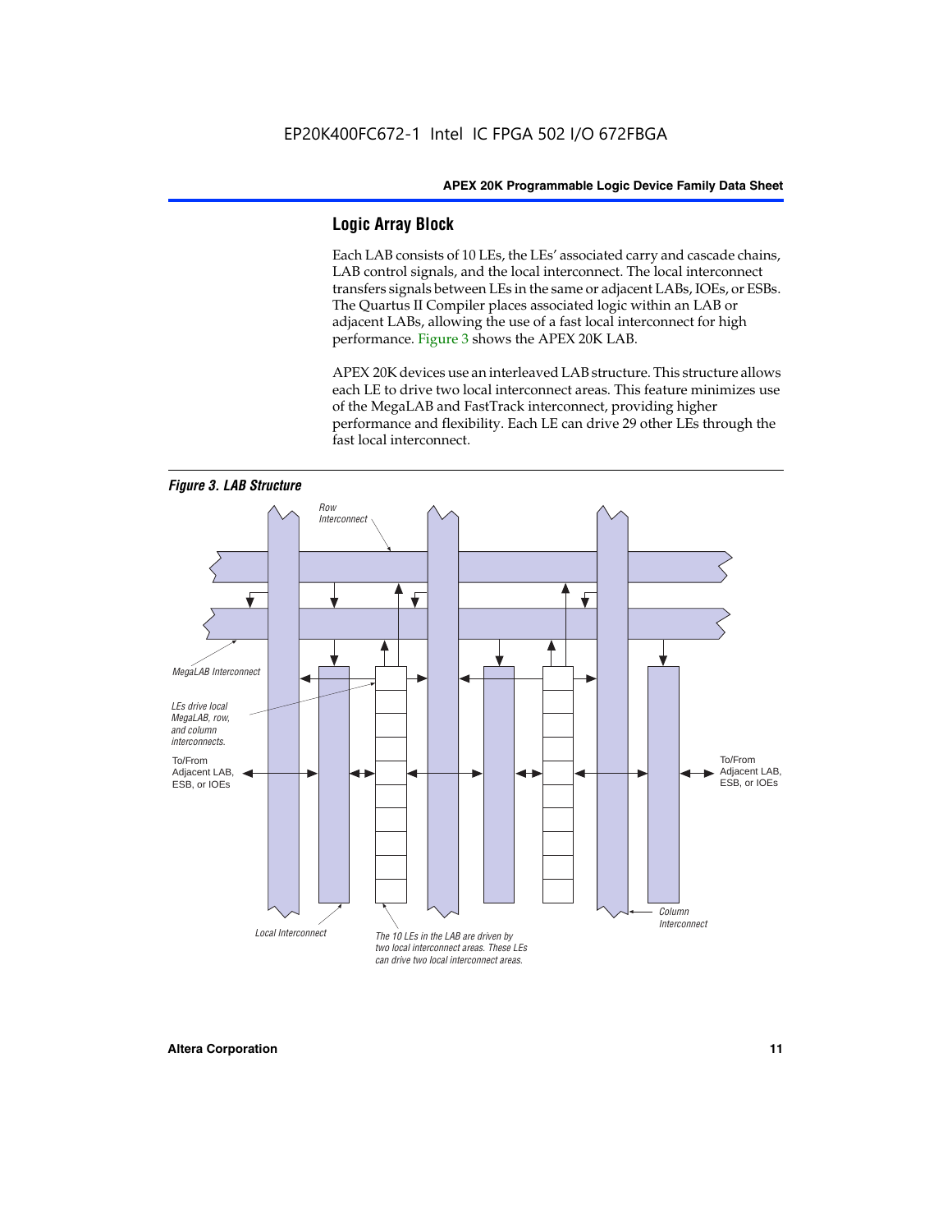## Logic Array Block

Each LAB consists of 10 LEs, the LEs' associated carry and cascade chains, LAB control signals, and the local interconnect. The local interconnect transfers signals between LEs in the same or adjacent LABs, IOEs, or ESBs. The Quartus II Compiler places associated logic within an LAB or adjacent LABs, allowing the use of a fast local interconnect for high performance. Figure 3 shows the APEX 20K LAB.

APEX 20K devices use an interleaved LAB structure. This structure allows each LE to drive two local interconnect areas. This feature minimizes use of the MegaLAB and FastTrack interconnect, providing higher performance and flexibility. Each LE can drive 29 other LEs through the fast local interconnect.

*Figure 3. LAB Structure*

Row Interconnect

MegaLAB Interconnect

LEs drive local MegaLAB, row, and column interconnects.

To/From Adjacent LAB, ESB, or IOEs

To/From Adjacent LAB, ESB, or IOEs

Column Interconnect

Local Interconnect

The 10 LEs in the LAB are driven by two local interconnect areas. These LEs can drive two local interconnect areas.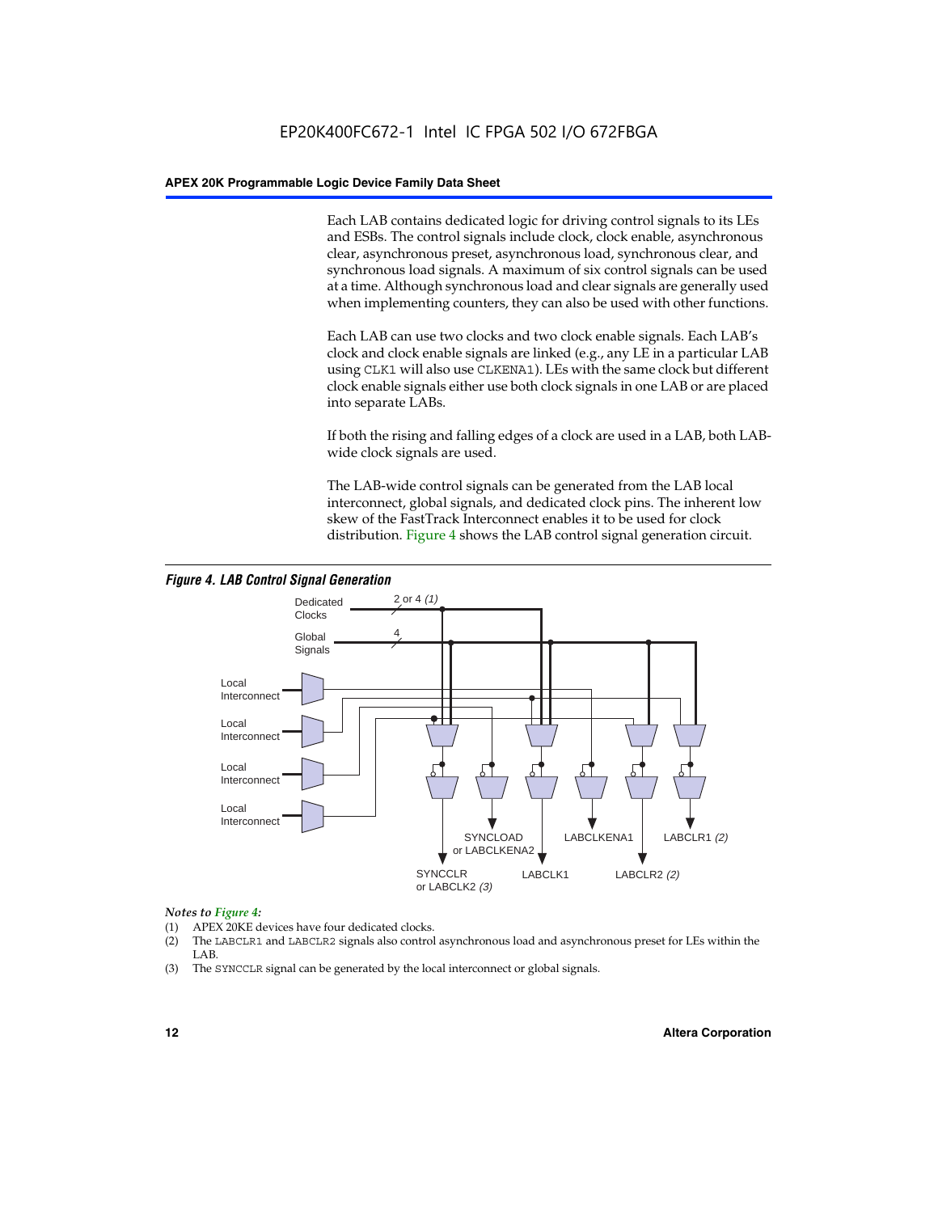Each LAB contains dedicated logic for driving control signals to its LEs and ESBs. The control signals include clock, clock enable, asynchronous clear, asynchronous preset, asynchronous load, synchronous clear, and synchronous load signals. A maximum of six control signals can be used at a time. Although synchronous load and clear signals are generally used when implementing counters, they can also be used with other functions.

Each LAB can use two clocks and two clock enable signals. Each LAB's clock and clock enable signals are linked (e.g., any LE in a particular LAB using CLK1 will also use CLKENA1). LEs with the same clock but different clock enable signals either use both clock signals in one LAB or are placed into separate LABs.

If both the rising and falling edges of a clock are used in a LAB, both LAB-wide clock signals are used.

The LAB-wide control signals can be generated from the LAB local interconnect, global signals, and dedicated clock pins. The inherent low skew of the FastTrack Interconnect enables it to be used for clock distribution. Figure 4 shows the LAB control signal generation circuit.

*Figure 4. LAB Control Signal Generation*

*Notes to Figure 4:*

(1) APEX 20KE devices have four dedicated clocks.
(2) The LABCLR1 and LABCLR2 signals also control asynchronous load and asynchronous preset for LEs within the LAB.
(3) The SYNCCLR signal can be generated by the local interconnect or global signals.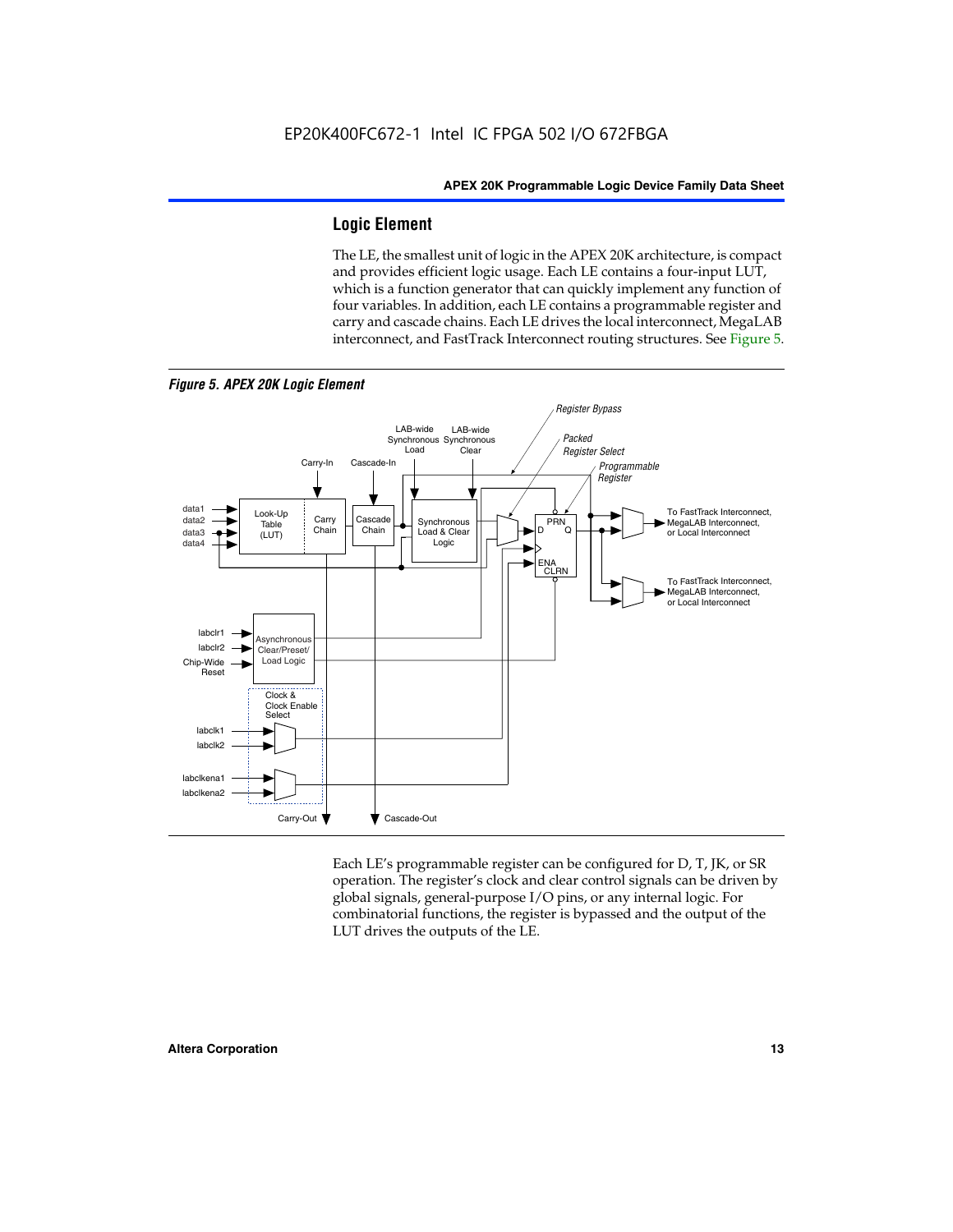## Logic Element

The LE, the smallest unit of logic in the APEX 20K architecture, is compact and provides efficient logic usage. Each LE contains a four-input LUT, which is a function generator that can quickly implement any function of four variables. In addition, each LE contains a programmable register and carry and cascade chains. Each LE drives the local interconnect, MegaLAB interconnect, and FastTrack Interconnect routing structures. See Figure 5.

*Figure 5. APEX 20K Logic Element*

Each LE's programmable register can be configured for D, T, JK, or SR operation. The register's clock and clear control signals can be driven by global signals, general-purpose I/O pins, or any internal logic. For combinatorial functions, the register is bypassed and the output of the LUT drives the outputs of the LE.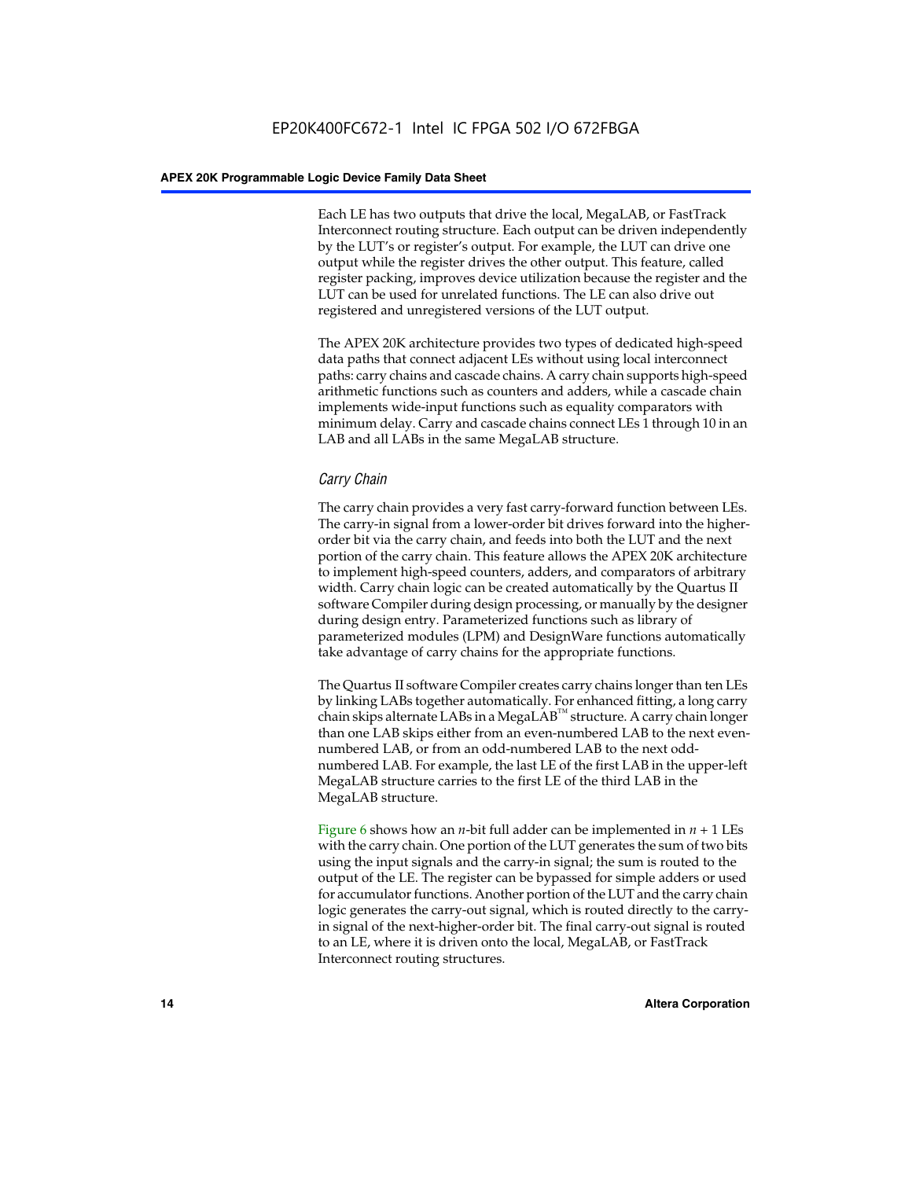Each LE has two outputs that drive the local, MegaLAB, or FastTrack Interconnect routing structure. Each output can be driven independently by the LUT's or register's output. For example, the LUT can drive one output while the register drives the other output. This feature, called register packing, improves device utilization because the register and the LUT can be used for unrelated functions. The LE can also drive out registered and unregistered versions of the LUT output.

The APEX 20K architecture provides two types of dedicated high-speed data paths that connect adjacent LEs without using local interconnect paths: carry chains and cascade chains. A carry chain supports high-speed arithmetic functions such as counters and adders, while a cascade chain implements wide-input functions such as equality comparators with minimum delay. Carry and cascade chains connect LEs 1 through 10 in an LAB and all LABs in the same MegaLAB structure.

### *Carry Chain*

The carry chain provides a very fast carry-forward function between LEs. The carry-in signal from a lower-order bit drives forward into the higher-order bit via the carry chain, and feeds into both the LUT and the next portion of the carry chain. This feature allows the APEX 20K architecture to implement high-speed counters, adders, and comparators of arbitrary width. Carry chain logic can be created automatically by the Quartus II software Compiler during design processing, or manually by the designer during design entry. Parameterized functions such as library of parameterized modules (LPM) and DesignWare functions automatically take advantage of carry chains for the appropriate functions.

The Quartus II software Compiler creates carry chains longer than ten LEs by linking LABs together automatically. For enhanced fitting, a long carry chain skips alternate LABs in a MegaLAB™ structure. A carry chain longer than one LAB skips either from an even-numbered LAB to the next even-numbered LAB, or from an odd-numbered LAB to the next odd-numbered LAB. For example, the last LE of the first LAB in the upper-left MegaLAB structure carries to the first LE of the third LAB in the MegaLAB structure.

Figure 6 shows how an $n$-bit full adder can be implemented in $n + 1$ LEs with the carry chain. One portion of the LUT generates the sum of two bits using the input signals and the carry-in signal; the sum is routed to the output of the LE. The register can be bypassed for simple adders or used for accumulator functions. Another portion of the LUT and the carry chain logic generates the carry-out signal, which is routed directly to the carry-in signal of the next-higher-order bit. The final carry-out signal is routed to an LE, where it is driven onto the local, MegaLAB, or FastTrack Interconnect routing structures.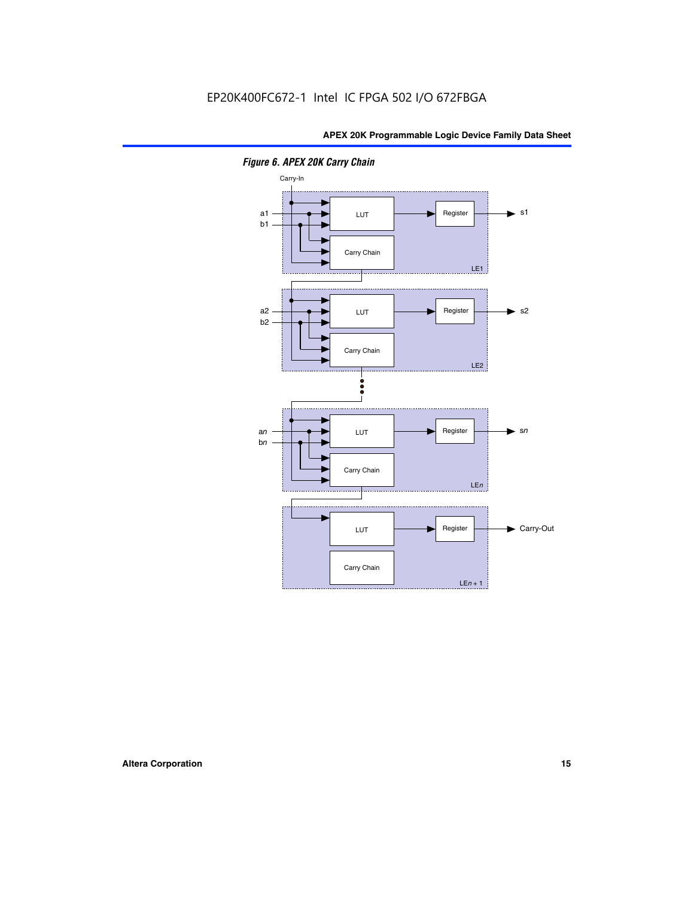*Figure 6. APEX 20K Carry Chain*

Carry-In

a1
b1

LUT

Register

s1

Carry Chain

LE1

a2
b2

LUT

Register

s2

Carry Chain

LE2

an
bn

LUT

Register

sn

Carry Chain

LEn

LUT

Register

Carry-Out

Carry Chain

LEn + 1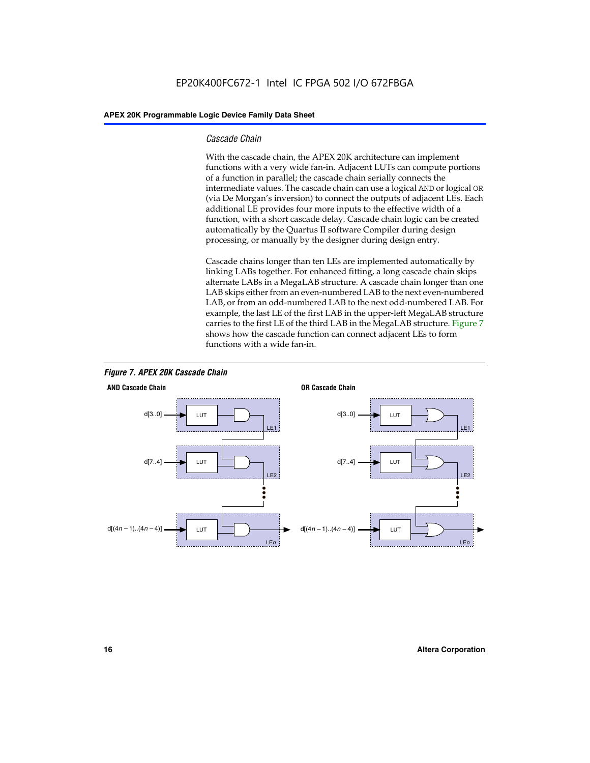### Cascade Chain

With the cascade chain, the APEX 20K architecture can implement functions with a very wide fan-in. Adjacent LUTs can compute portions of a function in parallel; the cascade chain serially connects the intermediate values. The cascade chain can use a logical `AND` or logical `OR` (via De Morgan's inversion) to connect the outputs of adjacent LEs. Each additional LE provides four more inputs to the effective width of a function, with a short cascade delay. Cascade chain logic can be created automatically by the Quartus II software Compiler during design processing, or manually by the designer during design entry.

Cascade chains longer than ten LEs are implemented automatically by linking LABs together. For enhanced fitting, a long cascade chain skips alternate LABs in a MegaLAB structure. A cascade chain longer than one LAB skips either from an even-numbered LAB to the next even-numbered LAB, or from an odd-numbered LAB to the next odd-numbered LAB. For example, the last LE of the first LAB in the upper-left MegaLAB structure carries to the first LE of the third LAB in the MegaLAB structure. Figure 7 shows how the cascade function can connect adjacent LEs to form functions with a wide fan-in.

*Figure 7. APEX 20K Cascade Chain*

**AND Cascade Chain**

d[3..0] → LUT → LE1
d[7..4] → LUT → LE2
d[(4n – 1)..(4n – 4)] → LUT → LEn

**OR Cascade Chain**

d[3..0] → LUT → LE1
d[7..4] → LUT → LE2
d[(4n – 1)..(4n – 4)] → LUT → LEn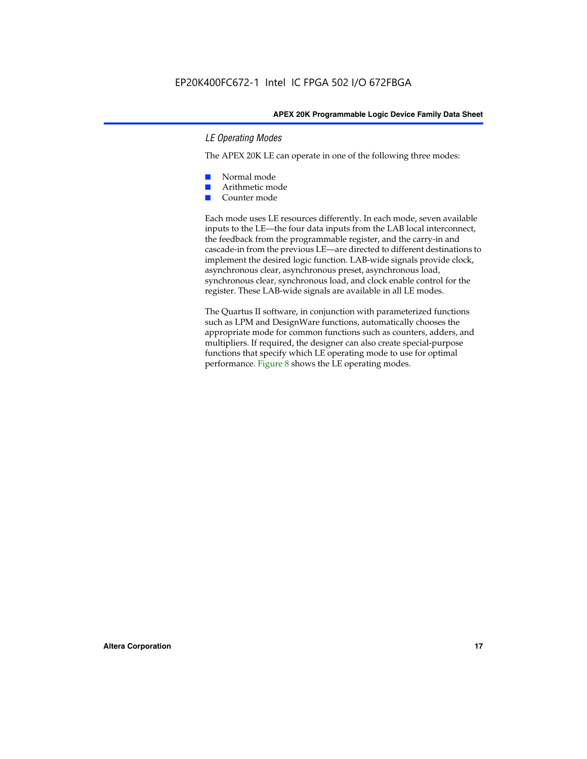#### *LE Operating Modes*

The APEX 20K LE can operate in one of the following three modes:

- Normal mode
- Arithmetic mode
- Counter mode

Each mode uses LE resources differently. In each mode, seven available inputs to the LE—the four data inputs from the LAB local interconnect, the feedback from the programmable register, and the carry-in and cascade-in from the previous LE—are directed to different destinations to implement the desired logic function. LAB-wide signals provide clock, asynchronous clear, asynchronous preset, asynchronous load, synchronous clear, synchronous load, and clock enable control for the register. These LAB-wide signals are available in all LE modes.

The Quartus II software, in conjunction with parameterized functions such as LPM and DesignWare functions, automatically chooses the appropriate mode for common functions such as counters, adders, and multipliers. If required, the designer can also create special-purpose functions that specify which LE operating mode to use for optimal performance. Figure 8 shows the LE operating modes.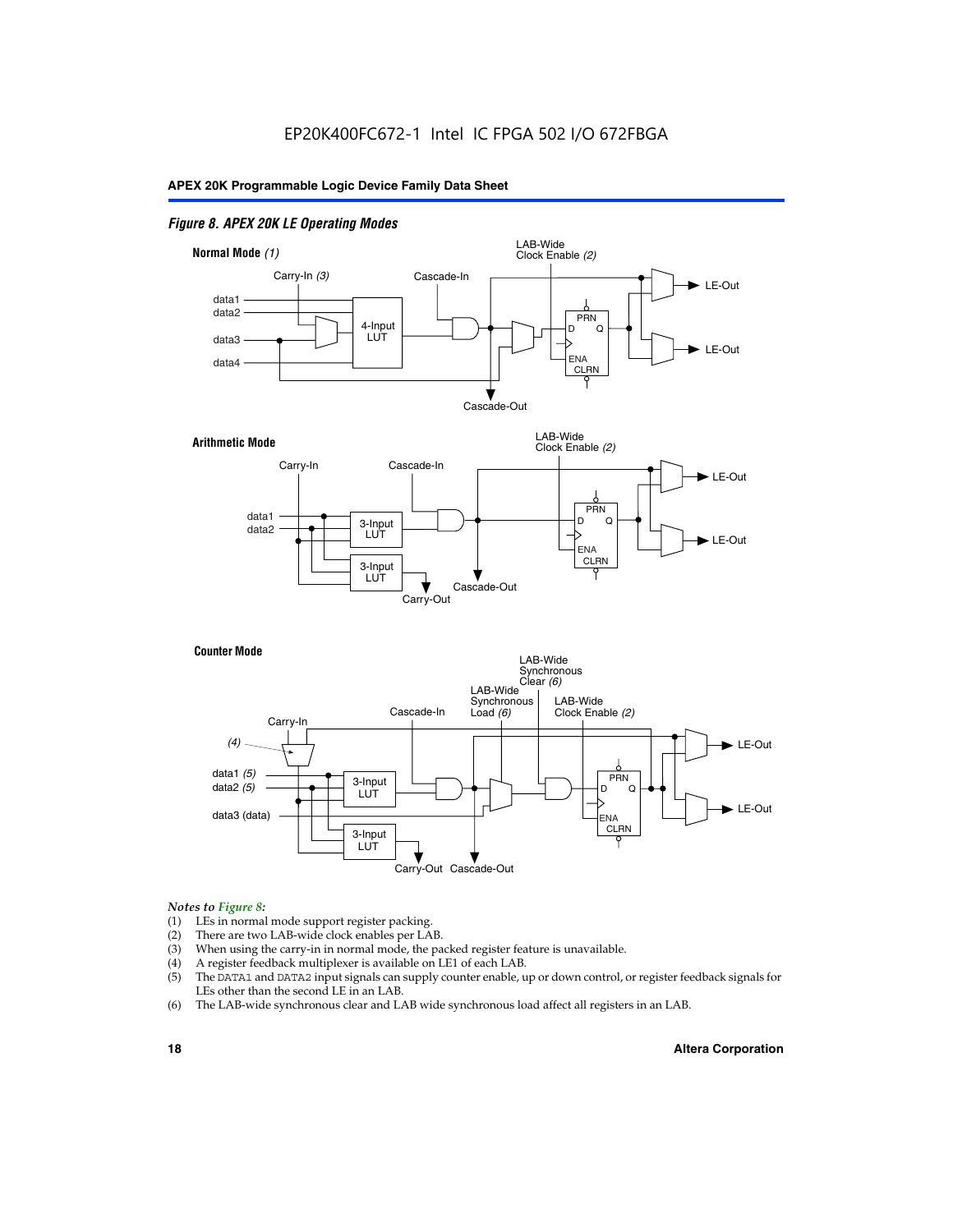*Figure 8. APEX 20K LE Operating Modes*

**Normal Mode** *(1)*

Carry-In *(3)*, Cascade-In, LAB-Wide Clock Enable *(2)*, data1, data2, data3, data4, 4-Input LUT, PRN, D, Q, ENA, CLRN, LE-Out, LE-Out, Cascade-Out

**Arithmetic Mode**

Carry-In, Cascade-In, LAB-Wide Clock Enable *(2)*, data1, data2, 3-Input LUT, 3-Input LUT, PRN, D, Q, ENA, CLRN, LE-Out, LE-Out, Cascade-Out, Carry-Out

**Counter Mode**

Carry-In, *(4)*, Cascade-In, LAB-Wide Synchronous Load *(6)*, LAB-Wide Synchronous Clear *(6)*, LAB-Wide Clock Enable *(2)*, data1 *(5)*, data2 *(5)*, data3 (data), 3-Input LUT, 3-Input LUT, PRN, D, Q, ENA, CLRN, LE-Out, LE-Out, Carry-Out, Cascade-Out

*Notes to Figure 8:*

1. LEs in normal mode support register packing.
2. There are two LAB-wide clock enables per LAB.
3. When using the carry-in in normal mode, the packed register feature is unavailable.
4. A register feedback multiplexer is available on LE1 of each LAB.
5. The DATA1 and DATA2 input signals can supply counter enable, up or down control, or register feedback signals for LEs other than the second LE in an LAB.
6. The LAB-wide synchronous clear and LAB wide synchronous load affect all registers in an LAB.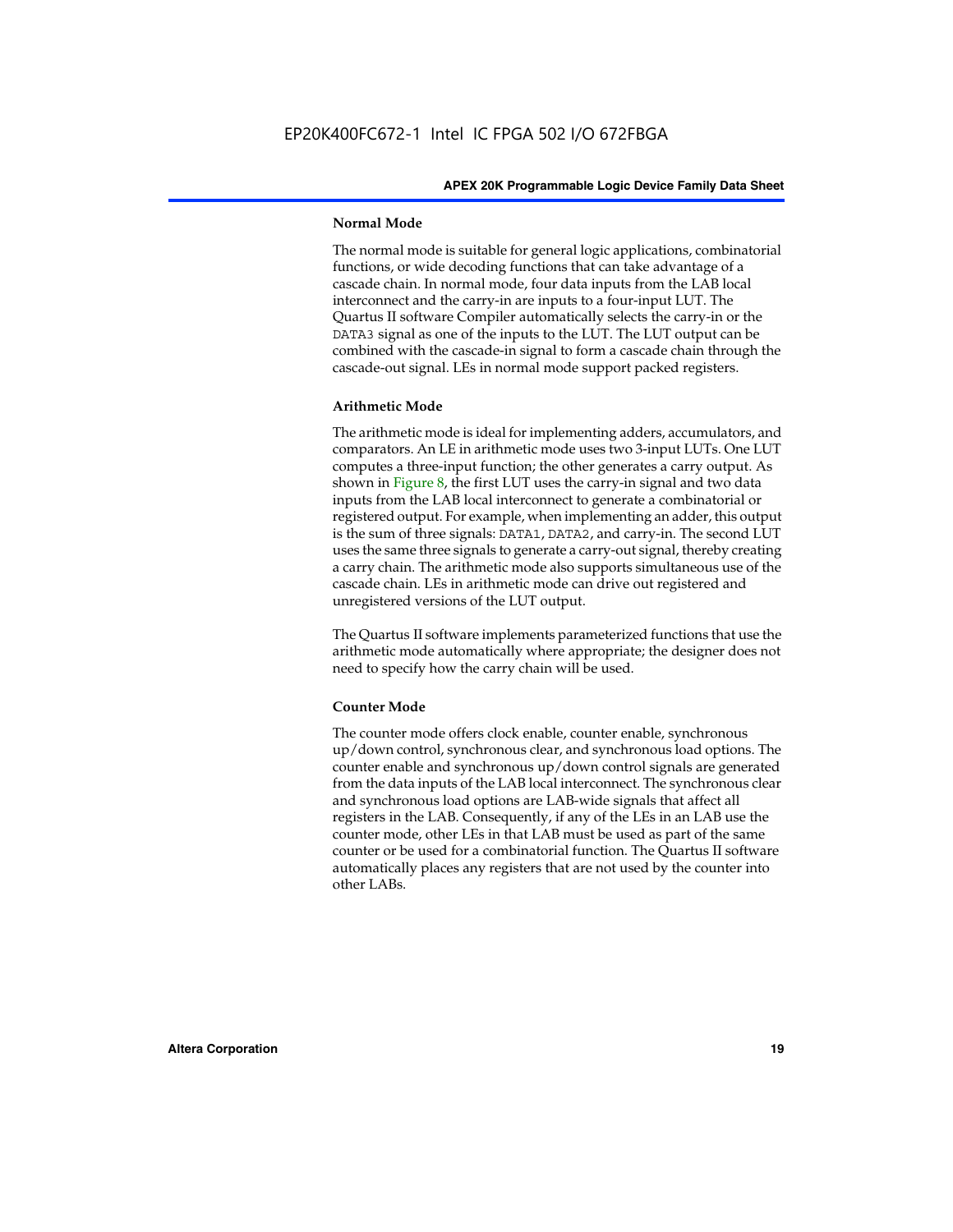### Normal Mode

The normal mode is suitable for general logic applications, combinatorial functions, or wide decoding functions that can take advantage of a cascade chain. In normal mode, four data inputs from the LAB local interconnect and the carry-in are inputs to a four-input LUT. The Quartus II software Compiler automatically selects the carry-in or the DATA3 signal as one of the inputs to the LUT. The LUT output can be combined with the cascade-in signal to form a cascade chain through the cascade-out signal. LEs in normal mode support packed registers.

### Arithmetic Mode

The arithmetic mode is ideal for implementing adders, accumulators, and comparators. An LE in arithmetic mode uses two 3-input LUTs. One LUT computes a three-input function; the other generates a carry output. As shown in Figure 8, the first LUT uses the carry-in signal and two data inputs from the LAB local interconnect to generate a combinatorial or registered output. For example, when implementing an adder, this output is the sum of three signals: DATA1, DATA2, and carry-in. The second LUT uses the same three signals to generate a carry-out signal, thereby creating a carry chain. The arithmetic mode also supports simultaneous use of the cascade chain. LEs in arithmetic mode can drive out registered and unregistered versions of the LUT output.

The Quartus II software implements parameterized functions that use the arithmetic mode automatically where appropriate; the designer does not need to specify how the carry chain will be used.

### Counter Mode

The counter mode offers clock enable, counter enable, synchronous up/down control, synchronous clear, and synchronous load options. The counter enable and synchronous up/down control signals are generated from the data inputs of the LAB local interconnect. The synchronous clear and synchronous load options are LAB-wide signals that affect all registers in the LAB. Consequently, if any of the LEs in an LAB use the counter mode, other LEs in that LAB must be used as part of the same counter or be used for a combinatorial function. The Quartus II software automatically places any registers that are not used by the counter into other LABs.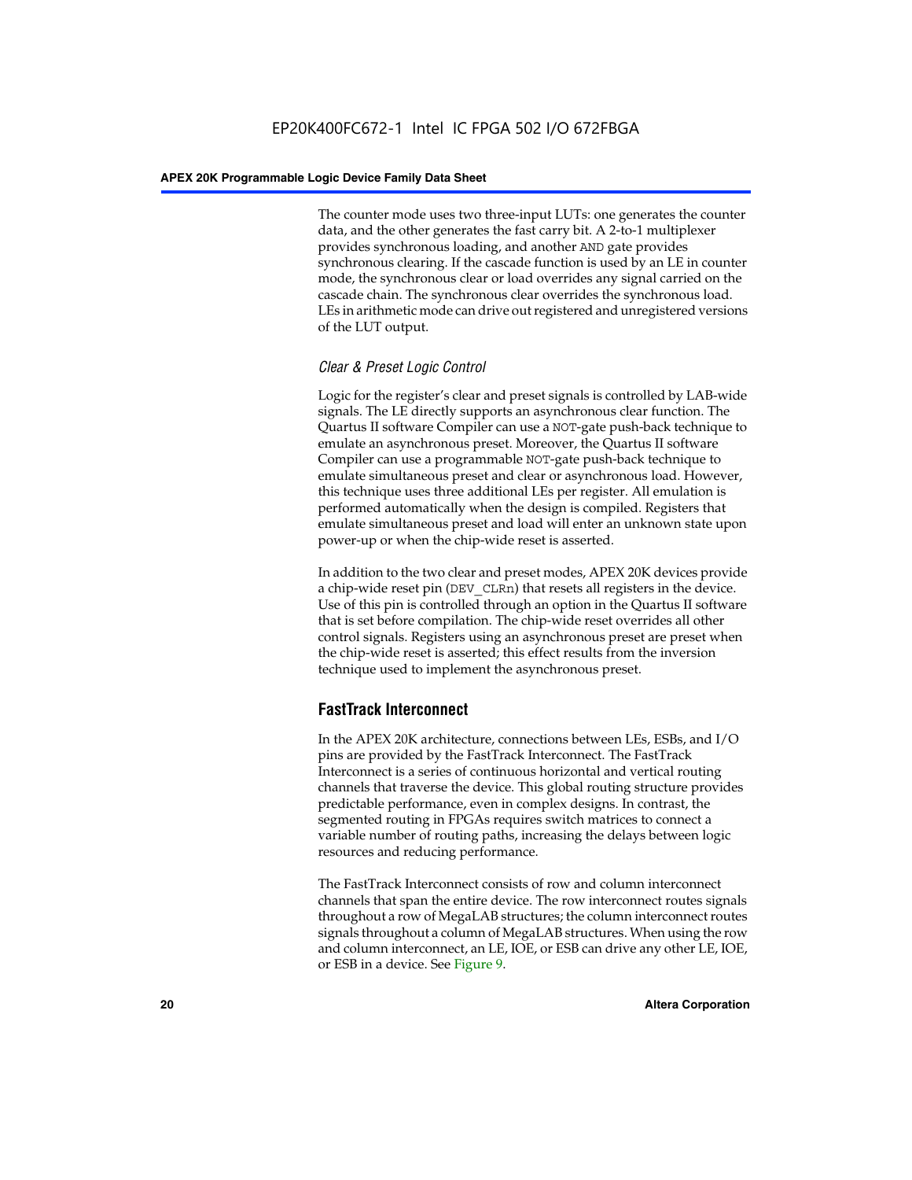The counter mode uses two three-input LUTs: one generates the counter data, and the other generates the fast carry bit. A 2-to-1 multiplexer provides synchronous loading, and another AND gate provides synchronous clearing. If the cascade function is used by an LE in counter mode, the synchronous clear or load overrides any signal carried on the cascade chain. The synchronous clear overrides the synchronous load. LEs in arithmetic mode can drive out registered and unregistered versions of the LUT output.

### *Clear & Preset Logic Control*

Logic for the register's clear and preset signals is controlled by LAB-wide signals. The LE directly supports an asynchronous clear function. The Quartus II software Compiler can use a NOT-gate push-back technique to emulate an asynchronous preset. Moreover, the Quartus II software Compiler can use a programmable NOT-gate push-back technique to emulate simultaneous preset and clear or asynchronous load. However, this technique uses three additional LEs per register. All emulation is performed automatically when the design is compiled. Registers that emulate simultaneous preset and load will enter an unknown state upon power-up or when the chip-wide reset is asserted.

In addition to the two clear and preset modes, APEX 20K devices provide a chip-wide reset pin (DEV_CLRn) that resets all registers in the device. Use of this pin is controlled through an option in the Quartus II software that is set before compilation. The chip-wide reset overrides all other control signals. Registers using an asynchronous preset are preset when the chip-wide reset is asserted; this effect results from the inversion technique used to implement the asynchronous preset.

## FastTrack Interconnect

In the APEX 20K architecture, connections between LEs, ESBs, and I/O pins are provided by the FastTrack Interconnect. The FastTrack Interconnect is a series of continuous horizontal and vertical routing channels that traverse the device. This global routing structure provides predictable performance, even in complex designs. In contrast, the segmented routing in FPGAs requires switch matrices to connect a variable number of routing paths, increasing the delays between logic resources and reducing performance.

The FastTrack Interconnect consists of row and column interconnect channels that span the entire device. The row interconnect routes signals throughout a row of MegaLAB structures; the column interconnect routes signals throughout a column of MegaLAB structures. When using the row and column interconnect, an LE, IOE, or ESB can drive any other LE, IOE, or ESB in a device. See Figure 9.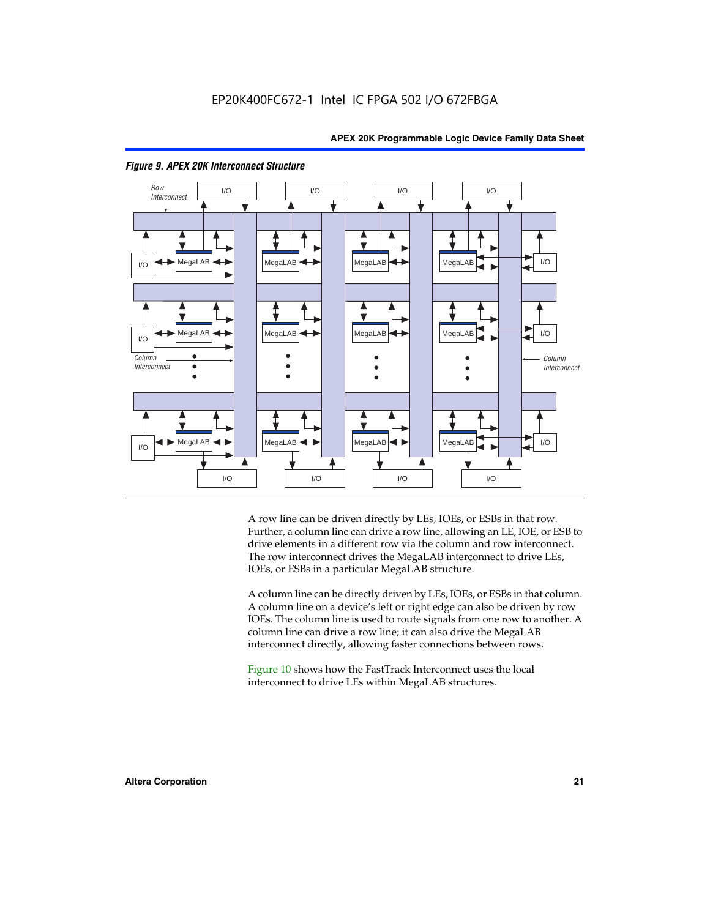*Figure 9. APEX 20K Interconnect Structure*

A row line can be driven directly by LEs, IOEs, or ESBs in that row. Further, a column line can drive a row line, allowing an LE, IOE, or ESB to drive elements in a different row via the column and row interconnect. The row interconnect drives the MegaLAB interconnect to drive LEs, IOEs, or ESBs in a particular MegaLAB structure.

A column line can be directly driven by LEs, IOEs, or ESBs in that column. A column line on a device's left or right edge can also be driven by row IOEs. The column line is used to route signals from one row to another. A column line can drive a row line; it can also drive the MegaLAB interconnect directly, allowing faster connections between rows.

Figure 10 shows how the FastTrack Interconnect uses the local interconnect to drive LEs within MegaLAB structures.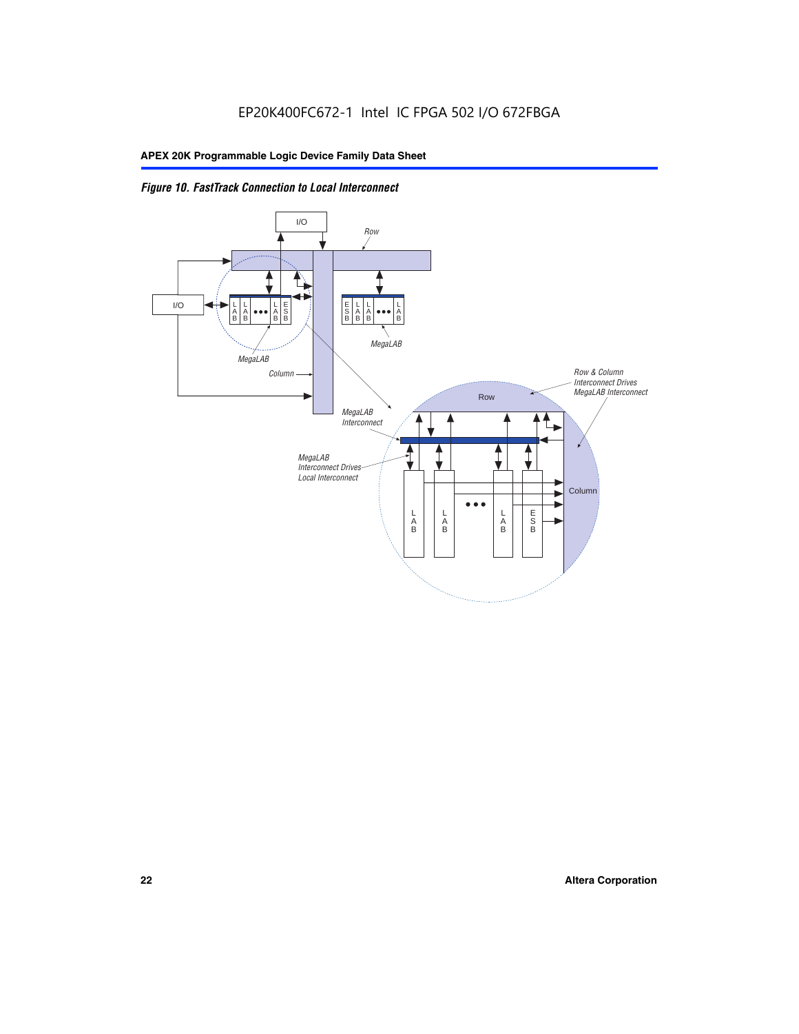*Figure 10. FastTrack Connection to Local Interconnect*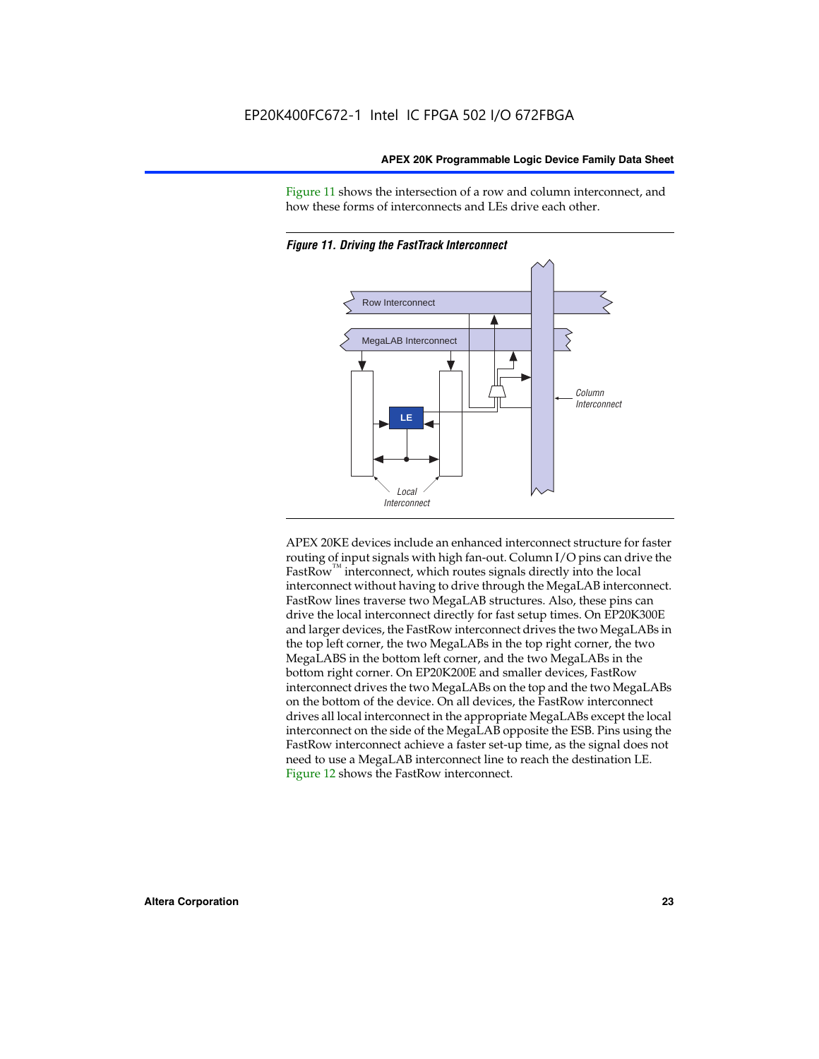Figure 11 shows the intersection of a row and column interconnect, and how these forms of interconnects and LEs drive each other.

*Figure 11. Driving the FastTrack Interconnect*

APEX 20KE devices include an enhanced interconnect structure for faster routing of input signals with high fan-out. Column I/O pins can drive the FastRow™ interconnect, which routes signals directly into the local interconnect without having to drive through the MegaLAB interconnect. FastRow lines traverse two MegaLAB structures. Also, these pins can drive the local interconnect directly for fast setup times. On EP20K300E and larger devices, the FastRow interconnect drives the two MegaLABs in the top left corner, the two MegaLABs in the top right corner, the two MegaLABS in the bottom left corner, and the two MegaLABs in the bottom right corner. On EP20K200E and smaller devices, FastRow interconnect drives the two MegaLABs on the top and the two MegaLABs on the bottom of the device. On all devices, the FastRow interconnect drives all local interconnect in the appropriate MegaLABs except the local interconnect on the side of the MegaLAB opposite the ESB. Pins using the FastRow interconnect achieve a faster set-up time, as the signal does not need to use a MegaLAB interconnect line to reach the destination LE. Figure 12 shows the FastRow interconnect.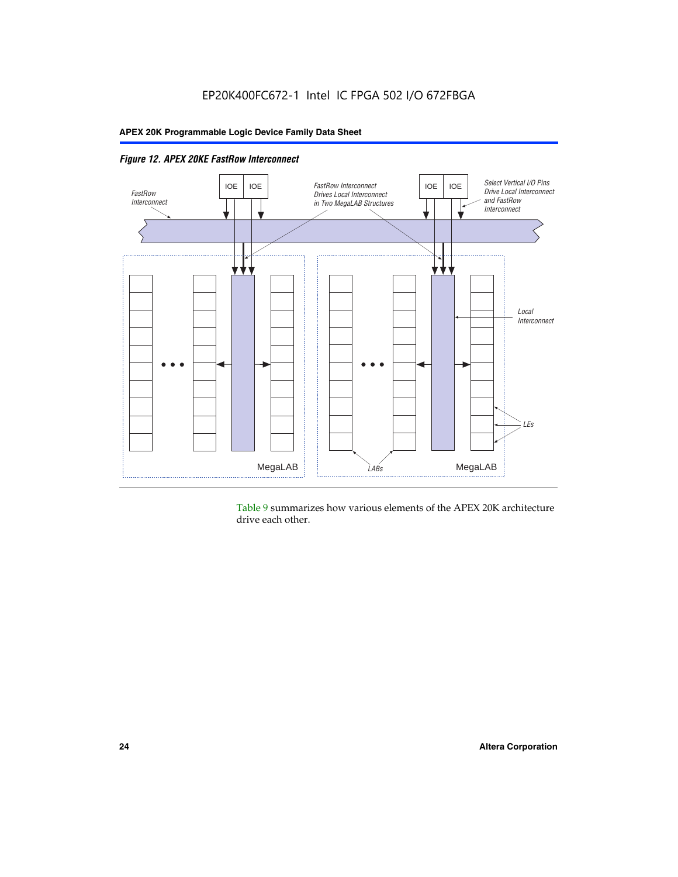*Figure 12. APEX 20KE FastRow Interconnect*

Table 9 summarizes how various elements of the APEX 20K architecture drive each other.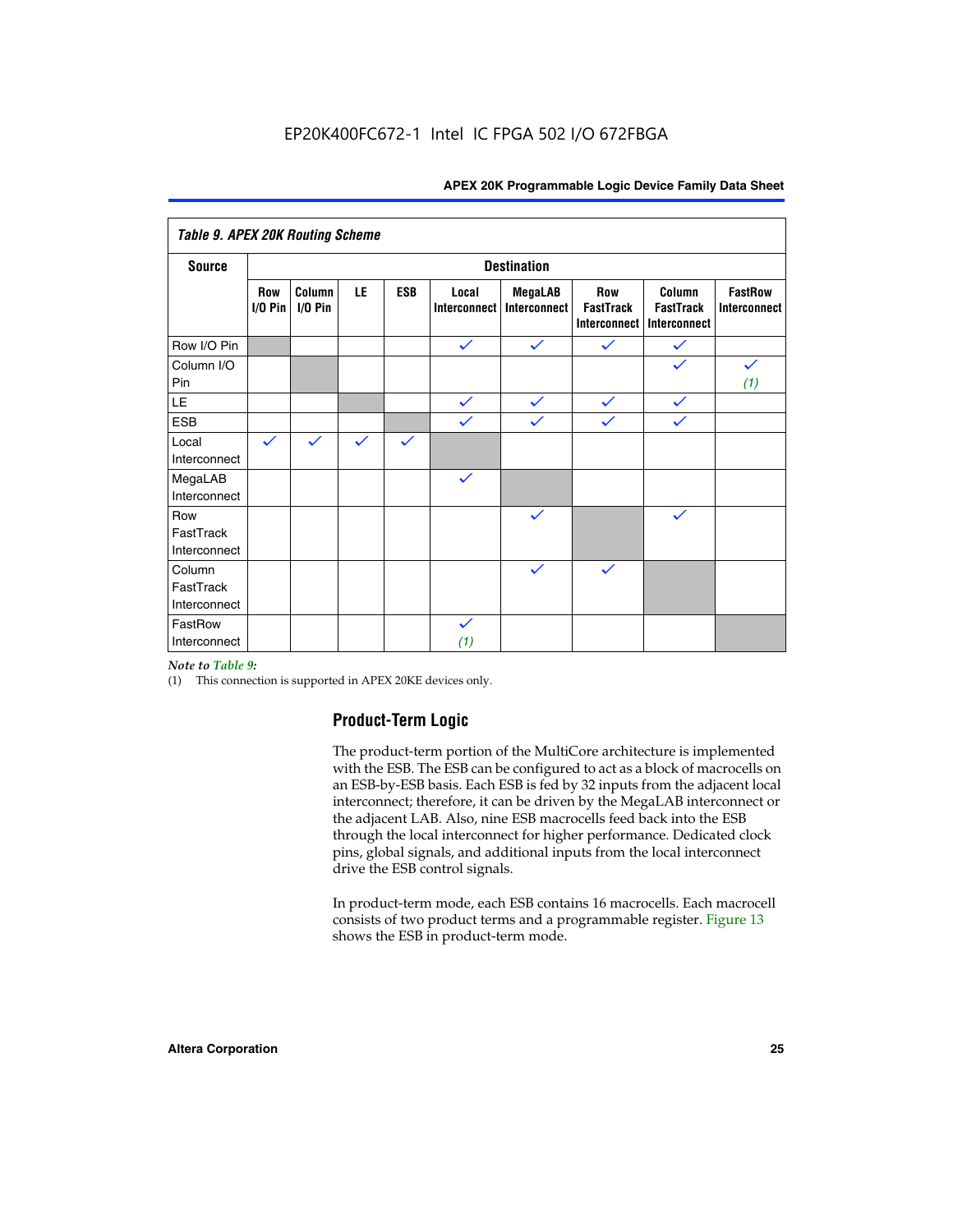EP20K400FC672-1 Intel IC FPGA 502 I/O 672FBGA

**Table 9. APEX 20K Routing Scheme**

| Source | Destination | | | | | | | | |
|---|---|---|---|---|---|---|---|---|---|
| | Row I/O Pin | Column I/O Pin | LE | ESB | Local Interconnect | MegaLAB Interconnect | Row FastTrack Interconnect | Column FastTrack Interconnect | FastRow Interconnect |
| Row I/O Pin | | | | | ✓ | ✓ | ✓ | ✓ | |
| Column I/O Pin | | | | | | | | ✓ | ✓ *(1)* |
| LE | | | | | ✓ | ✓ | ✓ | ✓ | |
| ESB | | | | | ✓ | ✓ | ✓ | ✓ | |
| Local Interconnect | ✓ | ✓ | ✓ | ✓ | | | | | |
| MegaLAB Interconnect | | | | | ✓ | | | | |
| Row FastTrack Interconnect | | | | | | ✓ | | ✓ | |
| Column FastTrack Interconnect | | | | | | ✓ | ✓ | | |
| FastRow Interconnect | | | | | ✓ *(1)* | | | | |

*Note to Table 9:*

(1) This connection is supported in APEX 20KE devices only.

## Product-Term Logic

The product-term portion of the MultiCore architecture is implemented with the ESB. The ESB can be configured to act as a block of macrocells on an ESB-by-ESB basis. Each ESB is fed by 32 inputs from the adjacent local interconnect; therefore, it can be driven by the MegaLAB interconnect or the adjacent LAB. Also, nine ESB macrocells feed back into the ESB through the local interconnect for higher performance. Dedicated clock pins, global signals, and additional inputs from the local interconnect drive the ESB control signals.

In product-term mode, each ESB contains 16 macrocells. Each macrocell consists of two product terms and a programmable register. Figure 13 shows the ESB in product-term mode.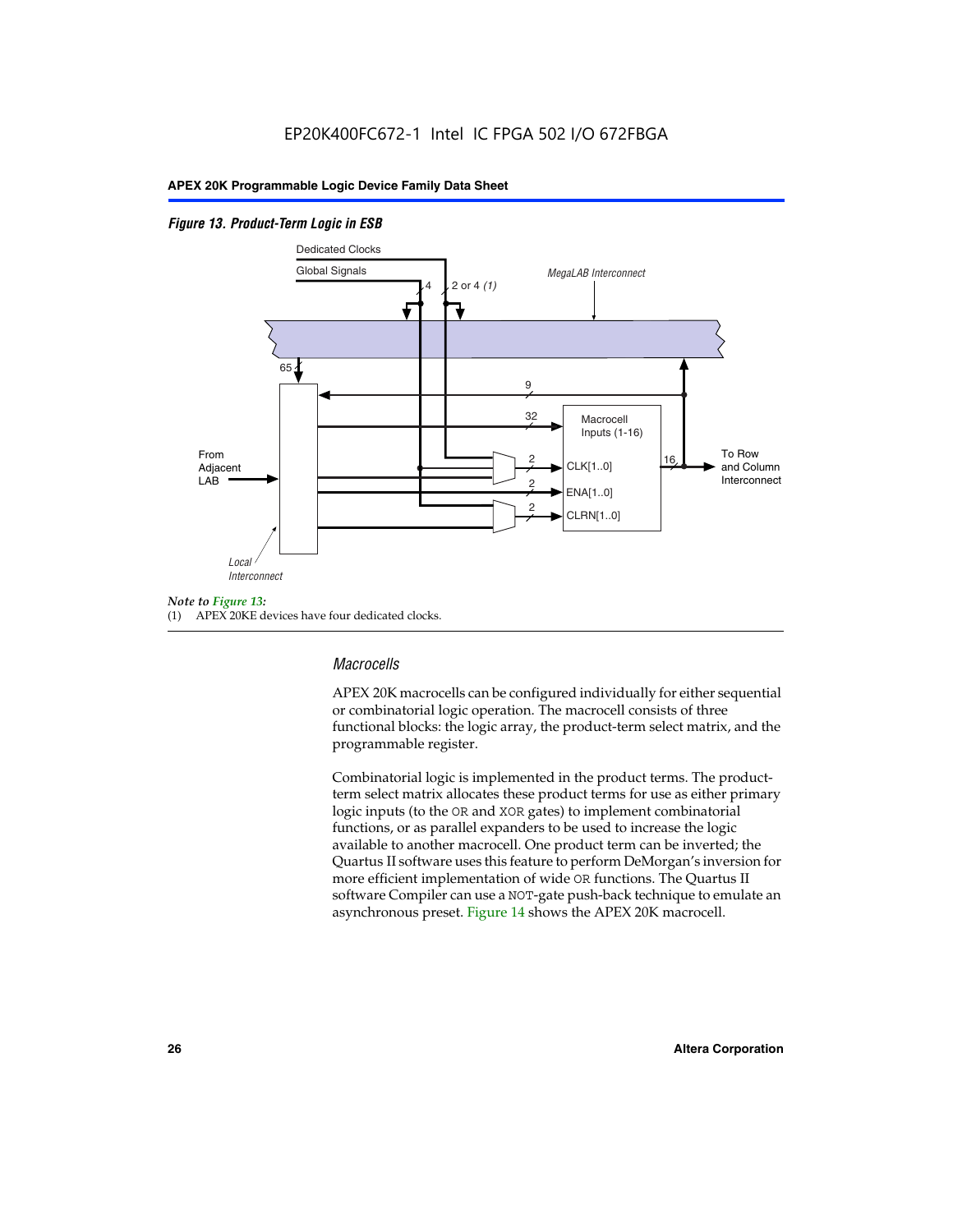*Figure 13. Product-Term Logic in ESB*

*Note to Figure 13:*
(1) APEX 20KE devices have four dedicated clocks.

### *Macrocells*

APEX 20K macrocells can be configured individually for either sequential or combinatorial logic operation. The macrocell consists of three functional blocks: the logic array, the product-term select matrix, and the programmable register.

Combinatorial logic is implemented in the product terms. The product-term select matrix allocates these product terms for use as either primary logic inputs (to the OR and XOR gates) to implement combinatorial functions, or as parallel expanders to be used to increase the logic available to another macrocell. One product term can be inverted; the Quartus II software uses this feature to perform DeMorgan's inversion for more efficient implementation of wide OR functions. The Quartus II software Compiler can use a NOT-gate push-back technique to emulate an asynchronous preset. Figure 14 shows the APEX 20K macrocell.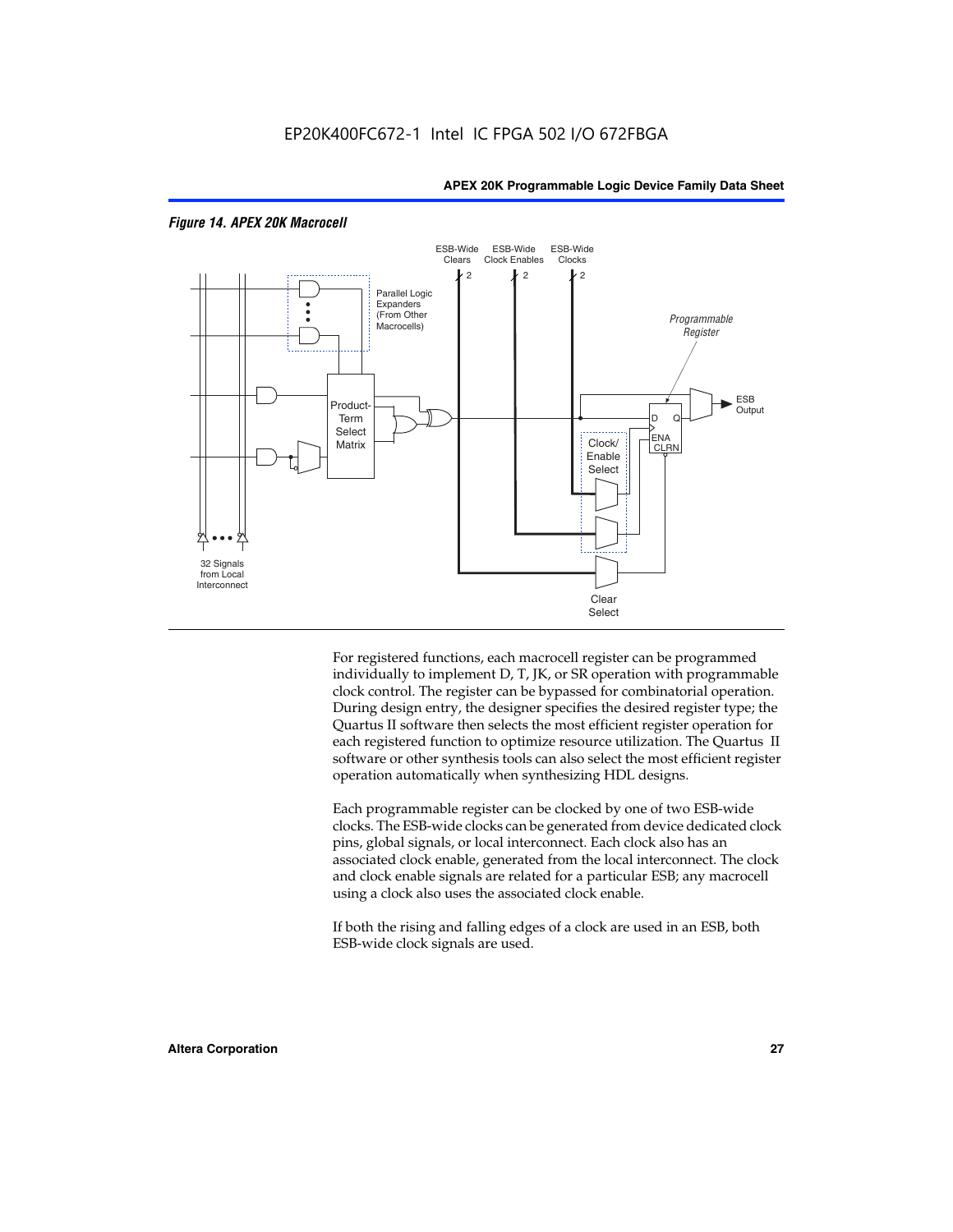*Figure 14. APEX 20K Macrocell*

For registered functions, each macrocell register can be programmed individually to implement D, T, JK, or SR operation with programmable clock control. The register can be bypassed for combinatorial operation. During design entry, the designer specifies the desired register type; the Quartus II software then selects the most efficient register operation for each registered function to optimize resource utilization. The Quartus II software or other synthesis tools can also select the most efficient register operation automatically when synthesizing HDL designs.

Each programmable register can be clocked by one of two ESB-wide clocks. The ESB-wide clocks can be generated from device dedicated clock pins, global signals, or local interconnect. Each clock also has an associated clock enable, generated from the local interconnect. The clock and clock enable signals are related for a particular ESB; any macrocell using a clock also uses the associated clock enable.

If both the rising and falling edges of a clock are used in an ESB, both ESB-wide clock signals are used.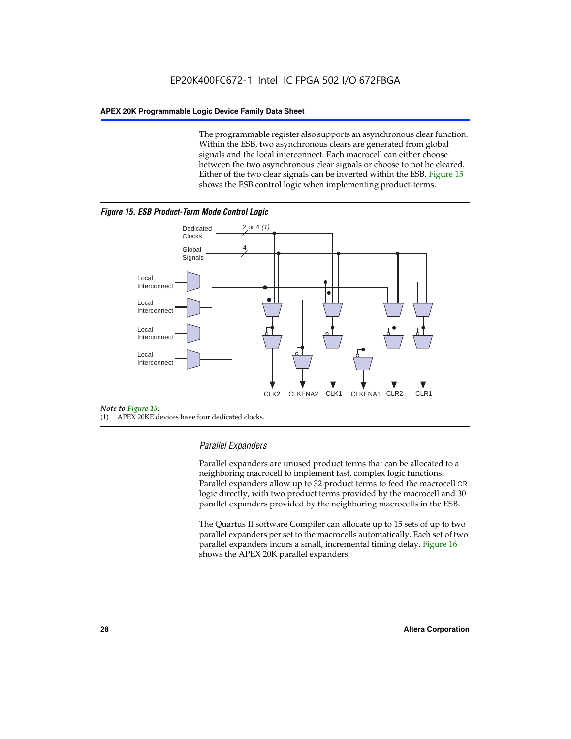The programmable register also supports an asynchronous clear function. Within the ESB, two asynchronous clears are generated from global signals and the local interconnect. Each macrocell can either choose between the two asynchronous clear signals or choose to not be cleared. Either of the two clear signals can be inverted within the ESB. Figure 15 shows the ESB control logic when implementing product-terms.

***Figure 15. ESB Product-Term Mode Control Logic***

Dedicated Clocks 2 or 4 *(1)*

Global Signals 4

Local Interconnect

Local Interconnect

Local Interconnect

Local Interconnect

CLK2 CLKENA2 CLK1 CLKENA1 CLR2 CLR1

*Note to Figure 15:*

(1) APEX 20KE devices have four dedicated clocks.

### *Parallel Expanders*

Parallel expanders are unused product terms that can be allocated to a neighboring macrocell to implement fast, complex logic functions. Parallel expanders allow up to 32 product terms to feed the macrocell OR logic directly, with two product terms provided by the macrocell and 30 parallel expanders provided by the neighboring macrocells in the ESB.

The Quartus II software Compiler can allocate up to 15 sets of up to two parallel expanders per set to the macrocells automatically. Each set of two parallel expanders incurs a small, incremental timing delay. Figure 16 shows the APEX 20K parallel expanders.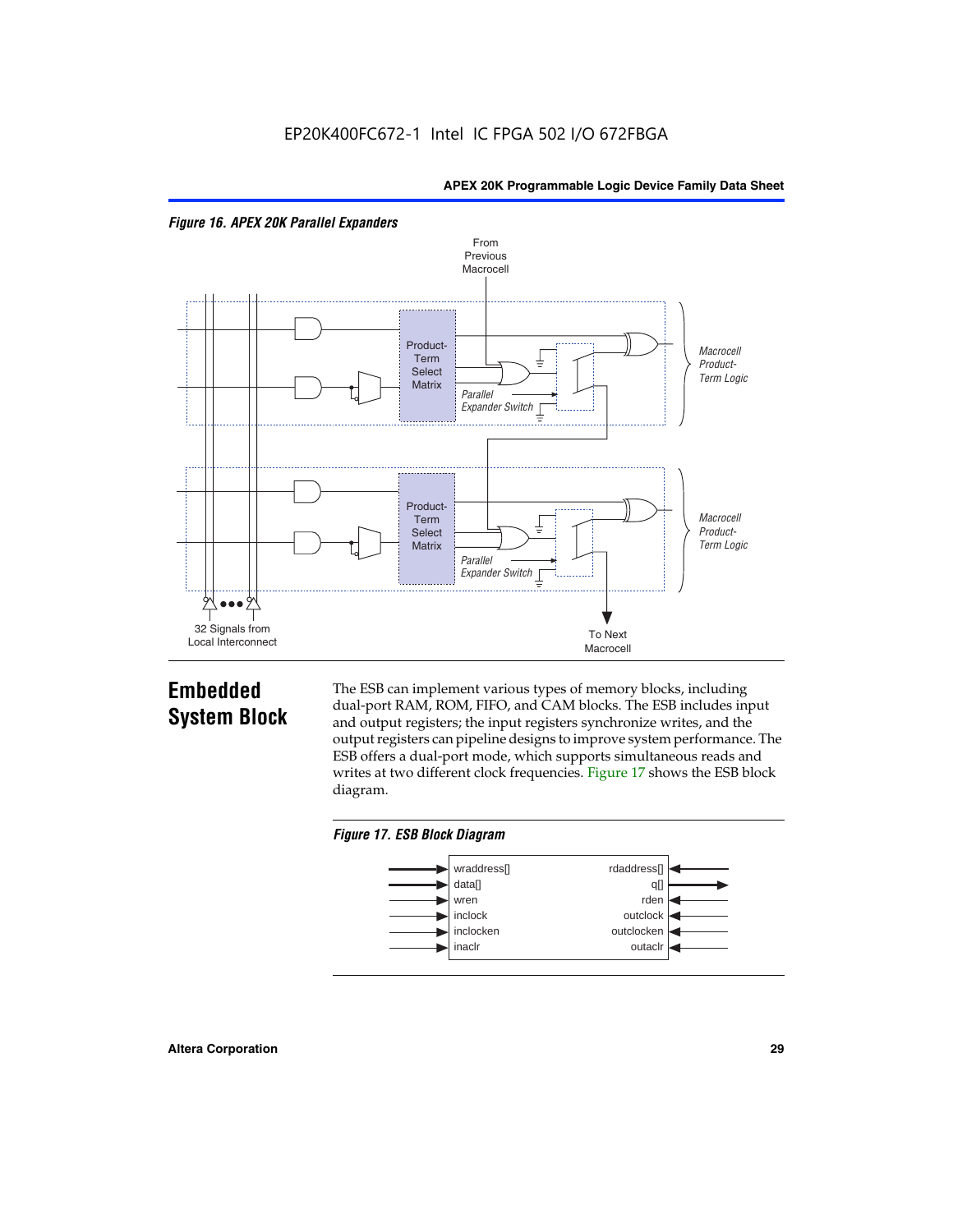*Figure 16. APEX 20K Parallel Expanders*

## Embedded System Block

The ESB can implement various types of memory blocks, including dual-port RAM, ROM, FIFO, and CAM blocks. The ESB includes input and output registers; the input registers synchronize writes, and the output registers can pipeline designs to improve system performance. The ESB offers a dual-port mode, which supports simultaneous reads and writes at two different clock frequencies. Figure 17 shows the ESB block diagram.

*Figure 17. ESB Block Diagram*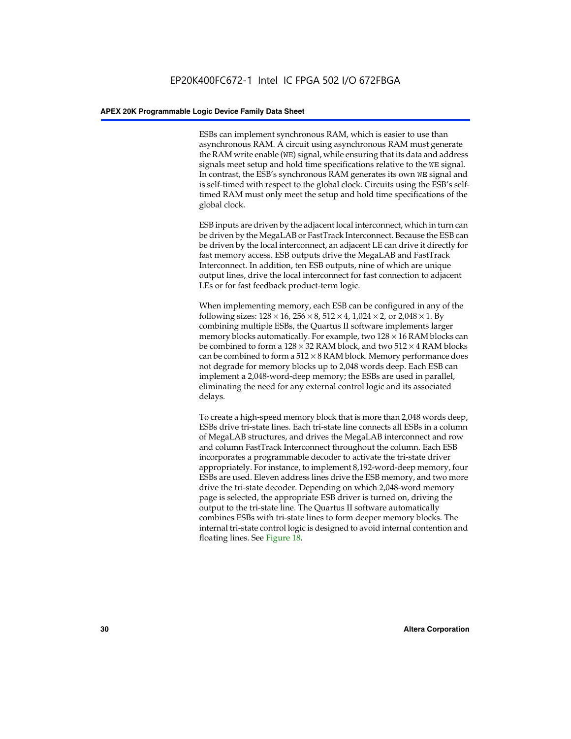ESBs can implement synchronous RAM, which is easier to use than asynchronous RAM. A circuit using asynchronous RAM must generate the RAM write enable (WE) signal, while ensuring that its data and address signals meet setup and hold time specifications relative to the WE signal. In contrast, the ESB's synchronous RAM generates its own WE signal and is self-timed with respect to the global clock. Circuits using the ESB's self-timed RAM must only meet the setup and hold time specifications of the global clock.

ESB inputs are driven by the adjacent local interconnect, which in turn can be driven by the MegaLAB or FastTrack Interconnect. Because the ESB can be driven by the local interconnect, an adjacent LE can drive it directly for fast memory access. ESB outputs drive the MegaLAB and FastTrack Interconnect. In addition, ten ESB outputs, nine of which are unique output lines, drive the local interconnect for fast connection to adjacent LEs or for fast feedback product-term logic.

When implementing memory, each ESB can be configured in any of the following sizes: $128 \times 16$, $256 \times 8$, $512 \times 4$, $1,024 \times 2$, or $2,048 \times 1$. By combining multiple ESBs, the Quartus II software implements larger memory blocks automatically. For example, two $128 \times 16$ RAM blocks can be combined to form a $128 \times 32$ RAM block, and two $512 \times 4$ RAM blocks can be combined to form a $512 \times 8$ RAM block. Memory performance does not degrade for memory blocks up to 2,048 words deep. Each ESB can implement a 2,048-word-deep memory; the ESBs are used in parallel, eliminating the need for any external control logic and its associated delays.

To create a high-speed memory block that is more than 2,048 words deep, ESBs drive tri-state lines. Each tri-state line connects all ESBs in a column of MegaLAB structures, and drives the MegaLAB interconnect and row and column FastTrack Interconnect throughout the column. Each ESB incorporates a programmable decoder to activate the tri-state driver appropriately. For instance, to implement 8,192-word-deep memory, four ESBs are used. Eleven address lines drive the ESB memory, and two more drive the tri-state decoder. Depending on which 2,048-word memory page is selected, the appropriate ESB driver is turned on, driving the output to the tri-state line. The Quartus II software automatically combines ESBs with tri-state lines to form deeper memory blocks. The internal tri-state control logic is designed to avoid internal contention and floating lines. See Figure 18.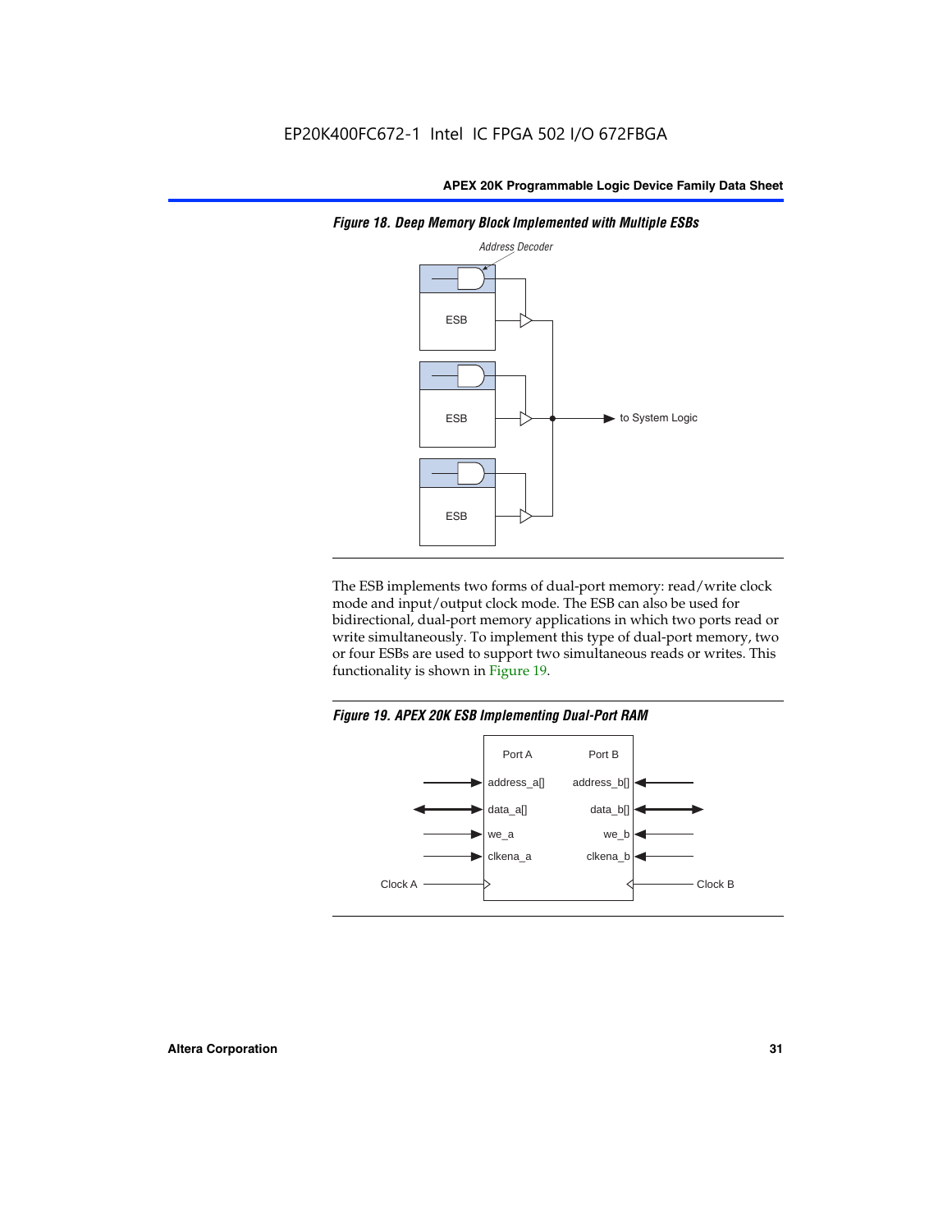EP20K400FC672-1 Intel IC FPGA 502 I/O 672FBGA

*Figure 18. Deep Memory Block Implemented with Multiple ESBs*

The ESB implements two forms of dual-port memory: read/write clock mode and input/output clock mode. The ESB can also be used for bidirectional, dual-port memory applications in which two ports read or write simultaneously. To implement this type of dual-port memory, two or four ESBs are used to support two simultaneous reads or writes. This functionality is shown in Figure 19.

*Figure 19. APEX 20K ESB Implementing Dual-Port RAM*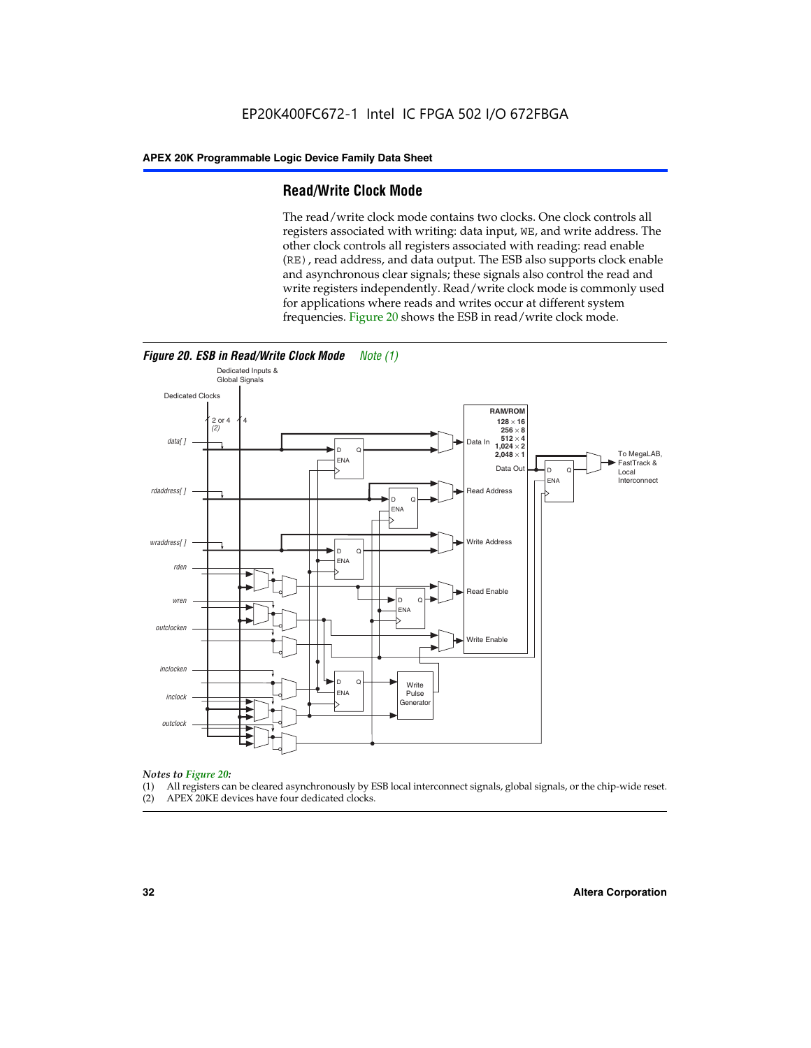## Read/Write Clock Mode

The read/write clock mode contains two clocks. One clock controls all registers associated with writing: data input, WE, and write address. The other clock controls all registers associated with reading: read enable (RE), read address, and data output. The ESB also supports clock enable and asynchronous clear signals; these signals also control the read and write registers independently. Read/write clock mode is commonly used for applications where reads and writes occur at different system frequencies. Figure 20 shows the ESB in read/write clock mode.

***Figure 20. ESB in Read/Write Clock Mode*** *Note (1)*

*Notes to Figure 20:*

(1) All registers can be cleared asynchronously by ESB local interconnect signals, global signals, or the chip-wide reset.
(2) APEX 20KE devices have four dedicated clocks.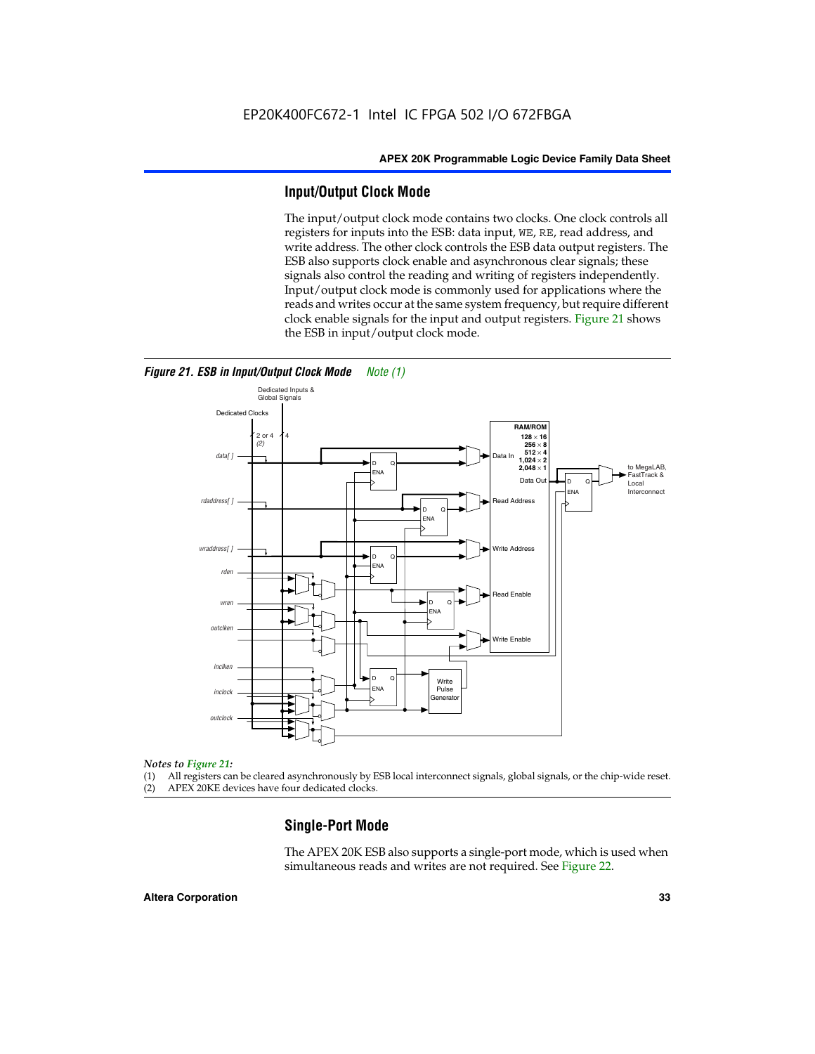## Input/Output Clock Mode

The input/output clock mode contains two clocks. One clock controls all registers for inputs into the ESB: data input, WE, RE, read address, and write address. The other clock controls the ESB data output registers. The ESB also supports clock enable and asynchronous clear signals; these signals also control the reading and writing of registers independently. Input/output clock mode is commonly used for applications where the reads and writes occur at the same system frequency, but require different clock enable signals for the input and output registers. Figure 21 shows the ESB in input/output clock mode.

*Figure 21. ESB in Input/Output Clock Mode* *Note (1)*

*Notes to Figure 21:*

(1) All registers can be cleared asynchronously by ESB local interconnect signals, global signals, or the chip-wide reset.
(2) APEX 20KE devices have four dedicated clocks.

## Single-Port Mode

The APEX 20K ESB also supports a single-port mode, which is used when simultaneous reads and writes are not required. See Figure 22.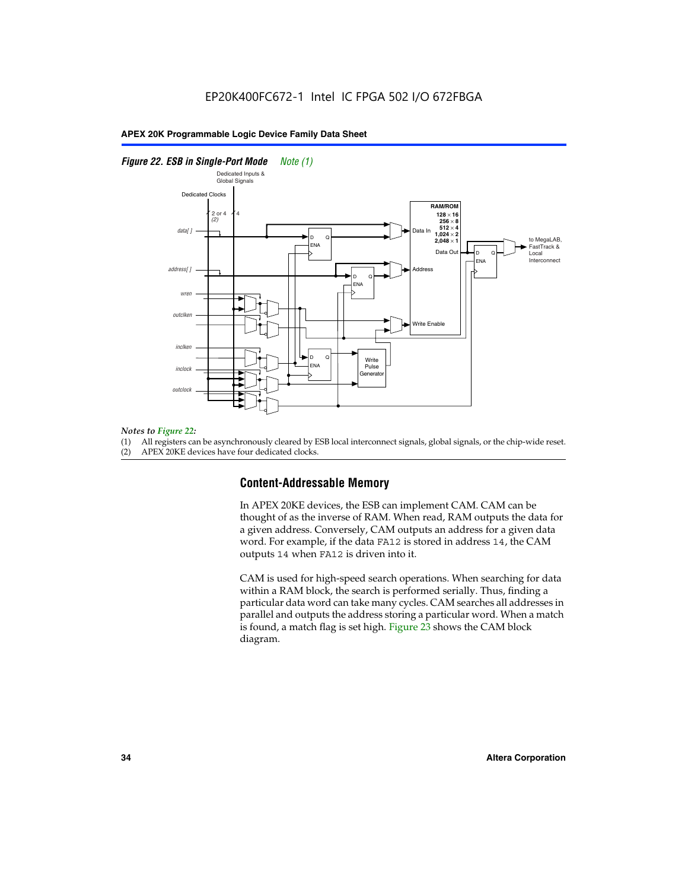*Figure 22. ESB in Single-Port Mode* *Note (1)*

*Notes to Figure 22:*

(1) All registers can be asynchronously cleared by ESB local interconnect signals, global signals, or the chip-wide reset.
(2) APEX 20KE devices have four dedicated clocks.

## Content-Addressable Memory

In APEX 20KE devices, the ESB can implement CAM. CAM can be thought of as the inverse of RAM. When read, RAM outputs the data for a given address. Conversely, CAM outputs an address for a given data word. For example, if the data `FA12` is stored in address `14`, the CAM outputs `14` when `FA12` is driven into it.

CAM is used for high-speed search operations. When searching for data within a RAM block, the search is performed serially. Thus, finding a particular data word can take many cycles. CAM searches all addresses in parallel and outputs the address storing a particular word. When a match is found, a match flag is set high. Figure 23 shows the CAM block diagram.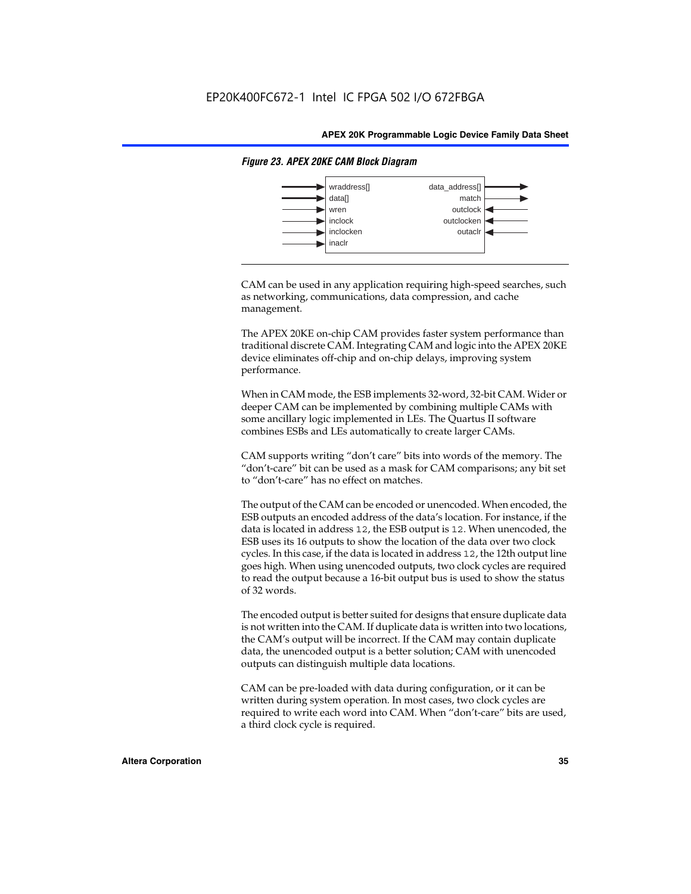*Figure 23. APEX 20KE CAM Block Diagram*

| Inputs | Outputs |
|---|---|
| wraddress[] | data_address[] |
| data[] | match |
| wren | outclock |
| inclock | outclocken |
| inclocken | outaclr |
| inaclr | |

CAM can be used in any application requiring high-speed searches, such as networking, communications, data compression, and cache management.

The APEX 20KE on-chip CAM provides faster system performance than traditional discrete CAM. Integrating CAM and logic into the APEX 20KE device eliminates off-chip and on-chip delays, improving system performance.

When in CAM mode, the ESB implements 32-word, 32-bit CAM. Wider or deeper CAM can be implemented by combining multiple CAMs with some ancillary logic implemented in LEs. The Quartus II software combines ESBs and LEs automatically to create larger CAMs.

CAM supports writing "don't care" bits into words of the memory. The "don't-care" bit can be used as a mask for CAM comparisons; any bit set to "don't-care" has no effect on matches.

The output of the CAM can be encoded or unencoded. When encoded, the ESB outputs an encoded address of the data's location. For instance, if the data is located in address `12`, the ESB output is `12`. When unencoded, the ESB uses its 16 outputs to show the location of the data over two clock cycles. In this case, if the data is located in address `12`, the 12th output line goes high. When using unencoded outputs, two clock cycles are required to read the output because a 16-bit output bus is used to show the status of 32 words.

The encoded output is better suited for designs that ensure duplicate data is not written into the CAM. If duplicate data is written into two locations, the CAM's output will be incorrect. If the CAM may contain duplicate data, the unencoded output is a better solution; CAM with unencoded outputs can distinguish multiple data locations.

CAM can be pre-loaded with data during configuration, or it can be written during system operation. In most cases, two clock cycles are required to write each word into CAM. When "don't-care" bits are used, a third clock cycle is required.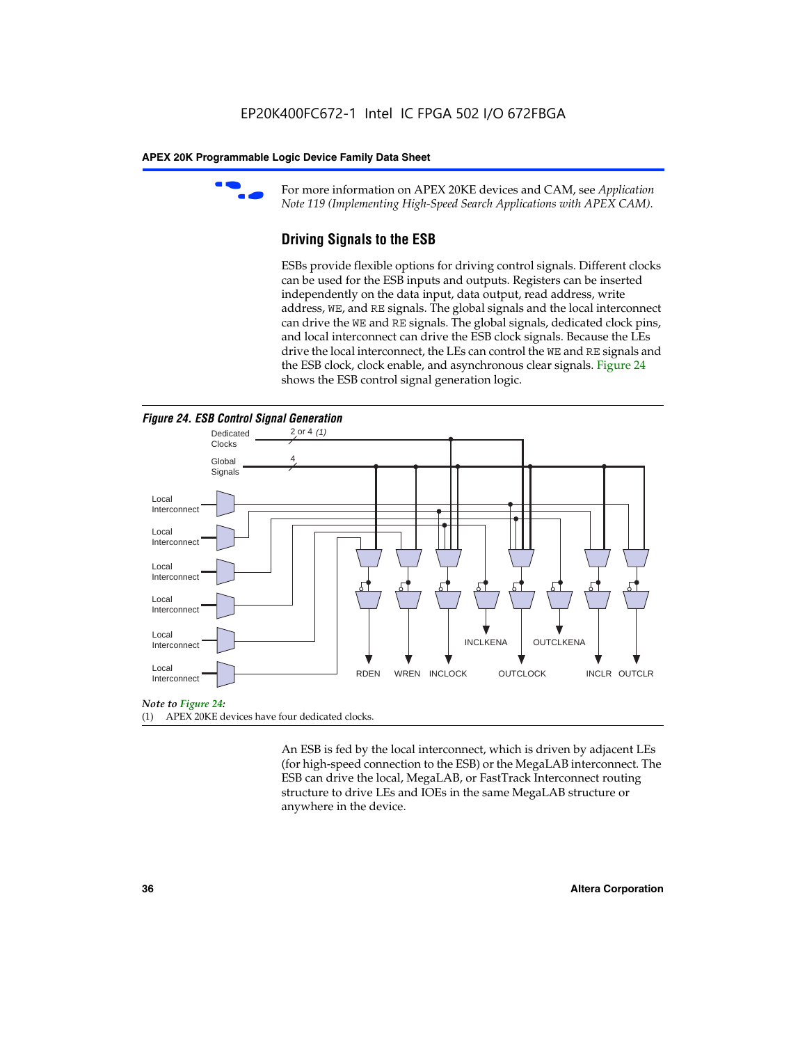For more information on APEX 20KE devices and CAM, see *Application Note 119 (Implementing High-Speed Search Applications with APEX CAM).*

## Driving Signals to the ESB

ESBs provide flexible options for driving control signals. Different clocks can be used for the ESB inputs and outputs. Registers can be inserted independently on the data input, data output, read address, write address, WE, and RE signals. The global signals and the local interconnect can drive the WE and RE signals. The global signals, dedicated clock pins, and local interconnect can drive the ESB clock signals. Because the LEs drive the local interconnect, the LEs can control the WE and RE signals and the ESB clock, clock enable, and asynchronous clear signals. Figure 24 shows the ESB control signal generation logic.

*Figure 24. ESB Control Signal Generation*

Dedicated Clocks 2 or 4 *(1)*

Global Signals 4

Local Interconnect

Local Interconnect

Local Interconnect

Local Interconnect

Local Interconnect

Local Interconnect

RDEN WREN INCLOCK INCLKENA OUTCLOCK OUTCLKENA INCLR OUTCLR

*Note to Figure 24:*

(1) APEX 20KE devices have four dedicated clocks.

An ESB is fed by the local interconnect, which is driven by adjacent LEs (for high-speed connection to the ESB) or the MegaLAB interconnect. The ESB can drive the local, MegaLAB, or FastTrack Interconnect routing structure to drive LEs and IOEs in the same MegaLAB structure or anywhere in the device.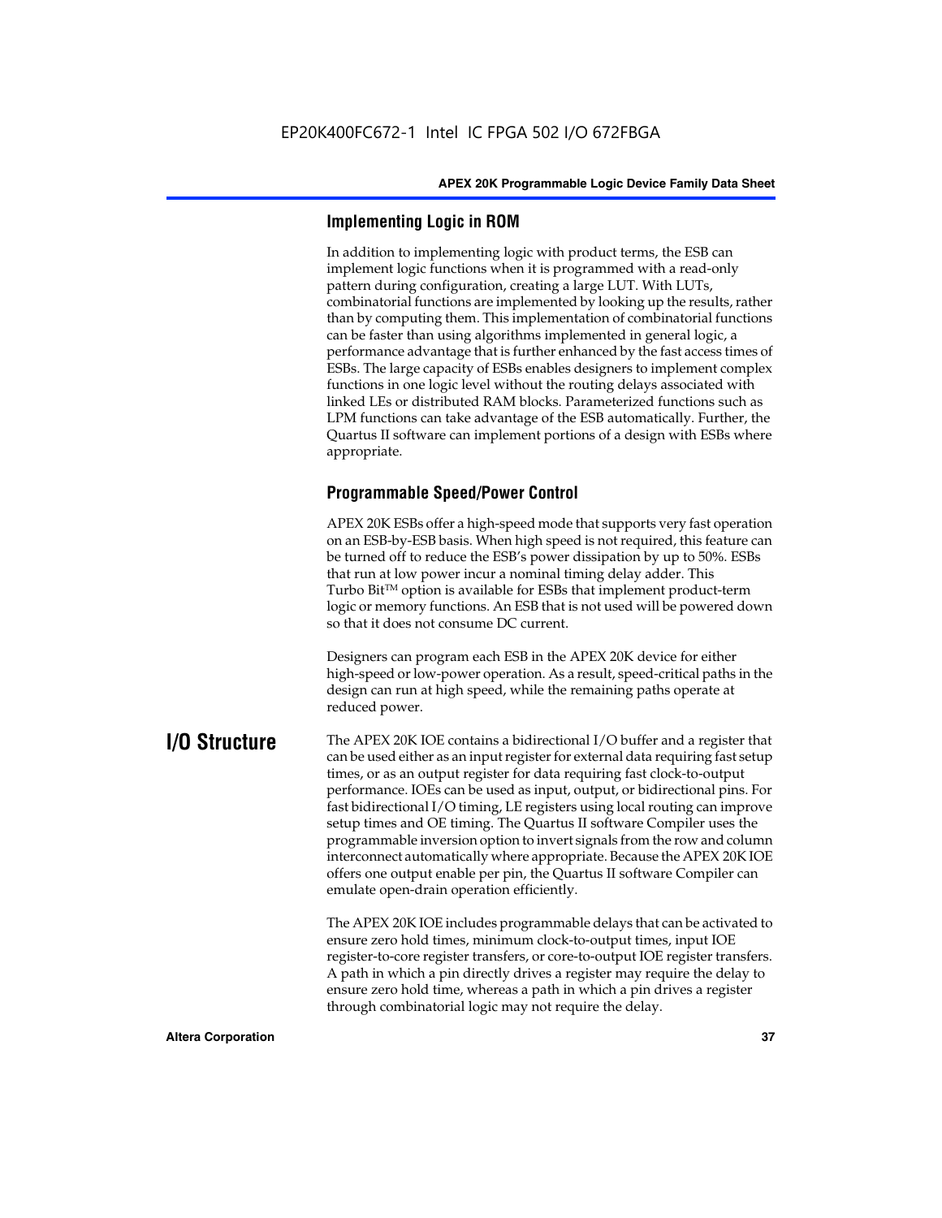### Implementing Logic in ROM

In addition to implementing logic with product terms, the ESB can implement logic functions when it is programmed with a read-only pattern during configuration, creating a large LUT. With LUTs, combinatorial functions are implemented by looking up the results, rather than by computing them. This implementation of combinatorial functions can be faster than using algorithms implemented in general logic, a performance advantage that is further enhanced by the fast access times of ESBs. The large capacity of ESBs enables designers to implement complex functions in one logic level without the routing delays associated with linked LEs or distributed RAM blocks. Parameterized functions such as LPM functions can take advantage of the ESB automatically. Further, the Quartus II software can implement portions of a design with ESBs where appropriate.

### Programmable Speed/Power Control

APEX 20K ESBs offer a high-speed mode that supports very fast operation on an ESB-by-ESB basis. When high speed is not required, this feature can be turned off to reduce the ESB's power dissipation by up to 50%. ESBs that run at low power incur a nominal timing delay adder. This Turbo Bit™ option is available for ESBs that implement product-term logic or memory functions. An ESB that is not used will be powered down so that it does not consume DC current.

Designers can program each ESB in the APEX 20K device for either high-speed or low-power operation. As a result, speed-critical paths in the design can run at high speed, while the remaining paths operate at reduced power.

## I/O Structure

The APEX 20K IOE contains a bidirectional I/O buffer and a register that can be used either as an input register for external data requiring fast setup times, or as an output register for data requiring fast clock-to-output performance. IOEs can be used as input, output, or bidirectional pins. For fast bidirectional I/O timing, LE registers using local routing can improve setup times and OE timing. The Quartus II software Compiler uses the programmable inversion option to invert signals from the row and column interconnect automatically where appropriate. Because the APEX 20K IOE offers one output enable per pin, the Quartus II software Compiler can emulate open-drain operation efficiently.

The APEX 20K IOE includes programmable delays that can be activated to ensure zero hold times, minimum clock-to-output times, input IOE register-to-core register transfers, or core-to-output IOE register transfers. A path in which a pin directly drives a register may require the delay to ensure zero hold time, whereas a path in which a pin drives a register through combinatorial logic may not require the delay.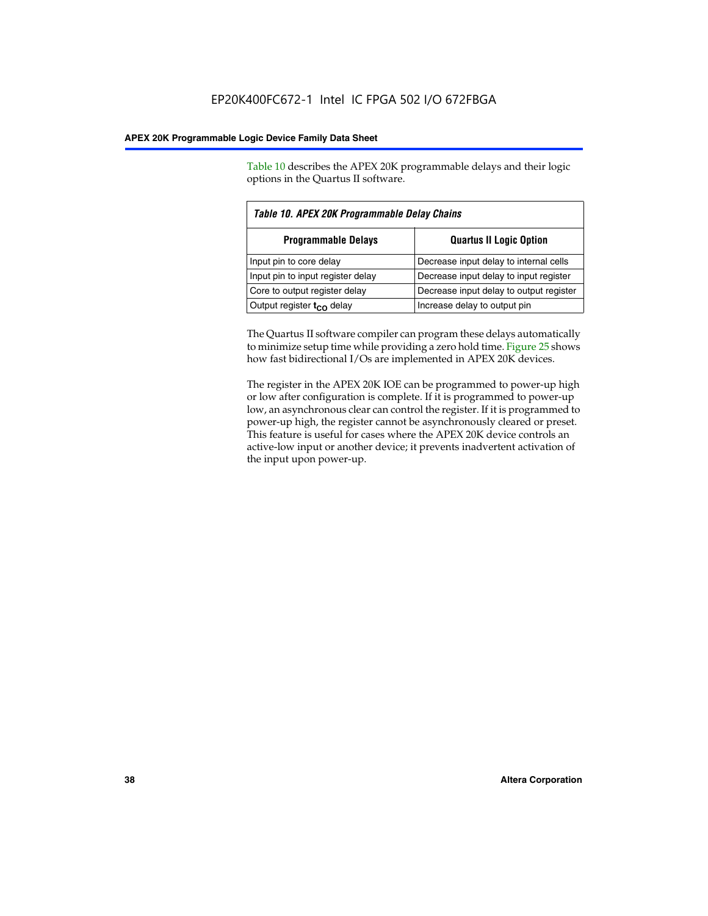Table 10 describes the APEX 20K programmable delays and their logic options in the Quartus II software.

*Table 10. APEX 20K Programmable Delay Chains*

| Programmable Delays | Quartus II Logic Option |
|---|---|
| Input pin to core delay | Decrease input delay to internal cells |
| Input pin to input register delay | Decrease input delay to input register |
| Core to output register delay | Decrease input delay to output register |
| Output register $t_{CO}$ delay | Increase delay to output pin |

The Quartus II software compiler can program these delays automatically to minimize setup time while providing a zero hold time. Figure 25 shows how fast bidirectional I/Os are implemented in APEX 20K devices.

The register in the APEX 20K IOE can be programmed to power-up high or low after configuration is complete. If it is programmed to power-up low, an asynchronous clear can control the register. If it is programmed to power-up high, the register cannot be asynchronously cleared or preset. This feature is useful for cases where the APEX 20K device controls an active-low input or another device; it prevents inadvertent activation of the input upon power-up.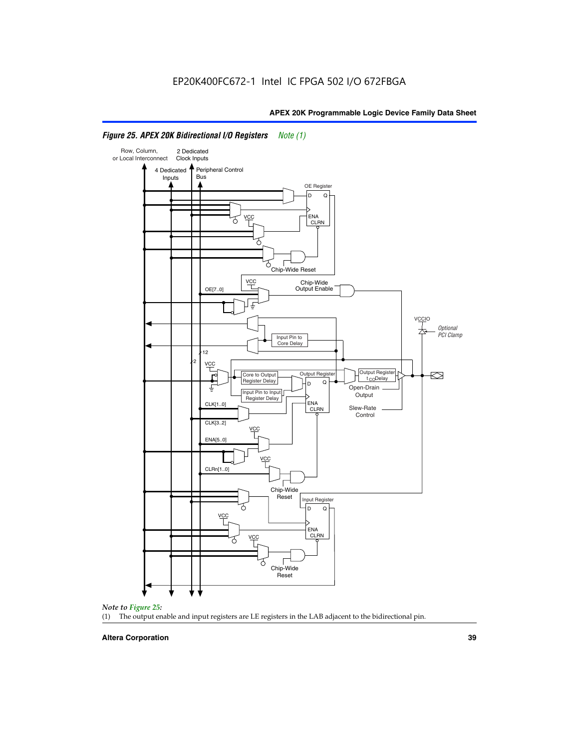EP20K400FC672-1 Intel IC FPGA 502 I/O 672FBGA

**Figure 25. APEX 20K Bidirectional I/O Registers** *Note (1)*

*Note to Figure 25:*

(1) The output enable and input registers are LE registers in the LAB adjacent to the bidirectional pin.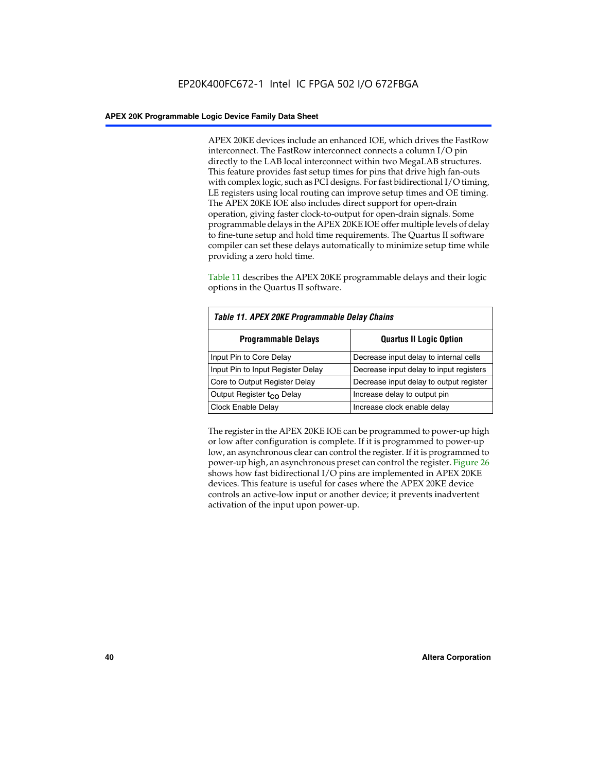APEX 20KE devices include an enhanced IOE, which drives the FastRow interconnect. The FastRow interconnect connects a column I/O pin directly to the LAB local interconnect within two MegaLAB structures. This feature provides fast setup times for pins that drive high fan-outs with complex logic, such as PCI designs. For fast bidirectional I/O timing, LE registers using local routing can improve setup times and OE timing. The APEX 20KE IOE also includes direct support for open-drain operation, giving faster clock-to-output for open-drain signals. Some programmable delays in the APEX 20KE IOE offer multiple levels of delay to fine-tune setup and hold time requirements. The Quartus II software compiler can set these delays automatically to minimize setup time while providing a zero hold time.

Table 11 describes the APEX 20KE programmable delays and their logic options in the Quartus II software.

*Table 11. APEX 20KE Programmable Delay Chains*

| Programmable Delays | Quartus II Logic Option |
|---|---|
| Input Pin to Core Delay | Decrease input delay to internal cells |
| Input Pin to Input Register Delay | Decrease input delay to input registers |
| Core to Output Register Delay | Decrease input delay to output register |
| Output Register $t_{CO}$ Delay | Increase delay to output pin |
| Clock Enable Delay | Increase clock enable delay |

The register in the APEX 20KE IOE can be programmed to power-up high or low after configuration is complete. If it is programmed to power-up low, an asynchronous clear can control the register. If it is programmed to power-up high, an asynchronous preset can control the register. Figure 26 shows how fast bidirectional I/O pins are implemented in APEX 20KE devices. This feature is useful for cases where the APEX 20KE device controls an active-low input or another device; it prevents inadvertent activation of the input upon power-up.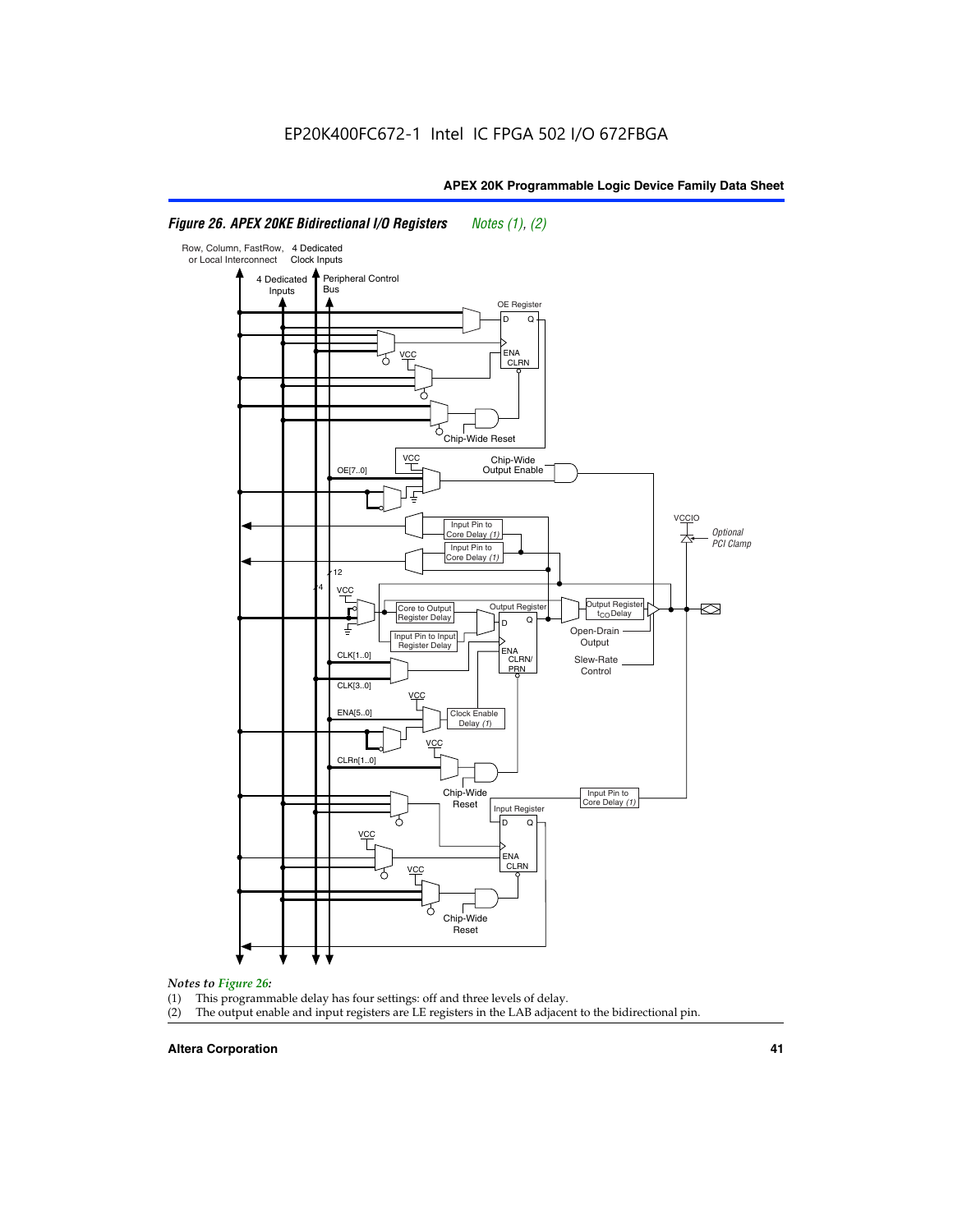*Figure 26. APEX 20KE Bidirectional I/O Registers* *Notes (1), (2)*

*Notes to Figure 26:*

(1) This programmable delay has four settings: off and three levels of delay.

(2) The output enable and input registers are LE registers in the LAB adjacent to the bidirectional pin.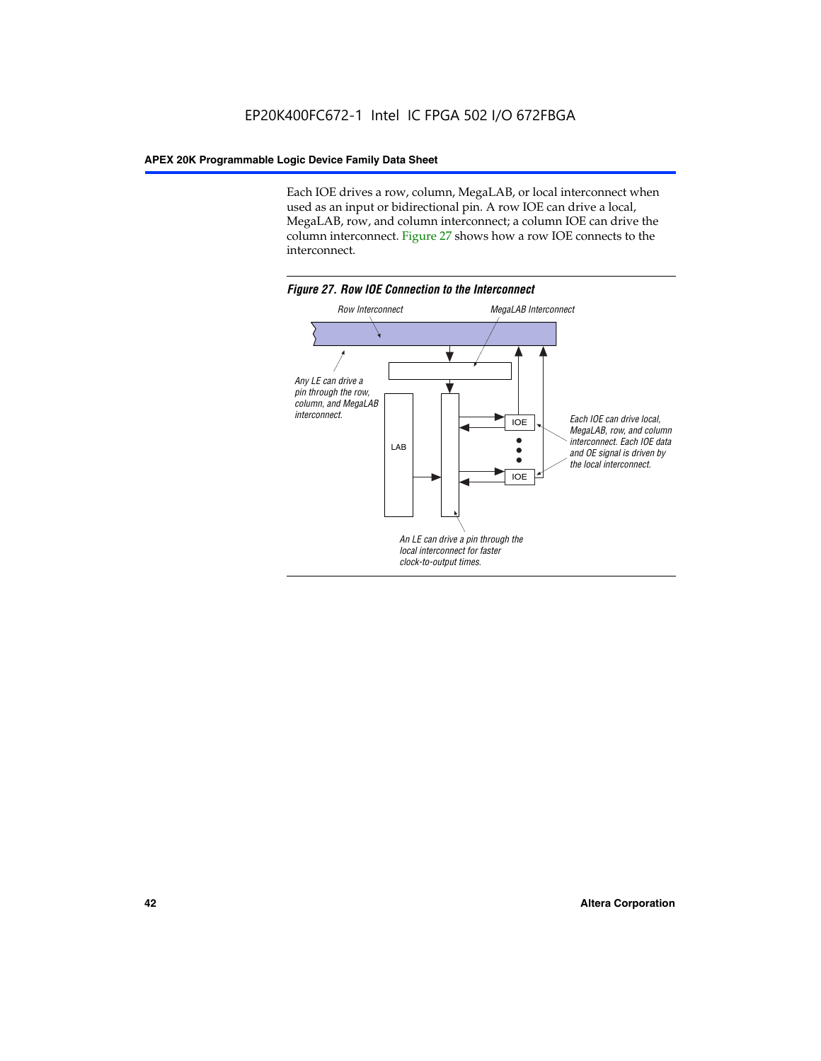Each IOE drives a row, column, MegaLAB, or local interconnect when used as an input or bidirectional pin. A row IOE can drive a local, MegaLAB, row, and column interconnect; a column IOE can drive the column interconnect. Figure 27 shows how a row IOE connects to the interconnect.

*Figure 27. Row IOE Connection to the Interconnect*

Row Interconnect

MegaLAB Interconnect

Any LE can drive a pin through the row, column, and MegaLAB interconnect.

LAB

IOE

IOE

Each IOE can drive local, MegaLAB, row, and column interconnect. Each IOE data and OE signal is driven by the local interconnect.

An LE can drive a pin through the local interconnect for faster clock-to-output times.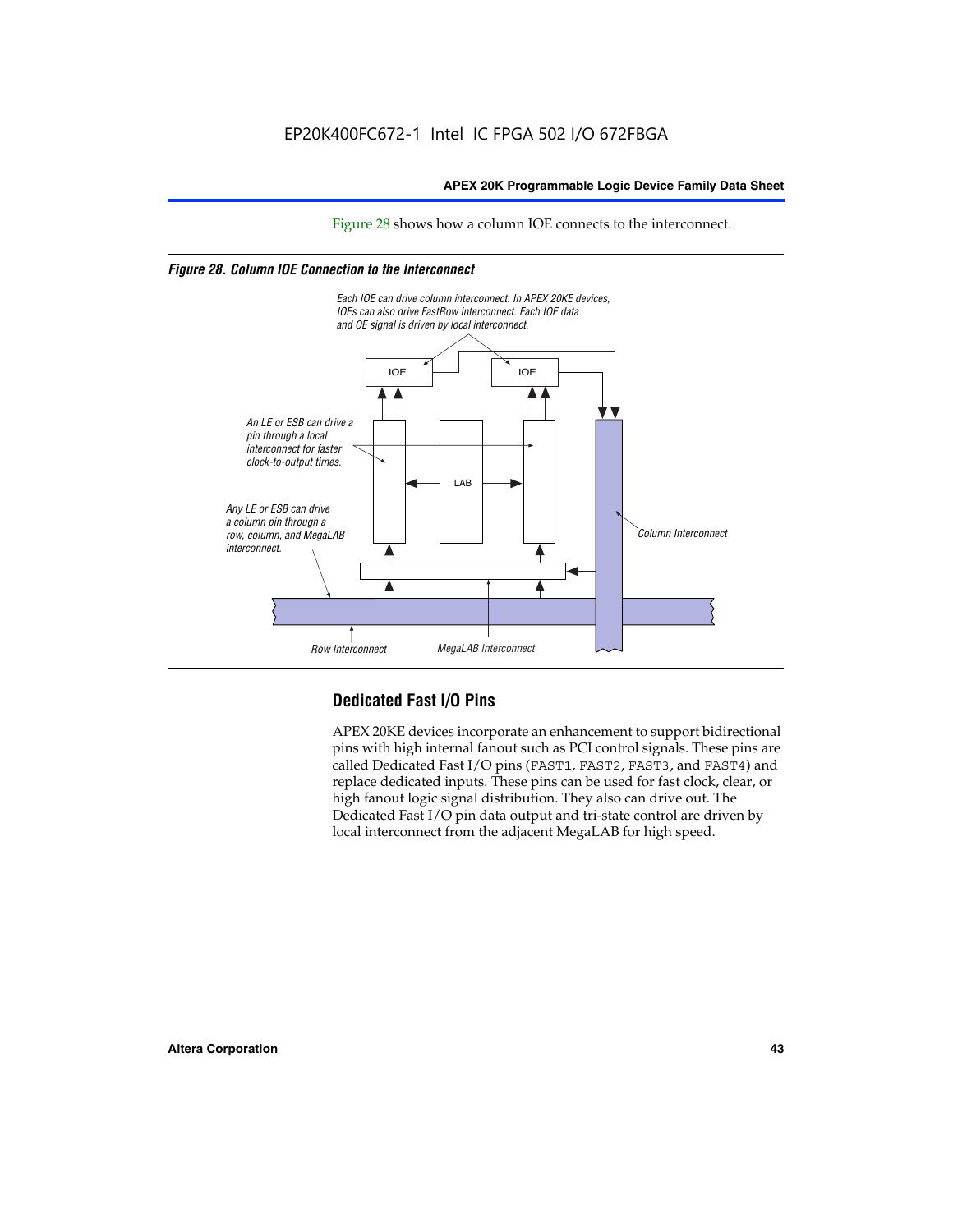Figure 28 shows how a column IOE connects to the interconnect.

*Figure 28. Column IOE Connection to the Interconnect*

Each IOE can drive column interconnect. In APEX 20KE devices, IOEs can also drive FastRow interconnect. Each IOE data and OE signal is driven by local interconnect.

An LE or ESB can drive a pin through a local interconnect for faster clock-to-output times.

Any LE or ESB can drive a column pin through a row, column, and MegaLAB interconnect.

IOE

IOE

LAB

Column Interconnect

Row Interconnect

MegaLAB Interconnect

## Dedicated Fast I/O Pins

APEX 20KE devices incorporate an enhancement to support bidirectional pins with high internal fanout such as PCI control signals. These pins are called Dedicated Fast I/O pins (FAST1, FAST2, FAST3, and FAST4) and replace dedicated inputs. These pins can be used for fast clock, clear, or high fanout logic signal distribution. They also can drive out. The Dedicated Fast I/O pin data output and tri-state control are driven by local interconnect from the adjacent MegaLAB for high speed.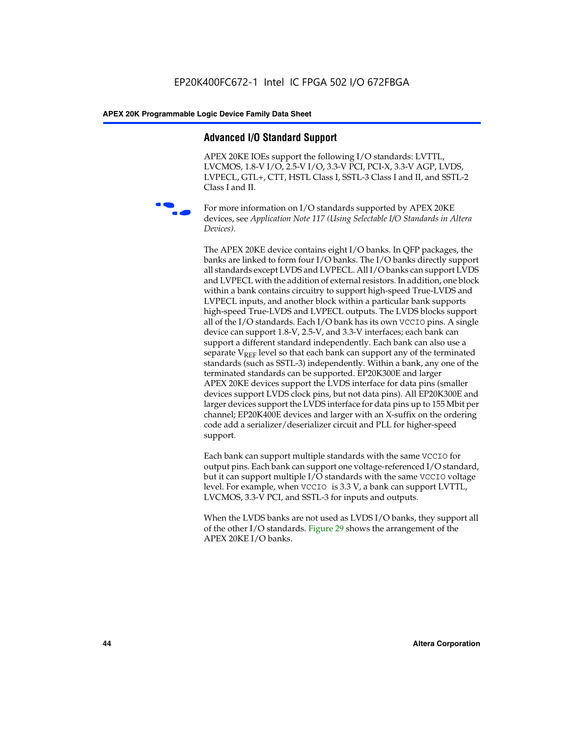## Advanced I/O Standard Support

APEX 20KE IOEs support the following I/O standards: LVTTL, LVCMOS, 1.8-V I/O, 2.5-V I/O, 3.3-V PCI, PCI-X, 3.3-V AGP, LVDS, LVPECL, GTL+, CTT, HSTL Class I, SSTL-3 Class I and II, and SSTL-2 Class I and II.

For more information on I/O standards supported by APEX 20KE devices, see *Application Note 117 (Using Selectable I/O Standards in Altera Devices)*.

The APEX 20KE device contains eight I/O banks. In QFP packages, the banks are linked to form four I/O banks. The I/O banks directly support all standards except LVDS and LVPECL. All I/O banks can support LVDS and LVPECL with the addition of external resistors. In addition, one block within a bank contains circuitry to support high-speed True-LVDS and LVPECL inputs, and another block within a particular bank supports high-speed True-LVDS and LVPECL outputs. The LVDS blocks support all of the I/O standards. Each I/O bank has its own VCCIO pins. A single device can support 1.8-V, 2.5-V, and 3.3-V interfaces; each bank can support a different standard independently. Each bank can also use a separate $V_{REF}$ level so that each bank can support any of the terminated standards (such as SSTL-3) independently. Within a bank, any one of the terminated standards can be supported. EP20K300E and larger APEX 20KE devices support the LVDS interface for data pins (smaller devices support LVDS clock pins, but not data pins). All EP20K300E and larger devices support the LVDS interface for data pins up to 155 Mbit per channel; EP20K400E devices and larger with an X-suffix on the ordering code add a serializer/deserializer circuit and PLL for higher-speed support.

Each bank can support multiple standards with the same VCCIO for output pins. Each bank can support one voltage-referenced I/O standard, but it can support multiple I/O standards with the same VCCIO voltage level. For example, when VCCIO is 3.3 V, a bank can support LVTTL, LVCMOS, 3.3-V PCI, and SSTL-3 for inputs and outputs.

When the LVDS banks are not used as LVDS I/O banks, they support all of the other I/O standards. Figure 29 shows the arrangement of the APEX 20KE I/O banks.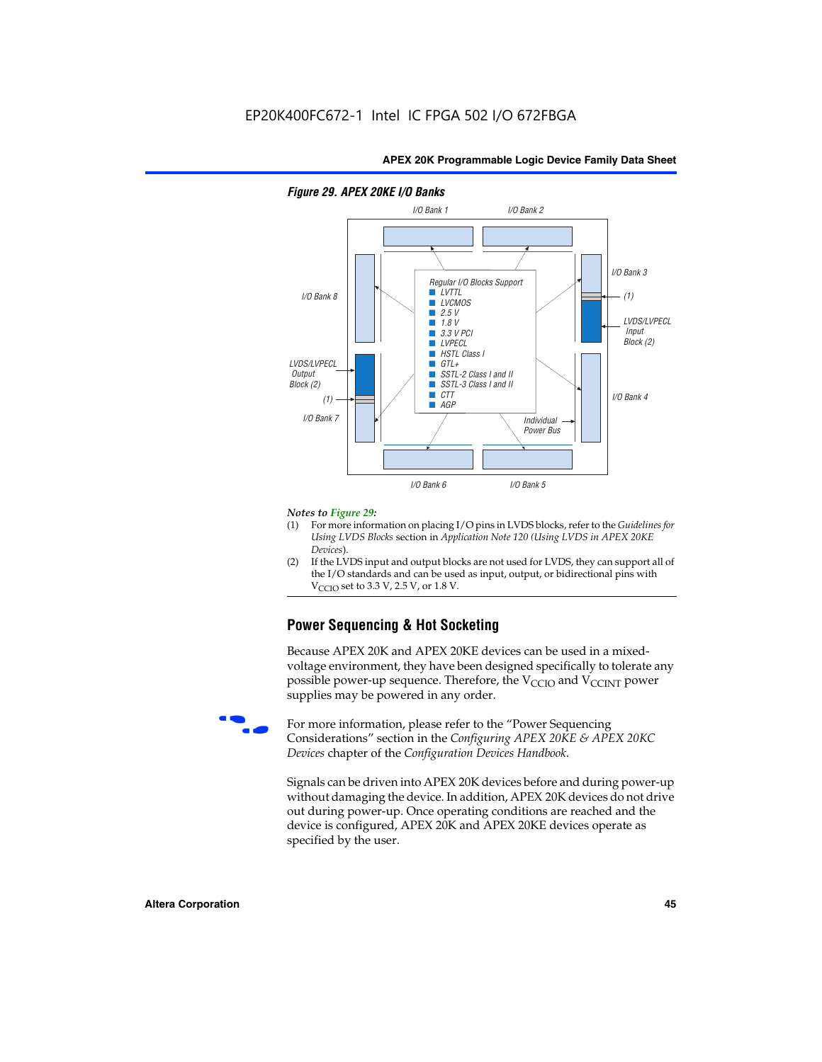**Figure 29. APEX 20KE I/O Banks**

I/O Bank 1 | I/O Bank 2 | I/O Bank 3 | I/O Bank 4 | I/O Bank 5 | I/O Bank 6 | I/O Bank 7 | I/O Bank 8

Regular I/O Blocks Support
- LVTTL
- LVCMOS
- 2.5 V
- 1.8 V
- 3.3 V PCI
- LVPECL
- HSTL Class I
- GTL+
- SSTL-2 Class I and II
- SSTL-3 Class I and II
- CTT
- AGP

LVDS/LVPECL Input Block (2)

LVDS/LVPECL Output Block (2)

(1)

Individual Power Bus

*Notes to Figure 29:*

(1) For more information on placing I/O pins in LVDS blocks, refer to the *Guidelines for Using LVDS Blocks* section in *Application Note 120 (Using LVDS in APEX 20KE Devices)*.

(2) If the LVDS input and output blocks are not used for LVDS, they can support all of the I/O standards and can be used as input, output, or bidirectional pins with $V_{CCIO}$ set to 3.3 V, 2.5 V, or 1.8 V.

## Power Sequencing & Hot Socketing

Because APEX 20K and APEX 20KE devices can be used in a mixed-voltage environment, they have been designed specifically to tolerate any possible power-up sequence. Therefore, the $V_{CCIO}$ and $V_{CCINT}$ power supplies may be powered in any order.

For more information, please refer to the "Power Sequencing Considerations" section in the *Configuring APEX 20KE & APEX 20KC Devices* chapter of the *Configuration Devices Handbook*.

Signals can be driven into APEX 20K devices before and during power-up without damaging the device. In addition, APEX 20K devices do not drive out during power-up. Once operating conditions are reached and the device is configured, APEX 20K and APEX 20KE devices operate as specified by the user.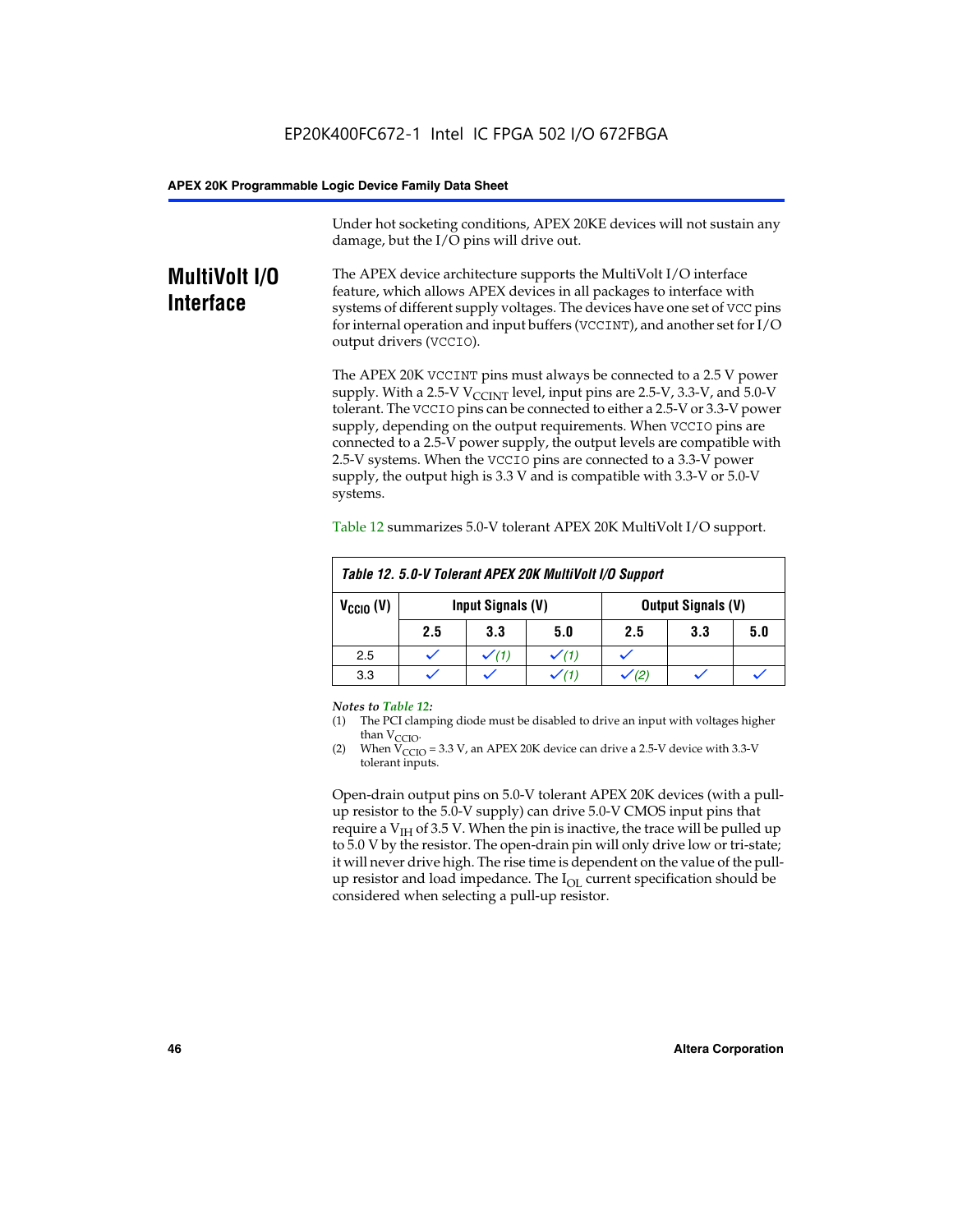Under hot socketing conditions, APEX 20KE devices will not sustain any damage, but the I/O pins will drive out.

## MultiVolt I/O Interface

The APEX device architecture supports the MultiVolt I/O interface feature, which allows APEX devices in all packages to interface with systems of different supply voltages. The devices have one set of VCC pins for internal operation and input buffers (VCCINT), and another set for I/O output drivers (VCCIO).

The APEX 20K VCCINT pins must always be connected to a 2.5 V power supply. With a 2.5-V $V_{CCINT}$ level, input pins are 2.5-V, 3.3-V, and 5.0-V tolerant. The VCCIO pins can be connected to either a 2.5-V or 3.3-V power supply, depending on the output requirements. When VCCIO pins are connected to a 2.5-V power supply, the output levels are compatible with 2.5-V systems. When the VCCIO pins are connected to a 3.3-V power supply, the output high is 3.3 V and is compatible with 3.3-V or 5.0-V systems.

Table 12 summarizes 5.0-V tolerant APEX 20K MultiVolt I/O support.

**Table 12. 5.0-V Tolerant APEX 20K MultiVolt I/O Support**

| $V_{CCIO}$ (V) | Input Signals (V) | | | Output Signals (V) | | |
|---|---|---|---|---|---|---|
| | 2.5 | 3.3 | 5.0 | 2.5 | 3.3 | 5.0 |
| 2.5 | ✓ | ✓ (1) | ✓ (1) | ✓ | | |
| 3.3 | ✓ | ✓ | ✓ (1) | ✓ (2) | ✓ | ✓ |

*Notes to Table 12:*

(1) The PCI clamping diode must be disabled to drive an input with voltages higher than $V_{CCIO}$.

(2) When $V_{CCIO}$ = 3.3 V, an APEX 20K device can drive a 2.5-V device with 3.3-V tolerant inputs.

Open-drain output pins on 5.0-V tolerant APEX 20K devices (with a pull-up resistor to the 5.0-V supply) can drive 5.0-V CMOS input pins that require a $V_{IH}$ of 3.5 V. When the pin is inactive, the trace will be pulled up to 5.0 V by the resistor. The open-drain pin will only drive low or tri-state; it will never drive high. The rise time is dependent on the value of the pull-up resistor and load impedance. The $I_{OL}$ current specification should be considered when selecting a pull-up resistor.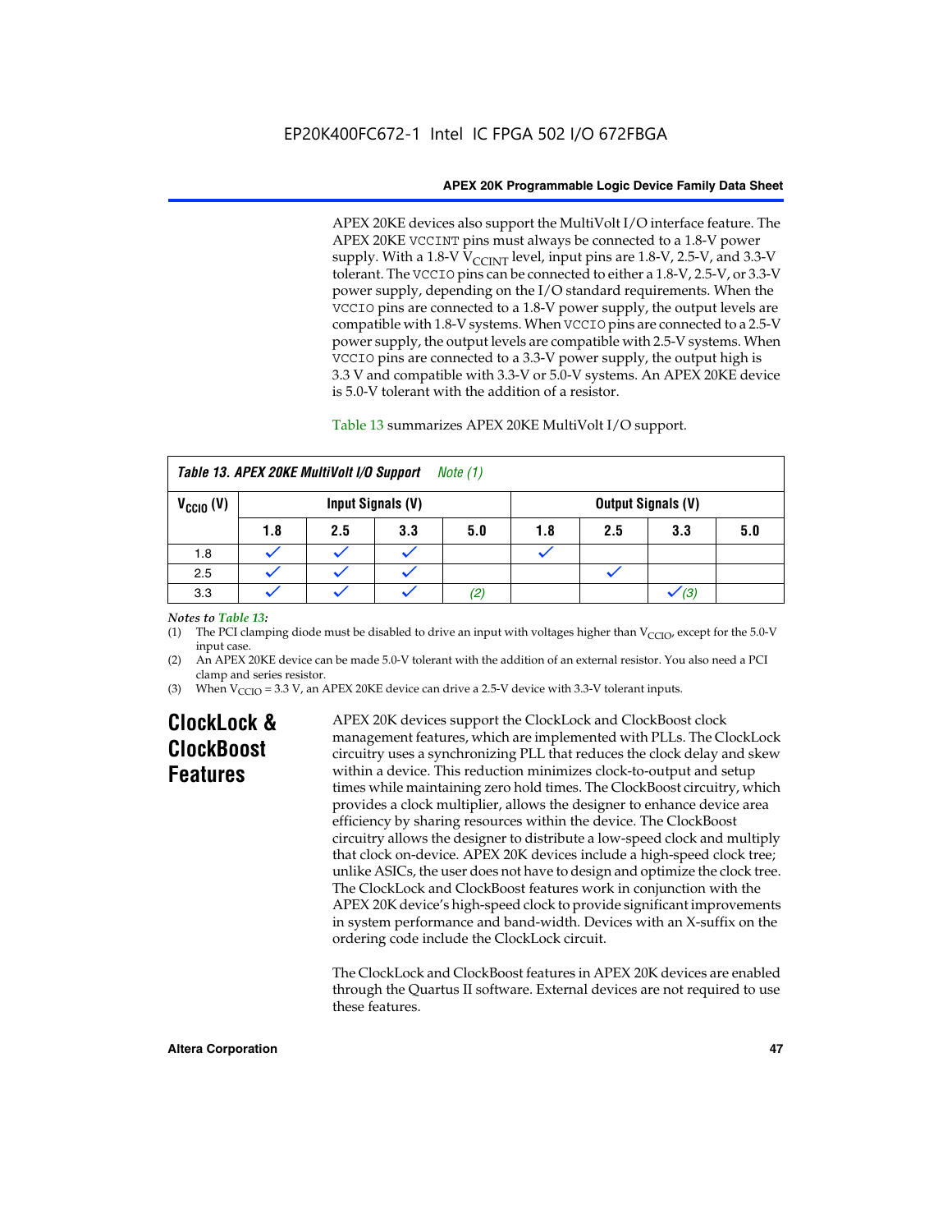APEX 20KE devices also support the MultiVolt I/O interface feature. The APEX 20KE VCCINT pins must always be connected to a 1.8-V power supply. With a 1.8-V $V_{CCINT}$ level, input pins are 1.8-V, 2.5-V, and 3.3-V tolerant. The VCCIO pins can be connected to either a 1.8-V, 2.5-V, or 3.3-V power supply, depending on the I/O standard requirements. When the VCCIO pins are connected to a 1.8-V power supply, the output levels are compatible with 1.8-V systems. When VCCIO pins are connected to a 2.5-V power supply, the output levels are compatible with 2.5-V systems. When VCCIO pins are connected to a 3.3-V power supply, the output high is 3.3 V and compatible with 3.3-V or 5.0-V systems. An APEX 20KE device is 5.0-V tolerant with the addition of a resistor.

Table 13 summarizes APEX 20KE MultiVolt I/O support.

**Table 13. APEX 20KE MultiVolt I/O Support** *Note (1)*

| $V_{CCIO}$ (V) | Input Signals (V) | | | | Output Signals (V) | | | |
|---|---|---|---|---|---|---|---|---|
| | 1.8 | 2.5 | 3.3 | 5.0 | 1.8 | 2.5 | 3.3 | 5.0 |
| 1.8 | ✓ | ✓ | ✓ | | ✓ | | | |
| 2.5 | ✓ | ✓ | ✓ | | | ✓ | | |
| 3.3 | ✓ | ✓ | ✓ | *(2)* | | | ✓ *(3)* | |

*Notes to Table 13:*

(1) The PCI clamping diode must be disabled to drive an input with voltages higher than $V_{CCIO}$, except for the 5.0-V input case.

(2) An APEX 20KE device can be made 5.0-V tolerant with the addition of an external resistor. You also need a PCI clamp and series resistor.

(3) When $V_{CCIO}$ = 3.3 V, an APEX 20KE device can drive a 2.5-V device with 3.3-V tolerant inputs.

## ClockLock & ClockBoost Features

APEX 20K devices support the ClockLock and ClockBoost clock management features, which are implemented with PLLs. The ClockLock circuitry uses a synchronizing PLL that reduces the clock delay and skew within a device. This reduction minimizes clock-to-output and setup times while maintaining zero hold times. The ClockBoost circuitry, which provides a clock multiplier, allows the designer to enhance device area efficiency by sharing resources within the device. The ClockBoost circuitry allows the designer to distribute a low-speed clock and multiply that clock on-device. APEX 20K devices include a high-speed clock tree; unlike ASICs, the user does not have to design and optimize the clock tree. The ClockLock and ClockBoost features work in conjunction with the APEX 20K device's high-speed clock to provide significant improvements in system performance and band-width. Devices with an X-suffix on the ordering code include the ClockLock circuit.

The ClockLock and ClockBoost features in APEX 20K devices are enabled through the Quartus II software. External devices are not required to use these features.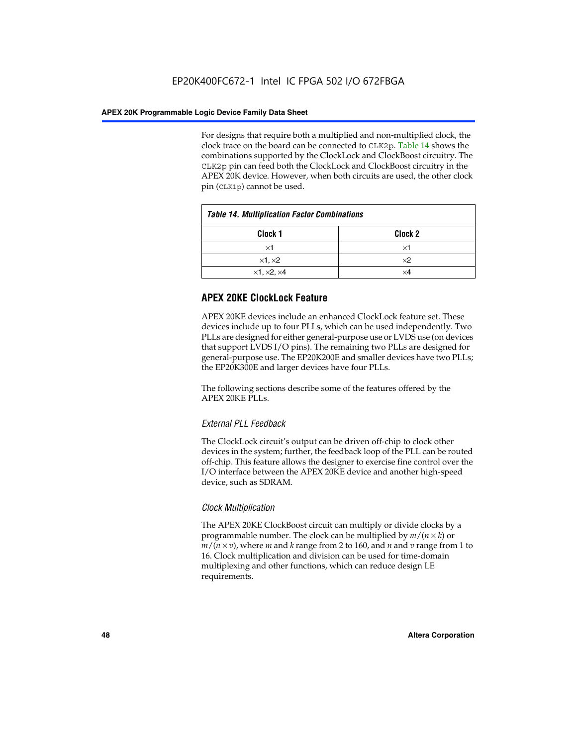For designs that require both a multiplied and non-multiplied clock, the clock trace on the board can be connected to `CLK2p`. Table 14 shows the combinations supported by the ClockLock and ClockBoost circuitry. The `CLK2p` pin can feed both the ClockLock and ClockBoost circuitry in the APEX 20K device. However, when both circuits are used, the other clock pin (`CLK1p`) cannot be used.

*Table 14. Multiplication Factor Combinations*

| Clock 1 | Clock 2 |
|---|---|
| ×1 | ×1 |
| ×1, ×2 | ×2 |
| ×1, ×2, ×4 | ×4 |

## APEX 20KE ClockLock Feature

APEX 20KE devices include an enhanced ClockLock feature set. These devices include up to four PLLs, which can be used independently. Two PLLs are designed for either general-purpose use or LVDS use (on devices that support LVDS I/O pins). The remaining two PLLs are designed for general-purpose use. The EP20K200E and smaller devices have two PLLs; the EP20K300E and larger devices have four PLLs.

The following sections describe some of the features offered by the APEX 20KE PLLs.

### External PLL Feedback

The ClockLock circuit's output can be driven off-chip to clock other devices in the system; further, the feedback loop of the PLL can be routed off-chip. This feature allows the designer to exercise fine control over the I/O interface between the APEX 20KE device and another high-speed device, such as SDRAM.

### Clock Multiplication

The APEX 20KE ClockBoost circuit can multiply or divide clocks by a programmable number. The clock can be multiplied by $m/(n \times k)$ or $m/(n \times v)$, where $m$ and $k$ range from 2 to 160, and $n$ and $v$ range from 1 to 16. Clock multiplication and division can be used for time-domain multiplexing and other functions, which can reduce design LE requirements.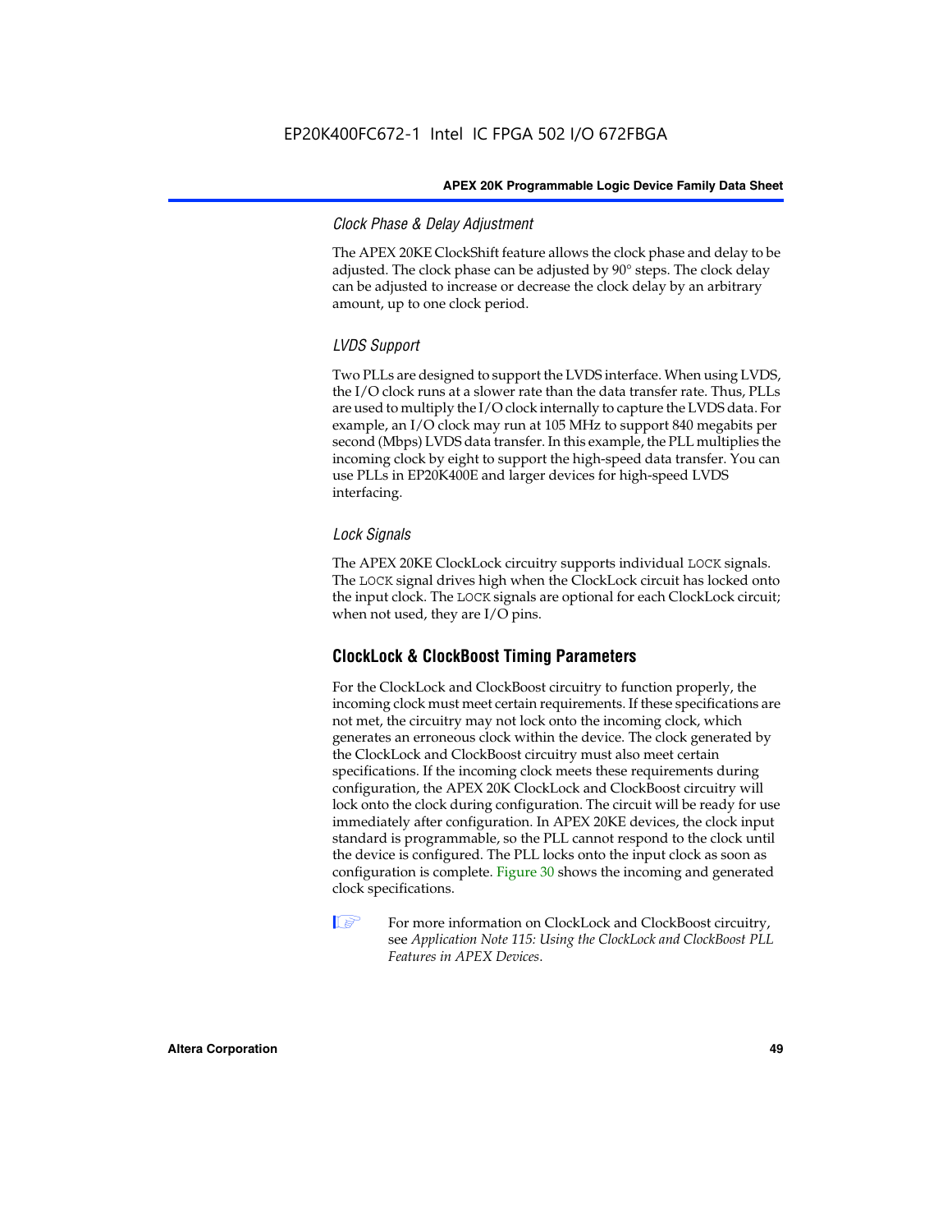### *Clock Phase & Delay Adjustment*

The APEX 20KE ClockShift feature allows the clock phase and delay to be adjusted. The clock phase can be adjusted by 90° steps. The clock delay can be adjusted to increase or decrease the clock delay by an arbitrary amount, up to one clock period.

### *LVDS Support*

Two PLLs are designed to support the LVDS interface. When using LVDS, the I/O clock runs at a slower rate than the data transfer rate. Thus, PLLs are used to multiply the I/O clock internally to capture the LVDS data. For example, an I/O clock may run at 105 MHz to support 840 megabits per second (Mbps) LVDS data transfer. In this example, the PLL multiplies the incoming clock by eight to support the high-speed data transfer. You can use PLLs in EP20K400E and larger devices for high-speed LVDS interfacing.

### *Lock Signals*

The APEX 20KE ClockLock circuitry supports individual `LOCK` signals. The `LOCK` signal drives high when the ClockLock circuit has locked onto the input clock. The `LOCK` signals are optional for each ClockLock circuit; when not used, they are I/O pins.

## ClockLock & ClockBoost Timing Parameters

For the ClockLock and ClockBoost circuitry to function properly, the incoming clock must meet certain requirements. If these specifications are not met, the circuitry may not lock onto the incoming clock, which generates an erroneous clock within the device. The clock generated by the ClockLock and ClockBoost circuitry must also meet certain specifications. If the incoming clock meets these requirements during configuration, the APEX 20K ClockLock and ClockBoost circuitry will lock onto the clock during configuration. The circuit will be ready for use immediately after configuration. In APEX 20KE devices, the clock input standard is programmable, so the PLL cannot respond to the clock until the device is configured. The PLL locks onto the input clock as soon as configuration is complete. Figure 30 shows the incoming and generated clock specifications.

For more information on ClockLock and ClockBoost circuitry, see *Application Note 115: Using the ClockLock and ClockBoost PLL Features in APEX Devices*.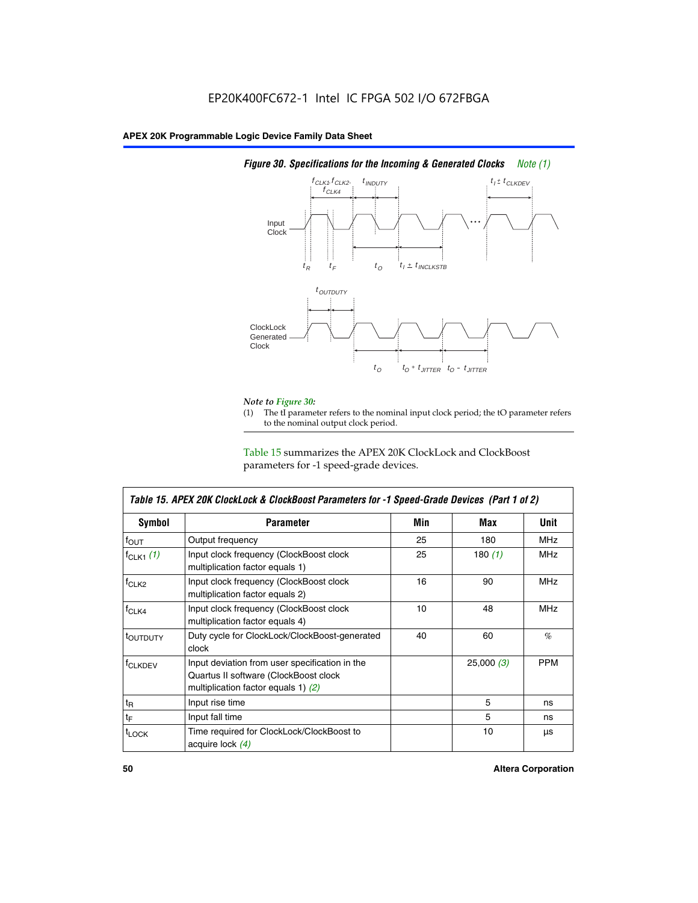*Figure 30. Specifications for the Incoming & Generated Clocks* *Note (1)*

*Note to Figure 30:*

(1) The tI parameter refers to the nominal input clock period; the tO parameter refers to the nominal output clock period.

Table 15 summarizes the APEX 20K ClockLock and ClockBoost parameters for -1 speed-grade devices.

| *Table 15. APEX 20K ClockLock & ClockBoost Parameters for -1 Speed-Grade Devices (Part 1 of 2)* | | | | |
|---|---|---|---|---|
| **Symbol** | **Parameter** | **Min** | **Max** | **Unit** |
| $f_{OUT}$ | Output frequency | 25 | 180 | MHz |
| $f_{CLK1}$ *(1)* | Input clock frequency (ClockBoost clock multiplication factor equals 1) | 25 | 180 *(1)* | MHz |
| $f_{CLK2}$ | Input clock frequency (ClockBoost clock multiplication factor equals 2) | 16 | 90 | MHz |
| $f_{CLK4}$ | Input clock frequency (ClockBoost clock multiplication factor equals 4) | 10 | 48 | MHz |
| $t_{OUTDUTY}$ | Duty cycle for ClockLock/ClockBoost-generated clock | 40 | 60 | % |
| $f_{CLKDEV}$ | Input deviation from user specification in the Quartus II software (ClockBoost clock multiplication factor equals 1) *(2)* | | 25,000 *(3)* | PPM |
| $t_R$ | Input rise time | | 5 | ns |
| $t_F$ | Input fall time | | 5 | ns |
| $t_{LOCK}$ | Time required for ClockLock/ClockBoost to acquire lock *(4)* | | 10 | µs |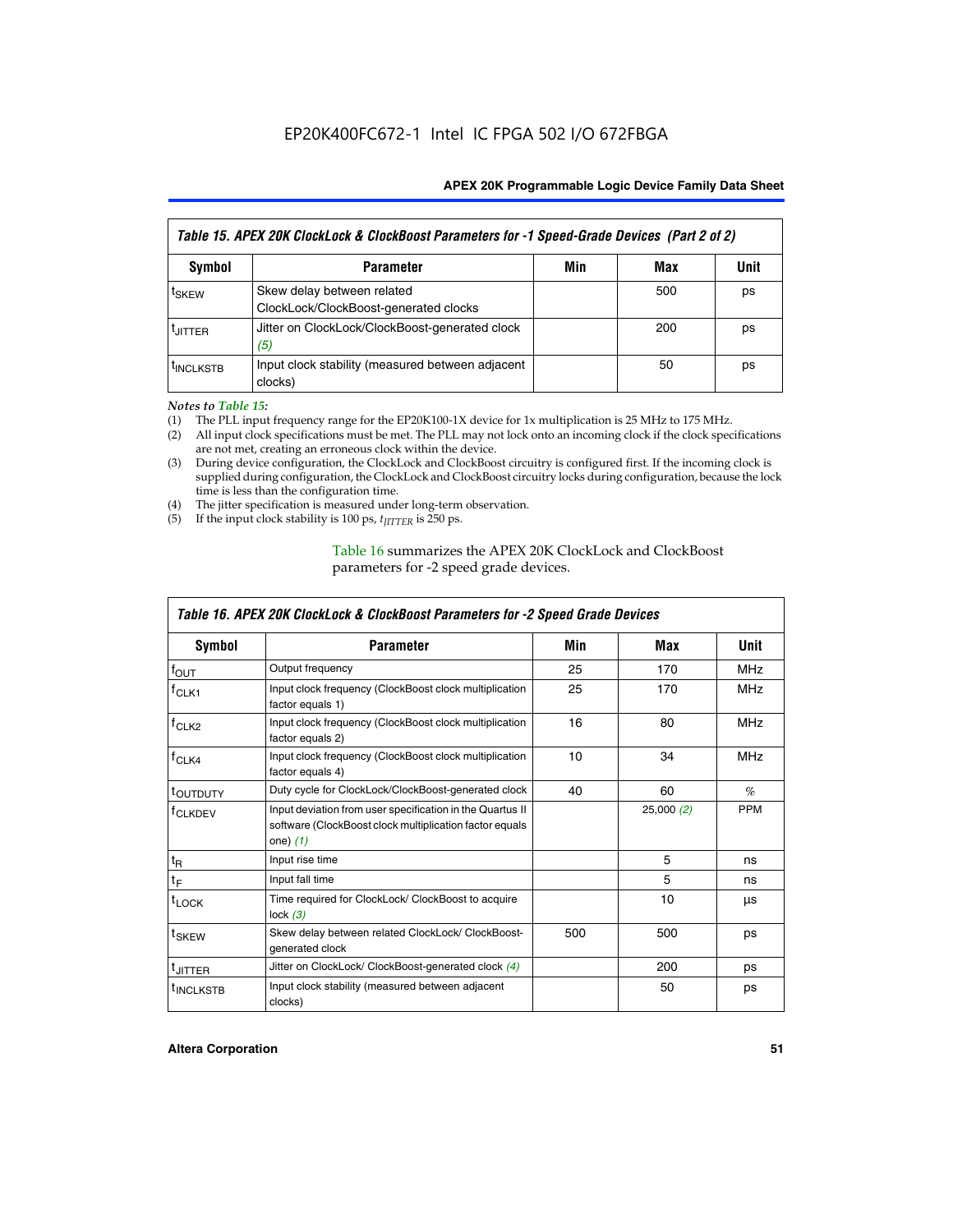EP20K400FC672-1 Intel IC FPGA 502 I/O 672FBGA

| *Table 15. APEX 20K ClockLock & ClockBoost Parameters for -1 Speed-Grade Devices (Part 2 of 2)* | | | | |
|---|---|---|---|---|
| **Symbol** | **Parameter** | **Min** | **Max** | **Unit** |
| $t_{SKEW}$ | Skew delay between related ClockLock/ClockBoost-generated clocks | | 500 | ps |
| $t_{JITTER}$ | Jitter on ClockLock/ClockBoost-generated clock *(5)* | | 200 | ps |
| $t_{INCLKSTB}$ | Input clock stability (measured between adjacent clocks) | | 50 | ps |

*Notes to Table 15:*

(1) The PLL input frequency range for the EP20K100-1X device for 1x multiplication is 25 MHz to 175 MHz.
(2) All input clock specifications must be met. The PLL may not lock onto an incoming clock if the clock specifications are not met, creating an erroneous clock within the device.
(3) During device configuration, the ClockLock and ClockBoost circuitry is configured first. If the incoming clock is supplied during configuration, the ClockLock and ClockBoost circuitry locks during configuration, because the lock time is less than the configuration time.
(4) The jitter specification is measured under long-term observation.
(5) If the input clock stability is 100 ps, $t_{JITTER}$ is 250 ps.

Table 16 summarizes the APEX 20K ClockLock and ClockBoost parameters for -2 speed grade devices.

| *Table 16. APEX 20K ClockLock & ClockBoost Parameters for -2 Speed Grade Devices* | | | | |
|---|---|---|---|---|
| **Symbol** | **Parameter** | **Min** | **Max** | **Unit** |
| $f_{OUT}$ | Output frequency | 25 | 170 | MHz |
| $f_{CLK1}$ | Input clock frequency (ClockBoost clock multiplication factor equals 1) | 25 | 170 | MHz |
| $f_{CLK2}$ | Input clock frequency (ClockBoost clock multiplication factor equals 2) | 16 | 80 | MHz |
| $f_{CLK4}$ | Input clock frequency (ClockBoost clock multiplication factor equals 4) | 10 | 34 | MHz |
| $t_{OUTDUTY}$ | Duty cycle for ClockLock/ClockBoost-generated clock | 40 | 60 | % |
| $f_{CLKDEV}$ | Input deviation from user specification in the Quartus II software (ClockBoost clock multiplication factor equals one) *(1)* | | 25,000 *(2)* | PPM |
| $t_R$ | Input rise time | | 5 | ns |
| $t_F$ | Input fall time | | 5 | ns |
| $t_{LOCK}$ | Time required for ClockLock/ ClockBoost to acquire lock *(3)* | | 10 | µs |
| $t_{SKEW}$ | Skew delay between related ClockLock/ ClockBoost-generated clock | 500 | 500 | ps |
| $t_{JITTER}$ | Jitter on ClockLock/ ClockBoost-generated clock *(4)* | | 200 | ps |
| $t_{INCLKSTB}$ | Input clock stability (measured between adjacent clocks) | | 50 | ps |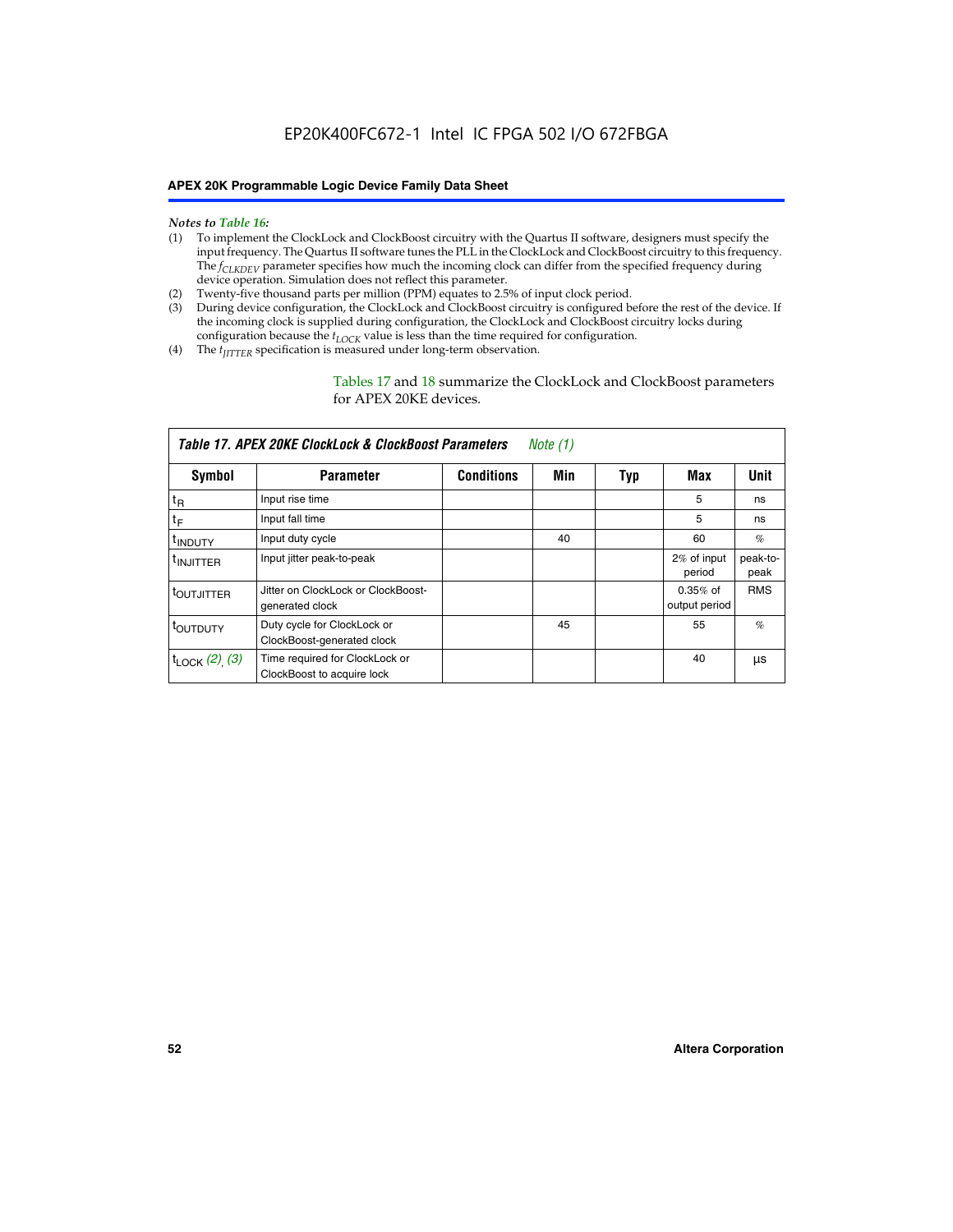*Notes to Table 16:*

(1) To implement the ClockLock and ClockBoost circuitry with the Quartus II software, designers must specify the input frequency. The Quartus II software tunes the PLL in the ClockLock and ClockBoost circuitry to this frequency. The $f_{CLKDEV}$ parameter specifies how much the incoming clock can differ from the specified frequency during device operation. Simulation does not reflect this parameter.

(2) Twenty-five thousand parts per million (PPM) equates to 2.5% of input clock period.

(3) During device configuration, the ClockLock and ClockBoost circuitry is configured before the rest of the device. If the incoming clock is supplied during configuration, the ClockLock and ClockBoost circuitry locks during configuration because the $t_{LOCK}$ value is less than the time required for configuration.

(4) The $t_{JITTER}$ specification is measured under long-term observation.

Tables 17 and 18 summarize the ClockLock and ClockBoost parameters for APEX 20KE devices.

**Table 17. APEX 20KE ClockLock & ClockBoost Parameters** *Note (1)*

| Symbol | Parameter | Conditions | Min | Typ | Max | Unit |
|---|---|---|---|---|---|---|
| $t_R$ | Input rise time | | | | 5 | ns |
| $t_F$ | Input fall time | | | | 5 | ns |
| $t_{INDUTY}$ | Input duty cycle | | 40 | | 60 | % |
| $t_{INJITTER}$ | Input jitter peak-to-peak | | | | 2% of input period | peak-to-peak |
| $t_{OUTJITTER}$ | Jitter on ClockLock or ClockBoost-generated clock | | | | 0.35% of output period | RMS |
| $t_{OUTDUTY}$ | Duty cycle for ClockLock or ClockBoost-generated clock | | 45 | | 55 | % |
| $t_{LOCK}$ *(2)*, *(3)* | Time required for ClockLock or ClockBoost to acquire lock | | | | 40 | µs |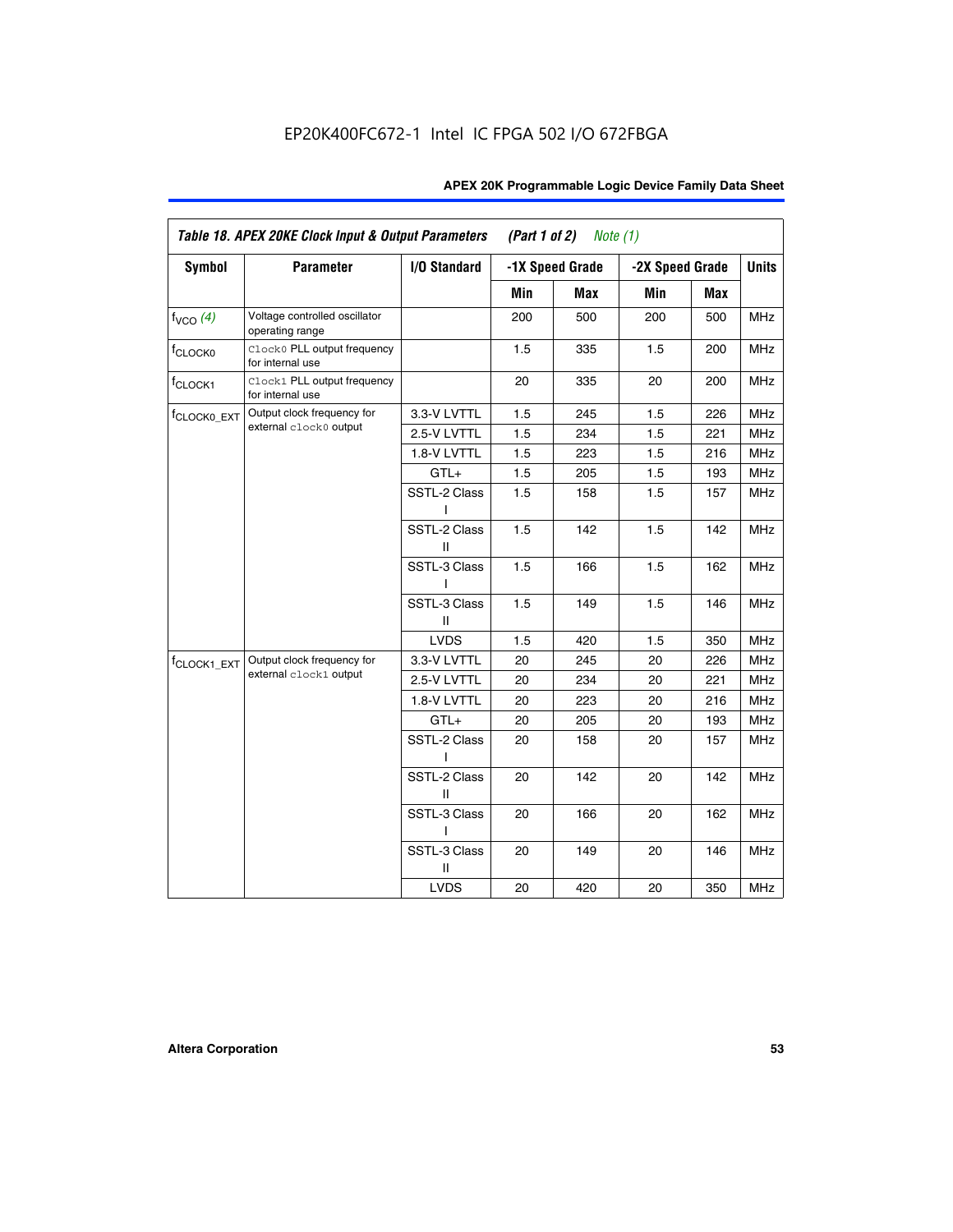EP20K400FC672-1 Intel IC FPGA 502 I/O 672FBGA

| Table 18. APEX 20KE Clock Input & Output Parameters (Part 1 of 2) *Note (1)* | | | | | | | |
|---|---|---|---|---|---|---|---|
| Symbol | Parameter | I/O Standard | -1X Speed Grade | | -2X Speed Grade | | Units |
| | | | Min | Max | Min | Max | |
| $f_{VCO}$ *(4)* | Voltage controlled oscillator operating range | | 200 | 500 | 200 | 500 | MHz |
| $f_{CLOCK0}$ | `Clock0` PLL output frequency for internal use | | 1.5 | 335 | 1.5 | 200 | MHz |
| $f_{CLOCK1}$ | `Clock1` PLL output frequency for internal use | | 20 | 335 | 20 | 200 | MHz |
| $f_{CLOCK0\_EXT}$ | Output clock frequency for external `clock0` output | 3.3-V LVTTL | 1.5 | 245 | 1.5 | 226 | MHz |
| | | 2.5-V LVTTL | 1.5 | 234 | 1.5 | 221 | MHz |
| | | 1.8-V LVTTL | 1.5 | 223 | 1.5 | 216 | MHz |
| | | GTL+ | 1.5 | 205 | 1.5 | 193 | MHz |
| | | SSTL-2 Class I | 1.5 | 158 | 1.5 | 157 | MHz |
| | | SSTL-2 Class II | 1.5 | 142 | 1.5 | 142 | MHz |
| | | SSTL-3 Class I | 1.5 | 166 | 1.5 | 162 | MHz |
| | | SSTL-3 Class II | 1.5 | 149 | 1.5 | 146 | MHz |
| | | LVDS | 1.5 | 420 | 1.5 | 350 | MHz |
| $f_{CLOCK1\_EXT}$ | Output clock frequency for external `clock1` output | 3.3-V LVTTL | 20 | 245 | 20 | 226 | MHz |
| | | 2.5-V LVTTL | 20 | 234 | 20 | 221 | MHz |
| | | 1.8-V LVTTL | 20 | 223 | 20 | 216 | MHz |
| | | GTL+ | 20 | 205 | 20 | 193 | MHz |
| | | SSTL-2 Class I | 20 | 158 | 20 | 157 | MHz |
| | | SSTL-2 Class II | 20 | 142 | 20 | 142 | MHz |
| | | SSTL-3 Class I | 20 | 166 | 20 | 162 | MHz |
| | | SSTL-3 Class II | 20 | 149 | 20 | 146 | MHz |
| | | LVDS | 20 | 420 | 20 | 350 | MHz |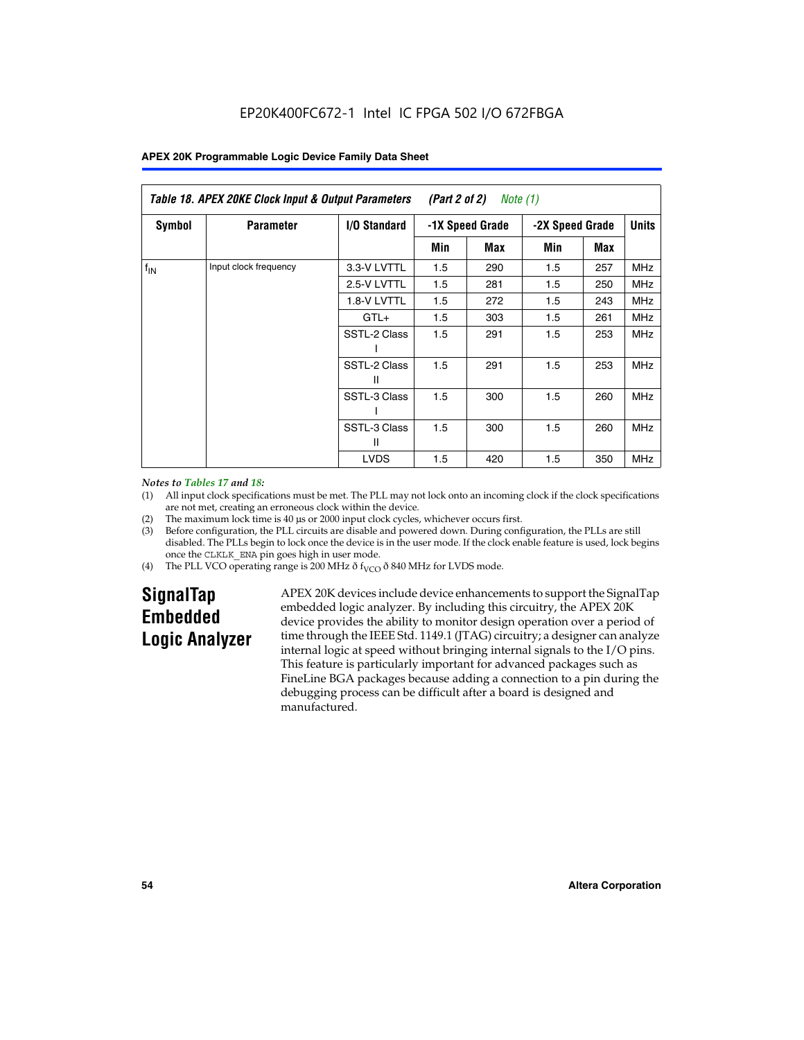**Table 18. APEX 20KE Clock Input & Output Parameters (Part 2 of 2)** *Note (1)*

| Symbol | Parameter | I/O Standard | -1X Speed Grade | | -2X Speed Grade | | Units |
|---|---|---|---|---|---|---|---|
| | | | Min | Max | Min | Max | |
| $f_{IN}$ | Input clock frequency | 3.3-V LVTTL | 1.5 | 290 | 1.5 | 257 | MHz |
| | | 2.5-V LVTTL | 1.5 | 281 | 1.5 | 250 | MHz |
| | | 1.8-V LVTTL | 1.5 | 272 | 1.5 | 243 | MHz |
| | | GTL+ | 1.5 | 303 | 1.5 | 261 | MHz |
| | | SSTL-2 Class I | 1.5 | 291 | 1.5 | 253 | MHz |
| | | SSTL-2 Class II | 1.5 | 291 | 1.5 | 253 | MHz |
| | | SSTL-3 Class I | 1.5 | 300 | 1.5 | 260 | MHz |
| | | SSTL-3 Class II | 1.5 | 300 | 1.5 | 260 | MHz |
| | | LVDS | 1.5 | 420 | 1.5 | 350 | MHz |

*Notes to Tables 17 and 18:*

(1) All input clock specifications must be met. The PLL may not lock onto an incoming clock if the clock specifications are not met, creating an erroneous clock within the device.

(2) The maximum lock time is 40 µs or 2000 input clock cycles, whichever occurs first.

(3) Before configuration, the PLL circuits are disable and powered down. During configuration, the PLLs are still disabled. The PLLs begin to lock once the device is in the user mode. If the clock enable feature is used, lock begins once the CLKLK_ENA pin goes high in user mode.

(4) The PLL VCO operating range is 200 MHz ð $f_{VCO}$ ð 840 MHz for LVDS mode.

## SignalTap Embedded Logic Analyzer

APEX 20K devices include device enhancements to support the SignalTap embedded logic analyzer. By including this circuitry, the APEX 20K device provides the ability to monitor design operation over a period of time through the IEEE Std. 1149.1 (JTAG) circuitry; a designer can analyze internal logic at speed without bringing internal signals to the I/O pins. This feature is particularly important for advanced packages such as FineLine BGA packages because adding a connection to a pin during the debugging process can be difficult after a board is designed and manufactured.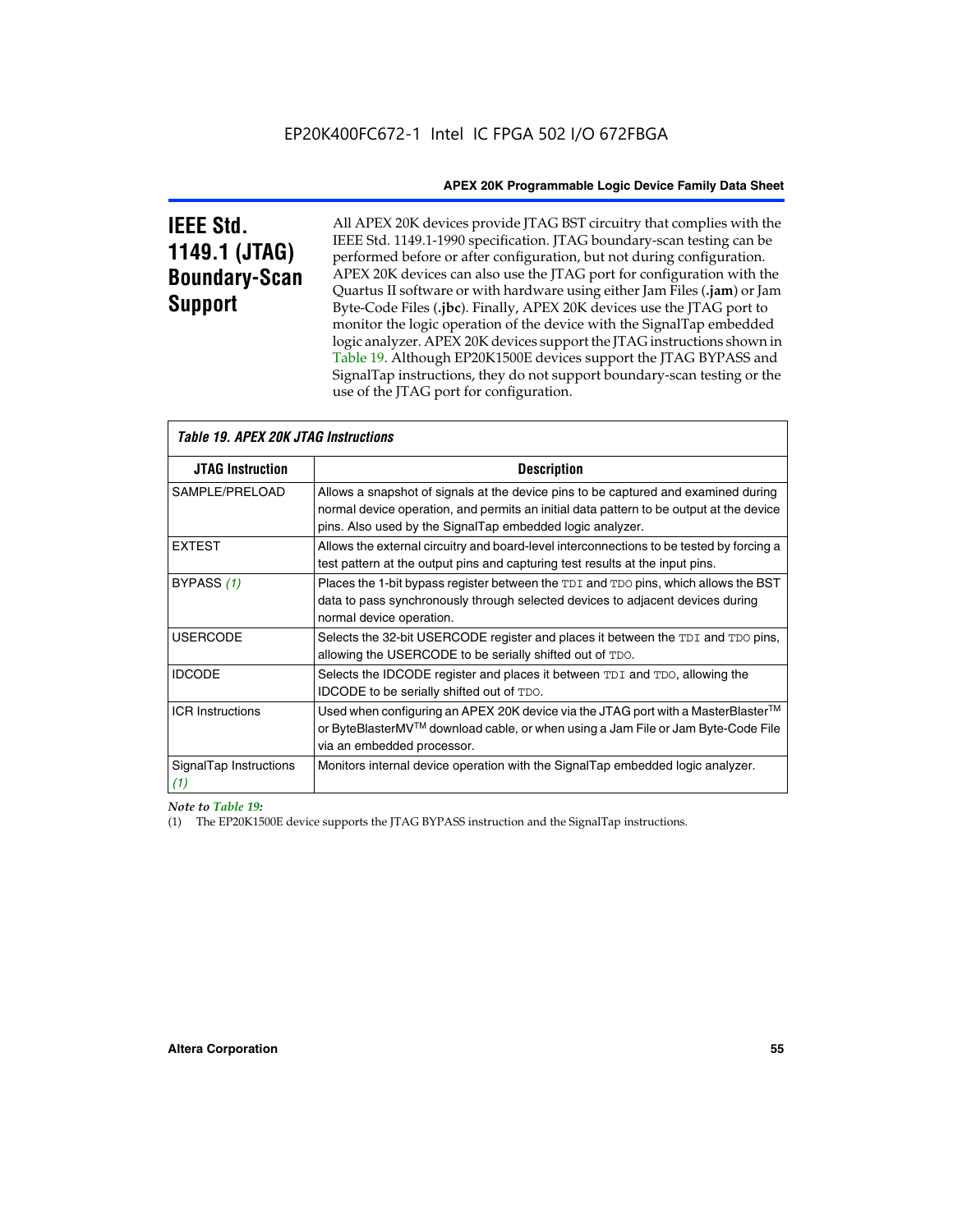## IEEE Std. 1149.1 (JTAG) Boundary-Scan Support

All APEX 20K devices provide JTAG BST circuitry that complies with the IEEE Std. 1149.1-1990 specification. JTAG boundary-scan testing can be performed before or after configuration, but not during configuration. APEX 20K devices can also use the JTAG port for configuration with the Quartus II software or with hardware using either Jam Files (**.jam**) or Jam Byte-Code Files (**.jbc**). Finally, APEX 20K devices use the JTAG port to monitor the logic operation of the device with the SignalTap embedded logic analyzer. APEX 20K devices support the JTAG instructions shown in Table 19. Although EP20K1500E devices support the JTAG BYPASS and SignalTap instructions, they do not support boundary-scan testing or the use of the JTAG port for configuration.

*Table 19. APEX 20K JTAG Instructions*

| JTAG Instruction | Description |
|---|---|
| SAMPLE/PRELOAD | Allows a snapshot of signals at the device pins to be captured and examined during normal device operation, and permits an initial data pattern to be output at the device pins. Also used by the SignalTap embedded logic analyzer. |
| EXTEST | Allows the external circuitry and board-level interconnections to be tested by forcing a test pattern at the output pins and capturing test results at the input pins. |
| BYPASS *(1)* | Places the 1-bit bypass register between the TDI and TDO pins, which allows the BST data to pass synchronously through selected devices to adjacent devices during normal device operation. |
| USERCODE | Selects the 32-bit USERCODE register and places it between the TDI and TDO pins, allowing the USERCODE to be serially shifted out of TDO. |
| IDCODE | Selects the IDCODE register and places it between TDI and TDO, allowing the IDCODE to be serially shifted out of TDO. |
| ICR Instructions | Used when configuring an APEX 20K device via the JTAG port with a MasterBlaster™ or ByteBlasterMV™ download cable, or when using a Jam File or Jam Byte-Code File via an embedded processor. |
| SignalTap Instructions *(1)* | Monitors internal device operation with the SignalTap embedded logic analyzer. |

*Note to Table 19:*

(1) The EP20K1500E device supports the JTAG BYPASS instruction and the SignalTap instructions.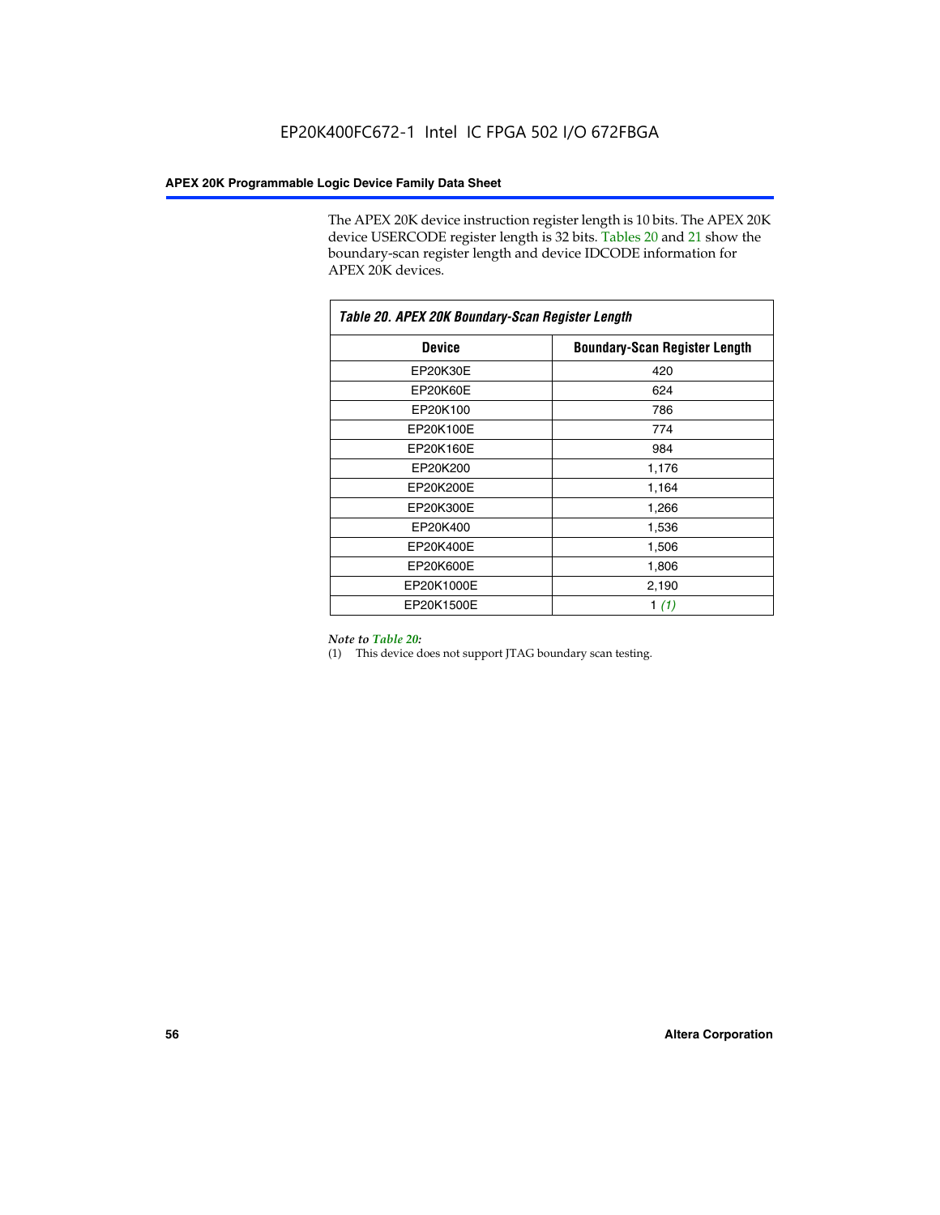The APEX 20K device instruction register length is 10 bits. The APEX 20K device USERCODE register length is 32 bits. Tables 20 and 21 show the boundary-scan register length and device IDCODE information for APEX 20K devices.

*Table 20. APEX 20K Boundary-Scan Register Length*

| Device | Boundary-Scan Register Length |
|---|---|
| EP20K30E | 420 |
| EP20K60E | 624 |
| EP20K100 | 786 |
| EP20K100E | 774 |
| EP20K160E | 984 |
| EP20K200 | 1,176 |
| EP20K200E | 1,164 |
| EP20K300E | 1,266 |
| EP20K400 | 1,536 |
| EP20K400E | 1,506 |
| EP20K600E | 1,806 |
| EP20K1000E | 2,190 |
| EP20K1500E | 1 *(1)* |

*Note to Table 20:*

(1) This device does not support JTAG boundary scan testing.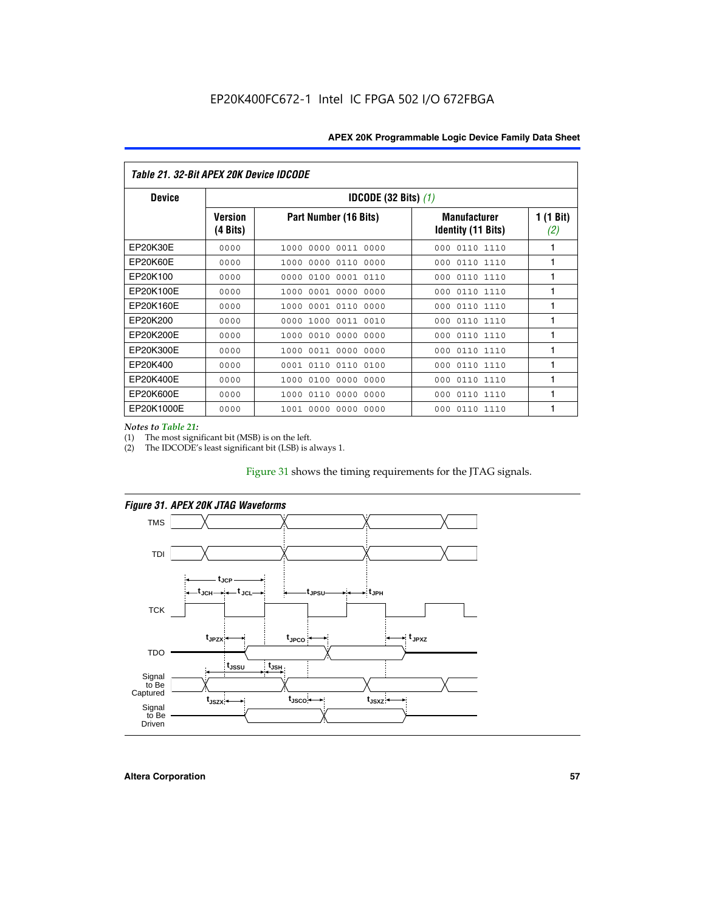*Table 21. 32-Bit APEX 20K Device IDCODE*

| Device | IDCODE (32 Bits) *(1)* | | | |
|---|---|---|---|---|
| | Version (4 Bits) | Part Number (16 Bits) | Manufacturer Identity (11 Bits) | 1 (1 Bit) *(2)* |
| EP20K30E | 0000 | 1000 0000 0011 0000 | 000 0110 1110 | 1 |
| EP20K60E | 0000 | 1000 0000 0110 0000 | 000 0110 1110 | 1 |
| EP20K100 | 0000 | 0000 0100 0001 0110 | 000 0110 1110 | 1 |
| EP20K100E | 0000 | 1000 0001 0000 0000 | 000 0110 1110 | 1 |
| EP20K160E | 0000 | 1000 0001 0110 0000 | 000 0110 1110 | 1 |
| EP20K200 | 0000 | 0000 1000 0011 0010 | 000 0110 1110 | 1 |
| EP20K200E | 0000 | 1000 0010 0000 0000 | 000 0110 1110 | 1 |
| EP20K300E | 0000 | 1000 0011 0000 0000 | 000 0110 1110 | 1 |
| EP20K400 | 0000 | 0001 0110 0110 0100 | 000 0110 1110 | 1 |
| EP20K400E | 0000 | 1000 0100 0000 0000 | 000 0110 1110 | 1 |
| EP20K600E | 0000 | 1000 0110 0000 0000 | 000 0110 1110 | 1 |
| EP20K1000E | 0000 | 1001 0000 0000 0000 | 000 0110 1110 | 1 |

*Notes to Table 21:*

(1) The most significant bit (MSB) is on the left.

(2) The IDCODE's least significant bit (LSB) is always 1.

Figure 31 shows the timing requirements for the JTAG signals.

*Figure 31. APEX 20K JTAG Waveforms*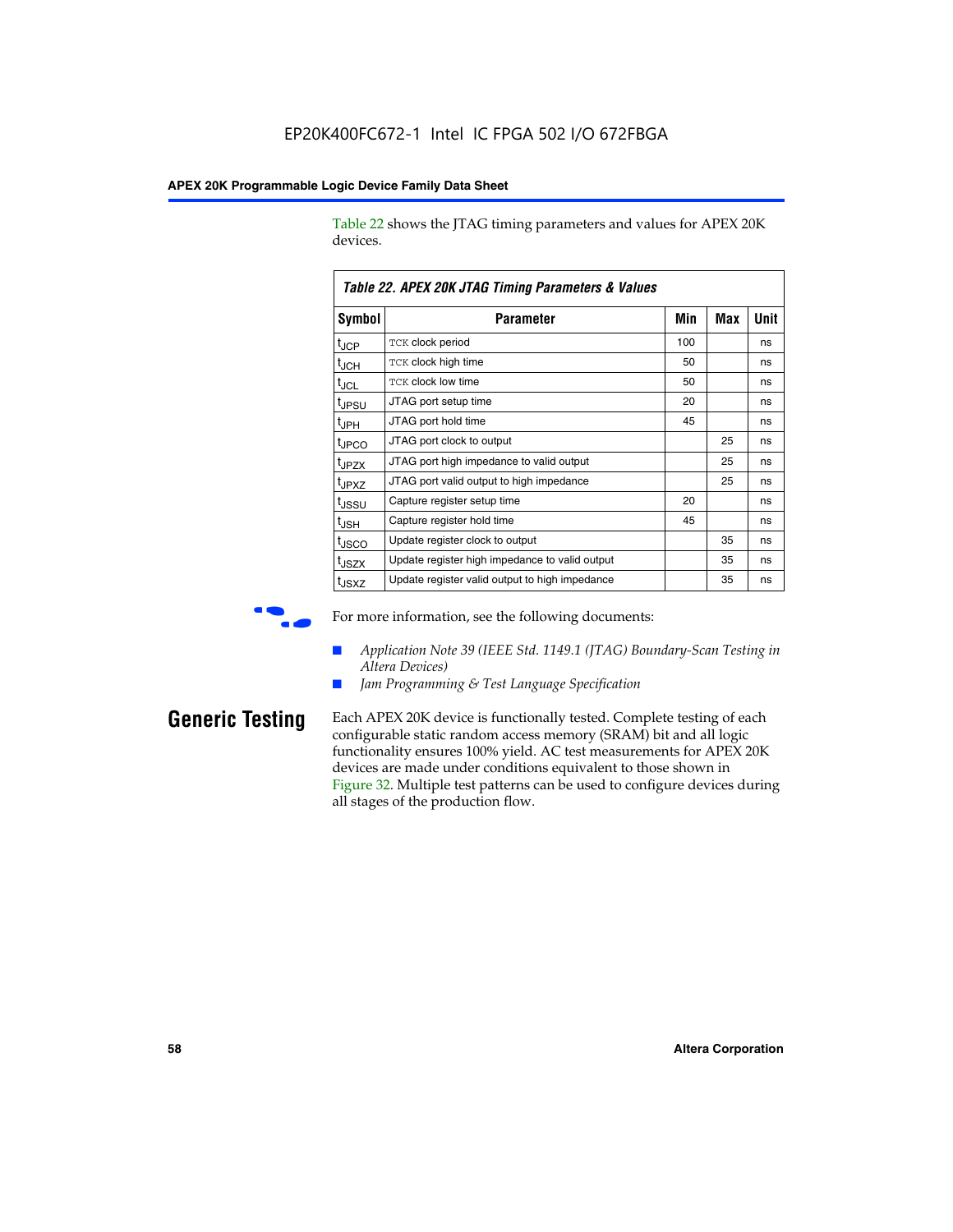Table 22 shows the JTAG timing parameters and values for APEX 20K devices.

**Table 22. APEX 20K JTAG Timing Parameters & Values**

| Symbol | Parameter | Min | Max | Unit |
|---|---|---|---|---|
| $t_{JCP}$ | TCK clock period | 100 | | ns |
| $t_{JCH}$ | TCK clock high time | 50 | | ns |
| $t_{JCL}$ | TCK clock low time | 50 | | ns |
| $t_{JPSU}$ | JTAG port setup time | 20 | | ns |
| $t_{JPH}$ | JTAG port hold time | 45 | | ns |
| $t_{JPCO}$ | JTAG port clock to output | | 25 | ns |
| $t_{JPZX}$ | JTAG port high impedance to valid output | | 25 | ns |
| $t_{JPXZ}$ | JTAG port valid output to high impedance | | 25 | ns |
| $t_{JSSU}$ | Capture register setup time | 20 | | ns |
| $t_{JSH}$ | Capture register hold time | 45 | | ns |
| $t_{JSCO}$ | Update register clock to output | | 35 | ns |
| $t_{JSZX}$ | Update register high impedance to valid output | | 35 | ns |
| $t_{JSXZ}$ | Update register valid output to high impedance | | 35 | ns |

For more information, see the following documents:

- *Application Note 39 (IEEE Std. 1149.1 (JTAG) Boundary-Scan Testing in Altera Devices)*
- *Jam Programming & Test Language Specification*

## Generic Testing

Each APEX 20K device is functionally tested. Complete testing of each configurable static random access memory (SRAM) bit and all logic functionality ensures 100% yield. AC test measurements for APEX 20K devices are made under conditions equivalent to those shown in Figure 32. Multiple test patterns can be used to configure devices during all stages of the production flow.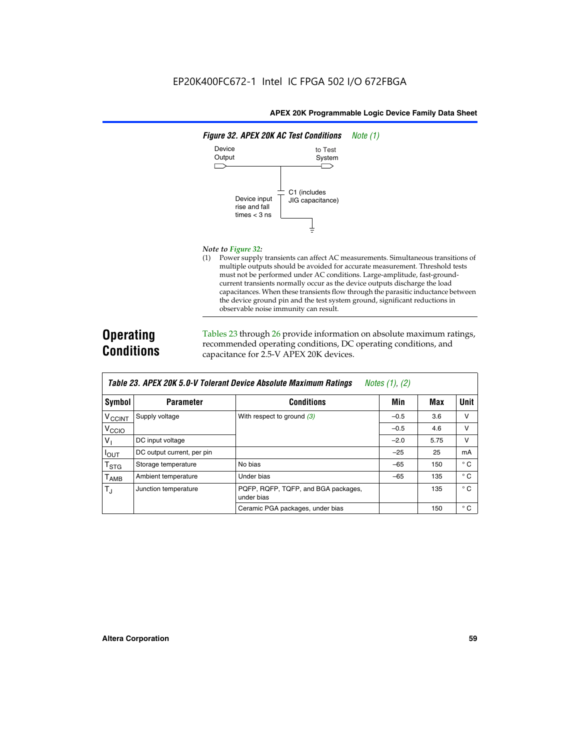*Figure 32. APEX 20K AC Test Conditions* *Note (1)*

Device Output

to Test System

C1 (includes JIG capacitance)

Device input rise and fall times < 3 ns

*Note to Figure 32:*

(1) Power supply transients can affect AC measurements. Simultaneous transitions of multiple outputs should be avoided for accurate measurement. Threshold tests must not be performed under AC conditions. Large-amplitude, fast-ground-current transients normally occur as the device outputs discharge the load capacitances. When these transients flow through the parasitic inductance between the device ground pin and the test system ground, significant reductions in observable noise immunity can result.

## Operating Conditions

Tables 23 through 26 provide information on absolute maximum ratings, recommended operating conditions, DC operating conditions, and capacitance for 2.5-V APEX 20K devices.

**Table 23. APEX 20K 5.0-V Tolerant Device Absolute Maximum Ratings** *Notes (1), (2)*

| Symbol | Parameter | Conditions | Min | Max | Unit |
|---|---|---|---|---|---|
| $V_{CCINT}$ | Supply voltage | With respect to ground (3) | –0.5 | 3.6 | V |
| $V_{CCIO}$ | | | –0.5 | 4.6 | V |
| $V_I$ | DC input voltage | | –2.0 | 5.75 | V |
| $I_{OUT}$ | DC output current, per pin | | –25 | 25 | mA |
| $T_{STG}$ | Storage temperature | No bias | –65 | 150 | ° C |
| $T_{AMB}$ | Ambient temperature | Under bias | –65 | 135 | ° C |
| $T_J$ | Junction temperature | PQFP, RQFP, TQFP, and BGA packages, under bias | | 135 | ° C |
| | | Ceramic PGA packages, under bias | | 150 | ° C |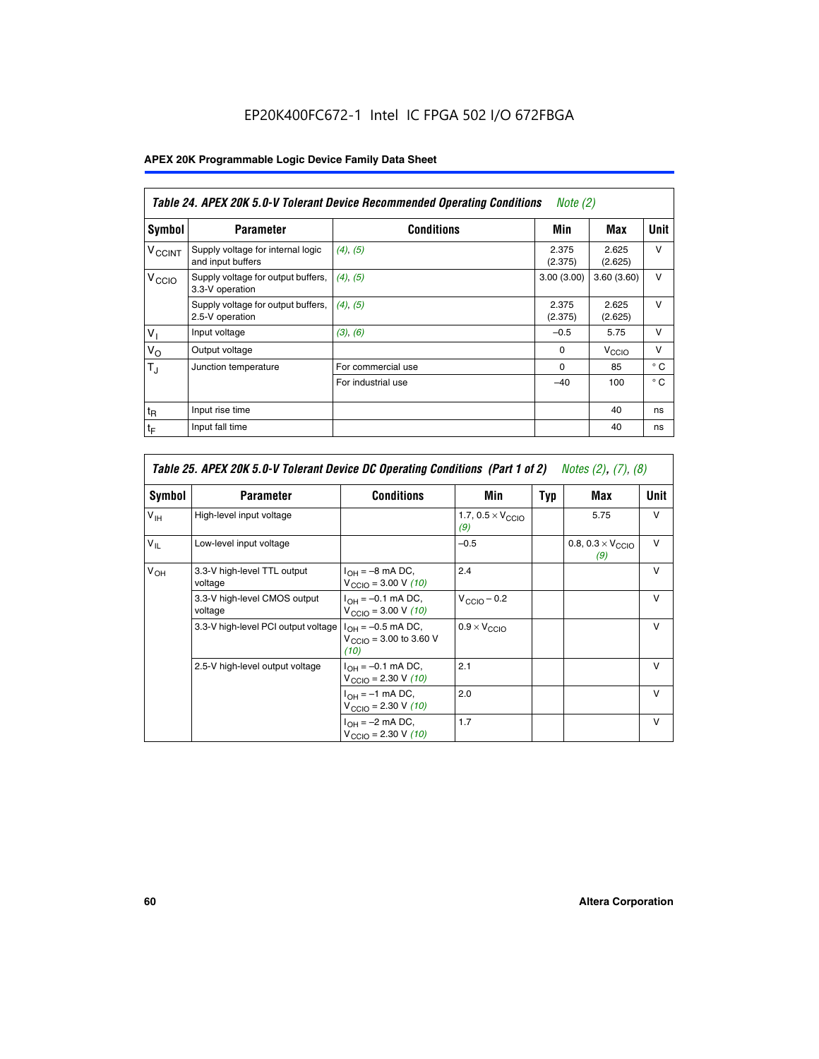EP20K400FC672-1 Intel IC FPGA 502 I/O 672FBGA

## APEX 20K Programmable Logic Device Family Data Sheet

| *Table 24. APEX 20K 5.0-V Tolerant Device Recommended Operating Conditions* *Note (2)* | | | | | |
|---|---|---|---|---|---|
| **Symbol** | **Parameter** | **Conditions** | **Min** | **Max** | **Unit** |
| $V_{CCINT}$ | Supply voltage for internal logic and input buffers | *(4), (5)* | 2.375 (2.375) | 2.625 (2.625) | V |
| $V_{CCIO}$ | Supply voltage for output buffers, 3.3-V operation | *(4), (5)* | 3.00 (3.00) | 3.60 (3.60) | V |
| | Supply voltage for output buffers, 2.5-V operation | *(4), (5)* | 2.375 (2.375) | 2.625 (2.625) | V |
| $V_I$ | Input voltage | *(3), (6)* | –0.5 | 5.75 | V |
| $V_O$ | Output voltage | | 0 | $V_{CCIO}$ | V |
| $T_J$ | Junction temperature | For commercial use | 0 | 85 | ° C |
| | | For industrial use | –40 | 100 | ° C |
| $t_R$ | Input rise time | | | 40 | ns |
| $t_F$ | Input fall time | | | 40 | ns |

| *Table 25. APEX 20K 5.0-V Tolerant Device DC Operating Conditions (Part 1 of 2)* *Notes (2), (7), (8)* | | | | | | |
|---|---|---|---|---|---|---|
| **Symbol** | **Parameter** | **Conditions** | **Min** | **Typ** | **Max** | **Unit** |
| $V_{IH}$ | High-level input voltage | | 1.7, $0.5 \times V_{CCIO}$ *(9)* | | 5.75 | V |
| $V_{IL}$ | Low-level input voltage | | –0.5 | | 0.8, $0.3 \times V_{CCIO}$ *(9)* | V |
| $V_{OH}$ | 3.3-V high-level TTL output voltage | $I_{OH}$ = –8 mA DC, $V_{CCIO}$ = 3.00 V *(10)* | 2.4 | | | V |
| | 3.3-V high-level CMOS output voltage | $I_{OH}$ = –0.1 mA DC, $V_{CCIO}$ = 3.00 V *(10)* | $V_{CCIO}$ – 0.2 | | | V |
| | 3.3-V high-level PCI output voltage | $I_{OH}$ = –0.5 mA DC, $V_{CCIO}$ = 3.00 to 3.60 V *(10)* | $0.9 \times V_{CCIO}$ | | | V |
| | 2.5-V high-level output voltage | $I_{OH}$ = –0.1 mA DC, $V_{CCIO}$ = 2.30 V *(10)* | 2.1 | | | V |
| | | $I_{OH}$ = –1 mA DC, $V_{CCIO}$ = 2.30 V *(10)* | 2.0 | | | V |
| | | $I_{OH}$ = –2 mA DC, $V_{CCIO}$ = 2.30 V *(10)* | 1.7 | | | V |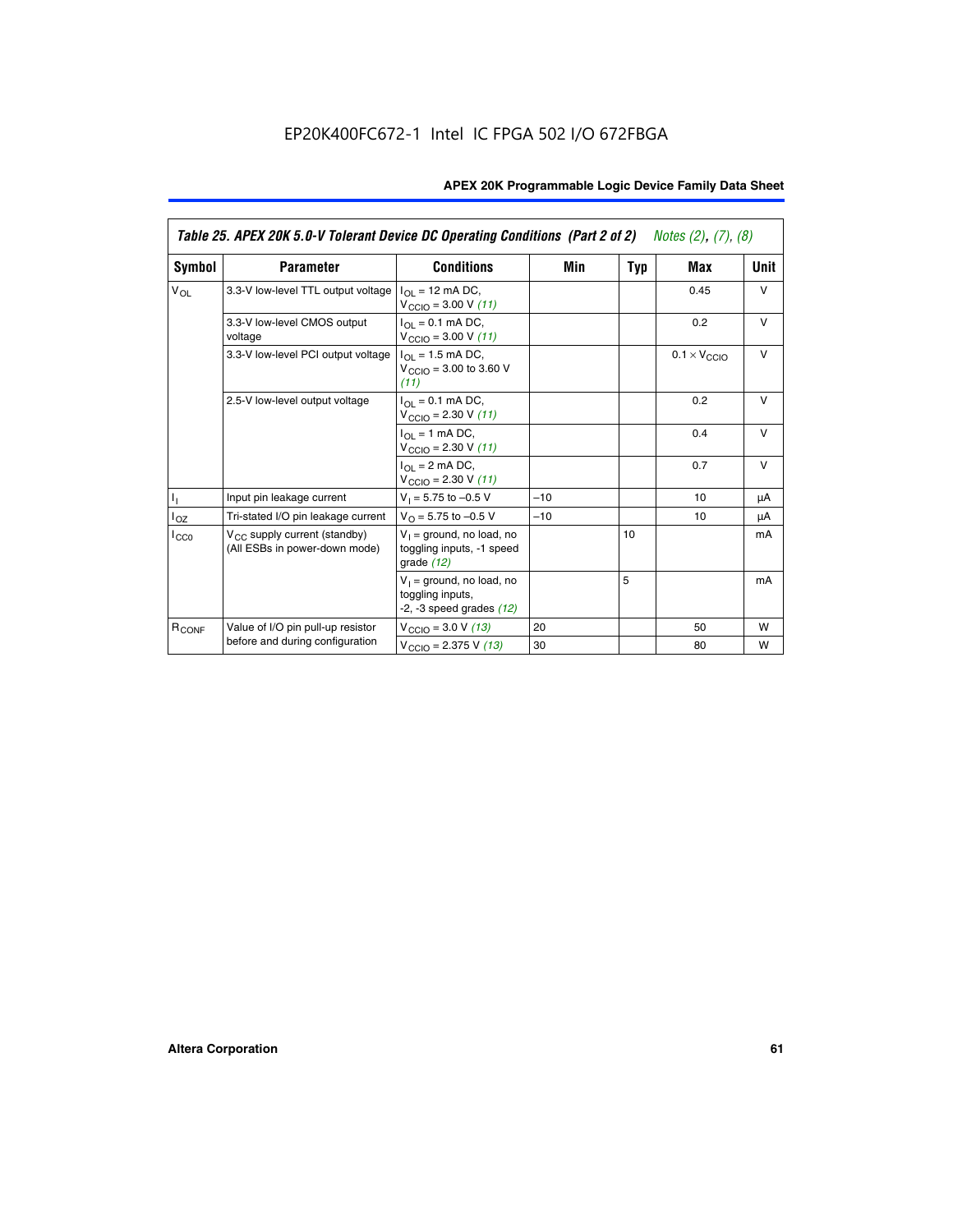EP20K400FC672-1 Intel IC FPGA 502 I/O 672FBGA

| Symbol | Parameter | Conditions | Min | Typ | Max | Unit |
|---|---|---|---|---|---|---|
| $V_{OL}$ | 3.3-V low-level TTL output voltage | $I_{OL}$ = 12 mA DC, $V_{CCIO}$ = 3.00 V *(11)* | | | 0.45 | V |
| | 3.3-V low-level CMOS output voltage | $I_{OL}$ = 0.1 mA DC, $V_{CCIO}$ = 3.00 V *(11)* | | | 0.2 | V |
| | 3.3-V low-level PCI output voltage | $I_{OL}$ = 1.5 mA DC, $V_{CCIO}$ = 3.00 to 3.60 V *(11)* | | | $0.1 \times V_{CCIO}$ | V |
| | 2.5-V low-level output voltage | $I_{OL}$ = 0.1 mA DC, $V_{CCIO}$ = 2.30 V *(11)* | | | 0.2 | V |
| | | $I_{OL}$ = 1 mA DC, $V_{CCIO}$ = 2.30 V *(11)* | | | 0.4 | V |
| | | $I_{OL}$ = 2 mA DC, $V_{CCIO}$ = 2.30 V *(11)* | | | 0.7 | V |
| $I_I$ | Input pin leakage current | $V_I$ = 5.75 to –0.5 V | –10 | | 10 | µA |
| $I_{OZ}$ | Tri-stated I/O pin leakage current | $V_O$ = 5.75 to –0.5 V | –10 | | 10 | µA |
| $I_{CC0}$ | $V_{CC}$ supply current (standby) (All ESBs in power-down mode) | $V_I$ = ground, no load, no toggling inputs, -1 speed grade *(12)* | | 10 | | mA |
| | | $V_I$ = ground, no load, no toggling inputs, -2, -3 speed grades *(12)* | | 5 | | mA |
| $R_{CONF}$ | Value of I/O pin pull-up resistor before and during configuration | $V_{CCIO}$ = 3.0 V *(13)* | 20 | | 50 | W |
| | | $V_{CCIO}$ = 2.375 V *(13)* | 30 | | 80 | W |

*Table 25. APEX 20K 5.0-V Tolerant Device DC Operating Conditions (Part 2 of 2) Notes (2), (7), (8)*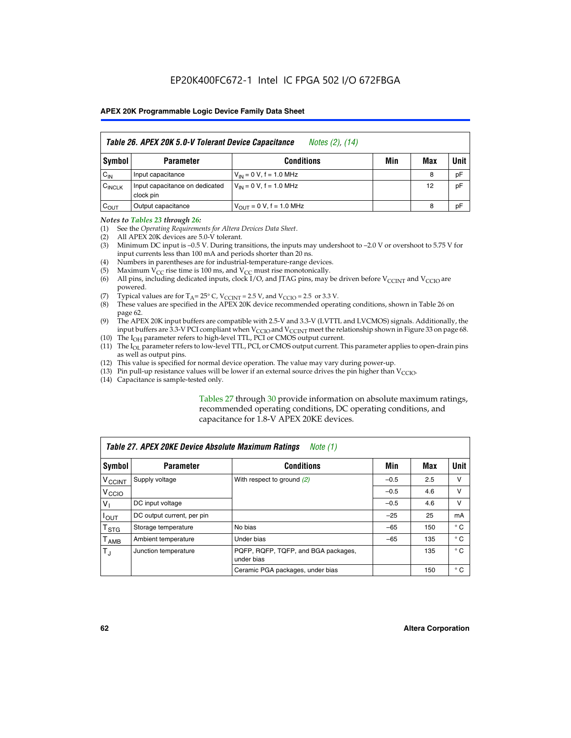EP20K400FC672-1 Intel IC FPGA 502 I/O 672FBGA

**APEX 20K Programmable Logic Device Family Data Sheet**

**Table 26. APEX 20K 5.0-V Tolerant Device Capacitance** *Notes (2), (14)*

| Symbol | Parameter | Conditions | Min | Max | Unit |
|---|---|---|---|---|---|
| $C_{IN}$ | Input capacitance | $V_{IN}$ = 0 V, f = 1.0 MHz | | 8 | pF |
| $C_{INCLK}$ | Input capacitance on dedicated clock pin | $V_{IN}$ = 0 V, f = 1.0 MHz | | 12 | pF |
| $C_{OUT}$ | Output capacitance | $V_{OUT}$ = 0 V, f = 1.0 MHz | | 8 | pF |

*Notes to Tables 23 through 26:*

(1) See the *Operating Requirements for Altera Devices Data Sheet*.
(2) All APEX 20K devices are 5.0-V tolerant.
(3) Minimum DC input is –0.5 V. During transitions, the inputs may undershoot to –2.0 V or overshoot to 5.75 V for input currents less than 100 mA and periods shorter than 20 ns.
(4) Numbers in parentheses are for industrial-temperature-range devices.
(5) Maximum $V_{CC}$ rise time is 100 ms, and $V_{CC}$ must rise monotonically.
(6) All pins, including dedicated inputs, clock I/O, and JTAG pins, may be driven before $V_{CCINT}$ and $V_{CCIO}$ are powered.
(7) Typical values are for $T_A$ = 25° C, $V_{CCINT}$ = 2.5 V, and $V_{CCIO}$ = 2.5 or 3.3 V.
(8) These values are specified in the APEX 20K device recommended operating conditions, shown in Table 26 on page 62.
(9) The APEX 20K input buffers are compatible with 2.5-V and 3.3-V (LVTTL and LVCMOS) signals. Additionally, the input buffers are 3.3-V PCI compliant when $V_{CCIO}$ and $V_{CCINT}$ meet the relationship shown in Figure 33 on page 68.
(10) The $I_{OH}$ parameter refers to high-level TTL, PCI or CMOS output current.
(11) The $I_{OL}$ parameter refers to low-level TTL, PCI, or CMOS output current. This parameter applies to open-drain pins as well as output pins.
(12) This value is specified for normal device operation. The value may vary during power-up.
(13) Pin pull-up resistance values will be lower if an external source drives the pin higher than $V_{CCIO}$.
(14) Capacitance is sample-tested only.

Tables 27 through 30 provide information on absolute maximum ratings, recommended operating conditions, DC operating conditions, and capacitance for 1.8-V APEX 20KE devices.

**Table 27. APEX 20KE Device Absolute Maximum Ratings** *Note (1)*

| Symbol | Parameter | Conditions | Min | Max | Unit |
|---|---|---|---|---|---|
| $V_{CCINT}$ | Supply voltage | With respect to ground *(2)* | –0.5 | 2.5 | V |
| $V_{CCIO}$ | | | –0.5 | 4.6 | V |
| $V_I$ | DC input voltage | | –0.5 | 4.6 | V |
| $I_{OUT}$ | DC output current, per pin | | –25 | 25 | mA |
| $T_{STG}$ | Storage temperature | No bias | –65 | 150 | ° C |
| $T_{AMB}$ | Ambient temperature | Under bias | –65 | 135 | ° C |
| $T_J$ | Junction temperature | PQFP, RQFP, TQFP, and BGA packages, under bias | | 135 | ° C |
| | | Ceramic PGA packages, under bias | | 150 | ° C |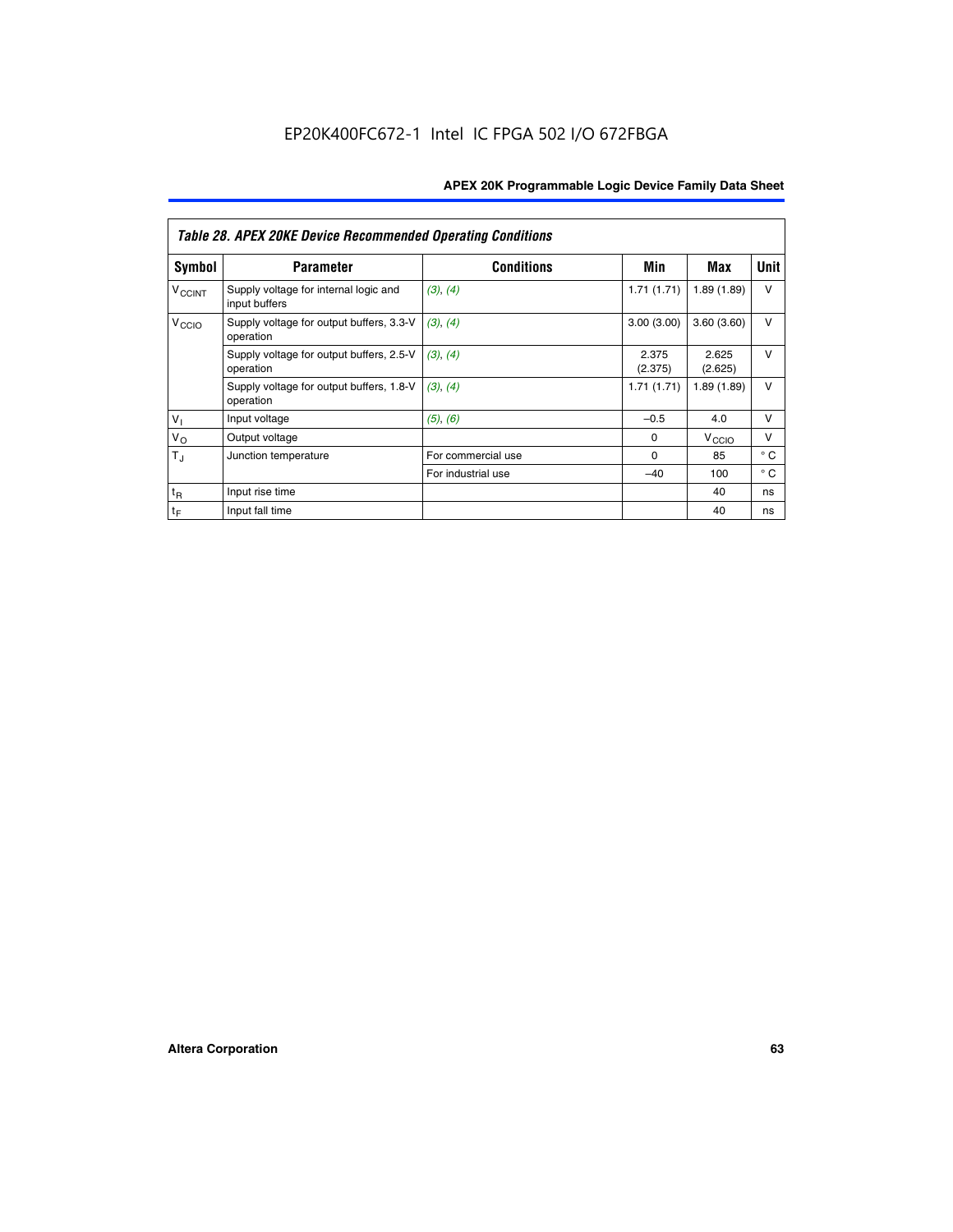EP20K400FC672-1 Intel IC FPGA 502 I/O 672FBGA

*Table 28. APEX 20KE Device Recommended Operating Conditions*

| Symbol | Parameter | Conditions | Min | Max | Unit |
|---|---|---|---|---|---|
| $V_{CCINT}$ | Supply voltage for internal logic and input buffers | (3), (4) | 1.71 (1.71) | 1.89 (1.89) | V |
| $V_{CCIO}$ | Supply voltage for output buffers, 3.3-V operation | (3), (4) | 3.00 (3.00) | 3.60 (3.60) | V |
| | Supply voltage for output buffers, 2.5-V operation | (3), (4) | 2.375 (2.375) | 2.625 (2.625) | V |
| | Supply voltage for output buffers, 1.8-V operation | (3), (4) | 1.71 (1.71) | 1.89 (1.89) | V |
| $V_I$ | Input voltage | (5), (6) | –0.5 | 4.0 | V |
| $V_O$ | Output voltage | | 0 | $V_{CCIO}$ | V |
| $T_J$ | Junction temperature | For commercial use | 0 | 85 | ° C |
| | | For industrial use | –40 | 100 | ° C |
| $t_R$ | Input rise time | | | 40 | ns |
| $t_F$ | Input fall time | | | 40 | ns |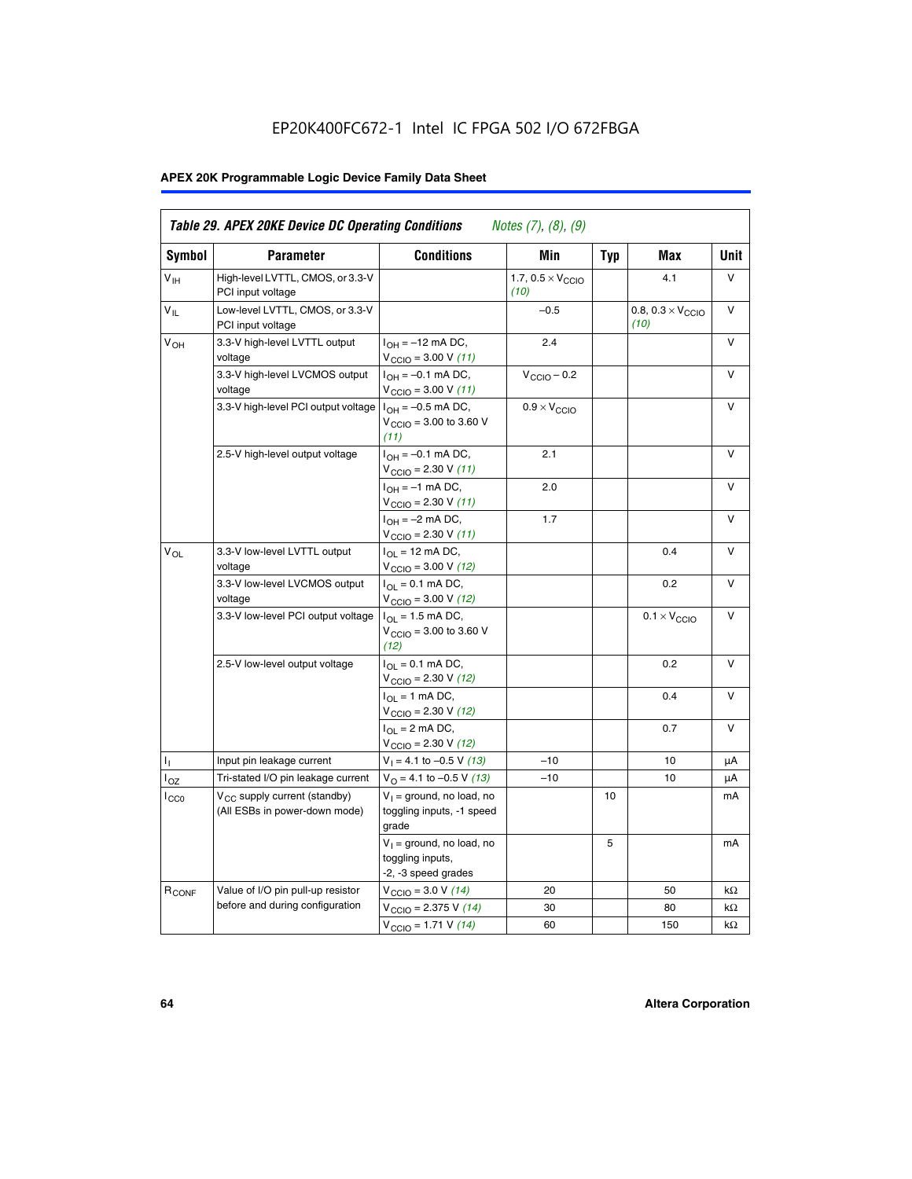EP20K400FC672-1 Intel IC FPGA 502 I/O 672FBGA

| Table 29. APEX 20KE Device DC Operating Conditions *Notes (7), (8), (9)* | | | | | | |
|---|---|---|---|---|---|---|
| **Symbol** | **Parameter** | **Conditions** | **Min** | **Typ** | **Max** | **Unit** |
| $V_{IH}$ | High-level LVTTL, CMOS, or 3.3-V PCI input voltage | | 1.7, 0.5 × $V_{CCIO}$ *(10)* | | 4.1 | V |
| $V_{IL}$ | Low-level LVTTL, CMOS, or 3.3-V PCI input voltage | | –0.5 | | 0.8, 0.3 × $V_{CCIO}$ *(10)* | V |
| $V_{OH}$ | 3.3-V high-level LVTTL output voltage | $I_{OH}$ = –12 mA DC, $V_{CCIO}$ = 3.00 V *(11)* | 2.4 | | | V |
| | 3.3-V high-level LVCMOS output voltage | $I_{OH}$ = –0.1 mA DC, $V_{CCIO}$ = 3.00 V *(11)* | $V_{CCIO}$ – 0.2 | | | V |
| | 3.3-V high-level PCI output voltage | $I_{OH}$ = –0.5 mA DC, $V_{CCIO}$ = 3.00 to 3.60 V *(11)* | 0.9 × $V_{CCIO}$ | | | V |
| | 2.5-V high-level output voltage | $I_{OH}$ = –0.1 mA DC, $V_{CCIO}$ = 2.30 V *(11)* | 2.1 | | | V |
| | | $I_{OH}$ = –1 mA DC, $V_{CCIO}$ = 2.30 V *(11)* | 2.0 | | | V |
| | | $I_{OH}$ = –2 mA DC, $V_{CCIO}$ = 2.30 V *(11)* | 1.7 | | | V |
| $V_{OL}$ | 3.3-V low-level LVTTL output voltage | $I_{OL}$ = 12 mA DC, $V_{CCIO}$ = 3.00 V *(12)* | | | 0.4 | V |
| | 3.3-V low-level LVCMOS output voltage | $I_{OL}$ = 0.1 mA DC, $V_{CCIO}$ = 3.00 V *(12)* | | | 0.2 | V |
| | 3.3-V low-level PCI output voltage | $I_{OL}$ = 1.5 mA DC, $V_{CCIO}$ = 3.00 to 3.60 V *(12)* | | | 0.1 × $V_{CCIO}$ | V |
| | 2.5-V low-level output voltage | $I_{OL}$ = 0.1 mA DC, $V_{CCIO}$ = 2.30 V *(12)* | | | 0.2 | V |
| | | $I_{OL}$ = 1 mA DC, $V_{CCIO}$ = 2.30 V *(12)* | | | 0.4 | V |
| | | $I_{OL}$ = 2 mA DC, $V_{CCIO}$ = 2.30 V *(12)* | | | 0.7 | V |
| $I_I$ | Input pin leakage current | $V_I$ = 4.1 to –0.5 V *(13)* | –10 | | 10 | µA |
| $I_{OZ}$ | Tri-stated I/O pin leakage current | $V_O$ = 4.1 to –0.5 V *(13)* | –10 | | 10 | µA |
| $I_{CC0}$ | $V_{CC}$ supply current (standby) (All ESBs in power-down mode) | $V_I$ = ground, no load, no toggling inputs, -1 speed grade | | 10 | | mA |
| | | $V_I$ = ground, no load, no toggling inputs, -2, -3 speed grades | | 5 | | mA |
| $R_{CONF}$ | Value of I/O pin pull-up resistor before and during configuration | $V_{CCIO}$ = 3.0 V *(14)* | 20 | | 50 | kΩ |
| | | $V_{CCIO}$ = 2.375 V *(14)* | 30 | | 80 | kΩ |
| | | $V_{CCIO}$ = 1.71 V *(14)* | 60 | | 150 | kΩ |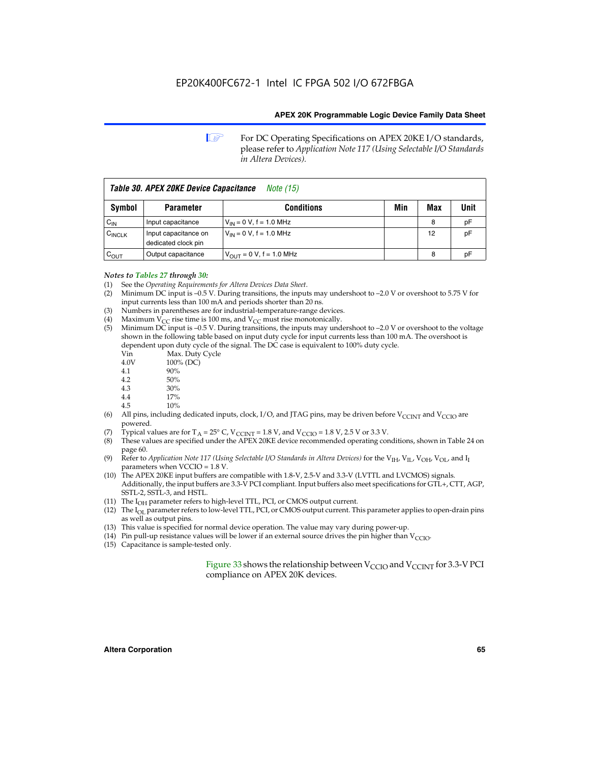For DC Operating Specifications on APEX 20KE I/O standards, please refer to *Application Note 117 (Using Selectable I/O Standards in Altera Devices).*

| *Table 30. APEX 20KE Device Capacitance* *Note (15)* | | | | | |
|---|---|---|---|---|---|
| **Symbol** | **Parameter** | **Conditions** | **Min** | **Max** | **Unit** |
| $C_{IN}$ | Input capacitance | $V_{IN}$ = 0 V, f = 1.0 MHz | | 8 | pF |
| $C_{INCLK}$ | Input capacitance on dedicated clock pin | $V_{IN}$ = 0 V, f = 1.0 MHz | | 12 | pF |
| $C_{OUT}$ | Output capacitance | $V_{OUT}$ = 0 V, f = 1.0 MHz | | 8 | pF |

***Notes to Tables 27 through 30:***

(1) See the *Operating Requirements for Altera Devices Data Sheet*.

(2) Minimum DC input is –0.5 V. During transitions, the inputs may undershoot to –2.0 V or overshoot to 5.75 V for input currents less than 100 mA and periods shorter than 20 ns.

(3) Numbers in parentheses are for industrial-temperature-range devices.

(4) Maximum $V_{CC}$ rise time is 100 ms, and $V_{CC}$ must rise monotonically.

(5) Minimum DC input is –0.5 V. During transitions, the inputs may undershoot to –2.0 V or overshoot to the voltage shown in the following table based on input duty cycle for input currents less than 100 mA. The overshoot is dependent upon duty cycle of the signal. The DC case is equivalent to 100% duty cycle.

| Vin | Max. Duty Cycle |
|---|---|
| 4.0V | 100% (DC) |
| 4.1 | 90% |
| 4.2 | 50% |
| 4.3 | 30% |
| 4.4 | 17% |
| 4.5 | 10% |

(6) All pins, including dedicated inputs, clock, I/O, and JTAG pins, may be driven before $V_{CCINT}$ and $V_{CCIO}$ are powered.

(7) Typical values are for $T_A$ = 25° C, $V_{CCINT}$ = 1.8 V, and $V_{CCIO}$ = 1.8 V, 2.5 V or 3.3 V.

(8) These values are specified under the APEX 20KE device recommended operating conditions, shown in Table 24 on page 60.

(9) Refer to *Application Note 117 (Using Selectable I/O Standards in Altera Devices)* for the $V_{IH}$, $V_{IL}$, $V_{OH}$, $V_{OL}$, and $I_I$ parameters when VCCIO = 1.8 V.

(10) The APEX 20KE input buffers are compatible with 1.8-V, 2.5-V and 3.3-V (LVTTL and LVCMOS) signals. Additionally, the input buffers are 3.3-V PCI compliant. Input buffers also meet specifications for GTL+, CTT, AGP, SSTL-2, SSTL-3, and HSTL.

(11) The $I_{OH}$ parameter refers to high-level TTL, PCI, or CMOS output current.

(12) The $I_{OL}$ parameter refers to low-level TTL, PCI, or CMOS output current. This parameter applies to open-drain pins as well as output pins.

(13) This value is specified for normal device operation. The value may vary during power-up.

(14) Pin pull-up resistance values will be lower if an external source drives the pin higher than $V_{CCIO}$.

(15) Capacitance is sample-tested only.

Figure 33 shows the relationship between $V_{CCIO}$ and $V_{CCINT}$ for 3.3-V PCI compliance on APEX 20K devices.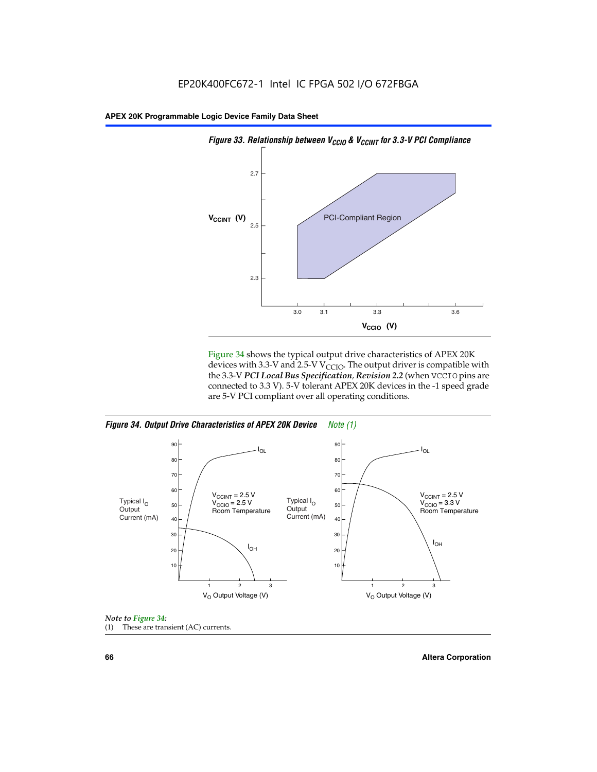*Figure 33. Relationship between $V_{CCIO}$ & $V_{CCINT}$ for 3.3-V PCI Compliance*

Figure 34 shows the typical output drive characteristics of APEX 20K devices with 3.3-V and 2.5-V $V_{CCIO}$. The output driver is compatible with the 3.3-V ***PCI Local Bus Specification, Revision 2.2*** (when VCCIO pins are connected to 3.3 V). 5-V tolerant APEX 20K devices in the -1 speed grade are 5-V PCI compliant over all operating conditions.

*Figure 34. Output Drive Characteristics of APEX 20K Device Note (1)*

*Note to Figure 34:*

(1) These are transient (AC) currents.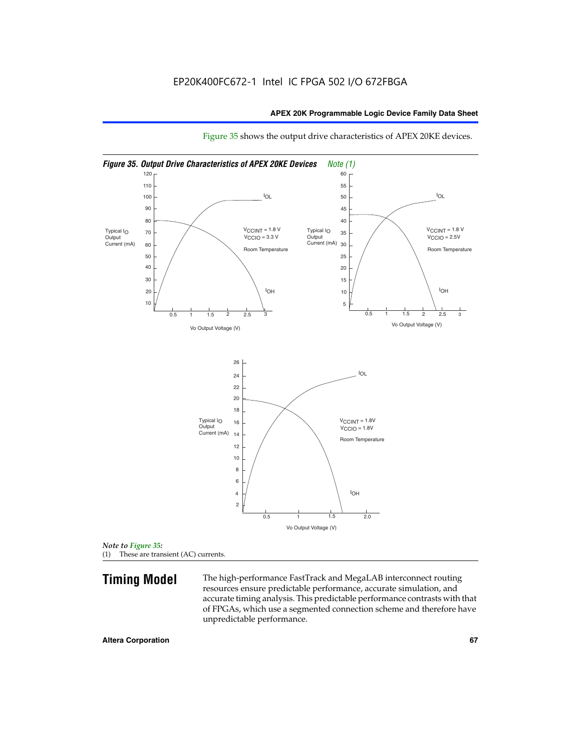EP20K400FC672-1 Intel IC FPGA 502 I/O 672FBGA

Figure 35 shows the output drive characteristics of APEX 20KE devices.

*Figure 35. Output Drive Characteristics of APEX 20KE Devices* *Note (1)*

*Note to Figure 35:*
(1) These are transient (AC) currents.

# Timing Model

The high-performance FastTrack and MegaLAB interconnect routing resources ensure predictable performance, accurate simulation, and accurate timing analysis. This predictable performance contrasts with that of FPGAs, which use a segmented connection scheme and therefore have unpredictable performance.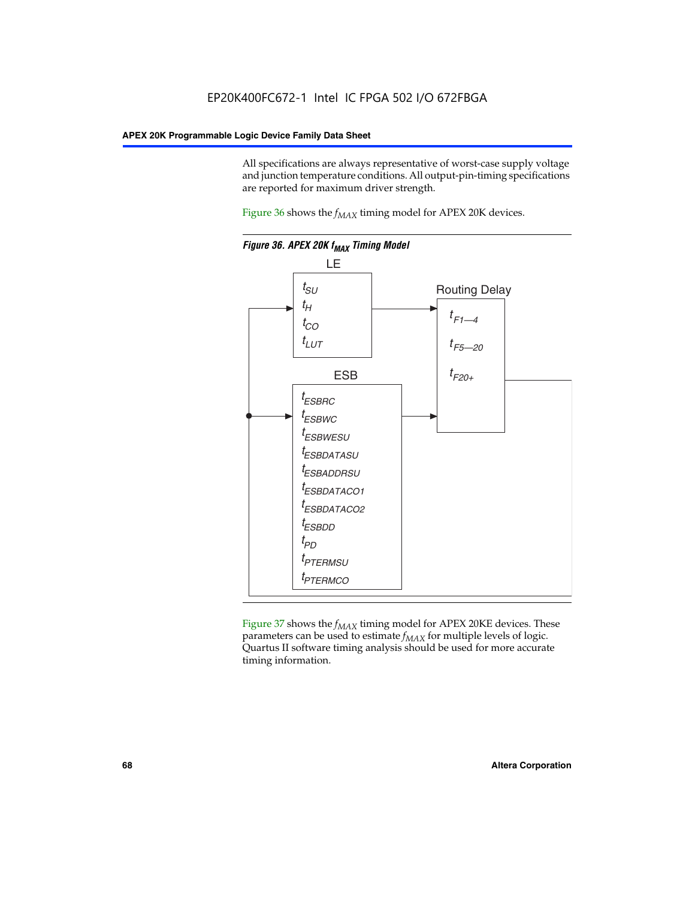All specifications are always representative of worst-case supply voltage and junction temperature conditions. All output-pin-timing specifications are reported for maximum driver strength.

Figure 36 shows the $f_{MAX}$ timing model for APEX 20K devices.

*Figure 36. APEX 20K $f_{MAX}$ Timing Model*

LE

$t_{SU}$
$t_H$
$t_{CO}$
$t_{LUT}$

Routing Delay

$t_{F1-4}$
$t_{F5-20}$
$t_{F20+}$

ESB

$t_{ESBRC}$
$t_{ESBWC}$
$t_{ESBWESU}$
$t_{ESBDATASU}$
$t_{ESBADDRSU}$
$t_{ESBDATACO1}$
$t_{ESBDATACO2}$
$t_{ESBDD}$
$t_{PD}$
$t_{PTERMSU}$
$t_{PTERMCO}$

Figure 37 shows the $f_{MAX}$ timing model for APEX 20KE devices. These parameters can be used to estimate $f_{MAX}$ for multiple levels of logic. Quartus II software timing analysis should be used for more accurate timing information.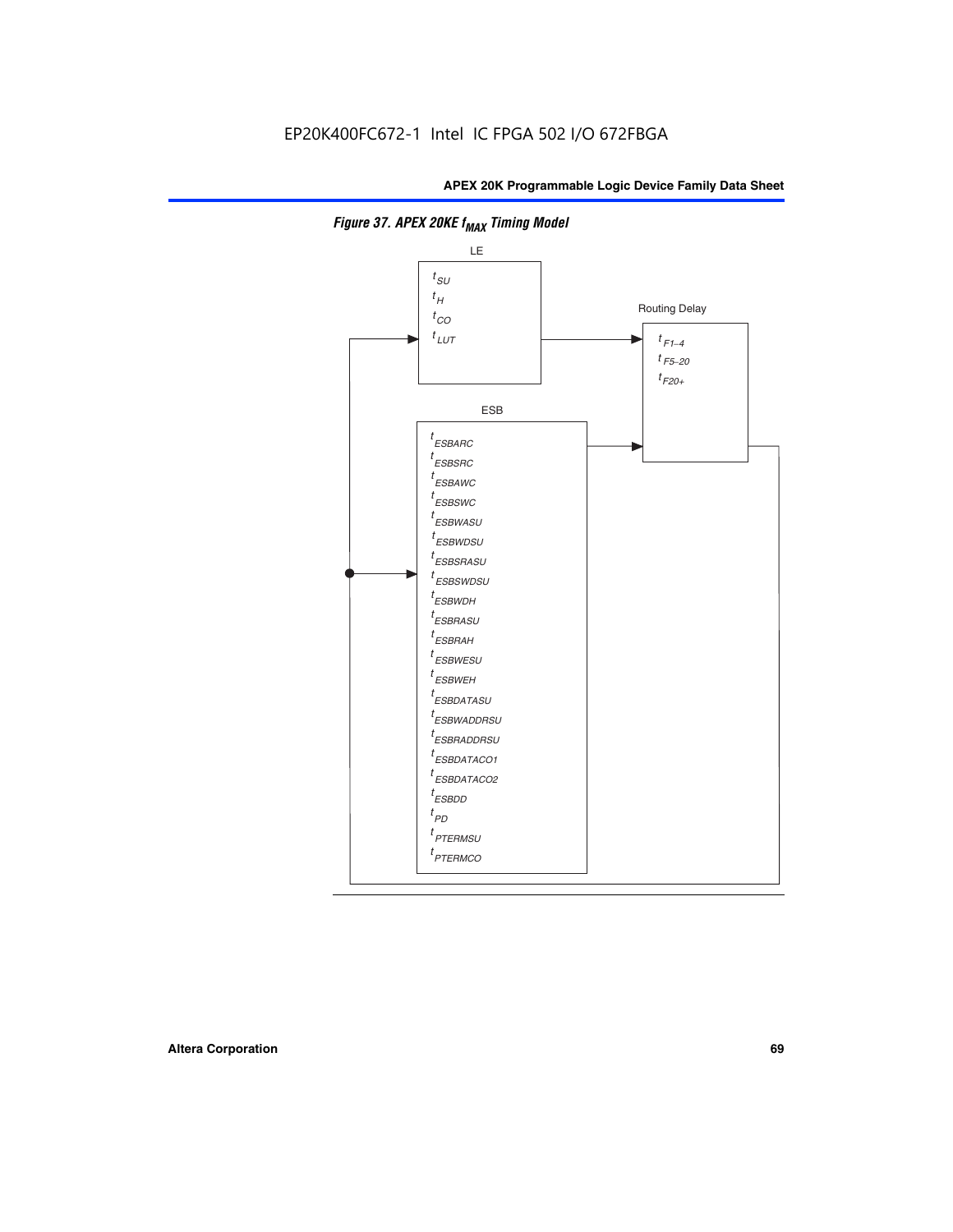EP20K400FC672-1 Intel IC FPGA 502 I/O 672FBGA

*Figure 37. APEX 20KE $f_{MAX}$ Timing Model*

LE

$t_{SU}$
$t_{H}$
$t_{CO}$
$t_{LUT}$

Routing Delay

$t_{F1-4}$
$t_{F5-20}$
$t_{F20+}$

ESB

$t_{ESBARC}$
$t_{ESBSRC}$
$t_{ESBAWC}$
$t_{ESBSWC}$
$t_{ESBWASU}$
$t_{ESBWDSU}$
$t_{ESBSRASU}$
$t_{ESBSWDSU}$
$t_{ESBWDH}$
$t_{ESBRASU}$
$t_{ESBRAH}$
$t_{ESBWESU}$
$t_{ESBWEH}$
$t_{ESBDATASU}$
$t_{ESBWADDRSU}$
$t_{ESBRADDRSU}$
$t_{ESBDATACO1}$
$t_{ESBDATACO2}$
$t_{ESBDD}$
$t_{PD}$
$t_{PTERMSU}$
$t_{PTERMCO}$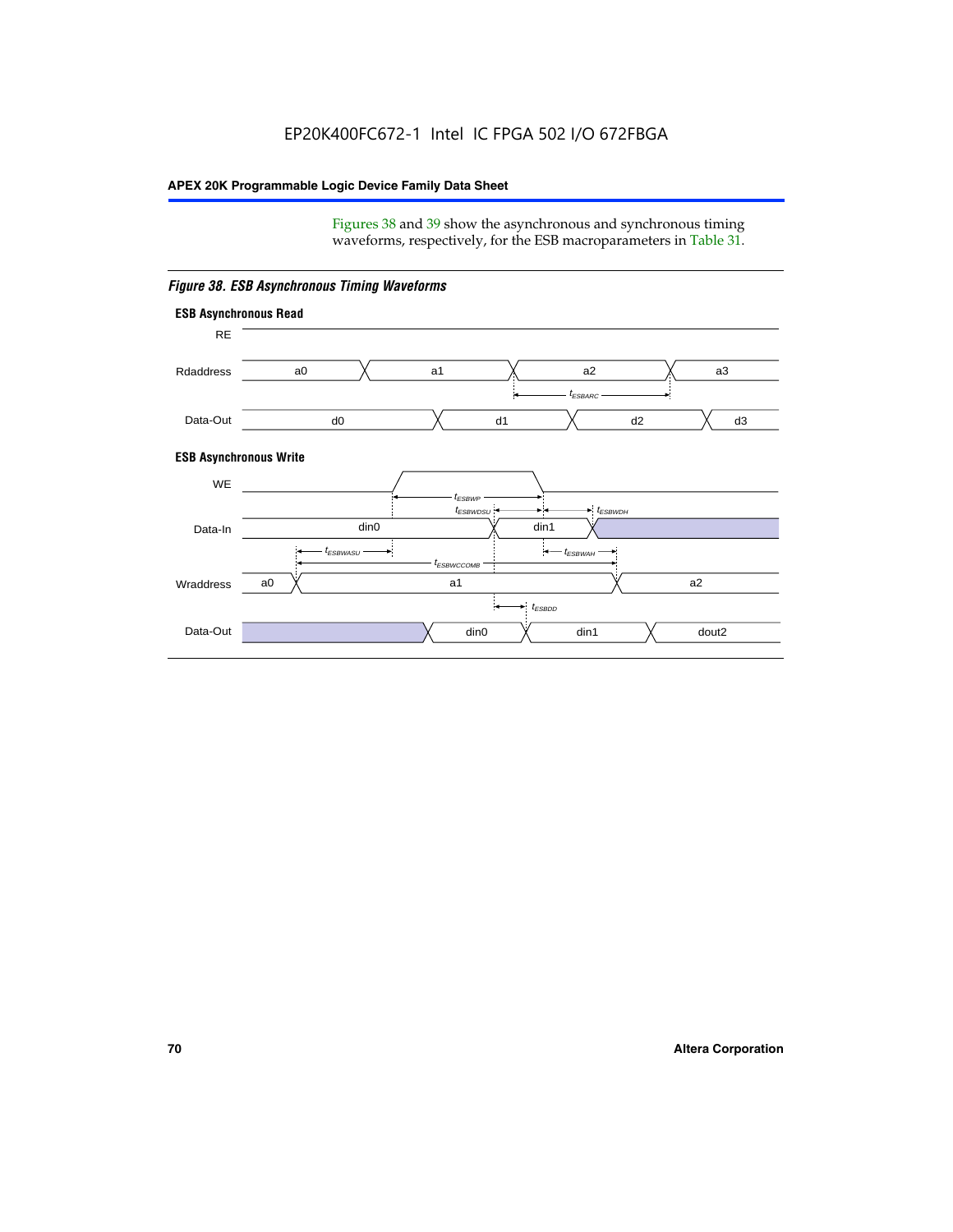Figures 38 and 39 show the asynchronous and synchronous timing waveforms, respectively, for the ESB macroparameters in Table 31.

*Figure 38. ESB Asynchronous Timing Waveforms*

**ESB Asynchronous Read**

RE

Rdaddress: a0, a1, a2, a3

$t_{ESBARC}$

Data-Out: d0, d1, d2, d3

**ESB Asynchronous Write**

WE

$t_{ESBWP}$

$t_{ESBWDSU}$ $t_{ESBWDH}$

Data-In: din0, din1

$t_{ESBWASU}$ $t_{ESBWAH}$

$t_{ESBWCCOMB}$

Wraddress: a0, a1, a2

$t_{ESBDD}$

Data-Out: din0, din1, dout2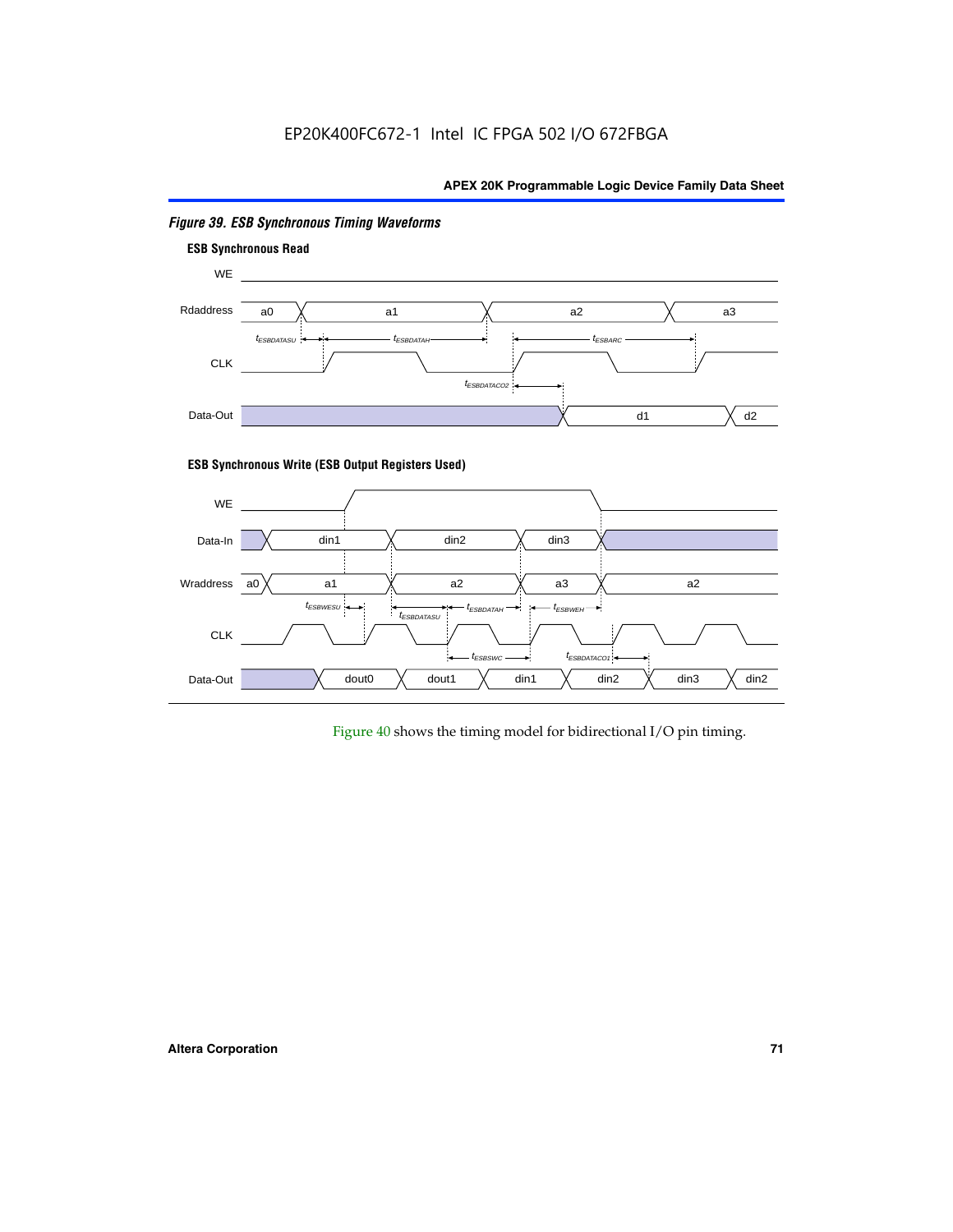*Figure 39. ESB Synchronous Timing Waveforms*

**ESB Synchronous Read**

WE

Rdaddress a0 a1 a2 a3

$t_{ESBDATASU}$ $t_{ESBDATAH}$ $t_{ESBARC}$

CLK

$t_{ESBDATACO2}$

Data-Out d1 d2

**ESB Synchronous Write (ESB Output Registers Used)**

WE

Data-In din1 din2 din3

Wraddress a0 a1 a2 a3 a2

$t_{ESBWESU}$ $t_{ESBDATASU}$ $t_{ESBDATAH}$ $t_{ESBWEH}$

CLK

$t_{ESBSWC}$ $t_{ESBDATACO1}$

Data-Out dout0 dout1 din1 din2 din3 din2

Figure 40 shows the timing model for bidirectional I/O pin timing.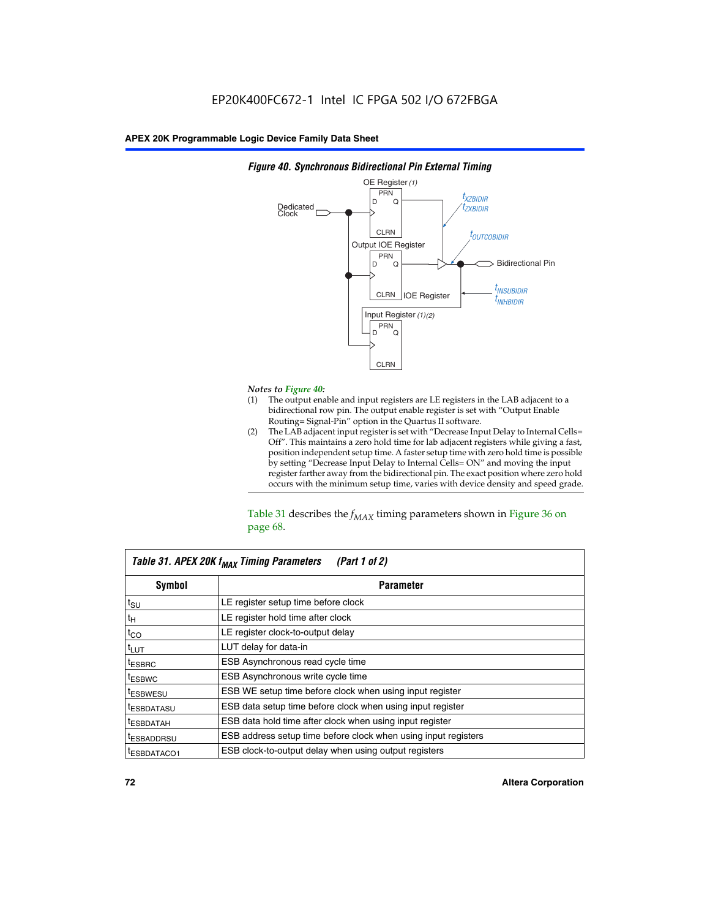**Figure 40. Synchronous Bidirectional Pin External Timing**

*Notes to Figure 40:*

(1) The output enable and input registers are LE registers in the LAB adjacent to a bidirectional row pin. The output enable register is set with "Output Enable Routing= Signal-Pin" option in the Quartus II software.

(2) The LAB adjacent input register is set with "Decrease Input Delay to Internal Cells= Off". This maintains a zero hold time for lab adjacent registers while giving a fast, position independent setup time. A faster setup time with zero hold time is possible by setting "Decrease Input Delay to Internal Cells= ON" and moving the input register farther away from the bidirectional pin. The exact position where zero hold occurs with the minimum setup time, varies with device density and speed grade.

Table 31 describes the $f_{MAX}$ timing parameters shown in Figure 36 on page 68.

**Table 31. APEX 20K $f_{MAX}$ Timing Parameters (Part 1 of 2)**

| Symbol | Parameter |
|---|---|
| $t_{SU}$ | LE register setup time before clock |
| $t_{H}$ | LE register hold time after clock |
| $t_{CO}$ | LE register clock-to-output delay |
| $t_{LUT}$ | LUT delay for data-in |
| $t_{ESBRC}$ | ESB Asynchronous read cycle time |
| $t_{ESBWC}$ | ESB Asynchronous write cycle time |
| $t_{ESBWESU}$ | ESB WE setup time before clock when using input register |
| $t_{ESBDATASU}$ | ESB data setup time before clock when using input register |
| $t_{ESBDATAH}$ | ESB data hold time after clock when using input register |
| $t_{ESBADDRSU}$ | ESB address setup time before clock when using input registers |
| $t_{ESBDATACO1}$ | ESB clock-to-output delay when using output registers |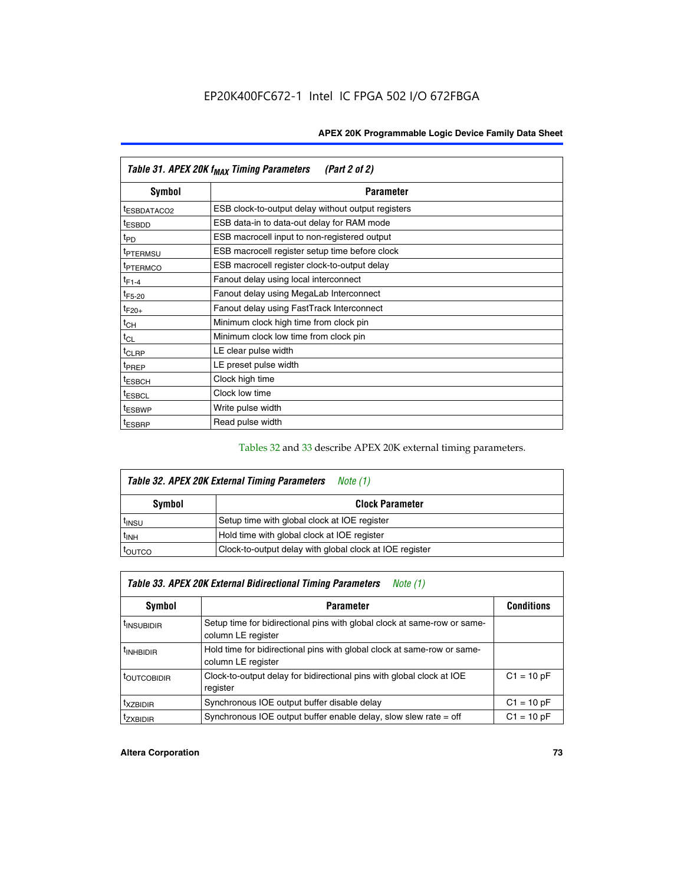EP20K400FC672-1 Intel IC FPGA 502 I/O 672FBGA

**Table 31. APEX 20K $f_{MAX}$ Timing Parameters (Part 2 of 2)**

| Symbol | Parameter |
|---|---|
| $t_{ESBDATACO2}$ | ESB clock-to-output delay without output registers |
| $t_{ESBDD}$ | ESB data-in to data-out delay for RAM mode |
| $t_{PD}$ | ESB macrocell input to non-registered output |
| $t_{PTERMSU}$ | ESB macrocell register setup time before clock |
| $t_{PTERMCO}$ | ESB macrocell register clock-to-output delay |
| $t_{F1-4}$ | Fanout delay using local interconnect |
| $t_{F5-20}$ | Fanout delay using MegaLab Interconnect |
| $t_{F20+}$ | Fanout delay using FastTrack Interconnect |
| $t_{CH}$ | Minimum clock high time from clock pin |
| $t_{CL}$ | Minimum clock low time from clock pin |
| $t_{CLRP}$ | LE clear pulse width |
| $t_{PREP}$ | LE preset pulse width |
| $t_{ESBCH}$ | Clock high time |
| $t_{ESBCL}$ | Clock low time |
| $t_{ESBWP}$ | Write pulse width |
| $t_{ESBRP}$ | Read pulse width |

Tables 32 and 33 describe APEX 20K external timing parameters.

**Table 32. APEX 20K External Timing Parameters** *Note (1)*

| Symbol | Clock Parameter |
|---|---|
| $t_{INSU}$ | Setup time with global clock at IOE register |
| $t_{INH}$ | Hold time with global clock at IOE register |
| $t_{OUTCO}$ | Clock-to-output delay with global clock at IOE register |

**Table 33. APEX 20K External Bidirectional Timing Parameters** *Note (1)*

| Symbol | Parameter | Conditions |
|---|---|---|
| $t_{INSUBIDIR}$ | Setup time for bidirectional pins with global clock at same-row or same-column LE register | |
| $t_{INHBIDIR}$ | Hold time for bidirectional pins with global clock at same-row or same-column LE register | |
| $t_{OUTCOBIDIR}$ | Clock-to-output delay for bidirectional pins with global clock at IOE register | C1 = 10 pF |
| $t_{XZBIDIR}$ | Synchronous IOE output buffer disable delay | C1 = 10 pF |
| $t_{ZXBIDIR}$ | Synchronous IOE output buffer enable delay, slow slew rate = off | C1 = 10 pF |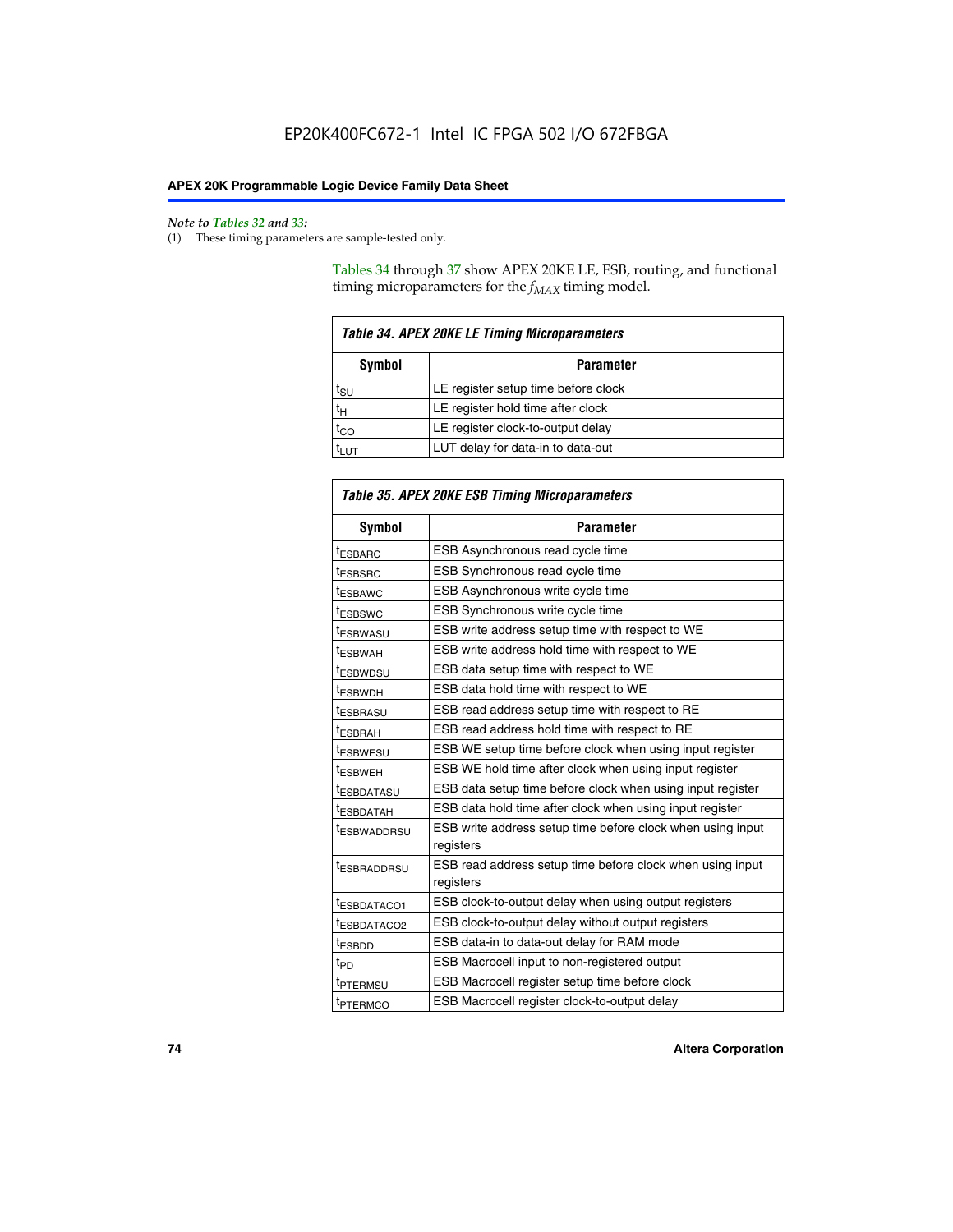*Note to Tables 32 and 33:*

(1) These timing parameters are sample-tested only.

Tables 34 through 37 show APEX 20KE LE, ESB, routing, and functional timing microparameters for the $f_{MAX}$ timing model.

*Table 34. APEX 20KE LE Timing Microparameters*

| Symbol | Parameter |
|---|---|
| $t_{SU}$ | LE register setup time before clock |
| $t_H$ | LE register hold time after clock |
| $t_{CO}$ | LE register clock-to-output delay |
| $t_{LUT}$ | LUT delay for data-in to data-out |

*Table 35. APEX 20KE ESB Timing Microparameters*

| Symbol | Parameter |
|---|---|
| $t_{ESBARC}$ | ESB Asynchronous read cycle time |
| $t_{ESBSRC}$ | ESB Synchronous read cycle time |
| $t_{ESBAWC}$ | ESB Asynchronous write cycle time |
| $t_{ESBSWC}$ | ESB Synchronous write cycle time |
| $t_{ESBWASU}$ | ESB write address setup time with respect to WE |
| $t_{ESBWAH}$ | ESB write address hold time with respect to WE |
| $t_{ESBWDSU}$ | ESB data setup time with respect to WE |
| $t_{ESBWDH}$ | ESB data hold time with respect to WE |
| $t_{ESBRASU}$ | ESB read address setup time with respect to RE |
| $t_{ESBRAH}$ | ESB read address hold time with respect to RE |
| $t_{ESBWESU}$ | ESB WE setup time before clock when using input register |
| $t_{ESBWEH}$ | ESB WE hold time after clock when using input register |
| $t_{ESBDATASU}$ | ESB data setup time before clock when using input register |
| $t_{ESBDATAH}$ | ESB data hold time after clock when using input register |
| $t_{ESBWADDRSU}$ | ESB write address setup time before clock when using input registers |
| $t_{ESBRADDRSU}$ | ESB read address setup time before clock when using input registers |
| $t_{ESBDATACO1}$ | ESB clock-to-output delay when using output registers |
| $t_{ESBDATACO2}$ | ESB clock-to-output delay without output registers |
| $t_{ESBDD}$ | ESB data-in to data-out delay for RAM mode |
| $t_{PD}$ | ESB Macrocell input to non-registered output |
| $t_{PTERMSU}$ | ESB Macrocell register setup time before clock |
| $t_{PTERMCO}$ | ESB Macrocell register clock-to-output delay |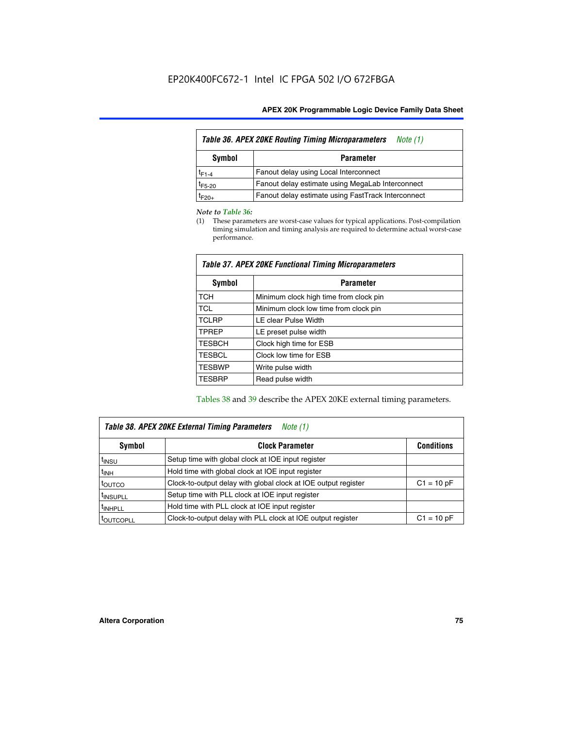| Table 36. APEX 20KE Routing Timing Microparameters *Note (1)* | |
|---|---|
| **Symbol** | **Parameter** |
| $t_{F1-4}$ | Fanout delay using Local Interconnect |
| $t_{F5-20}$ | Fanout delay estimate using MegaLab Interconnect |
| $t_{F20+}$ | Fanout delay estimate using FastTrack Interconnect |

*Note to Table 36:*

(1) These parameters are worst-case values for typical applications. Post-compilation timing simulation and timing analysis are required to determine actual worst-case performance.

| Table 37. APEX 20KE Functional Timing Microparameters | |
|---|---|
| **Symbol** | **Parameter** |
| TCH | Minimum clock high time from clock pin |
| TCL | Minimum clock low time from clock pin |
| TCLRP | LE clear Pulse Width |
| TPREP | LE preset pulse width |
| TESBCH | Clock high time for ESB |
| TESBCL | Clock low time for ESB |
| TESBWP | Write pulse width |
| TESBRP | Read pulse width |

Tables 38 and 39 describe the APEX 20KE external timing parameters.

| Table 38. APEX 20KE External Timing Parameters *Note (1)* | | |
|---|---|---|
| **Symbol** | **Clock Parameter** | **Conditions** |
| $t_{INSU}$ | Setup time with global clock at IOE input register | |
| $t_{INH}$ | Hold time with global clock at IOE input register | |
| $t_{OUTCO}$ | Clock-to-output delay with global clock at IOE output register | C1 = 10 pF |
| $t_{INSUPLL}$ | Setup time with PLL clock at IOE input register | |
| $t_{INHPLL}$ | Hold time with PLL clock at IOE input register | |
| $t_{OUTCOPLL}$ | Clock-to-output delay with PLL clock at IOE output register | C1 = 10 pF |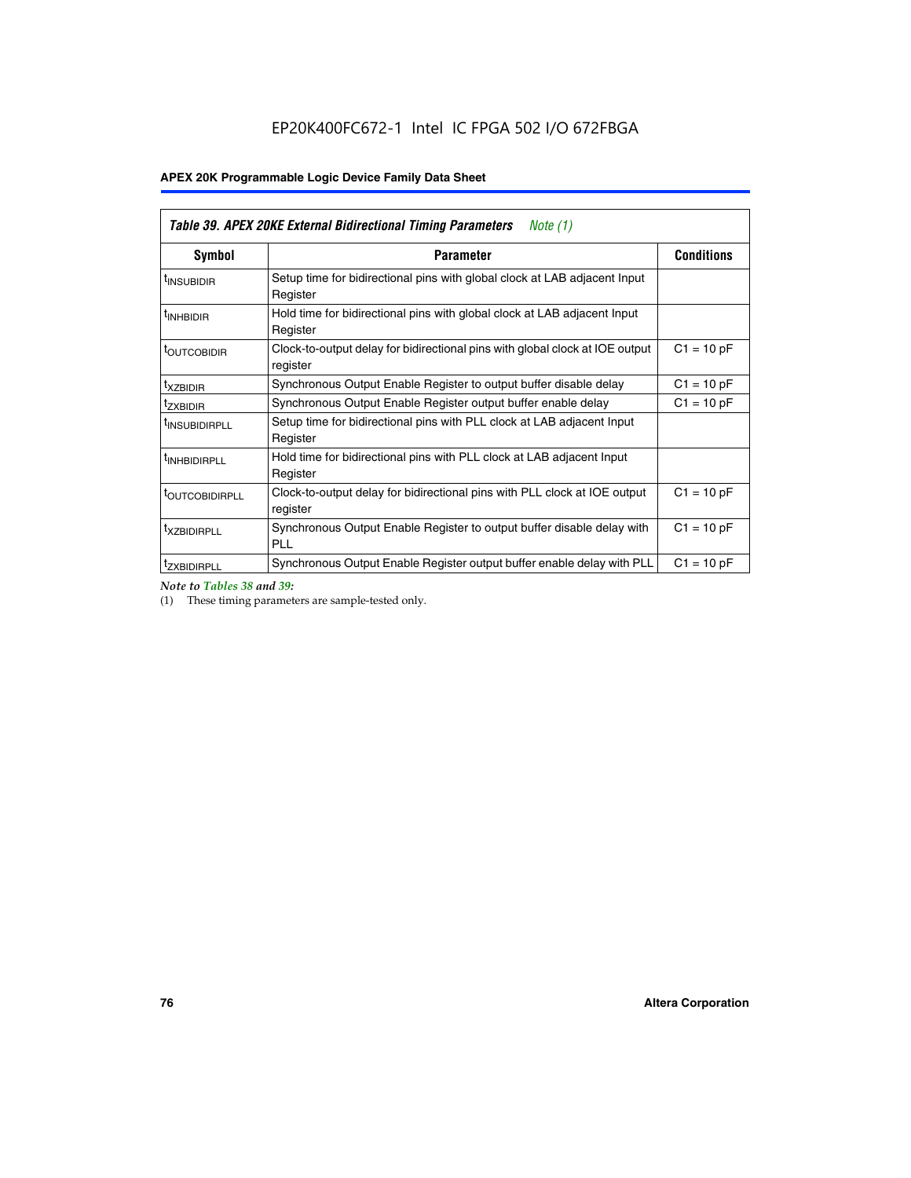EP20K400FC672-1 Intel IC FPGA 502 I/O 672FBGA

**Table 39. APEX 20KE External Bidirectional Timing Parameters** *Note (1)*

| Symbol | Parameter | Conditions |
|---|---|---|
| $t_{INSUBIDIR}$ | Setup time for bidirectional pins with global clock at LAB adjacent Input Register | |
| $t_{INHBIDIR}$ | Hold time for bidirectional pins with global clock at LAB adjacent Input Register | |
| $t_{OUTCOBIDIR}$ | Clock-to-output delay for bidirectional pins with global clock at IOE output register | C1 = 10 pF |
| $t_{XZBIDIR}$ | Synchronous Output Enable Register to output buffer disable delay | C1 = 10 pF |
| $t_{ZXBIDIR}$ | Synchronous Output Enable Register output buffer enable delay | C1 = 10 pF |
| $t_{INSUBIDIRPLL}$ | Setup time for bidirectional pins with PLL clock at LAB adjacent Input Register | |
| $t_{INHBIDIRPLL}$ | Hold time for bidirectional pins with PLL clock at LAB adjacent Input Register | |
| $t_{OUTCOBIDIRPLL}$ | Clock-to-output delay for bidirectional pins with PLL clock at IOE output register | C1 = 10 pF |
| $t_{XZBIDIRPLL}$ | Synchronous Output Enable Register to output buffer disable delay with PLL | C1 = 10 pF |
| $t_{ZXBIDIRPLL}$ | Synchronous Output Enable Register output buffer enable delay with PLL | C1 = 10 pF |

*Note to Tables 38 and 39:*

(1) These timing parameters are sample-tested only.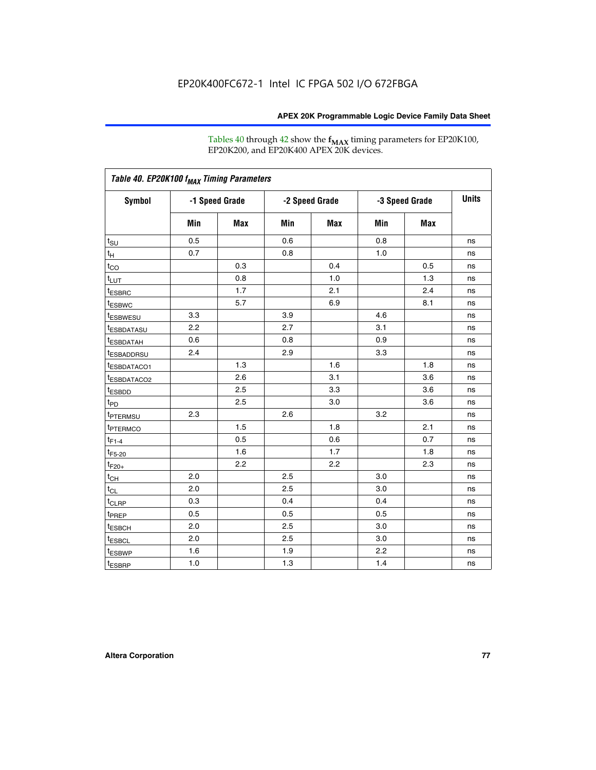Tables 40 through 42 show the $f_{MAX}$ timing parameters for EP20K100, EP20K200, and EP20K400 APEX 20K devices.

| Table 40. EP20K100 $f_{MAX}$ Timing Parameters | | | | | | | |
|---|---|---|---|---|---|---|---|
| Symbol | -1 Speed Grade | | -2 Speed Grade | | -3 Speed Grade | | Units |
| | Min | Max | Min | Max | Min | Max | |
| $t_{SU}$ | 0.5 | | 0.6 | | 0.8 | | ns |
| $t_{H}$ | 0.7 | | 0.8 | | 1.0 | | ns |
| $t_{CO}$ | | 0.3 | | 0.4 | | 0.5 | ns |
| $t_{LUT}$ | | 0.8 | | 1.0 | | 1.3 | ns |
| $t_{ESBRC}$ | | 1.7 | | 2.1 | | 2.4 | ns |
| $t_{ESBWC}$ | | 5.7 | | 6.9 | | 8.1 | ns |
| $t_{ESBWESU}$ | 3.3 | | 3.9 | | 4.6 | | ns |
| $t_{ESBDATASU}$ | 2.2 | | 2.7 | | 3.1 | | ns |
| $t_{ESBDATAH}$ | 0.6 | | 0.8 | | 0.9 | | ns |
| $t_{ESBADDRSU}$ | 2.4 | | 2.9 | | 3.3 | | ns |
| $t_{ESBDATACO1}$ | | 1.3 | | 1.6 | | 1.8 | ns |
| $t_{ESBDATACO2}$ | | 2.6 | | 3.1 | | 3.6 | ns |
| $t_{ESBDD}$ | | 2.5 | | 3.3 | | 3.6 | ns |
| $t_{PD}$ | | 2.5 | | 3.0 | | 3.6 | ns |
| $t_{PTERMSU}$ | 2.3 | | 2.6 | | 3.2 | | ns |
| $t_{PTERMCO}$ | | 1.5 | | 1.8 | | 2.1 | ns |
| $t_{F1-4}$ | | 0.5 | | 0.6 | | 0.7 | ns |
| $t_{F5-20}$ | | 1.6 | | 1.7 | | 1.8 | ns |
| $t_{F20+}$ | | 2.2 | | 2.2 | | 2.3 | ns |
| $t_{CH}$ | 2.0 | | 2.5 | | 3.0 | | ns |
| $t_{CL}$ | 2.0 | | 2.5 | | 3.0 | | ns |
| $t_{CLRP}$ | 0.3 | | 0.4 | | 0.4 | | ns |
| $t_{PREP}$ | 0.5 | | 0.5 | | 0.5 | | ns |
| $t_{ESBCH}$ | 2.0 | | 2.5 | | 3.0 | | ns |
| $t_{ESBCL}$ | 2.0 | | 2.5 | | 3.0 | | ns |
| $t_{ESBWP}$ | 1.6 | | 1.9 | | 2.2 | | ns |
| $t_{ESBRP}$ | 1.0 | | 1.3 | | 1.4 | | ns |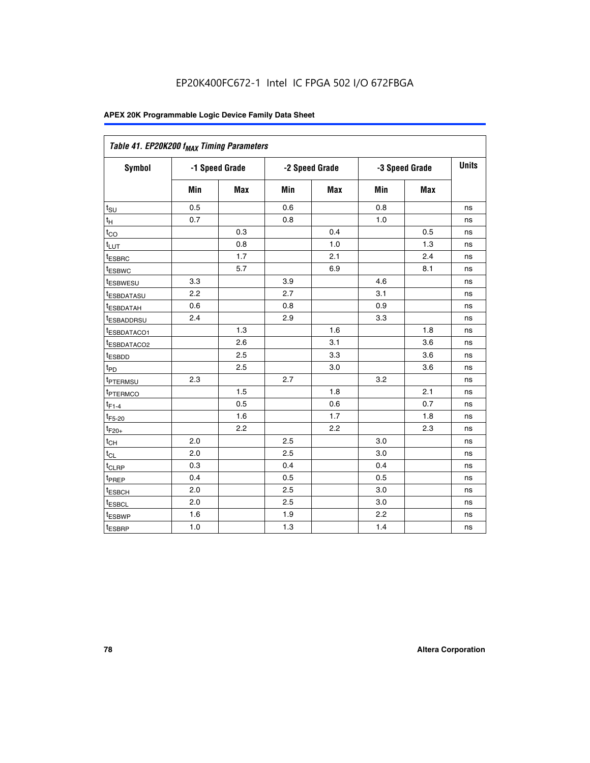EP20K400FC672-1 Intel IC FPGA 502 I/O 672FBGA

| Table 41. EP20K200 $f_{MAX}$ Timing Parameters | | | | | | | |
|---|---|---|---|---|---|---|---|
| Symbol | -1 Speed Grade | | -2 Speed Grade | | -3 Speed Grade | | Units |
| | Min | Max | Min | Max | Min | Max | |
| $t_{SU}$ | 0.5 | | 0.6 | | 0.8 | | ns |
| $t_H$ | 0.7 | | 0.8 | | 1.0 | | ns |
| $t_{CO}$ | | 0.3 | | 0.4 | | 0.5 | ns |
| $t_{LUT}$ | | 0.8 | | 1.0 | | 1.3 | ns |
| $t_{ESBRC}$ | | 1.7 | | 2.1 | | 2.4 | ns |
| $t_{ESBWC}$ | | 5.7 | | 6.9 | | 8.1 | ns |
| $t_{ESBWESU}$ | 3.3 | | 3.9 | | 4.6 | | ns |
| $t_{ESBDATASU}$ | 2.2 | | 2.7 | | 3.1 | | ns |
| $t_{ESBDATAH}$ | 0.6 | | 0.8 | | 0.9 | | ns |
| $t_{ESBADDRSU}$ | 2.4 | | 2.9 | | 3.3 | | ns |
| $t_{ESBDATACO1}$ | | 1.3 | | 1.6 | | 1.8 | ns |
| $t_{ESBDATACO2}$ | | 2.6 | | 3.1 | | 3.6 | ns |
| $t_{ESBDD}$ | | 2.5 | | 3.3 | | 3.6 | ns |
| $t_{PD}$ | | 2.5 | | 3.0 | | 3.6 | ns |
| $t_{PTERMSU}$ | 2.3 | | 2.7 | | 3.2 | | ns |
| $t_{PTERMCO}$ | | 1.5 | | 1.8 | | 2.1 | ns |
| $t_{F1-4}$ | | 0.5 | | 0.6 | | 0.7 | ns |
| $t_{F5-20}$ | | 1.6 | | 1.7 | | 1.8 | ns |
| $t_{F20+}$ | | 2.2 | | 2.2 | | 2.3 | ns |
| $t_{CH}$ | 2.0 | | 2.5 | | 3.0 | | ns |
| $t_{CL}$ | 2.0 | | 2.5 | | 3.0 | | ns |
| $t_{CLRP}$ | 0.3 | | 0.4 | | 0.4 | | ns |
| $t_{PREP}$ | 0.4 | | 0.5 | | 0.5 | | ns |
| $t_{ESBCH}$ | 2.0 | | 2.5 | | 3.0 | | ns |
| $t_{ESBCL}$ | 2.0 | | 2.5 | | 3.0 | | ns |
| $t_{ESBWP}$ | 1.6 | | 1.9 | | 2.2 | | ns |
| $t_{ESBRP}$ | 1.0 | | 1.3 | | 1.4 | | ns |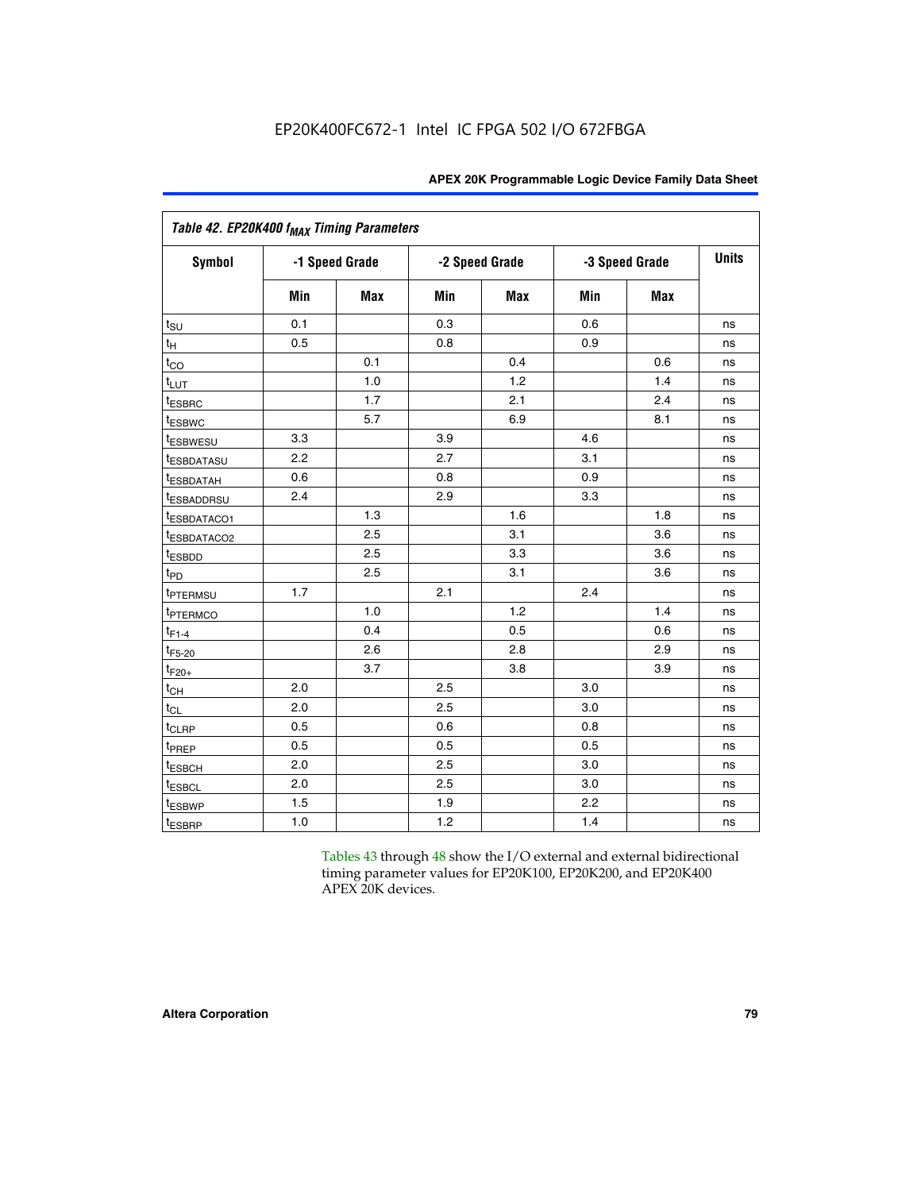**Table 42. EP20K400 $f_{MAX}$ Timing Parameters**

| Symbol | -1 Speed Grade | | -2 Speed Grade | | -3 Speed Grade | | Units |
|---|---|---|---|---|---|---|---|
| | Min | Max | Min | Max | Min | Max | |
| $t_{SU}$ | 0.1 | | 0.3 | | 0.6 | | ns |
| $t_H$ | 0.5 | | 0.8 | | 0.9 | | ns |
| $t_{CO}$ | | 0.1 | | 0.4 | | 0.6 | ns |
| $t_{LUT}$ | | 1.0 | | 1.2 | | 1.4 | ns |
| $t_{ESBRC}$ | | 1.7 | | 2.1 | | 2.4 | ns |
| $t_{ESBWC}$ | | 5.7 | | 6.9 | | 8.1 | ns |
| $t_{ESBWESU}$ | 3.3 | | 3.9 | | 4.6 | | ns |
| $t_{ESBDATASU}$ | 2.2 | | 2.7 | | 3.1 | | ns |
| $t_{ESBDATAH}$ | 0.6 | | 0.8 | | 0.9 | | ns |
| $t_{ESBADDRSU}$ | 2.4 | | 2.9 | | 3.3 | | ns |
| $t_{ESBDATACO1}$ | | 1.3 | | 1.6 | | 1.8 | ns |
| $t_{ESBDATACO2}$ | | 2.5 | | 3.1 | | 3.6 | ns |
| $t_{ESBDD}$ | | 2.5 | | 3.3 | | 3.6 | ns |
| $t_{PD}$ | | 2.5 | | 3.1 | | 3.6 | ns |
| $t_{PTERMSU}$ | 1.7 | | 2.1 | | 2.4 | | ns |
| $t_{PTERMCO}$ | | 1.0 | | 1.2 | | 1.4 | ns |
| $t_{F1-4}$ | | 0.4 | | 0.5 | | 0.6 | ns |
| $t_{F5-20}$ | | 2.6 | | 2.8 | | 2.9 | ns |
| $t_{F20+}$ | | 3.7 | | 3.8 | | 3.9 | ns |
| $t_{CH}$ | 2.0 | | 2.5 | | 3.0 | | ns |
| $t_{CL}$ | 2.0 | | 2.5 | | 3.0 | | ns |
| $t_{CLRP}$ | 0.5 | | 0.6 | | 0.8 | | ns |
| $t_{PREP}$ | 0.5 | | 0.5 | | 0.5 | | ns |
| $t_{ESBCH}$ | 2.0 | | 2.5 | | 3.0 | | ns |
| $t_{ESBCL}$ | 2.0 | | 2.5 | | 3.0 | | ns |
| $t_{ESBWP}$ | 1.5 | | 1.9 | | 2.2 | | ns |
| $t_{ESBRP}$ | 1.0 | | 1.2 | | 1.4 | | ns |

Tables 43 through 48 show the I/O external and external bidirectional timing parameter values for EP20K100, EP20K200, and EP20K400 APEX 20K devices.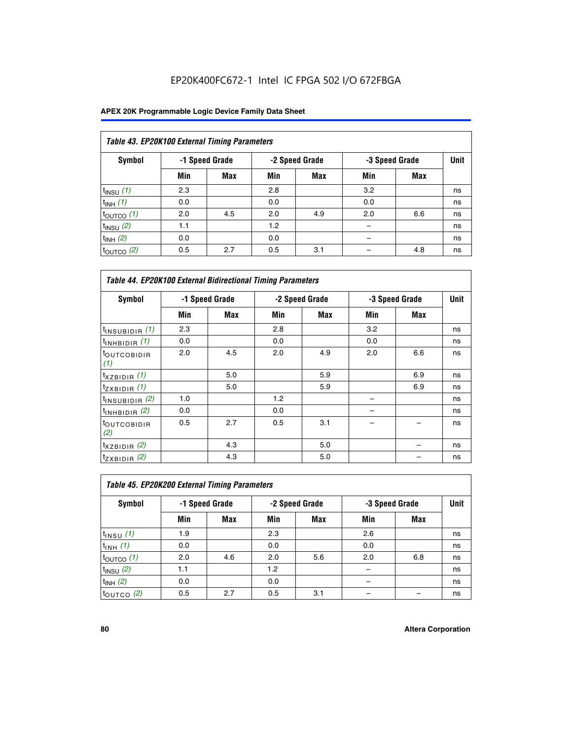EP20K400FC672-1 Intel IC FPGA 502 I/O 672FBGA

**Table 43. EP20K100 External Timing Parameters**

| Symbol | -1 Speed Grade | | -2 Speed Grade | | -3 Speed Grade | | Unit |
|---|---|---|---|---|---|---|---|
| | Min | Max | Min | Max | Min | Max | |
| $t_{INSU}$ *(1)* | 2.3 | | 2.8 | | 3.2 | | ns |
| $t_{INH}$ *(1)* | 0.0 | | 0.0 | | 0.0 | | ns |
| $t_{OUTCO}$ *(1)* | 2.0 | 4.5 | 2.0 | 4.9 | 2.0 | 6.6 | ns |
| $t_{INSU}$ *(2)* | 1.1 | | 1.2 | | – | | ns |
| $t_{INH}$ *(2)* | 0.0 | | 0.0 | | – | | ns |
| $t_{OUTCO}$ *(2)* | 0.5 | 2.7 | 0.5 | 3.1 | – | 4.8 | ns |

**Table 44. EP20K100 External Bidirectional Timing Parameters**

| Symbol | -1 Speed Grade | | -2 Speed Grade | | -3 Speed Grade | | Unit |
|---|---|---|---|---|---|---|---|
| | Min | Max | Min | Max | Min | Max | |
| $t_{INSUBIDIR}$ *(1)* | 2.3 | | 2.8 | | 3.2 | | ns |
| $t_{INHBIDIR}$ *(1)* | 0.0 | | 0.0 | | 0.0 | | ns |
| $t_{OUTCOBIDIR}$ *(1)* | 2.0 | 4.5 | 2.0 | 4.9 | 2.0 | 6.6 | ns |
| $t_{XZBIDIR}$ *(1)* | | 5.0 | | 5.9 | | 6.9 | ns |
| $t_{ZXBIDIR}$ *(1)* | | 5.0 | | 5.9 | | 6.9 | ns |
| $t_{INSUBIDIR}$ *(2)* | 1.0 | | 1.2 | | – | | ns |
| $t_{INHBIDIR}$ *(2)* | 0.0 | | 0.0 | | – | | ns |
| $t_{OUTCOBIDIR}$ *(2)* | 0.5 | 2.7 | 0.5 | 3.1 | – | – | ns |
| $t_{XZBIDIR}$ *(2)* | | 4.3 | | 5.0 | | – | ns |
| $t_{ZXBIDIR}$ *(2)* | | 4.3 | | 5.0 | | – | ns |

**Table 45. EP20K200 External Timing Parameters**

| Symbol | -1 Speed Grade | | -2 Speed Grade | | -3 Speed Grade | | Unit |
|---|---|---|---|---|---|---|---|
| | Min | Max | Min | Max | Min | Max | |
| $t_{INSU}$ *(1)* | 1.9 | | 2.3 | | 2.6 | | ns |
| $t_{INH}$ *(1)* | 0.0 | | 0.0 | | 0.0 | | ns |
| $t_{OUTCO}$ *(1)* | 2.0 | 4.6 | 2.0 | 5.6 | 2.0 | 6.8 | ns |
| $t_{INSU}$ *(2)* | 1.1 | | 1.2 | | – | | ns |
| $t_{INH}$ *(2)* | 0.0 | | 0.0 | | – | | ns |
| $t_{OUTCO}$ *(2)* | 0.5 | 2.7 | 0.5 | 3.1 | – | – | ns |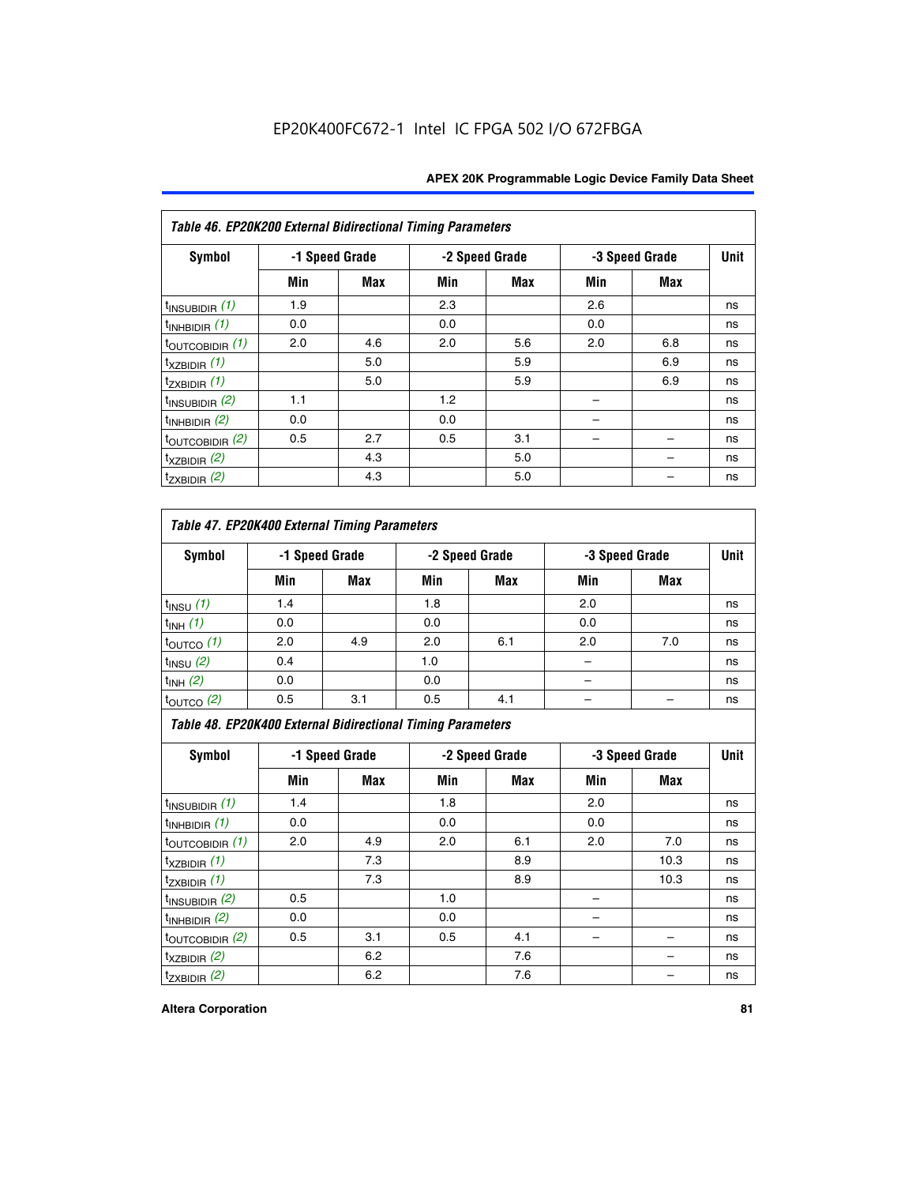EP20K400FC672-1 Intel IC FPGA 502 I/O 672FBGA

| *Table 46. EP20K200 External Bidirectional Timing Parameters* | | | | | | | |
|---|---|---|---|---|---|---|---|
| **Symbol** | **-1 Speed Grade** | | **-2 Speed Grade** | | **-3 Speed Grade** | | **Unit** |
| | **Min** | **Max** | **Min** | **Max** | **Min** | **Max** | |
| $t_{INSUBIDIR}$ *(1)* | 1.9 | | 2.3 | | 2.6 | | ns |
| $t_{INHBIDIR}$ *(1)* | 0.0 | | 0.0 | | 0.0 | | ns |
| $t_{OUTCOBIDIR}$ *(1)* | 2.0 | 4.6 | 2.0 | 5.6 | 2.0 | 6.8 | ns |
| $t_{XZBIDIR}$ *(1)* | | 5.0 | | 5.9 | | 6.9 | ns |
| $t_{ZXBIDIR}$ *(1)* | | 5.0 | | 5.9 | | 6.9 | ns |
| $t_{INSUBIDIR}$ *(2)* | 1.1 | | 1.2 | | – | | ns |
| $t_{INHBIDIR}$ *(2)* | 0.0 | | 0.0 | | – | | ns |
| $t_{OUTCOBIDIR}$ *(2)* | 0.5 | 2.7 | 0.5 | 3.1 | – | – | ns |
| $t_{XZBIDIR}$ *(2)* | | 4.3 | | 5.0 | | – | ns |
| $t_{ZXBIDIR}$ *(2)* | | 4.3 | | 5.0 | | – | ns |

| *Table 47. EP20K400 External Timing Parameters* | | | | | | | |
|---|---|---|---|---|---|---|---|
| **Symbol** | **-1 Speed Grade** | | **-2 Speed Grade** | | **-3 Speed Grade** | | **Unit** |
| | **Min** | **Max** | **Min** | **Max** | **Min** | **Max** | |
| $t_{INSU}$ *(1)* | 1.4 | | 1.8 | | 2.0 | | ns |
| $t_{INH}$ *(1)* | 0.0 | | 0.0 | | 0.0 | | ns |
| $t_{OUTCO}$ *(1)* | 2.0 | 4.9 | 2.0 | 6.1 | 2.0 | 7.0 | ns |
| $t_{INSU}$ *(2)* | 0.4 | | 1.0 | | – | | ns |
| $t_{INH}$ *(2)* | 0.0 | | 0.0 | | – | | ns |
| $t_{OUTCO}$ *(2)* | 0.5 | 3.1 | 0.5 | 4.1 | – | – | ns |

| *Table 48. EP20K400 External Bidirectional Timing Parameters* | | | | | | | |
|---|---|---|---|---|---|---|---|
| **Symbol** | **-1 Speed Grade** | | **-2 Speed Grade** | | **-3 Speed Grade** | | **Unit** |
| | **Min** | **Max** | **Min** | **Max** | **Min** | **Max** | |
| $t_{INSUBIDIR}$ *(1)* | 1.4 | | 1.8 | | 2.0 | | ns |
| $t_{INHBIDIR}$ *(1)* | 0.0 | | 0.0 | | 0.0 | | ns |
| $t_{OUTCOBIDIR}$ *(1)* | 2.0 | 4.9 | 2.0 | 6.1 | 2.0 | 7.0 | ns |
| $t_{XZBIDIR}$ *(1)* | | 7.3 | | 8.9 | | 10.3 | ns |
| $t_{ZXBIDIR}$ *(1)* | | 7.3 | | 8.9 | | 10.3 | ns |
| $t_{INSUBIDIR}$ *(2)* | 0.5 | | 1.0 | | – | | ns |
| $t_{INHBIDIR}$ *(2)* | 0.0 | | 0.0 | | – | | ns |
| $t_{OUTCOBIDIR}$ *(2)* | 0.5 | 3.1 | 0.5 | 4.1 | – | – | ns |
| $t_{XZBIDIR}$ *(2)* | | 6.2 | | 7.6 | | – | ns |
| $t_{ZXBIDIR}$ *(2)* | | 6.2 | | 7.6 | | – | ns |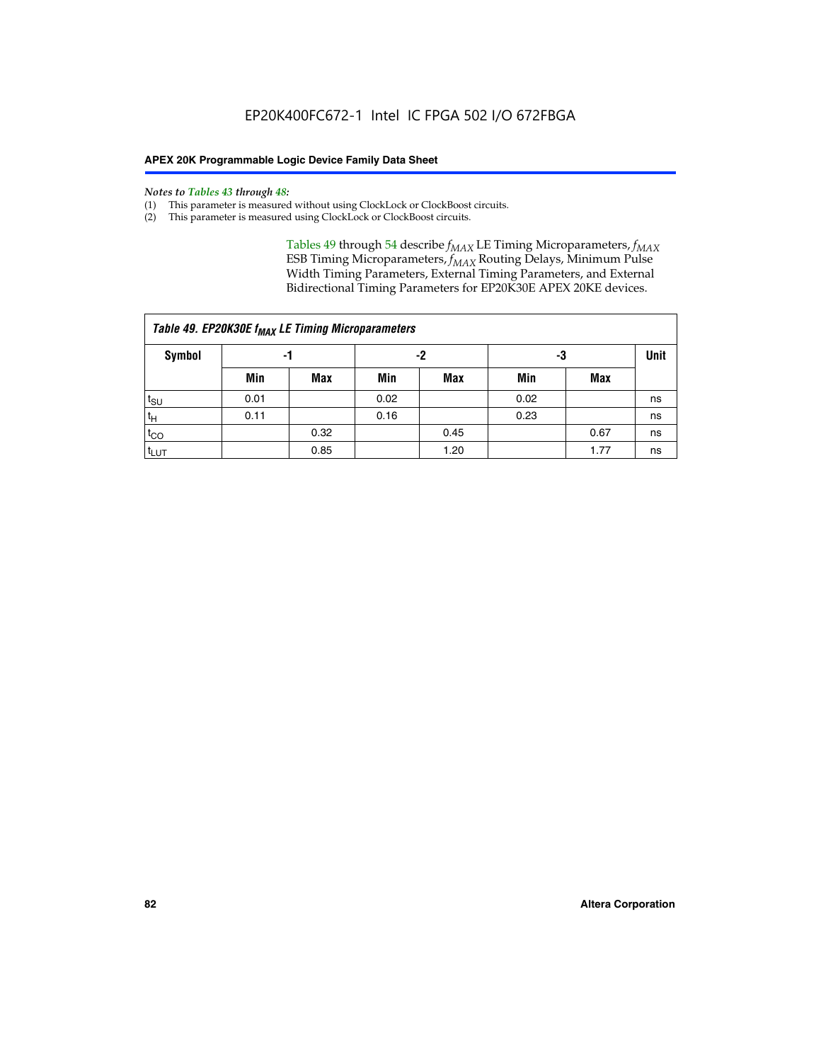*Notes to Tables 43 through 48:*

(1) This parameter is measured without using ClockLock or ClockBoost circuits.
(2) This parameter is measured using ClockLock or ClockBoost circuits.

Tables 49 through 54 describe $f_{MAX}$ LE Timing Microparameters, $f_{MAX}$ ESB Timing Microparameters, $f_{MAX}$ Routing Delays, Minimum Pulse Width Timing Parameters, External Timing Parameters, and External Bidirectional Timing Parameters for EP20K30E APEX 20KE devices.

**Table 49. EP20K30E $f_{MAX}$ LE Timing Microparameters**

| Symbol | -1 | | -2 | | -3 | | Unit |
|---|---|---|---|---|---|---|---|
| | Min | Max | Min | Max | Min | Max | |
| $t_{SU}$ | 0.01 | | 0.02 | | 0.02 | | ns |
| $t_{H}$ | 0.11 | | 0.16 | | 0.23 | | ns |
| $t_{CO}$ | | 0.32 | | 0.45 | | 0.67 | ns |
| $t_{LUT}$ | | 0.85 | | 1.20 | | 1.77 | ns |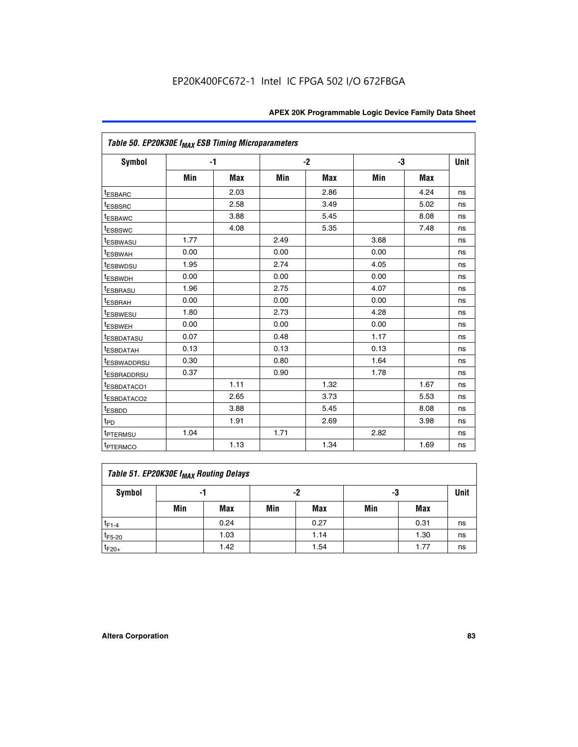*Table 50. EP20K30E $f_{MAX}$ ESB Timing Microparameters*

| Symbol | -1 | | -2 | | -3 | | Unit |
|---|---|---|---|---|---|---|---|
| | Min | Max | Min | Max | Min | Max | |
| $t_{ESBARC}$ | | 2.03 | | 2.86 | | 4.24 | ns |
| $t_{ESBSRC}$ | | 2.58 | | 3.49 | | 5.02 | ns |
| $t_{ESBAWC}$ | | 3.88 | | 5.45 | | 8.08 | ns |
| $t_{ESBSWC}$ | | 4.08 | | 5.35 | | 7.48 | ns |
| $t_{ESBWASU}$ | 1.77 | | 2.49 | | 3.68 | | ns |
| $t_{ESBWAH}$ | 0.00 | | 0.00 | | 0.00 | | ns |
| $t_{ESBWDSU}$ | 1.95 | | 2.74 | | 4.05 | | ns |
| $t_{ESBWDH}$ | 0.00 | | 0.00 | | 0.00 | | ns |
| $t_{ESBRASU}$ | 1.96 | | 2.75 | | 4.07 | | ns |
| $t_{ESBRAH}$ | 0.00 | | 0.00 | | 0.00 | | ns |
| $t_{ESBWESU}$ | 1.80 | | 2.73 | | 4.28 | | ns |
| $t_{ESBWEH}$ | 0.00 | | 0.00 | | 0.00 | | ns |
| $t_{ESBDATASU}$ | 0.07 | | 0.48 | | 1.17 | | ns |
| $t_{ESBDATAH}$ | 0.13 | | 0.13 | | 0.13 | | ns |
| $t_{ESBWADDRSU}$ | 0.30 | | 0.80 | | 1.64 | | ns |
| $t_{ESBRADDRSU}$ | 0.37 | | 0.90 | | 1.78 | | ns |
| $t_{ESBDATACO1}$ | | 1.11 | | 1.32 | | 1.67 | ns |
| $t_{ESBDATACO2}$ | | 2.65 | | 3.73 | | 5.53 | ns |
| $t_{ESBDD}$ | | 3.88 | | 5.45 | | 8.08 | ns |
| $t_{PD}$ | | 1.91 | | 2.69 | | 3.98 | ns |
| $t_{PTERMSU}$ | 1.04 | | 1.71 | | 2.82 | | ns |
| $t_{PTERMCO}$ | | 1.13 | | 1.34 | | 1.69 | ns |

*Table 51. EP20K30E $f_{MAX}$ Routing Delays*

| Symbol | -1 | | -2 | | -3 | | Unit |
|---|---|---|---|---|---|---|---|
| | Min | Max | Min | Max | Min | Max | |
| $t_{F1-4}$ | | 0.24 | | 0.27 | | 0.31 | ns |
| $t_{F5-20}$ | | 1.03 | | 1.14 | | 1.30 | ns |
| $t_{F20+}$ | | 1.42 | | 1.54 | | 1.77 | ns |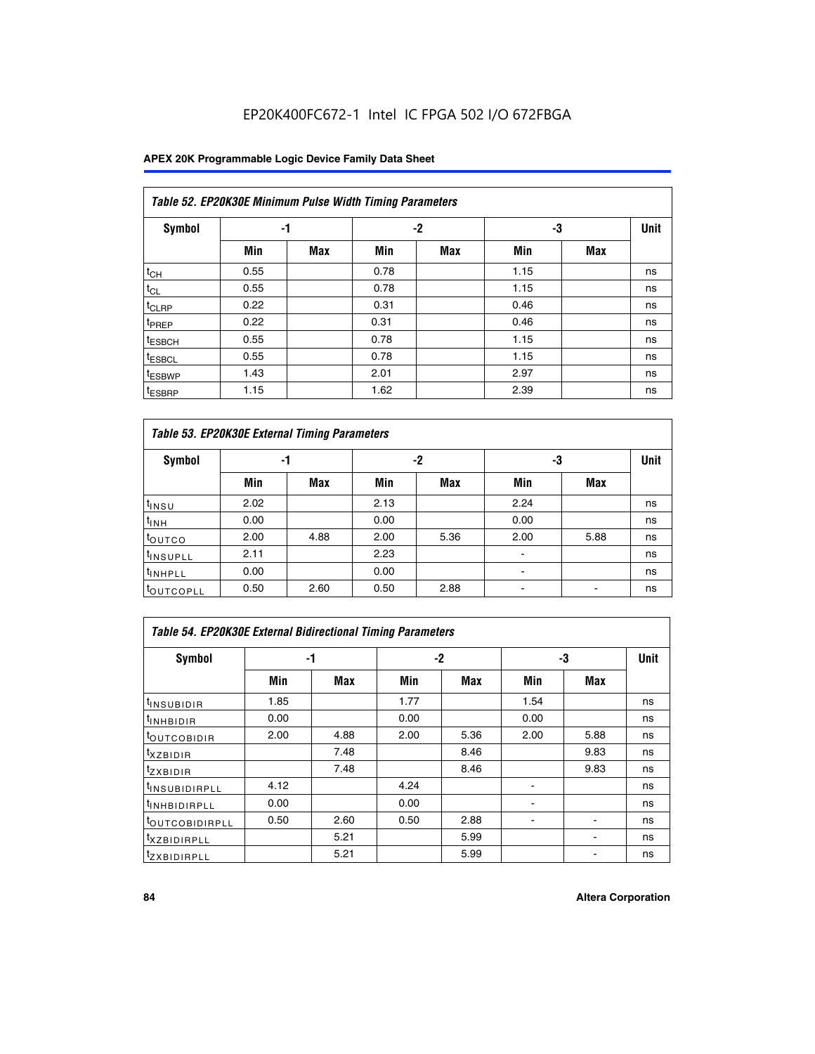EP20K400FC672-1 Intel IC FPGA 502 I/O 672FBGA

| Table 52. EP20K30E Minimum Pulse Width Timing Parameters | | | | | | | |
|---|---|---|---|---|---|---|---|
| Symbol | -1 | | -2 | | -3 | | Unit |
| | Min | Max | Min | Max | Min | Max | |
| $t_{CH}$ | 0.55 | | 0.78 | | 1.15 | | ns |
| $t_{CL}$ | 0.55 | | 0.78 | | 1.15 | | ns |
| $t_{CLRP}$ | 0.22 | | 0.31 | | 0.46 | | ns |
| $t_{PREP}$ | 0.22 | | 0.31 | | 0.46 | | ns |
| $t_{ESBCH}$ | 0.55 | | 0.78 | | 1.15 | | ns |
| $t_{ESBCL}$ | 0.55 | | 0.78 | | 1.15 | | ns |
| $t_{ESBWP}$ | 1.43 | | 2.01 | | 2.97 | | ns |
| $t_{ESBRP}$ | 1.15 | | 1.62 | | 2.39 | | ns |

| Table 53. EP20K30E External Timing Parameters | | | | | | | |
|---|---|---|---|---|---|---|---|
| Symbol | -1 | | -2 | | -3 | | Unit |
| | Min | Max | Min | Max | Min | Max | |
| $t_{INSU}$ | 2.02 | | 2.13 | | 2.24 | | ns |
| $t_{INH}$ | 0.00 | | 0.00 | | 0.00 | | ns |
| $t_{OUTCO}$ | 2.00 | 4.88 | 2.00 | 5.36 | 2.00 | 5.88 | ns |
| $t_{INSUPLL}$ | 2.11 | | 2.23 | | - | | ns |
| $t_{INHPLL}$ | 0.00 | | 0.00 | | - | | ns |
| $t_{OUTCOPLL}$ | 0.50 | 2.60 | 0.50 | 2.88 | - | - | ns |

| Table 54. EP20K30E External Bidirectional Timing Parameters | | | | | | | |
|---|---|---|---|---|---|---|---|
| Symbol | -1 | | -2 | | -3 | | Unit |
| | Min | Max | Min | Max | Min | Max | |
| $t_{INSUBIDIR}$ | 1.85 | | 1.77 | | 1.54 | | ns |
| $t_{INHBIDIR}$ | 0.00 | | 0.00 | | 0.00 | | ns |
| $t_{OUTCOBIDIR}$ | 2.00 | 4.88 | 2.00 | 5.36 | 2.00 | 5.88 | ns |
| $t_{XZBIDIR}$ | | 7.48 | | 8.46 | | 9.83 | ns |
| $t_{ZXBIDIR}$ | | 7.48 | | 8.46 | | 9.83 | ns |
| $t_{INSUBIDIRPLL}$ | 4.12 | | 4.24 | | - | | ns |
| $t_{INHBIDIRPLL}$ | 0.00 | | 0.00 | | - | | ns |
| $t_{OUTCOBIDIRPLL}$ | 0.50 | 2.60 | 0.50 | 2.88 | - | - | ns |
| $t_{XZBIDIRPLL}$ | | 5.21 | | 5.99 | | - | ns |
| $t_{ZXBIDIRPLL}$ | | 5.21 | | 5.99 | | - | ns |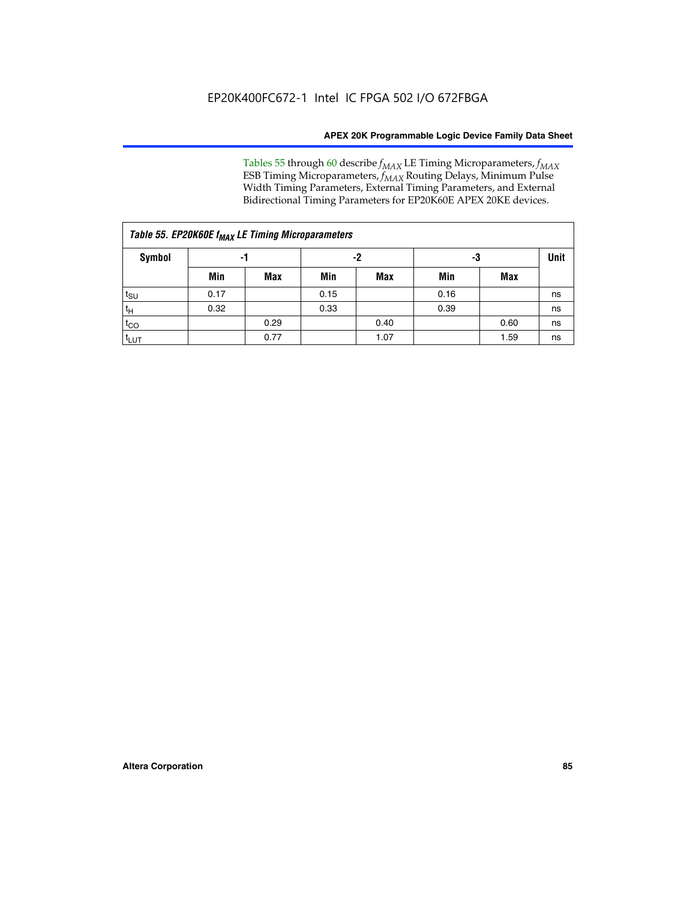Tables 55 through 60 describe $f_{MAX}$ LE Timing Microparameters, $f_{MAX}$ ESB Timing Microparameters, $f_{MAX}$ Routing Delays, Minimum Pulse Width Timing Parameters, External Timing Parameters, and External Bidirectional Timing Parameters for EP20K60E APEX 20KE devices.

| Table 55. EP20K60E $f_{MAX}$ LE Timing Microparameters | | | | | | | |
|---|---|---|---|---|---|---|---|
| **Symbol** | **-1** | | **-2** | | **-3** | | **Unit** |
| | **Min** | **Max** | **Min** | **Max** | **Min** | **Max** | |
| $t_{SU}$ | 0.17 | | 0.15 | | 0.16 | | ns |
| $t_H$ | 0.32 | | 0.33 | | 0.39 | | ns |
| $t_{CO}$ | | 0.29 | | 0.40 | | 0.60 | ns |
| $t_{LUT}$ | | 0.77 | | 1.07 | | 1.59 | ns |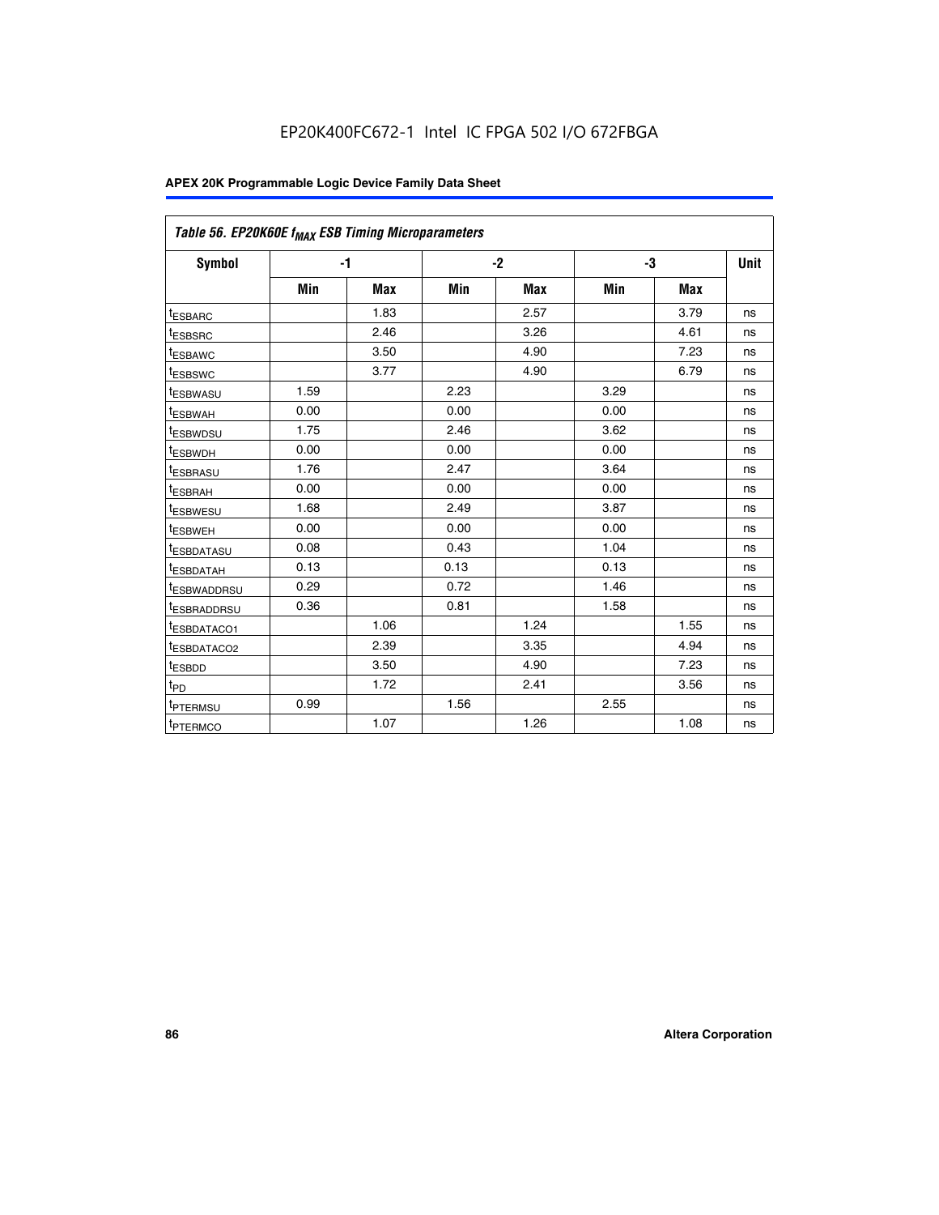EP20K400FC672-1 Intel IC FPGA 502 I/O 672FBGA

| Table 56. EP20K60E $f_{MAX}$ ESB Timing Microparameters | | | | | | | |
|---|---|---|---|---|---|---|---|
| **Symbol** | **-1** | | **-2** | | **-3** | | **Unit** |
| | **Min** | **Max** | **Min** | **Max** | **Min** | **Max** | |
| $t_{ESBARC}$ | | 1.83 | | 2.57 | | 3.79 | ns |
| $t_{ESBSRC}$ | | 2.46 | | 3.26 | | 4.61 | ns |
| $t_{ESBAWC}$ | | 3.50 | | 4.90 | | 7.23 | ns |
| $t_{ESBSWC}$ | | 3.77 | | 4.90 | | 6.79 | ns |
| $t_{ESBWASU}$ | 1.59 | | 2.23 | | 3.29 | | ns |
| $t_{ESBWAH}$ | 0.00 | | 0.00 | | 0.00 | | ns |
| $t_{ESBWDSU}$ | 1.75 | | 2.46 | | 3.62 | | ns |
| $t_{ESBWDH}$ | 0.00 | | 0.00 | | 0.00 | | ns |
| $t_{ESBRASU}$ | 1.76 | | 2.47 | | 3.64 | | ns |
| $t_{ESBRAH}$ | 0.00 | | 0.00 | | 0.00 | | ns |
| $t_{ESBWESU}$ | 1.68 | | 2.49 | | 3.87 | | ns |
| $t_{ESBWEH}$ | 0.00 | | 0.00 | | 0.00 | | ns |
| $t_{ESBDATASU}$ | 0.08 | | 0.43 | | 1.04 | | ns |
| $t_{ESBDATAH}$ | 0.13 | | 0.13 | | 0.13 | | ns |
| $t_{ESBWADDRSU}$ | 0.29 | | 0.72 | | 1.46 | | ns |
| $t_{ESBRADDRSU}$ | 0.36 | | 0.81 | | 1.58 | | ns |
| $t_{ESBDATACO1}$ | | 1.06 | | 1.24 | | 1.55 | ns |
| $t_{ESBDATACO2}$ | | 2.39 | | 3.35 | | 4.94 | ns |
| $t_{ESBDD}$ | | 3.50 | | 4.90 | | 7.23 | ns |
| $t_{PD}$ | | 1.72 | | 2.41 | | 3.56 | ns |
| $t_{PTERMSU}$ | 0.99 | | 1.56 | | 2.55 | | ns |
| $t_{PTERMCO}$ | | 1.07 | | 1.26 | | 1.08 | ns |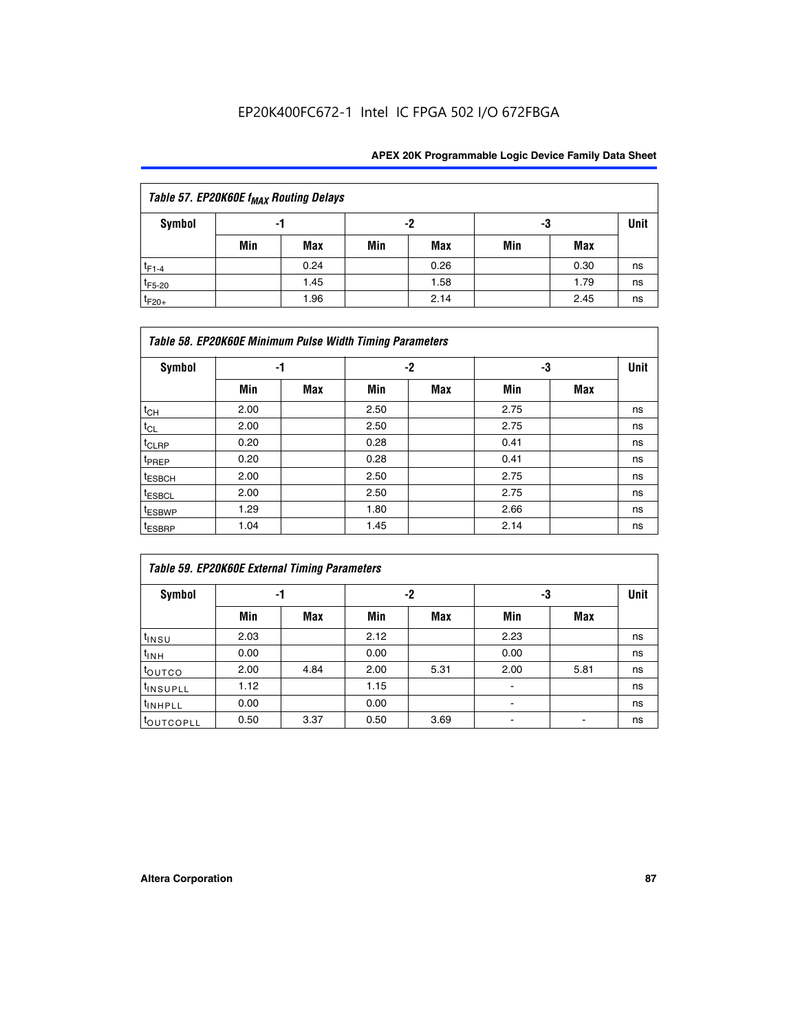EP20K400FC672-1 Intel IC FPGA 502 I/O 672FBGA

| Table 57. EP20K60E $f_{MAX}$ Routing Delays | | | | | | | |
|---|---|---|---|---|---|---|---|
| Symbol | -1 | | -2 | | -3 | | Unit |
| | Min | Max | Min | Max | Min | Max | |
| $t_{F1-4}$ | | 0.24 | | 0.26 | | 0.30 | ns |
| $t_{F5-20}$ | | 1.45 | | 1.58 | | 1.79 | ns |
| $t_{F20+}$ | | 1.96 | | 2.14 | | 2.45 | ns |

| Table 58. EP20K60E Minimum Pulse Width Timing Parameters | | | | | | | |
|---|---|---|---|---|---|---|---|
| Symbol | -1 | | -2 | | -3 | | Unit |
| | Min | Max | Min | Max | Min | Max | |
| $t_{CH}$ | 2.00 | | 2.50 | | 2.75 | | ns |
| $t_{CL}$ | 2.00 | | 2.50 | | 2.75 | | ns |
| $t_{CLRP}$ | 0.20 | | 0.28 | | 0.41 | | ns |
| $t_{PREP}$ | 0.20 | | 0.28 | | 0.41 | | ns |
| $t_{ESBCH}$ | 2.00 | | 2.50 | | 2.75 | | ns |
| $t_{ESBCL}$ | 2.00 | | 2.50 | | 2.75 | | ns |
| $t_{ESBWP}$ | 1.29 | | 1.80 | | 2.66 | | ns |
| $t_{ESBRP}$ | 1.04 | | 1.45 | | 2.14 | | ns |

| Table 59. EP20K60E External Timing Parameters | | | | | | | |
|---|---|---|---|---|---|---|---|
| Symbol | -1 | | -2 | | -3 | | Unit |
| | Min | Max | Min | Max | Min | Max | |
| $t_{INSU}$ | 2.03 | | 2.12 | | 2.23 | | ns |
| $t_{INH}$ | 0.00 | | 0.00 | | 0.00 | | ns |
| $t_{OUTCO}$ | 2.00 | 4.84 | 2.00 | 5.31 | 2.00 | 5.81 | ns |
| $t_{INSUPLL}$ | 1.12 | | 1.15 | | - | | ns |
| $t_{INHPLL}$ | 0.00 | | 0.00 | | - | | ns |
| $t_{OUTCOPLL}$ | 0.50 | 3.37 | 0.50 | 3.69 | - | - | ns |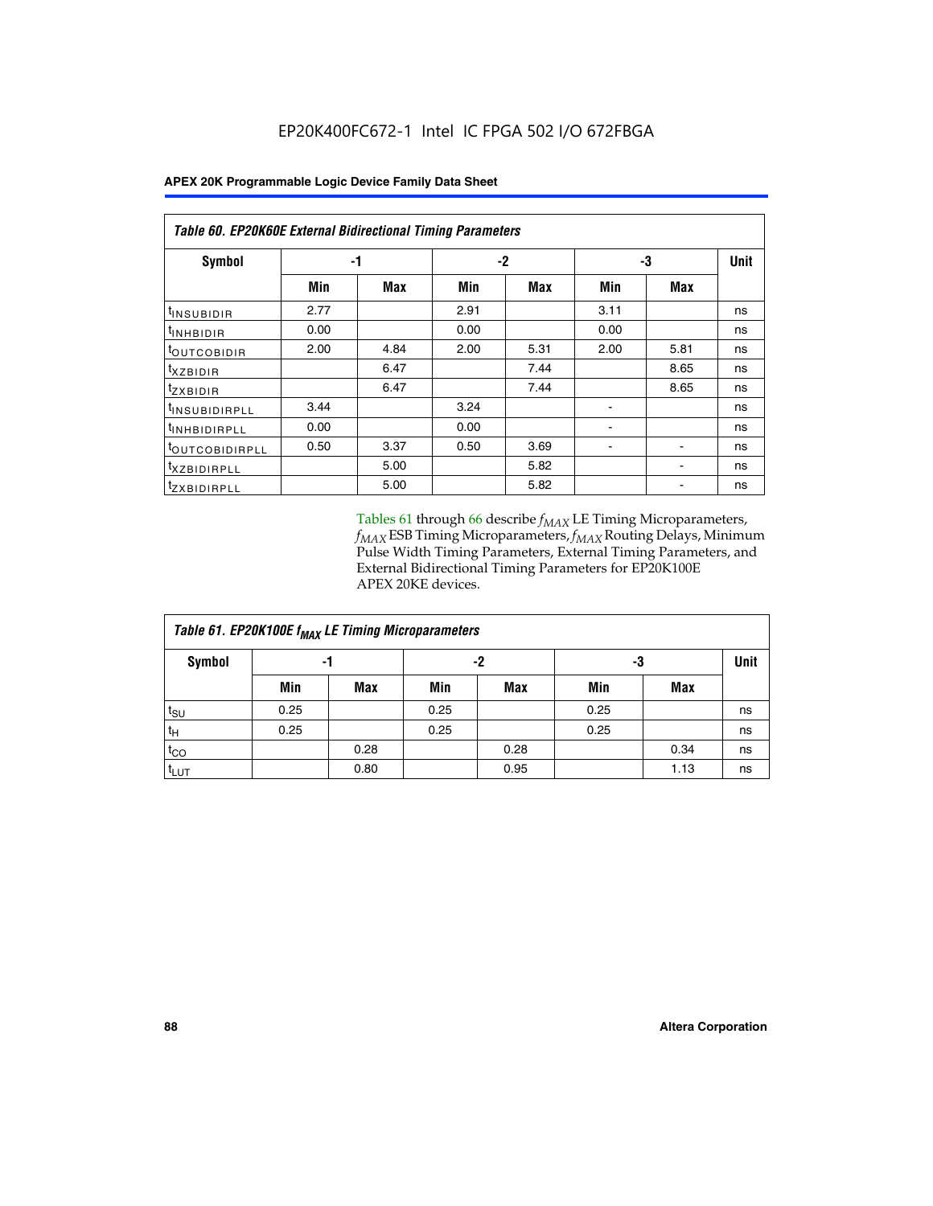**Table 60. EP20K60E External Bidirectional Timing Parameters**

| Symbol | -1 | | -2 | | -3 | | Unit |
|---|---|---|---|---|---|---|---|
| | Min | Max | Min | Max | Min | Max | |
| $t_{INSUBIDIR}$ | 2.77 | | 2.91 | | 3.11 | | ns |
| $t_{INHBIDIR}$ | 0.00 | | 0.00 | | 0.00 | | ns |
| $t_{OUTCOBIDIR}$ | 2.00 | 4.84 | 2.00 | 5.31 | 2.00 | 5.81 | ns |
| $t_{XZBIDIR}$ | | 6.47 | | 7.44 | | 8.65 | ns |
| $t_{ZXBIDIR}$ | | 6.47 | | 7.44 | | 8.65 | ns |
| $t_{INSUBIDIRPLL}$ | 3.44 | | 3.24 | | - | | ns |
| $t_{INHBIDIRPLL}$ | 0.00 | | 0.00 | | - | | ns |
| $t_{OUTCOBIDIRPLL}$ | 0.50 | 3.37 | 0.50 | 3.69 | - | - | ns |
| $t_{XZBIDIRPLL}$ | | 5.00 | | 5.82 | | - | ns |
| $t_{ZXBIDIRPLL}$ | | 5.00 | | 5.82 | | - | ns |

Tables 61 through 66 describe $f_{MAX}$ LE Timing Microparameters, $f_{MAX}$ ESB Timing Microparameters, $f_{MAX}$ Routing Delays, Minimum Pulse Width Timing Parameters, External Timing Parameters, and External Bidirectional Timing Parameters for EP20K100E APEX 20KE devices.

**Table 61. EP20K100E $f_{MAX}$ LE Timing Microparameters**

| Symbol | -1 | | -2 | | -3 | | Unit |
|---|---|---|---|---|---|---|---|
| | Min | Max | Min | Max | Min | Max | |
| $t_{SU}$ | 0.25 | | 0.25 | | 0.25 | | ns |
| $t_{H}$ | 0.25 | | 0.25 | | 0.25 | | ns |
| $t_{CO}$ | | 0.28 | | 0.28 | | 0.34 | ns |
| $t_{LUT}$ | | 0.80 | | 0.95 | | 1.13 | ns |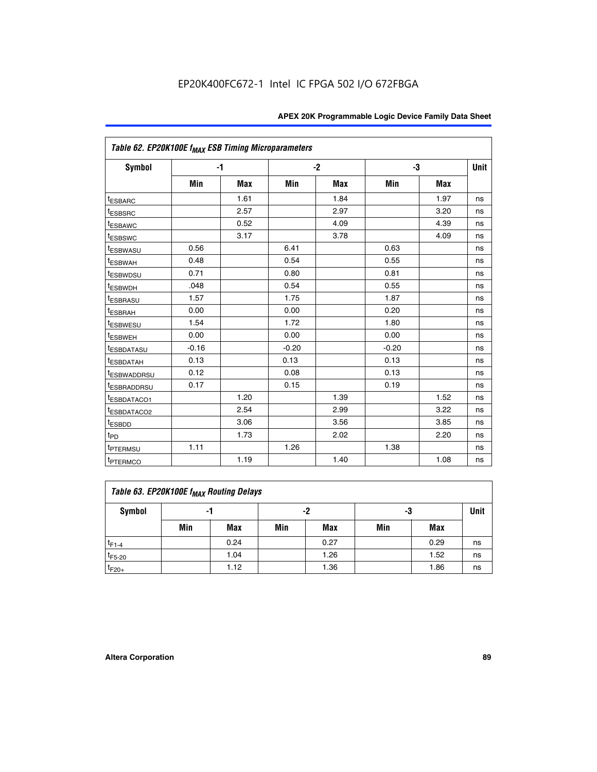EP20K400FC672-1 Intel IC FPGA 502 I/O 672FBGA

| *Table 62. EP20K100E $f_{MAX}$ ESB Timing Microparameters* | | | | | | | |
|---|---|---|---|---|---|---|---|
| **Symbol** | **-1** | | **-2** | | **-3** | | **Unit** |
| | **Min** | **Max** | **Min** | **Max** | **Min** | **Max** | |
| $t_{ESBARC}$ | | 1.61 | | 1.84 | | 1.97 | ns |
| $t_{ESBSRC}$ | | 2.57 | | 2.97 | | 3.20 | ns |
| $t_{ESBAWC}$ | | 0.52 | | 4.09 | | 4.39 | ns |
| $t_{ESBSWC}$ | | 3.17 | | 3.78 | | 4.09 | ns |
| $t_{ESBWASU}$ | 0.56 | | 6.41 | | 0.63 | | ns |
| $t_{ESBWAH}$ | 0.48 | | 0.54 | | 0.55 | | ns |
| $t_{ESBWDSU}$ | 0.71 | | 0.80 | | 0.81 | | ns |
| $t_{ESBWDH}$ | .048 | | 0.54 | | 0.55 | | ns |
| $t_{ESBRASU}$ | 1.57 | | 1.75 | | 1.87 | | ns |
| $t_{ESBRAH}$ | 0.00 | | 0.00 | | 0.20 | | ns |
| $t_{ESBWESU}$ | 1.54 | | 1.72 | | 1.80 | | ns |
| $t_{ESBWEH}$ | 0.00 | | 0.00 | | 0.00 | | ns |
| $t_{ESBDATASU}$ | -0.16 | | -0.20 | | -0.20 | | ns |
| $t_{ESBDATAH}$ | 0.13 | | 0.13 | | 0.13 | | ns |
| $t_{ESBWADDRSU}$ | 0.12 | | 0.08 | | 0.13 | | ns |
| $t_{ESBRADDRSU}$ | 0.17 | | 0.15 | | 0.19 | | ns |
| $t_{ESBDATACO1}$ | | 1.20 | | 1.39 | | 1.52 | ns |
| $t_{ESBDATACO2}$ | | 2.54 | | 2.99 | | 3.22 | ns |
| $t_{ESBDD}$ | | 3.06 | | 3.56 | | 3.85 | ns |
| $t_{PD}$ | | 1.73 | | 2.02 | | 2.20 | ns |
| $t_{PTERMSU}$ | 1.11 | | 1.26 | | 1.38 | | ns |
| $t_{PTERMCO}$ | | 1.19 | | 1.40 | | 1.08 | ns |

| *Table 63. EP20K100E $f_{MAX}$ Routing Delays* | | | | | | | |
|---|---|---|---|---|---|---|---|
| **Symbol** | **-1** | | **-2** | | **-3** | | **Unit** |
| | **Min** | **Max** | **Min** | **Max** | **Min** | **Max** | |
| $t_{F1-4}$ | | 0.24 | | 0.27 | | 0.29 | ns |
| $t_{F5-20}$ | | 1.04 | | 1.26 | | 1.52 | ns |
| $t_{F20+}$ | | 1.12 | | 1.36 | | 1.86 | ns |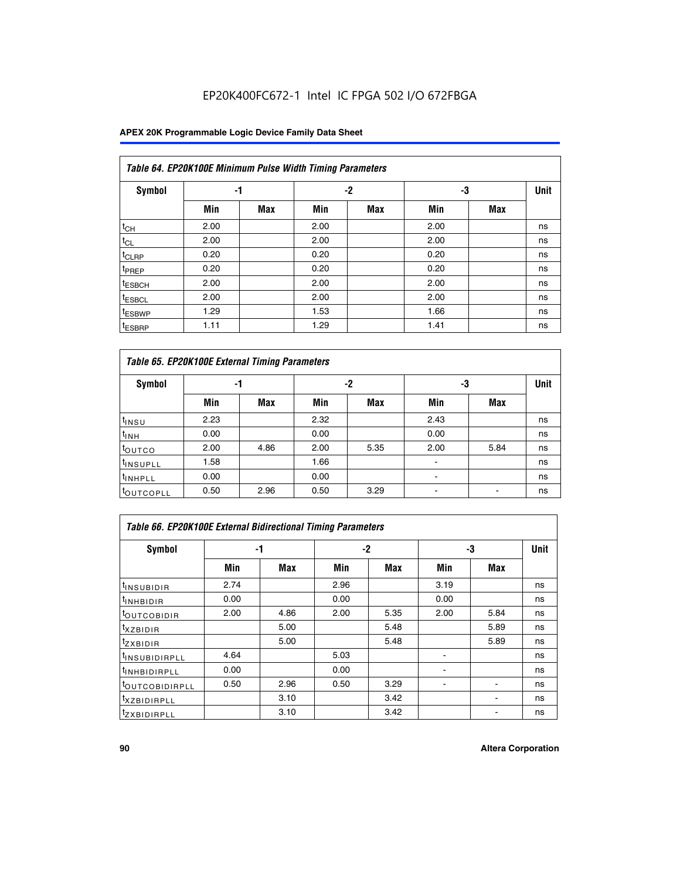EP20K400FC672-1 Intel IC FPGA 502 I/O 672FBGA

| *Table 64. EP20K100E Minimum Pulse Width Timing Parameters* | | | | | | | |
|---|---|---|---|---|---|---|---|
| **Symbol** | **-1** | | **-2** | | **-3** | | **Unit** |
| | **Min** | **Max** | **Min** | **Max** | **Min** | **Max** | |
| $t_{CH}$ | 2.00 | | 2.00 | | 2.00 | | ns |
| $t_{CL}$ | 2.00 | | 2.00 | | 2.00 | | ns |
| $t_{CLRP}$ | 0.20 | | 0.20 | | 0.20 | | ns |
| $t_{PREP}$ | 0.20 | | 0.20 | | 0.20 | | ns |
| $t_{ESBCH}$ | 2.00 | | 2.00 | | 2.00 | | ns |
| $t_{ESBCL}$ | 2.00 | | 2.00 | | 2.00 | | ns |
| $t_{ESBWP}$ | 1.29 | | 1.53 | | 1.66 | | ns |
| $t_{ESBRP}$ | 1.11 | | 1.29 | | 1.41 | | ns |

| *Table 65. EP20K100E External Timing Parameters* | | | | | | | |
|---|---|---|---|---|---|---|---|
| **Symbol** | **-1** | | **-2** | | **-3** | | **Unit** |
| | **Min** | **Max** | **Min** | **Max** | **Min** | **Max** | |
| $t_{INSU}$ | 2.23 | | 2.32 | | 2.43 | | ns |
| $t_{INH}$ | 0.00 | | 0.00 | | 0.00 | | ns |
| $t_{OUTCO}$ | 2.00 | 4.86 | 2.00 | 5.35 | 2.00 | 5.84 | ns |
| $t_{INSUPLL}$ | 1.58 | | 1.66 | | - | | ns |
| $t_{INHPLL}$ | 0.00 | | 0.00 | | - | | ns |
| $t_{OUTCOPLL}$ | 0.50 | 2.96 | 0.50 | 3.29 | - | - | ns |

| *Table 66. EP20K100E External Bidirectional Timing Parameters* | | | | | | | |
|---|---|---|---|---|---|---|---|
| **Symbol** | **-1** | | **-2** | | **-3** | | **Unit** |
| | **Min** | **Max** | **Min** | **Max** | **Min** | **Max** | |
| $t_{INSUBIDIR}$ | 2.74 | | 2.96 | | 3.19 | | ns |
| $t_{INHBIDIR}$ | 0.00 | | 0.00 | | 0.00 | | ns |
| $t_{OUTCOBIDIR}$ | 2.00 | 4.86 | 2.00 | 5.35 | 2.00 | 5.84 | ns |
| $t_{XZBIDIR}$ | | 5.00 | | 5.48 | | 5.89 | ns |
| $t_{ZXBIDIR}$ | | 5.00 | | 5.48 | | 5.89 | ns |
| $t_{INSUBIDIRPLL}$ | 4.64 | | 5.03 | | - | | ns |
| $t_{INHBIDIRPLL}$ | 0.00 | | 0.00 | | - | | ns |
| $t_{OUTCOBIDIRPLL}$ | 0.50 | 2.96 | 0.50 | 3.29 | - | - | ns |
| $t_{XZBIDIRPLL}$ | | 3.10 | | 3.42 | | - | ns |
| $t_{ZXBIDIRPLL}$ | | 3.10 | | 3.42 | | - | ns |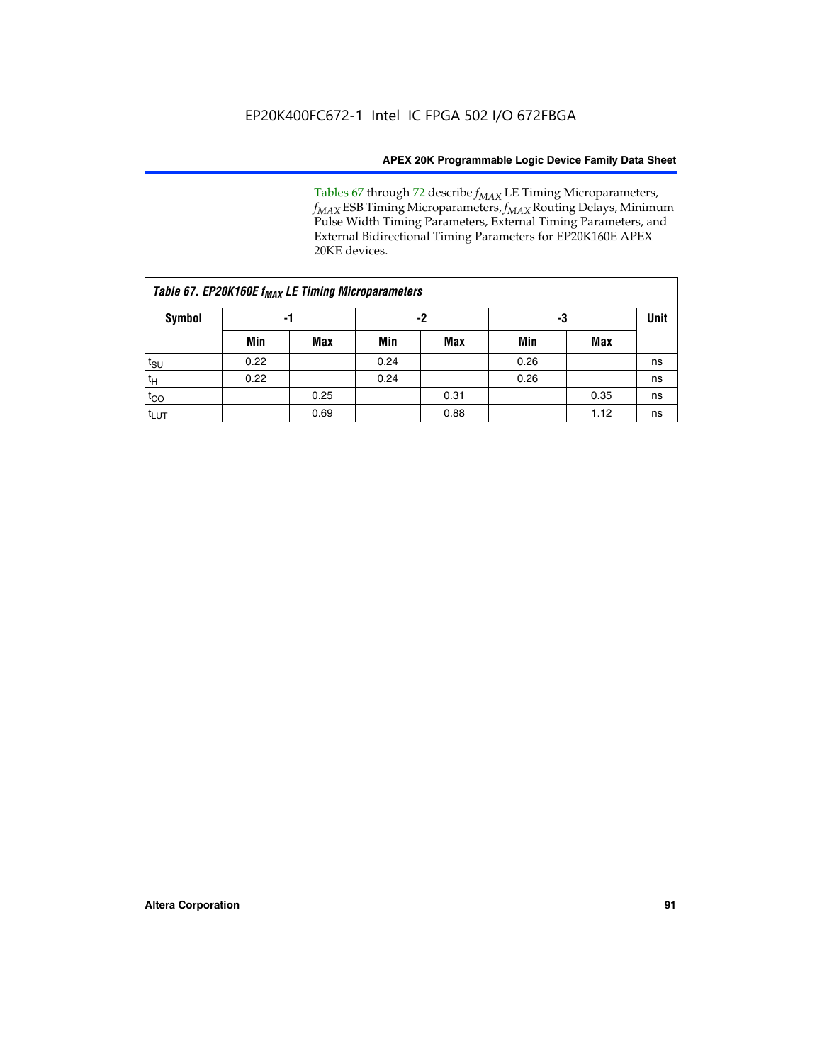Tables 67 through 72 describe $f_{MAX}$ LE Timing Microparameters, $f_{MAX}$ ESB Timing Microparameters, $f_{MAX}$ Routing Delays, Minimum Pulse Width Timing Parameters, External Timing Parameters, and External Bidirectional Timing Parameters for EP20K160E APEX 20KE devices.

*Table 67. EP20K160E $f_{MAX}$ LE Timing Microparameters*

| Symbol | -1 | | -2 | | -3 | | Unit |
|---|---|---|---|---|---|---|---|
| | Min | Max | Min | Max | Min | Max | |
| $t_{SU}$ | 0.22 | | 0.24 | | 0.26 | | ns |
| $t_H$ | 0.22 | | 0.24 | | 0.26 | | ns |
| $t_{CO}$ | | 0.25 | | 0.31 | | 0.35 | ns |
| $t_{LUT}$ | | 0.69 | | 0.88 | | 1.12 | ns |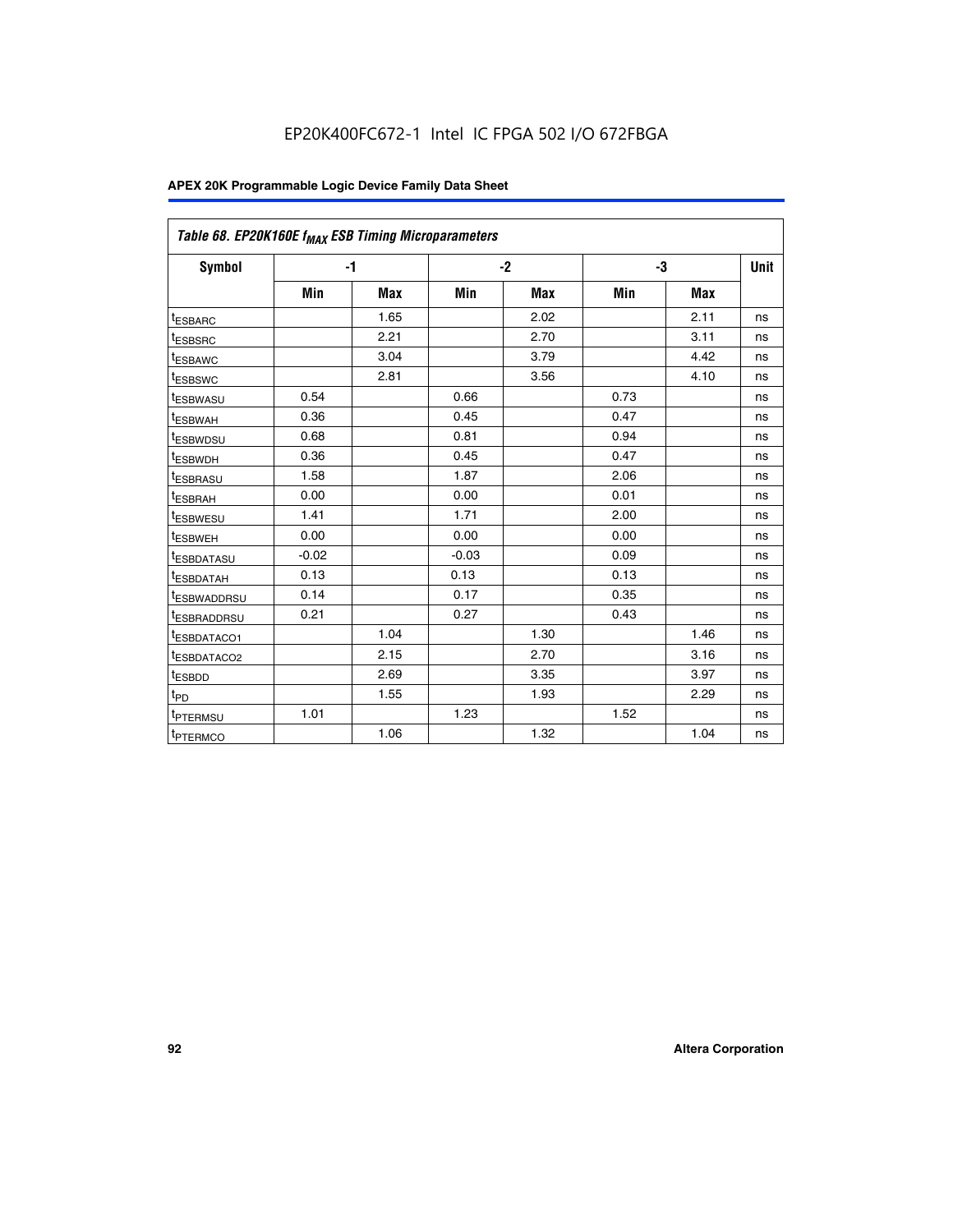EP20K400FC672-1 Intel IC FPGA 502 I/O 672FBGA

| Table 68. EP20K160E $f_{MAX}$ ESB Timing Microparameters | | | | | | | |
|---|---|---|---|---|---|---|---|
| Symbol | -1 | | -2 | | -3 | | Unit |
| | Min | Max | Min | Max | Min | Max | |
| $t_{ESBARC}$ | | 1.65 | | 2.02 | | 2.11 | ns |
| $t_{ESBSRC}$ | | 2.21 | | 2.70 | | 3.11 | ns |
| $t_{ESBAWC}$ | | 3.04 | | 3.79 | | 4.42 | ns |
| $t_{ESBSWC}$ | | 2.81 | | 3.56 | | 4.10 | ns |
| $t_{ESBWASU}$ | 0.54 | | 0.66 | | 0.73 | | ns |
| $t_{ESBWAH}$ | 0.36 | | 0.45 | | 0.47 | | ns |
| $t_{ESBWDSU}$ | 0.68 | | 0.81 | | 0.94 | | ns |
| $t_{ESBWDH}$ | 0.36 | | 0.45 | | 0.47 | | ns |
| $t_{ESBRASU}$ | 1.58 | | 1.87 | | 2.06 | | ns |
| $t_{ESBRAH}$ | 0.00 | | 0.00 | | 0.01 | | ns |
| $t_{ESBWESU}$ | 1.41 | | 1.71 | | 2.00 | | ns |
| $t_{ESBWEH}$ | 0.00 | | 0.00 | | 0.00 | | ns |
| $t_{ESBDATASU}$ | -0.02 | | -0.03 | | 0.09 | | ns |
| $t_{ESBDATAH}$ | 0.13 | | 0.13 | | 0.13 | | ns |
| $t_{ESBWADDRSU}$ | 0.14 | | 0.17 | | 0.35 | | ns |
| $t_{ESBRADDRSU}$ | 0.21 | | 0.27 | | 0.43 | | ns |
| $t_{ESBDATACO1}$ | | 1.04 | | 1.30 | | 1.46 | ns |
| $t_{ESBDATACO2}$ | | 2.15 | | 2.70 | | 3.16 | ns |
| $t_{ESBDD}$ | | 2.69 | | 3.35 | | 3.97 | ns |
| $t_{PD}$ | | 1.55 | | 1.93 | | 2.29 | ns |
| $t_{PTERMSU}$ | 1.01 | | 1.23 | | 1.52 | | ns |
| $t_{PTERMCO}$ | | 1.06 | | 1.32 | | 1.04 | ns |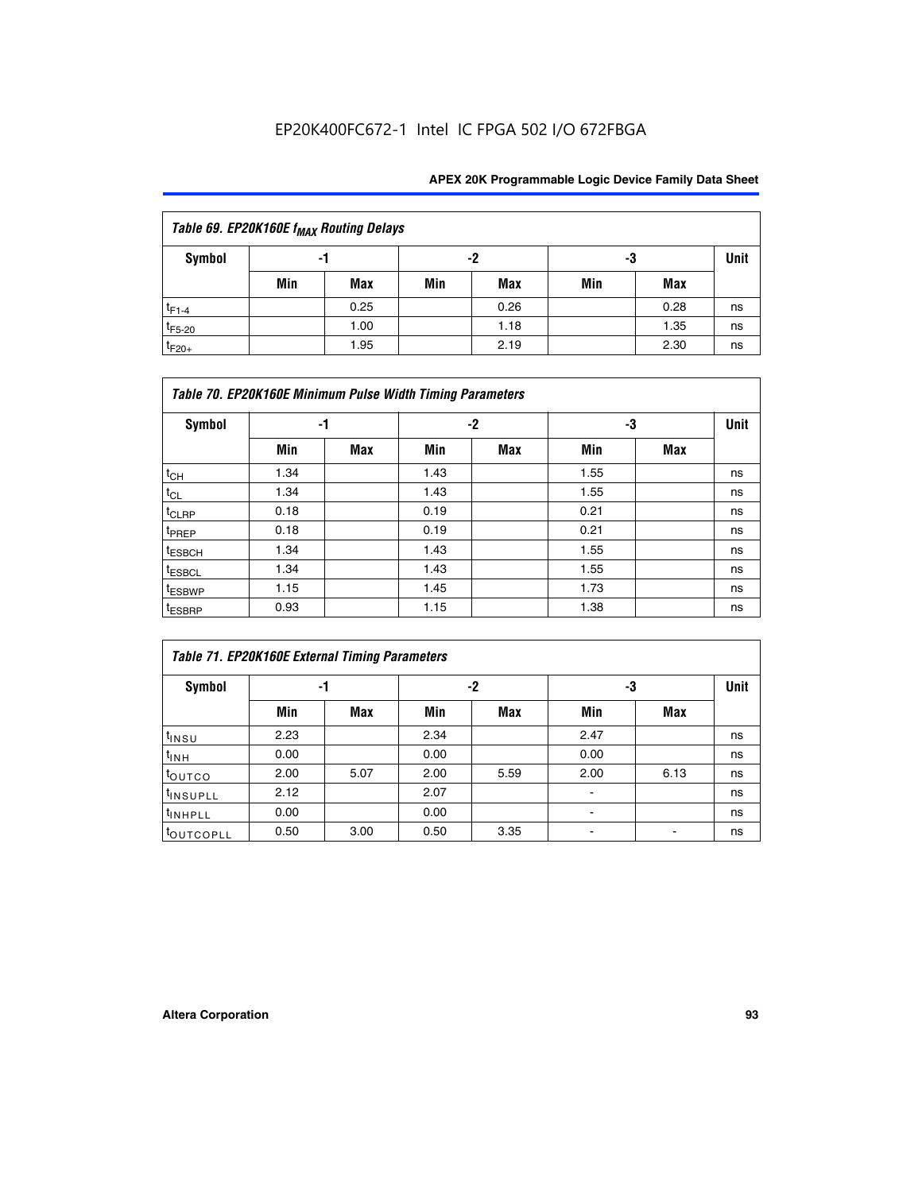| Table 69. EP20K160E $f_{MAX}$ Routing Delays | | | | | | | |
|---|---|---|---|---|---|---|---|
| Symbol | -1 | | -2 | | -3 | | Unit |
| | Min | Max | Min | Max | Min | Max | |
| $t_{F1-4}$ | | 0.25 | | 0.26 | | 0.28 | ns |
| $t_{F5-20}$ | | 1.00 | | 1.18 | | 1.35 | ns |
| $t_{F20+}$ | | 1.95 | | 2.19 | | 2.30 | ns |

| Table 70. EP20K160E Minimum Pulse Width Timing Parameters | | | | | | | |
|---|---|---|---|---|---|---|---|
| Symbol | -1 | | -2 | | -3 | | Unit |
| | Min | Max | Min | Max | Min | Max | |
| $t_{CH}$ | 1.34 | | 1.43 | | 1.55 | | ns |
| $t_{CL}$ | 1.34 | | 1.43 | | 1.55 | | ns |
| $t_{CLRP}$ | 0.18 | | 0.19 | | 0.21 | | ns |
| $t_{PREP}$ | 0.18 | | 0.19 | | 0.21 | | ns |
| $t_{ESBCH}$ | 1.34 | | 1.43 | | 1.55 | | ns |
| $t_{ESBCL}$ | 1.34 | | 1.43 | | 1.55 | | ns |
| $t_{ESBWP}$ | 1.15 | | 1.45 | | 1.73 | | ns |
| $t_{ESBRP}$ | 0.93 | | 1.15 | | 1.38 | | ns |

| Table 71. EP20K160E External Timing Parameters | | | | | | | |
|---|---|---|---|---|---|---|---|
| Symbol | -1 | | -2 | | -3 | | Unit |
| | Min | Max | Min | Max | Min | Max | |
| $t_{INSU}$ | 2.23 | | 2.34 | | 2.47 | | ns |
| $t_{INH}$ | 0.00 | | 0.00 | | 0.00 | | ns |
| $t_{OUTCO}$ | 2.00 | 5.07 | 2.00 | 5.59 | 2.00 | 6.13 | ns |
| $t_{INSUPLL}$ | 2.12 | | 2.07 | | - | | ns |
| $t_{INHPLL}$ | 0.00 | | 0.00 | | - | | ns |
| $t_{OUTCOPLL}$ | 0.50 | 3.00 | 0.50 | 3.35 | - | - | ns |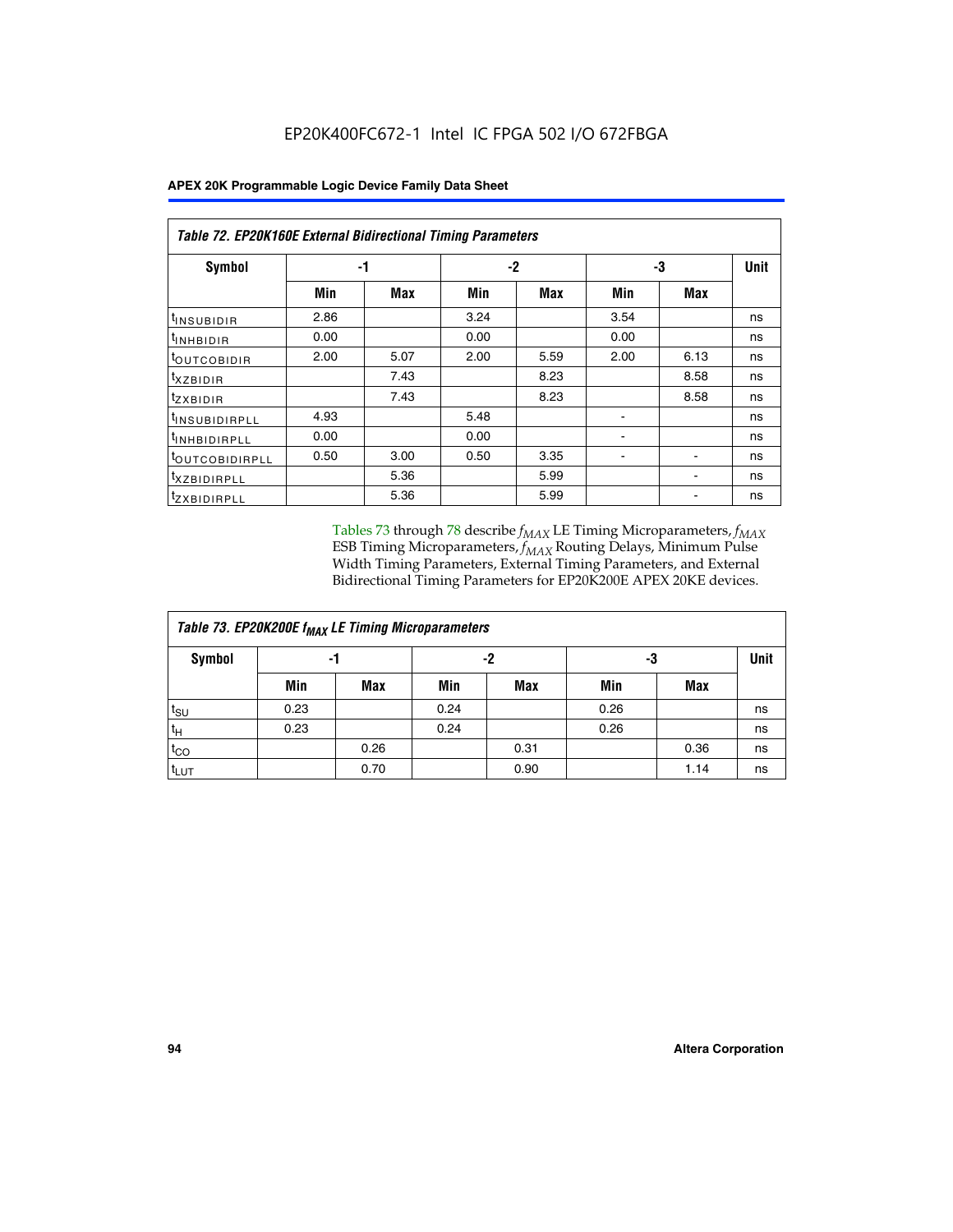EP20K400FC672-1 Intel IC FPGA 502 I/O 672FBGA

| Table 72. EP20K160E External Bidirectional Timing Parameters | | | | | | | |
|---|---|---|---|---|---|---|---|
| Symbol | -1 | | -2 | | -3 | | Unit |
| | Min | Max | Min | Max | Min | Max | |
| $t_{INSUBIDIR}$ | 2.86 | | 3.24 | | 3.54 | | ns |
| $t_{INHBIDIR}$ | 0.00 | | 0.00 | | 0.00 | | ns |
| $t_{OUTCOBIDIR}$ | 2.00 | 5.07 | 2.00 | 5.59 | 2.00 | 6.13 | ns |
| $t_{XZBIDIR}$ | | 7.43 | | 8.23 | | 8.58 | ns |
| $t_{ZXBIDIR}$ | | 7.43 | | 8.23 | | 8.58 | ns |
| $t_{INSUBIDIRPLL}$ | 4.93 | | 5.48 | | - | | ns |
| $t_{INHBIDIRPLL}$ | 0.00 | | 0.00 | | - | | ns |
| $t_{OUTCOBIDIRPLL}$ | 0.50 | 3.00 | 0.50 | 3.35 | - | - | ns |
| $t_{XZBIDIRPLL}$ | | 5.36 | | 5.99 | | - | ns |
| $t_{ZXBIDIRPLL}$ | | 5.36 | | 5.99 | | - | ns |

Tables 73 through 78 describe $f_{MAX}$ LE Timing Microparameters, $f_{MAX}$ ESB Timing Microparameters, $f_{MAX}$ Routing Delays, Minimum Pulse Width Timing Parameters, External Timing Parameters, and External Bidirectional Timing Parameters for EP20K200E APEX 20KE devices.

| Table 73. EP20K200E $f_{MAX}$ LE Timing Microparameters | | | | | | | |
|---|---|---|---|---|---|---|---|
| Symbol | -1 | | -2 | | -3 | | Unit |
| | Min | Max | Min | Max | Min | Max | |
| $t_{SU}$ | 0.23 | | 0.24 | | 0.26 | | ns |
| $t_H$ | 0.23 | | 0.24 | | 0.26 | | ns |
| $t_{CO}$ | | 0.26 | | 0.31 | | 0.36 | ns |
| $t_{LUT}$ | | 0.70 | | 0.90 | | 1.14 | ns |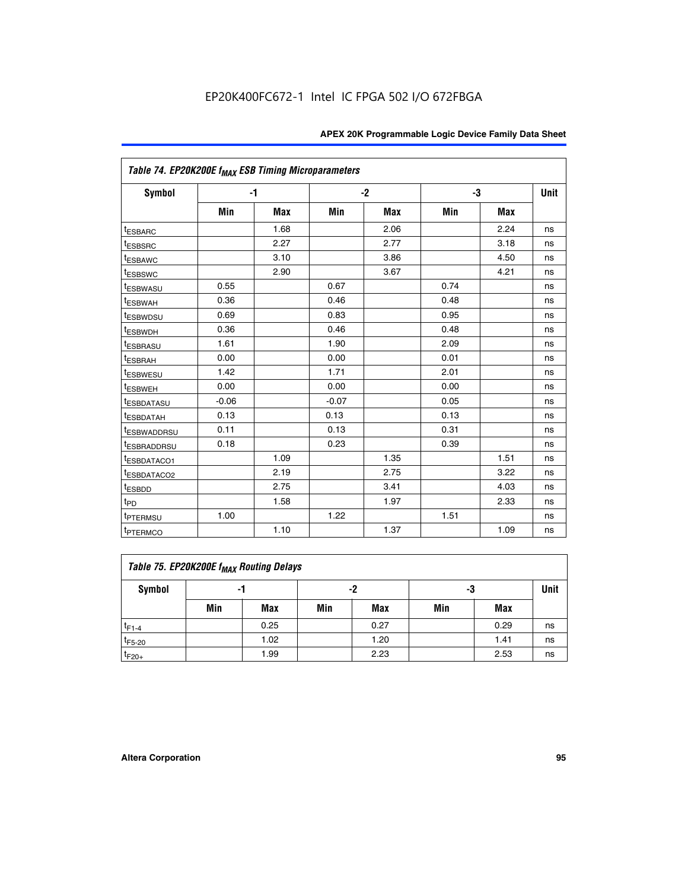Table 74. EP20K200E $f_{MAX}$ ESB Timing Microparameters

| Symbol | -1 | | -2 | | -3 | | Unit |
|---|---|---|---|---|---|---|---|
| | Min | Max | Min | Max | Min | Max | |
| $t_{ESBARC}$ | | 1.68 | | 2.06 | | 2.24 | ns |
| $t_{ESBSRC}$ | | 2.27 | | 2.77 | | 3.18 | ns |
| $t_{ESBAWC}$ | | 3.10 | | 3.86 | | 4.50 | ns |
| $t_{ESBSWC}$ | | 2.90 | | 3.67 | | 4.21 | ns |
| $t_{ESBWASU}$ | 0.55 | | 0.67 | | 0.74 | | ns |
| $t_{ESBWAH}$ | 0.36 | | 0.46 | | 0.48 | | ns |
| $t_{ESBWDSU}$ | 0.69 | | 0.83 | | 0.95 | | ns |
| $t_{ESBWDH}$ | 0.36 | | 0.46 | | 0.48 | | ns |
| $t_{ESBRASU}$ | 1.61 | | 1.90 | | 2.09 | | ns |
| $t_{ESBRAH}$ | 0.00 | | 0.00 | | 0.01 | | ns |
| $t_{ESBWESU}$ | 1.42 | | 1.71 | | 2.01 | | ns |
| $t_{ESBWEH}$ | 0.00 | | 0.00 | | 0.00 | | ns |
| $t_{ESBDATASU}$ | -0.06 | | -0.07 | | 0.05 | | ns |
| $t_{ESBDATAH}$ | 0.13 | | 0.13 | | 0.13 | | ns |
| $t_{ESBWADDRSU}$ | 0.11 | | 0.13 | | 0.31 | | ns |
| $t_{ESBRADDRSU}$ | 0.18 | | 0.23 | | 0.39 | | ns |
| $t_{ESBDATACO1}$ | | 1.09 | | 1.35 | | 1.51 | ns |
| $t_{ESBDATACO2}$ | | 2.19 | | 2.75 | | 3.22 | ns |
| $t_{ESBDD}$ | | 2.75 | | 3.41 | | 4.03 | ns |
| $t_{PD}$ | | 1.58 | | 1.97 | | 2.33 | ns |
| $t_{PTERMSU}$ | 1.00 | | 1.22 | | 1.51 | | ns |
| $t_{PTERMCO}$ | | 1.10 | | 1.37 | | 1.09 | ns |

Table 75. EP20K200E $f_{MAX}$ Routing Delays

| Symbol | -1 | | -2 | | -3 | | Unit |
|---|---|---|---|---|---|---|---|
| | Min | Max | Min | Max | Min | Max | |
| $t_{F1-4}$ | | 0.25 | | 0.27 | | 0.29 | ns |
| $t_{F5-20}$ | | 1.02 | | 1.20 | | 1.41 | ns |
| $t_{F20+}$ | | 1.99 | | 2.23 | | 2.53 | ns |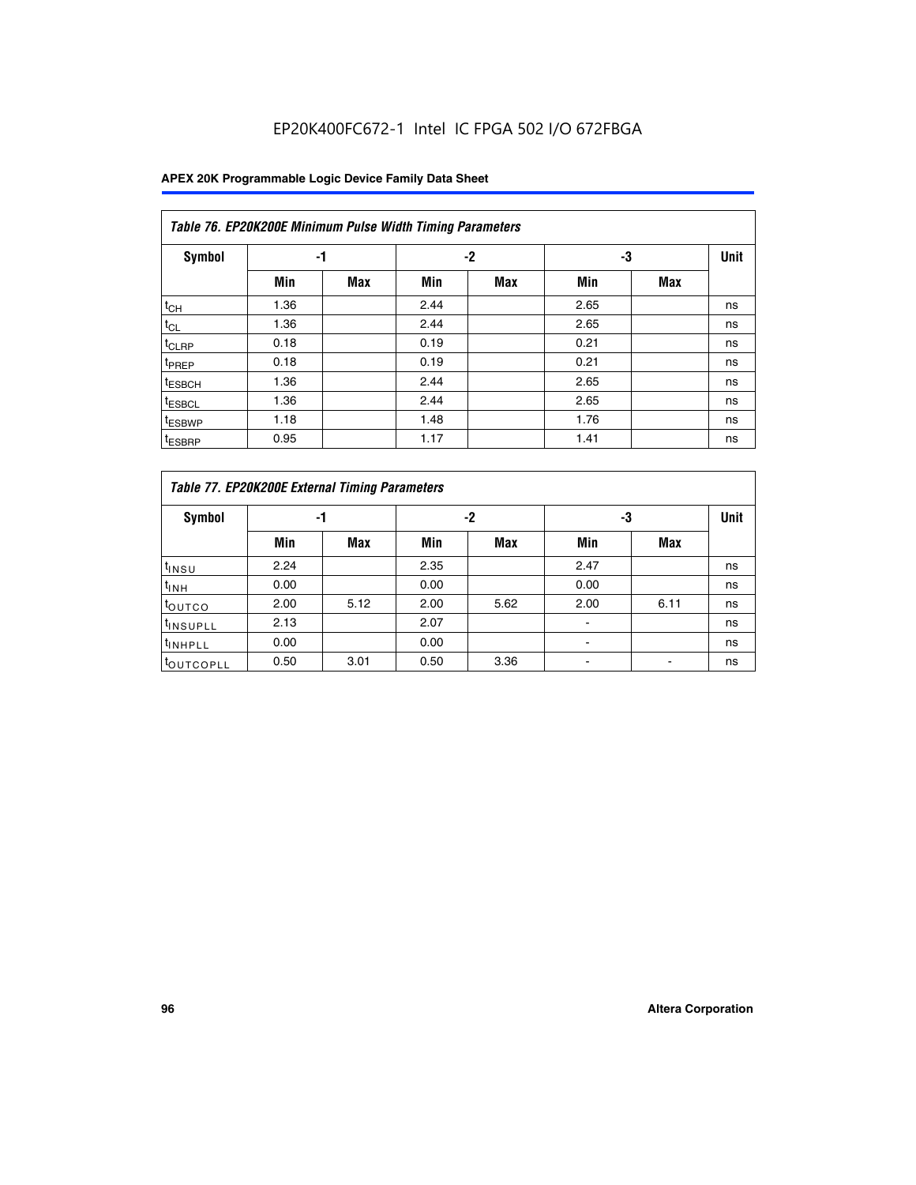EP20K400FC672-1 Intel IC FPGA 502 I/O 672FBGA

| *Table 76. EP20K200E Minimum Pulse Width Timing Parameters* | | | | | | | |
|---|---|---|---|---|---|---|---|
| **Symbol** | **-1** | | **-2** | | **-3** | | **Unit** |
| | **Min** | **Max** | **Min** | **Max** | **Min** | **Max** | |
| $t_{CH}$ | 1.36 | | 2.44 | | 2.65 | | ns |
| $t_{CL}$ | 1.36 | | 2.44 | | 2.65 | | ns |
| $t_{CLRP}$ | 0.18 | | 0.19 | | 0.21 | | ns |
| $t_{PREP}$ | 0.18 | | 0.19 | | 0.21 | | ns |
| $t_{ESBCH}$ | 1.36 | | 2.44 | | 2.65 | | ns |
| $t_{ESBCL}$ | 1.36 | | 2.44 | | 2.65 | | ns |
| $t_{ESBWP}$ | 1.18 | | 1.48 | | 1.76 | | ns |
| $t_{ESBRP}$ | 0.95 | | 1.17 | | 1.41 | | ns |

| *Table 77. EP20K200E External Timing Parameters* | | | | | | | |
|---|---|---|---|---|---|---|---|
| **Symbol** | **-1** | | **-2** | | **-3** | | **Unit** |
| | **Min** | **Max** | **Min** | **Max** | **Min** | **Max** | |
| $t_{INSU}$ | 2.24 | | 2.35 | | 2.47 | | ns |
| $t_{INH}$ | 0.00 | | 0.00 | | 0.00 | | ns |
| $t_{OUTCO}$ | 2.00 | 5.12 | 2.00 | 5.62 | 2.00 | 6.11 | ns |
| $t_{INSUPLL}$ | 2.13 | | 2.07 | | - | | ns |
| $t_{INHPLL}$ | 0.00 | | 0.00 | | - | | ns |
| $t_{OUTCOPLL}$ | 0.50 | 3.01 | 0.50 | 3.36 | - | - | ns |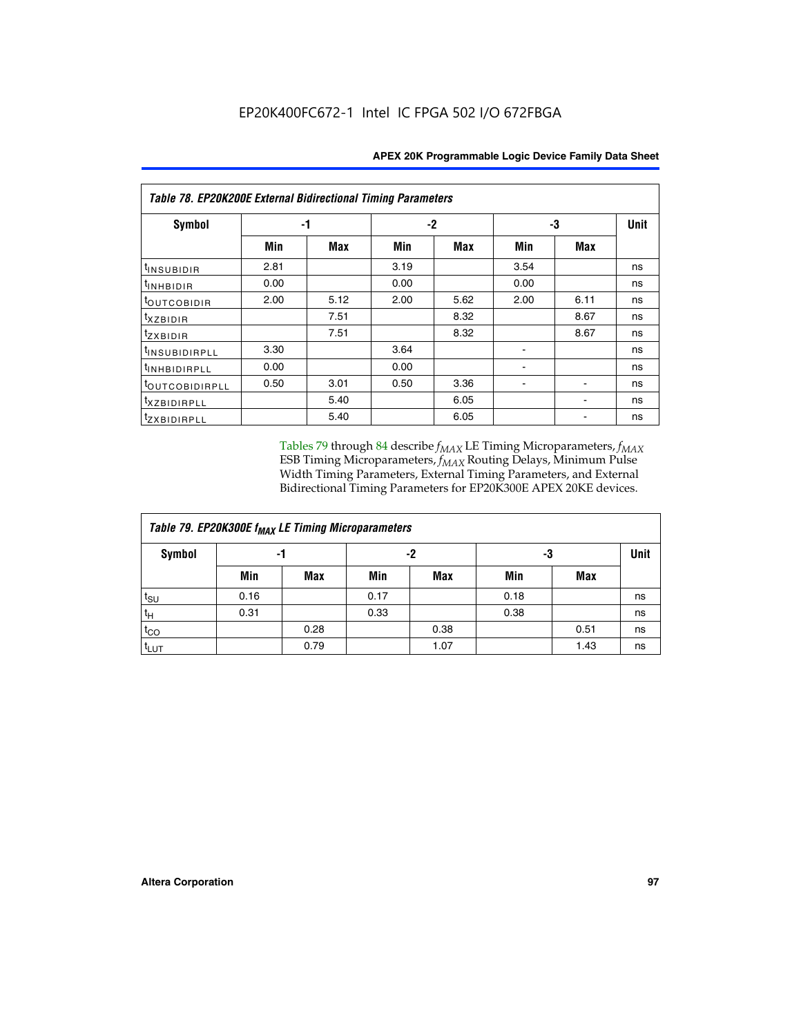**Table 78. EP20K200E External Bidirectional Timing Parameters**

| Symbol | -1 | | -2 | | -3 | | Unit |
|---|---|---|---|---|---|---|---|
| | Min | Max | Min | Max | Min | Max | |
| $t_{INSUBIDIR}$ | 2.81 | | 3.19 | | 3.54 | | ns |
| $t_{INHBIDIR}$ | 0.00 | | 0.00 | | 0.00 | | ns |
| $t_{OUTCOBIDIR}$ | 2.00 | 5.12 | 2.00 | 5.62 | 2.00 | 6.11 | ns |
| $t_{XZBIDIR}$ | | 7.51 | | 8.32 | | 8.67 | ns |
| $t_{ZXBIDIR}$ | | 7.51 | | 8.32 | | 8.67 | ns |
| $t_{INSUBIDIRPLL}$ | 3.30 | | 3.64 | | - | | ns |
| $t_{INHBIDIRPLL}$ | 0.00 | | 0.00 | | - | | ns |
| $t_{OUTCOBIDIRPLL}$ | 0.50 | 3.01 | 0.50 | 3.36 | - | - | ns |
| $t_{XZBIDIRPLL}$ | | 5.40 | | 6.05 | | - | ns |
| $t_{ZXBIDIRPLL}$ | | 5.40 | | 6.05 | | - | ns |

Tables 79 through 84 describe $f_{MAX}$ LE Timing Microparameters, $f_{MAX}$ ESB Timing Microparameters, $f_{MAX}$ Routing Delays, Minimum Pulse Width Timing Parameters, External Timing Parameters, and External Bidirectional Timing Parameters for EP20K300E APEX 20KE devices.

**Table 79. EP20K300E $f_{MAX}$ LE Timing Microparameters**

| Symbol | -1 | | -2 | | -3 | | Unit |
|---|---|---|---|---|---|---|---|
| | Min | Max | Min | Max | Min | Max | |
| $t_{SU}$ | 0.16 | | 0.17 | | 0.18 | | ns |
| $t_{H}$ | 0.31 | | 0.33 | | 0.38 | | ns |
| $t_{CO}$ | | 0.28 | | 0.38 | | 0.51 | ns |
| $t_{LUT}$ | | 0.79 | | 1.07 | | 1.43 | ns |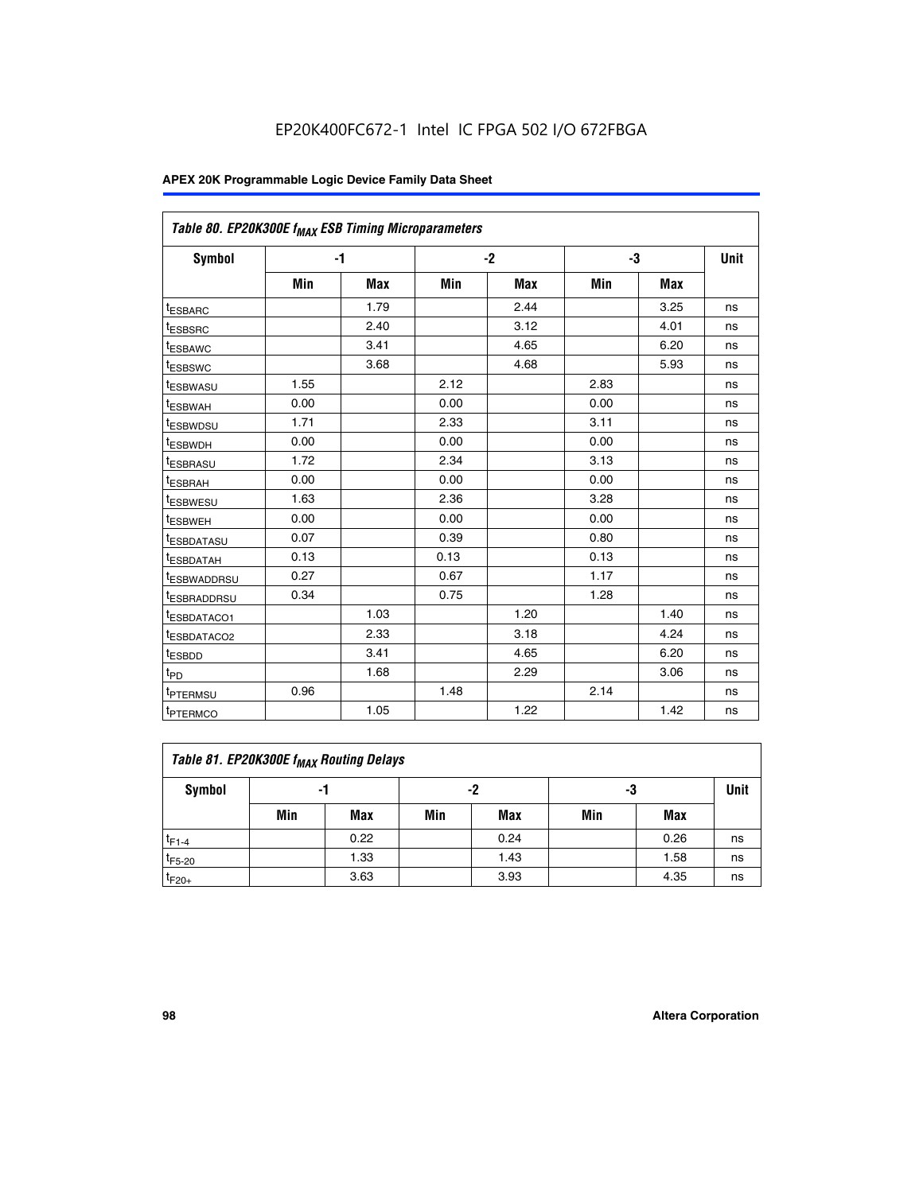EP20K400FC672-1 Intel IC FPGA 502 I/O 672FBGA

| Table 80. EP20K300E $f_{MAX}$ ESB Timing Microparameters | | | | | | | |
|---|---|---|---|---|---|---|---|
| **Symbol** | **-1** | | **-2** | | **-3** | | **Unit** |
| | **Min** | **Max** | **Min** | **Max** | **Min** | **Max** | |
| $t_{ESBARC}$ | | 1.79 | | 2.44 | | 3.25 | ns |
| $t_{ESBSRC}$ | | 2.40 | | 3.12 | | 4.01 | ns |
| $t_{ESBAWC}$ | | 3.41 | | 4.65 | | 6.20 | ns |
| $t_{ESBSWC}$ | | 3.68 | | 4.68 | | 5.93 | ns |
| $t_{ESBWASU}$ | 1.55 | | 2.12 | | 2.83 | | ns |
| $t_{ESBWAH}$ | 0.00 | | 0.00 | | 0.00 | | ns |
| $t_{ESBWDSU}$ | 1.71 | | 2.33 | | 3.11 | | ns |
| $t_{ESBWDH}$ | 0.00 | | 0.00 | | 0.00 | | ns |
| $t_{ESBRASU}$ | 1.72 | | 2.34 | | 3.13 | | ns |
| $t_{ESBRAH}$ | 0.00 | | 0.00 | | 0.00 | | ns |
| $t_{ESBWESU}$ | 1.63 | | 2.36 | | 3.28 | | ns |
| $t_{ESBWEH}$ | 0.00 | | 0.00 | | 0.00 | | ns |
| $t_{ESBDATASU}$ | 0.07 | | 0.39 | | 0.80 | | ns |
| $t_{ESBDATAH}$ | 0.13 | | 0.13 | | 0.13 | | ns |
| $t_{ESBWADDRSU}$ | 0.27 | | 0.67 | | 1.17 | | ns |
| $t_{ESBRADDRSU}$ | 0.34 | | 0.75 | | 1.28 | | ns |
| $t_{ESBDATACO1}$ | | 1.03 | | 1.20 | | 1.40 | ns |
| $t_{ESBDATACO2}$ | | 2.33 | | 3.18 | | 4.24 | ns |
| $t_{ESBDD}$ | | 3.41 | | 4.65 | | 6.20 | ns |
| $t_{PD}$ | | 1.68 | | 2.29 | | 3.06 | ns |
| $t_{PTERMSU}$ | 0.96 | | 1.48 | | 2.14 | | ns |
| $t_{PTERMCO}$ | | 1.05 | | 1.22 | | 1.42 | ns |

| Table 81. EP20K300E $f_{MAX}$ Routing Delays | | | | | | | |
|---|---|---|---|---|---|---|---|
| **Symbol** | **-1** | | **-2** | | **-3** | | **Unit** |
| | **Min** | **Max** | **Min** | **Max** | **Min** | **Max** | |
| $t_{F1-4}$ | | 0.22 | | 0.24 | | 0.26 | ns |
| $t_{F5-20}$ | | 1.33 | | 1.43 | | 1.58 | ns |
| $t_{F20+}$ | | 3.63 | | 3.93 | | 4.35 | ns |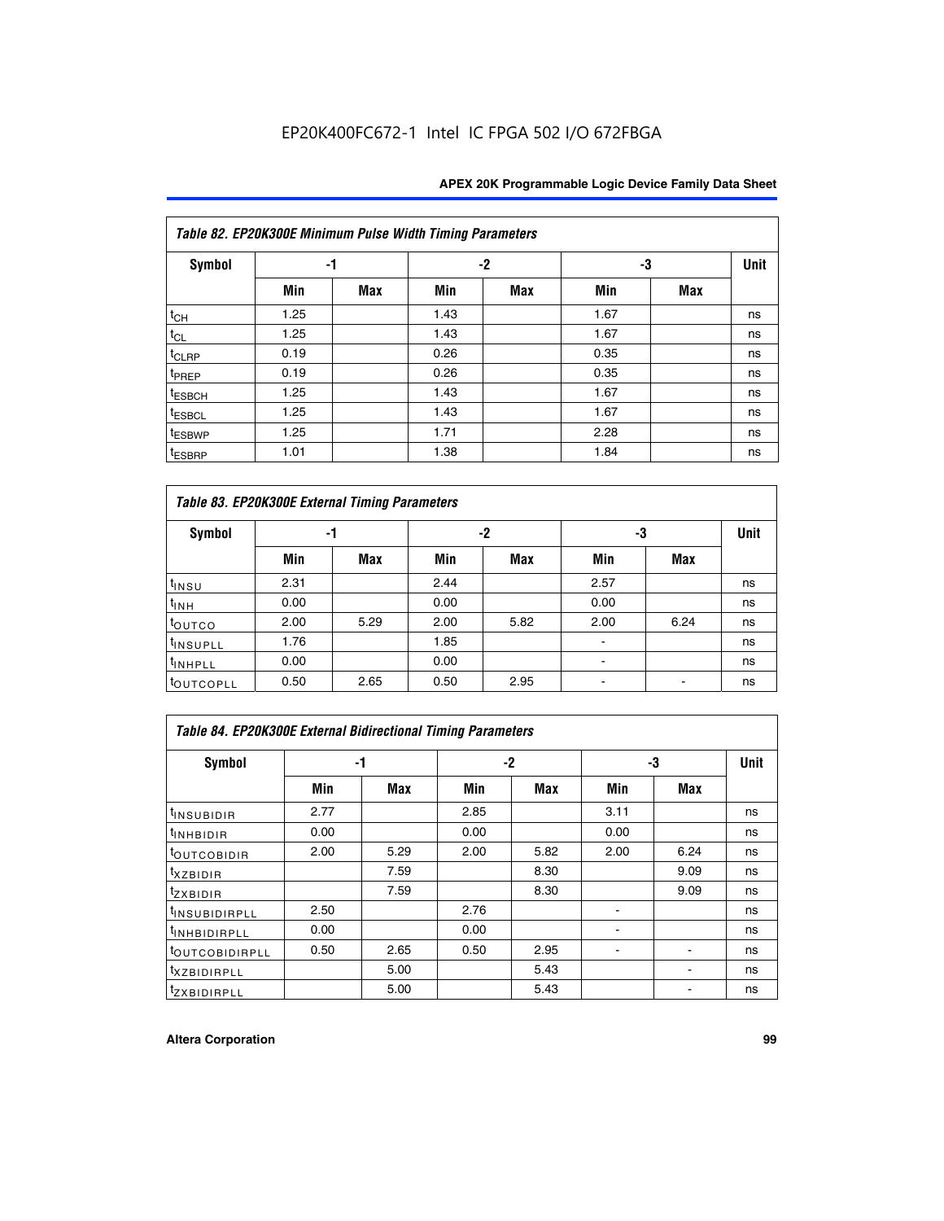EP20K400FC672-1 Intel IC FPGA 502 I/O 672FBGA

| Table 82. EP20K300E Minimum Pulse Width Timing Parameters | | | | | | | |
|---|---|---|---|---|---|---|---|
| Symbol | -1 | | -2 | | -3 | | Unit |
| | Min | Max | Min | Max | Min | Max | |
| $t_{CH}$ | 1.25 | | 1.43 | | 1.67 | | ns |
| $t_{CL}$ | 1.25 | | 1.43 | | 1.67 | | ns |
| $t_{CLRP}$ | 0.19 | | 0.26 | | 0.35 | | ns |
| $t_{PREP}$ | 0.19 | | 0.26 | | 0.35 | | ns |
| $t_{ESBCH}$ | 1.25 | | 1.43 | | 1.67 | | ns |
| $t_{ESBCL}$ | 1.25 | | 1.43 | | 1.67 | | ns |
| $t_{ESBWP}$ | 1.25 | | 1.71 | | 2.28 | | ns |
| $t_{ESBRP}$ | 1.01 | | 1.38 | | 1.84 | | ns |

| Table 83. EP20K300E External Timing Parameters | | | | | | | |
|---|---|---|---|---|---|---|---|
| Symbol | -1 | | -2 | | -3 | | Unit |
| | Min | Max | Min | Max | Min | Max | |
| $t_{INSU}$ | 2.31 | | 2.44 | | 2.57 | | ns |
| $t_{INH}$ | 0.00 | | 0.00 | | 0.00 | | ns |
| $t_{OUTCO}$ | 2.00 | 5.29 | 2.00 | 5.82 | 2.00 | 6.24 | ns |
| $t_{INSUPLL}$ | 1.76 | | 1.85 | | - | | ns |
| $t_{INHPLL}$ | 0.00 | | 0.00 | | - | | ns |
| $t_{OUTCOPLL}$ | 0.50 | 2.65 | 0.50 | 2.95 | - | - | ns |

| Table 84. EP20K300E External Bidirectional Timing Parameters | | | | | | | |
|---|---|---|---|---|---|---|---|
| Symbol | -1 | | -2 | | -3 | | Unit |
| | Min | Max | Min | Max | Min | Max | |
| $t_{INSUBIDIR}$ | 2.77 | | 2.85 | | 3.11 | | ns |
| $t_{INHBIDIR}$ | 0.00 | | 0.00 | | 0.00 | | ns |
| $t_{OUTCOBIDIR}$ | 2.00 | 5.29 | 2.00 | 5.82 | 2.00 | 6.24 | ns |
| $t_{XZBIDIR}$ | | 7.59 | | 8.30 | | 9.09 | ns |
| $t_{ZXBIDIR}$ | | 7.59 | | 8.30 | | 9.09 | ns |
| $t_{INSUBIDIRPLL}$ | 2.50 | | 2.76 | | - | | ns |
| $t_{INHBIDIRPLL}$ | 0.00 | | 0.00 | | - | | ns |
| $t_{OUTCOBIDIRPLL}$ | 0.50 | 2.65 | 0.50 | 2.95 | - | - | ns |
| $t_{XZBIDIRPLL}$ | | 5.00 | | 5.43 | | - | ns |
| $t_{ZXBIDIRPLL}$ | | 5.00 | | 5.43 | | - | ns |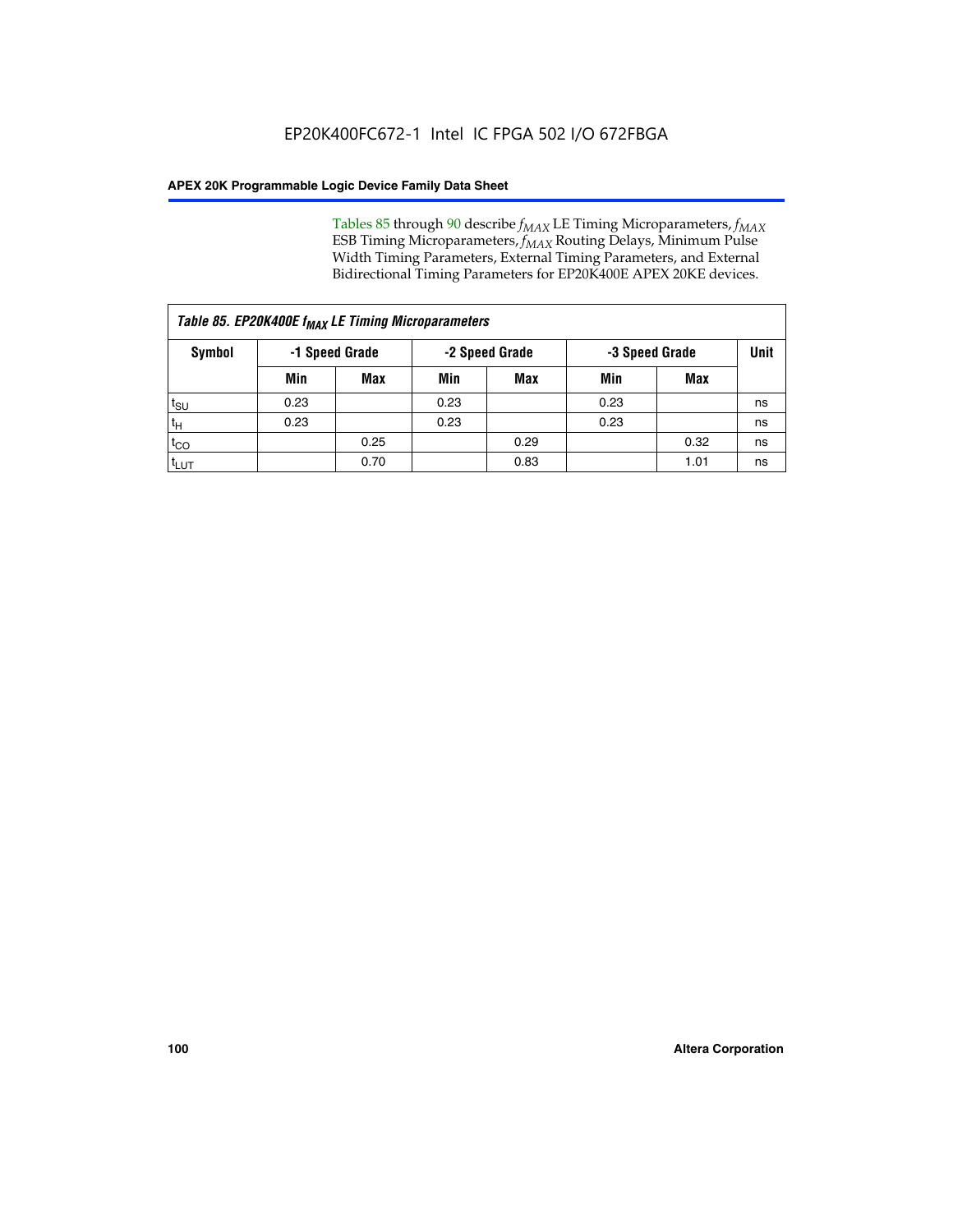Tables 85 through 90 describe $f_{MAX}$ LE Timing Microparameters, $f_{MAX}$ ESB Timing Microparameters, $f_{MAX}$ Routing Delays, Minimum Pulse Width Timing Parameters, External Timing Parameters, and External Bidirectional Timing Parameters for EP20K400E APEX 20KE devices.

| *Table 85. EP20K400E $f_{MAX}$ LE Timing Microparameters* | | | | | | | |
|---|---|---|---|---|---|---|---|
| **Symbol** | **-1 Speed Grade** | | **-2 Speed Grade** | | **-3 Speed Grade** | | **Unit** |
| | **Min** | **Max** | **Min** | **Max** | **Min** | **Max** | |
| $t_{SU}$ | 0.23 | | 0.23 | | 0.23 | | ns |
| $t_H$ | 0.23 | | 0.23 | | 0.23 | | ns |
| $t_{CO}$ | | 0.25 | | 0.29 | | 0.32 | ns |
| $t_{LUT}$ | | 0.70 | | 0.83 | | 1.01 | ns |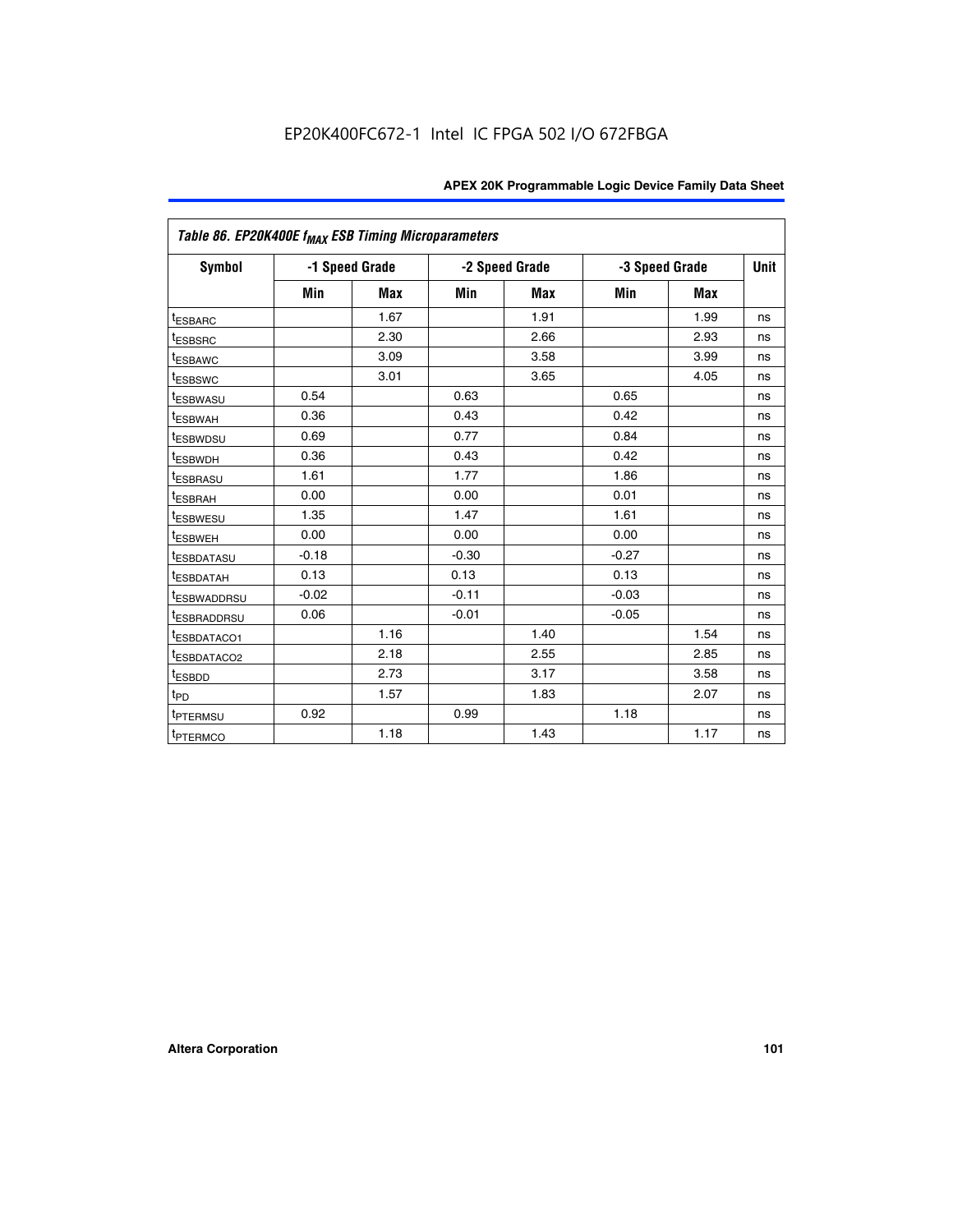| Table 86. EP20K400E $f_{MAX}$ ESB Timing Microparameters | | | | | | | |
|---|---|---|---|---|---|---|---|
| Symbol | -1 Speed Grade | | -2 Speed Grade | | -3 Speed Grade | | Unit |
| | Min | Max | Min | Max | Min | Max | |
| $t_{ESBARC}$ | | 1.67 | | 1.91 | | 1.99 | ns |
| $t_{ESBSRC}$ | | 2.30 | | 2.66 | | 2.93 | ns |
| $t_{ESBAWC}$ | | 3.09 | | 3.58 | | 3.99 | ns |
| $t_{ESBSWC}$ | | 3.01 | | 3.65 | | 4.05 | ns |
| $t_{ESBWASU}$ | 0.54 | | 0.63 | | 0.65 | | ns |
| $t_{ESBWAH}$ | 0.36 | | 0.43 | | 0.42 | | ns |
| $t_{ESBWDSU}$ | 0.69 | | 0.77 | | 0.84 | | ns |
| $t_{ESBWDH}$ | 0.36 | | 0.43 | | 0.42 | | ns |
| $t_{ESBRASU}$ | 1.61 | | 1.77 | | 1.86 | | ns |
| $t_{ESBRAH}$ | 0.00 | | 0.00 | | 0.01 | | ns |
| $t_{ESBWESU}$ | 1.35 | | 1.47 | | 1.61 | | ns |
| $t_{ESBWEH}$ | 0.00 | | 0.00 | | 0.00 | | ns |
| $t_{ESBDATASU}$ | -0.18 | | -0.30 | | -0.27 | | ns |
| $t_{ESBDATAH}$ | 0.13 | | 0.13 | | 0.13 | | ns |
| $t_{ESBWADDRSU}$ | -0.02 | | -0.11 | | -0.03 | | ns |
| $t_{ESBRADDRSU}$ | 0.06 | | -0.01 | | -0.05 | | ns |
| $t_{ESBDATACO1}$ | | 1.16 | | 1.40 | | 1.54 | ns |
| $t_{ESBDATACO2}$ | | 2.18 | | 2.55 | | 2.85 | ns |
| $t_{ESBDD}$ | | 2.73 | | 3.17 | | 3.58 | ns |
| $t_{PD}$ | | 1.57 | | 1.83 | | 2.07 | ns |
| $t_{PTERMSU}$ | 0.92 | | 0.99 | | 1.18 | | ns |
| $t_{PTERMCO}$ | | 1.18 | | 1.43 | | 1.17 | ns |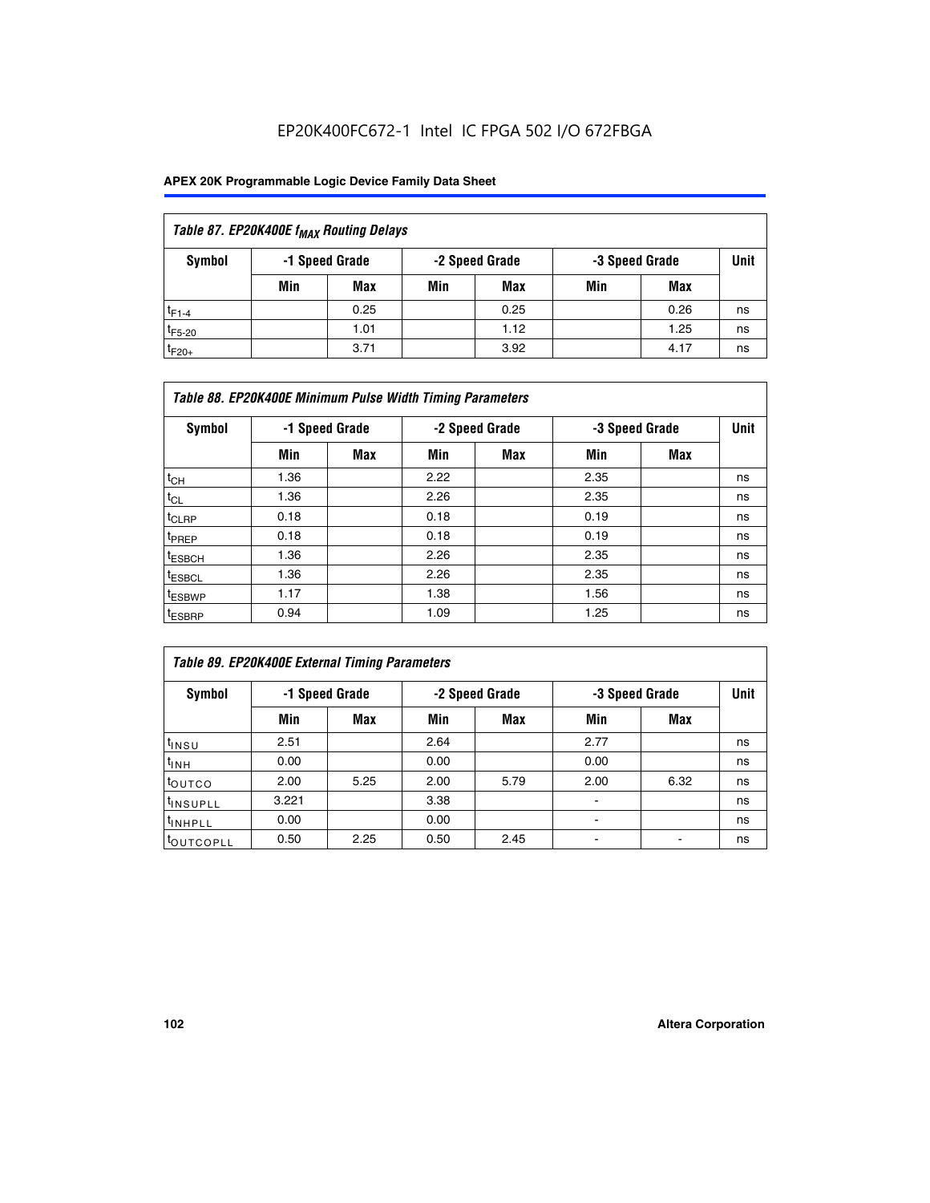EP20K400FC672-1 Intel IC FPGA 502 I/O 672FBGA

| *Table 87. EP20K400E $f_{MAX}$ Routing Delays* | | | | | | | |
|---|---|---|---|---|---|---|---|
| **Symbol** | **-1 Speed Grade** | | **-2 Speed Grade** | | **-3 Speed Grade** | | **Unit** |
| | **Min** | **Max** | **Min** | **Max** | **Min** | **Max** | |
| $t_{F1-4}$ | | 0.25 | | 0.25 | | 0.26 | ns |
| $t_{F5-20}$ | | 1.01 | | 1.12 | | 1.25 | ns |
| $t_{F20+}$ | | 3.71 | | 3.92 | | 4.17 | ns |

| *Table 88. EP20K400E Minimum Pulse Width Timing Parameters* | | | | | | | |
|---|---|---|---|---|---|---|---|
| **Symbol** | **-1 Speed Grade** | | **-2 Speed Grade** | | **-3 Speed Grade** | | **Unit** |
| | **Min** | **Max** | **Min** | **Max** | **Min** | **Max** | |
| $t_{CH}$ | 1.36 | | 2.22 | | 2.35 | | ns |
| $t_{CL}$ | 1.36 | | 2.26 | | 2.35 | | ns |
| $t_{CLRP}$ | 0.18 | | 0.18 | | 0.19 | | ns |
| $t_{PREP}$ | 0.18 | | 0.18 | | 0.19 | | ns |
| $t_{ESBCH}$ | 1.36 | | 2.26 | | 2.35 | | ns |
| $t_{ESBCL}$ | 1.36 | | 2.26 | | 2.35 | | ns |
| $t_{ESBWP}$ | 1.17 | | 1.38 | | 1.56 | | ns |
| $t_{ESBRP}$ | 0.94 | | 1.09 | | 1.25 | | ns |

| *Table 89. EP20K400E External Timing Parameters* | | | | | | | |
|---|---|---|---|---|---|---|---|
| **Symbol** | **-1 Speed Grade** | | **-2 Speed Grade** | | **-3 Speed Grade** | | **Unit** |
| | **Min** | **Max** | **Min** | **Max** | **Min** | **Max** | |
| $t_{INSU}$ | 2.51 | | 2.64 | | 2.77 | | ns |
| $t_{INH}$ | 0.00 | | 0.00 | | 0.00 | | ns |
| $t_{OUTCO}$ | 2.00 | 5.25 | 2.00 | 5.79 | 2.00 | 6.32 | ns |
| $t_{INSUPLL}$ | 3.221 | | 3.38 | | - | | ns |
| $t_{INHPLL}$ | 0.00 | | 0.00 | | - | | ns |
| $t_{OUTCOPLL}$ | 0.50 | 2.25 | 0.50 | 2.45 | - | - | ns |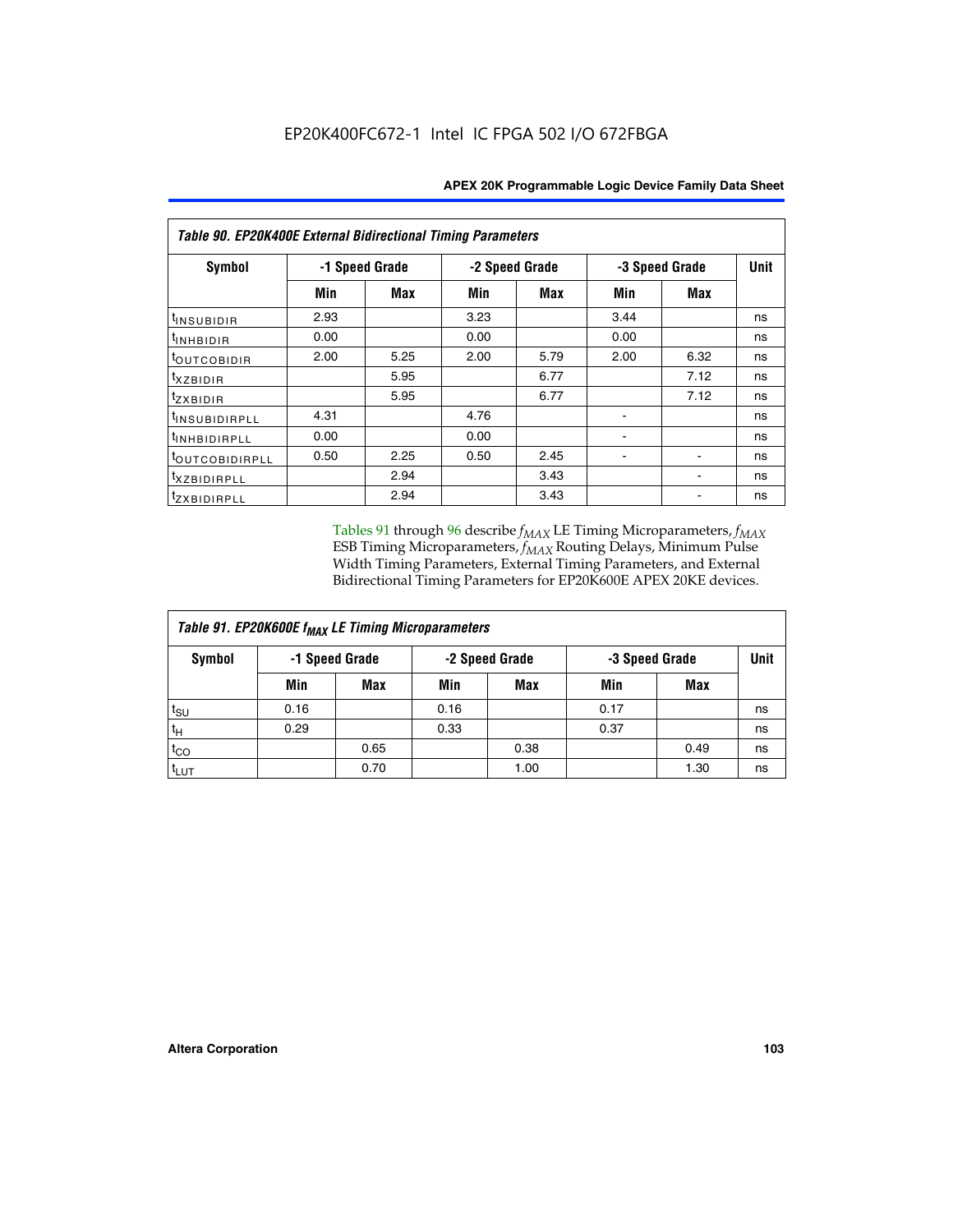EP20K400FC672-1 Intel IC FPGA 502 I/O 672FBGA

| Table 90. EP20K400E External Bidirectional Timing Parameters | | | | | | | |
|---|---|---|---|---|---|---|---|
| Symbol | -1 Speed Grade | | -2 Speed Grade | | -3 Speed Grade | | Unit |
| | Min | Max | Min | Max | Min | Max | |
| $t_{INSUBIDIR}$ | 2.93 | | 3.23 | | 3.44 | | ns |
| $t_{INHBIDIR}$ | 0.00 | | 0.00 | | 0.00 | | ns |
| $t_{OUTCOBIDIR}$ | 2.00 | 5.25 | 2.00 | 5.79 | 2.00 | 6.32 | ns |
| $t_{XZBIDIR}$ | | 5.95 | | 6.77 | | 7.12 | ns |
| $t_{ZXBIDIR}$ | | 5.95 | | 6.77 | | 7.12 | ns |
| $t_{INSUBIDIRPLL}$ | 4.31 | | 4.76 | | - | | ns |
| $t_{INHBIDIRPLL}$ | 0.00 | | 0.00 | | - | | ns |
| $t_{OUTCOBIDIRPLL}$ | 0.50 | 2.25 | 0.50 | 2.45 | - | - | ns |
| $t_{XZBIDIRPLL}$ | | 2.94 | | 3.43 | | - | ns |
| $t_{ZXBIDIRPLL}$ | | 2.94 | | 3.43 | | - | ns |

Tables 91 through 96 describe $f_{MAX}$ LE Timing Microparameters, $f_{MAX}$ ESB Timing Microparameters, $f_{MAX}$ Routing Delays, Minimum Pulse Width Timing Parameters, External Timing Parameters, and External Bidirectional Timing Parameters for EP20K600E APEX 20KE devices.

| Table 91. EP20K600E $f_{MAX}$ LE Timing Microparameters | | | | | | | |
|---|---|---|---|---|---|---|---|
| Symbol | -1 Speed Grade | | -2 Speed Grade | | -3 Speed Grade | | Unit |
| | Min | Max | Min | Max | Min | Max | |
| $t_{SU}$ | 0.16 | | 0.16 | | 0.17 | | ns |
| $t_{H}$ | 0.29 | | 0.33 | | 0.37 | | ns |
| $t_{CO}$ | | 0.65 | | 0.38 | | 0.49 | ns |
| $t_{LUT}$ | | 0.70 | | 1.00 | | 1.30 | ns |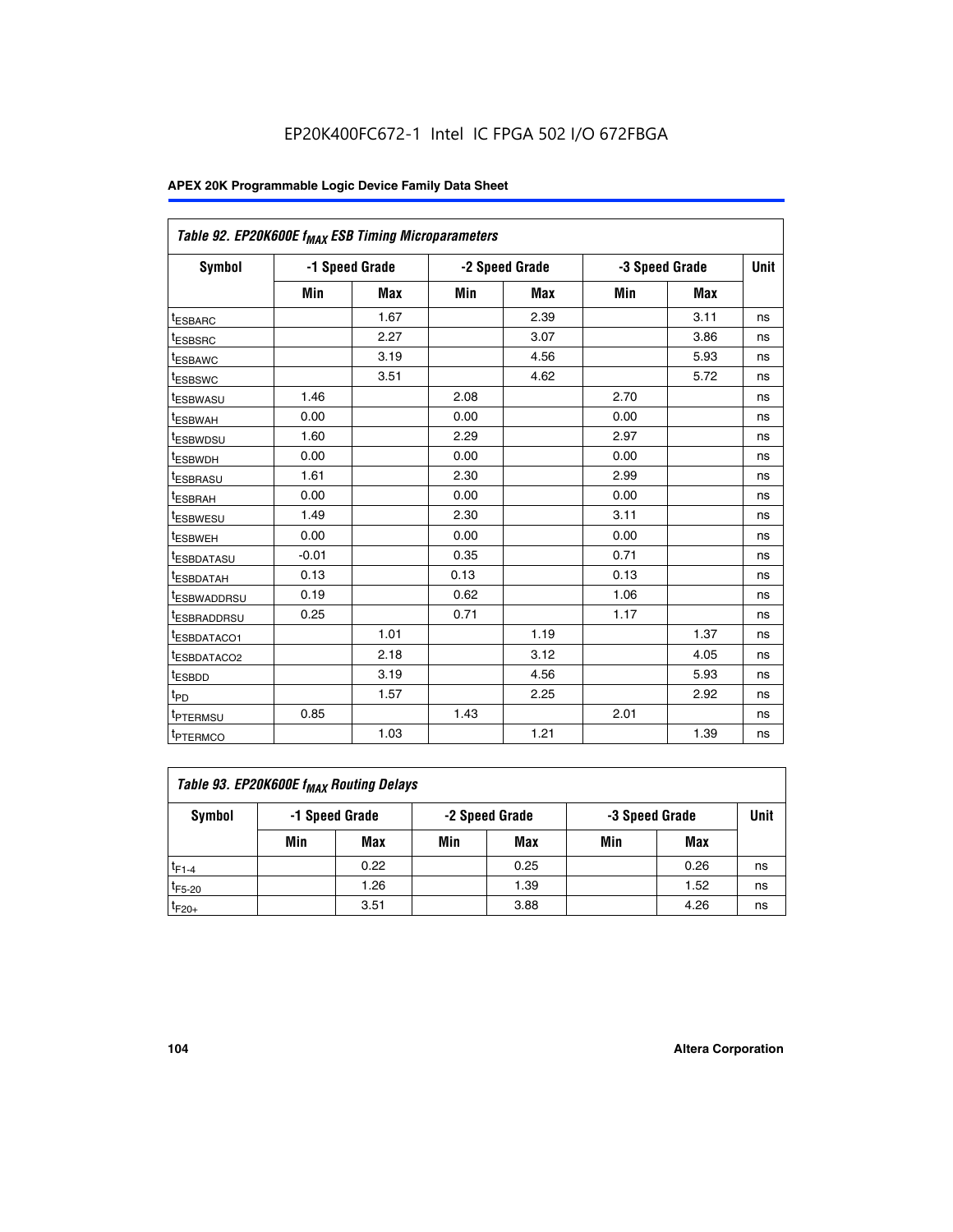EP20K400FC672-1 Intel IC FPGA 502 I/O 672FBGA

| Table 92. EP20K600E $f_{MAX}$ ESB Timing Microparameters | | | | | | | |
|---|---|---|---|---|---|---|---|
| Symbol | -1 Speed Grade | | -2 Speed Grade | | -3 Speed Grade | | Unit |
| | Min | Max | Min | Max | Min | Max | |
| $t_{ESBARC}$ | | 1.67 | | 2.39 | | 3.11 | ns |
| $t_{ESBSRC}$ | | 2.27 | | 3.07 | | 3.86 | ns |
| $t_{ESBAWC}$ | | 3.19 | | 4.56 | | 5.93 | ns |
| $t_{ESBSWC}$ | | 3.51 | | 4.62 | | 5.72 | ns |
| $t_{ESBWASU}$ | 1.46 | | 2.08 | | 2.70 | | ns |
| $t_{ESBWAH}$ | 0.00 | | 0.00 | | 0.00 | | ns |
| $t_{ESBWDSU}$ | 1.60 | | 2.29 | | 2.97 | | ns |
| $t_{ESBWDH}$ | 0.00 | | 0.00 | | 0.00 | | ns |
| $t_{ESBRASU}$ | 1.61 | | 2.30 | | 2.99 | | ns |
| $t_{ESBRAH}$ | 0.00 | | 0.00 | | 0.00 | | ns |
| $t_{ESBWESU}$ | 1.49 | | 2.30 | | 3.11 | | ns |
| $t_{ESBWEH}$ | 0.00 | | 0.00 | | 0.00 | | ns |
| $t_{ESBDATASU}$ | -0.01 | | 0.35 | | 0.71 | | ns |
| $t_{ESBDATAH}$ | 0.13 | | 0.13 | | 0.13 | | ns |
| $t_{ESBWADDRSU}$ | 0.19 | | 0.62 | | 1.06 | | ns |
| $t_{ESBRADDRSU}$ | 0.25 | | 0.71 | | 1.17 | | ns |
| $t_{ESBDATACO1}$ | | 1.01 | | 1.19 | | 1.37 | ns |
| $t_{ESBDATACO2}$ | | 2.18 | | 3.12 | | 4.05 | ns |
| $t_{ESBDD}$ | | 3.19 | | 4.56 | | 5.93 | ns |
| $t_{PD}$ | | 1.57 | | 2.25 | | 2.92 | ns |
| $t_{PTERMSU}$ | 0.85 | | 1.43 | | 2.01 | | ns |
| $t_{PTERMCO}$ | | 1.03 | | 1.21 | | 1.39 | ns |

| Table 93. EP20K600E $f_{MAX}$ Routing Delays | | | | | | | |
|---|---|---|---|---|---|---|---|
| Symbol | -1 Speed Grade | | -2 Speed Grade | | -3 Speed Grade | | Unit |
| | Min | Max | Min | Max | Min | Max | |
| $t_{F1-4}$ | | 0.22 | | 0.25 | | 0.26 | ns |
| $t_{F5-20}$ | | 1.26 | | 1.39 | | 1.52 | ns |
| $t_{F20+}$ | | 3.51 | | 3.88 | | 4.26 | ns |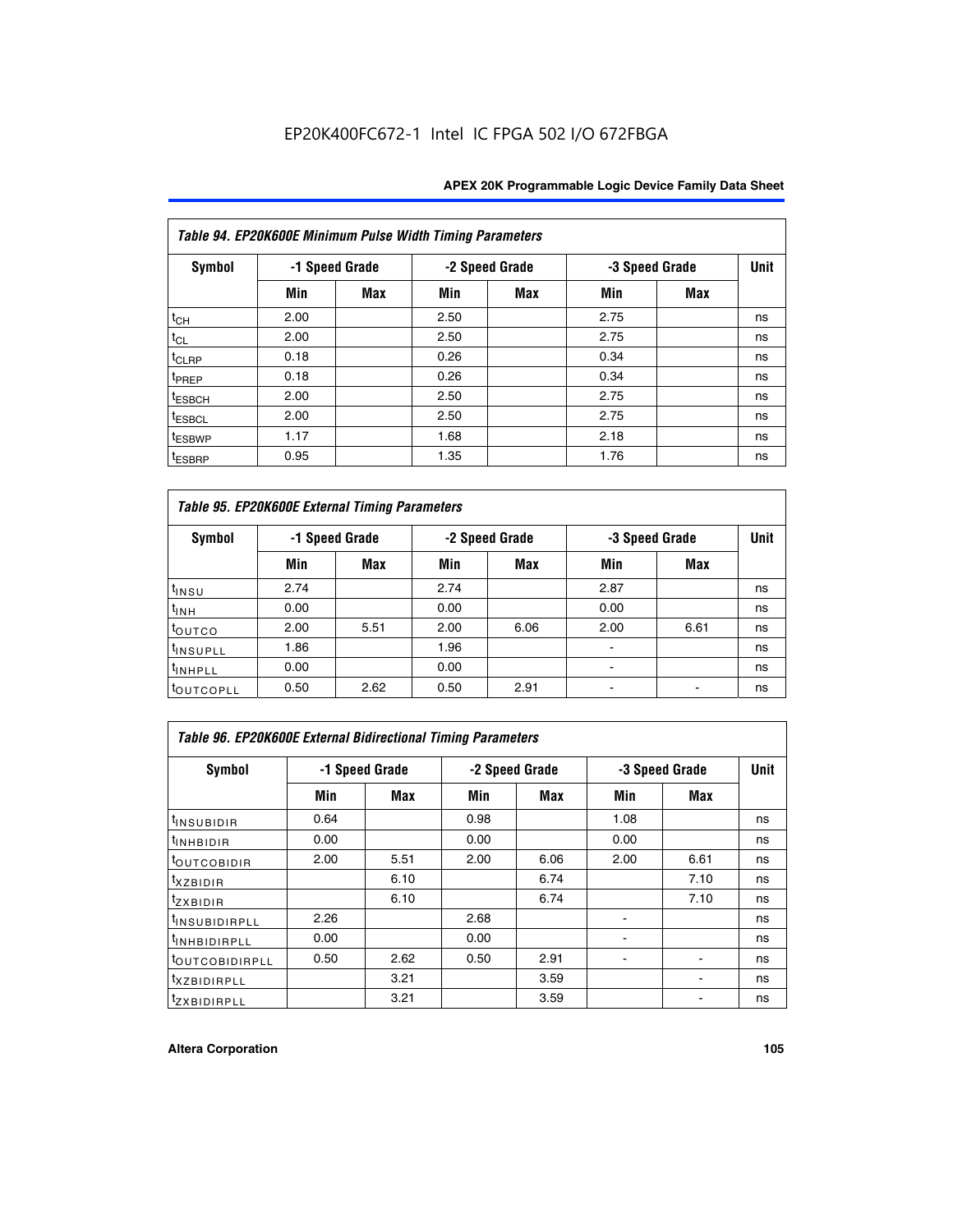EP20K400FC672-1 Intel IC FPGA 502 I/O 672FBGA

| Table 94. EP20K600E Minimum Pulse Width Timing Parameters | | | | | | | |
|---|---|---|---|---|---|---|---|
| Symbol | -1 Speed Grade | | -2 Speed Grade | | -3 Speed Grade | | Unit |
| | Min | Max | Min | Max | Min | Max | |
| $t_{CH}$ | 2.00 | | 2.50 | | 2.75 | | ns |
| $t_{CL}$ | 2.00 | | 2.50 | | 2.75 | | ns |
| $t_{CLRP}$ | 0.18 | | 0.26 | | 0.34 | | ns |
| $t_{PREP}$ | 0.18 | | 0.26 | | 0.34 | | ns |
| $t_{ESBCH}$ | 2.00 | | 2.50 | | 2.75 | | ns |
| $t_{ESBCL}$ | 2.00 | | 2.50 | | 2.75 | | ns |
| $t_{ESBWP}$ | 1.17 | | 1.68 | | 2.18 | | ns |
| $t_{ESBRP}$ | 0.95 | | 1.35 | | 1.76 | | ns |

| Table 95. EP20K600E External Timing Parameters | | | | | | | |
|---|---|---|---|---|---|---|---|
| Symbol | -1 Speed Grade | | -2 Speed Grade | | -3 Speed Grade | | Unit |
| | Min | Max | Min | Max | Min | Max | |
| $t_{INSU}$ | 2.74 | | 2.74 | | 2.87 | | ns |
| $t_{INH}$ | 0.00 | | 0.00 | | 0.00 | | ns |
| $t_{OUTCO}$ | 2.00 | 5.51 | 2.00 | 6.06 | 2.00 | 6.61 | ns |
| $t_{INSUPLL}$ | 1.86 | | 1.96 | | - | | ns |
| $t_{INHPLL}$ | 0.00 | | 0.00 | | - | | ns |
| $t_{OUTCOPLL}$ | 0.50 | 2.62 | 0.50 | 2.91 | - | - | ns |

| Table 96. EP20K600E External Bidirectional Timing Parameters | | | | | | | |
|---|---|---|---|---|---|---|---|
| Symbol | -1 Speed Grade | | -2 Speed Grade | | -3 Speed Grade | | Unit |
| | Min | Max | Min | Max | Min | Max | |
| $t_{INSUBIDIR}$ | 0.64 | | 0.98 | | 1.08 | | ns |
| $t_{INHBIDIR}$ | 0.00 | | 0.00 | | 0.00 | | ns |
| $t_{OUTCOBIDIR}$ | 2.00 | 5.51 | 2.00 | 6.06 | 2.00 | 6.61 | ns |
| $t_{XZBIDIR}$ | | 6.10 | | 6.74 | | 7.10 | ns |
| $t_{ZXBIDIR}$ | | 6.10 | | 6.74 | | 7.10 | ns |
| $t_{INSUBIDIRPLL}$ | 2.26 | | 2.68 | | - | | ns |
| $t_{INHBIDIRPLL}$ | 0.00 | | 0.00 | | - | | ns |
| $t_{OUTCOBIDIRPLL}$ | 0.50 | 2.62 | 0.50 | 2.91 | - | - | ns |
| $t_{XZBIDIRPLL}$ | | 3.21 | | 3.59 | | - | ns |
| $t_{ZXBIDIRPLL}$ | | 3.21 | | 3.59 | | - | ns |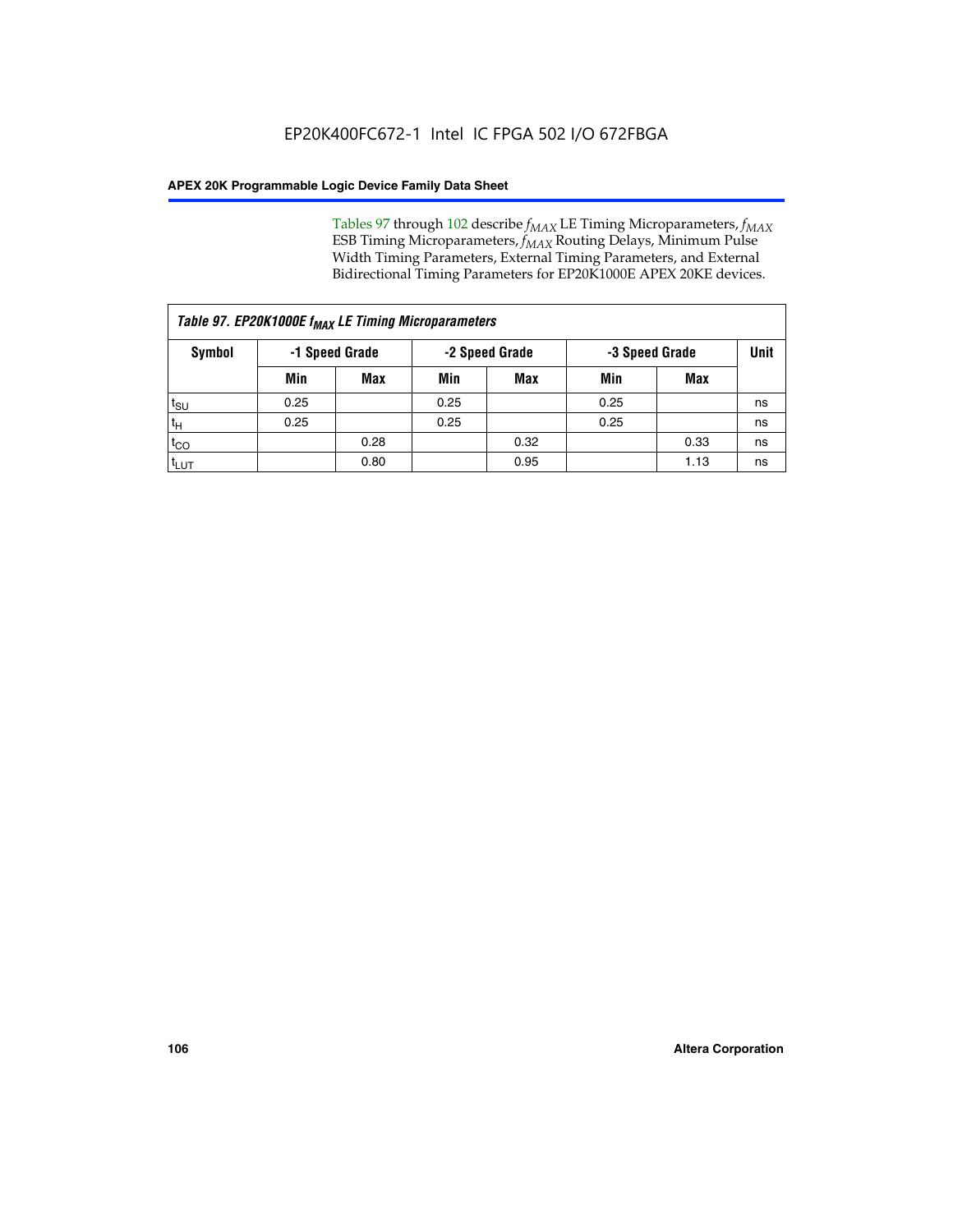Tables 97 through 102 describe $f_{MAX}$ LE Timing Microparameters, $f_{MAX}$ ESB Timing Microparameters, $f_{MAX}$ Routing Delays, Minimum Pulse Width Timing Parameters, External Timing Parameters, and External Bidirectional Timing Parameters for EP20K1000E APEX 20KE devices.

*Table 97. EP20K1000E $f_{MAX}$ LE Timing Microparameters*

| Symbol | -1 Speed Grade | | -2 Speed Grade | | -3 Speed Grade | | Unit |
|---|---|---|---|---|---|---|---|
| | Min | Max | Min | Max | Min | Max | |
| $t_{SU}$ | 0.25 | | 0.25 | | 0.25 | | ns |
| $t_H$ | 0.25 | | 0.25 | | 0.25 | | ns |
| $t_{CO}$ | | 0.28 | | 0.32 | | 0.33 | ns |
| $t_{LUT}$ | | 0.80 | | 0.95 | | 1.13 | ns |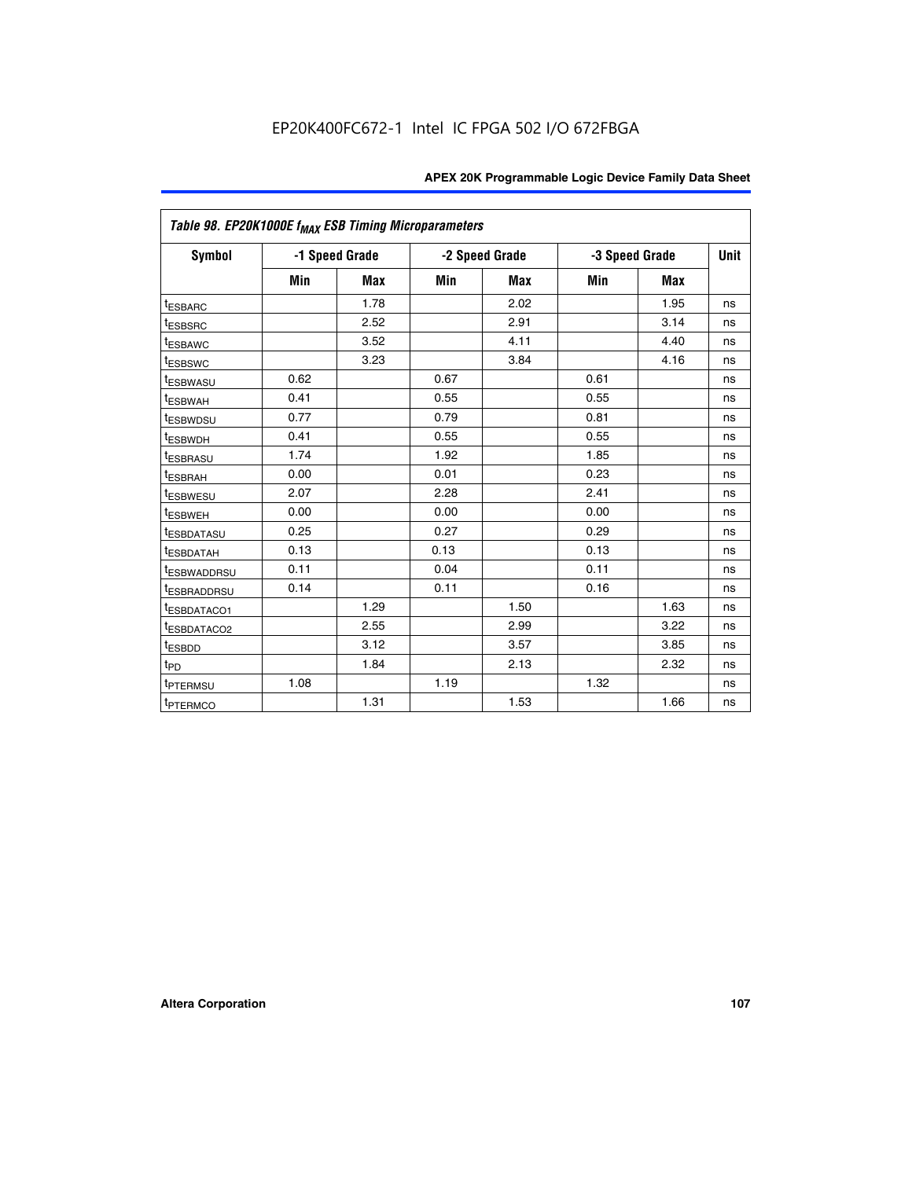EP20K400FC672-1 Intel IC FPGA 502 I/O 672FBGA

| Table 98. EP20K1000E $f_{MAX}$ ESB Timing Microparameters | | | | | | | |
|---|---|---|---|---|---|---|---|
| Symbol | -1 Speed Grade | | -2 Speed Grade | | -3 Speed Grade | | Unit |
| | Min | Max | Min | Max | Min | Max | |
| $t_{ESBARC}$ | | 1.78 | | 2.02 | | 1.95 | ns |
| $t_{ESBSRC}$ | | 2.52 | | 2.91 | | 3.14 | ns |
| $t_{ESBAWC}$ | | 3.52 | | 4.11 | | 4.40 | ns |
| $t_{ESBSWC}$ | | 3.23 | | 3.84 | | 4.16 | ns |
| $t_{ESBWASU}$ | 0.62 | | 0.67 | | 0.61 | | ns |
| $t_{ESBWAH}$ | 0.41 | | 0.55 | | 0.55 | | ns |
| $t_{ESBWDSU}$ | 0.77 | | 0.79 | | 0.81 | | ns |
| $t_{ESBWDH}$ | 0.41 | | 0.55 | | 0.55 | | ns |
| $t_{ESBRASU}$ | 1.74 | | 1.92 | | 1.85 | | ns |
| $t_{ESBRAH}$ | 0.00 | | 0.01 | | 0.23 | | ns |
| $t_{ESBWESU}$ | 2.07 | | 2.28 | | 2.41 | | ns |
| $t_{ESBWEH}$ | 0.00 | | 0.00 | | 0.00 | | ns |
| $t_{ESBDATASU}$ | 0.25 | | 0.27 | | 0.29 | | ns |
| $t_{ESBDATAH}$ | 0.13 | | 0.13 | | 0.13 | | ns |
| $t_{ESBWADDRSU}$ | 0.11 | | 0.04 | | 0.11 | | ns |
| $t_{ESBRADDRSU}$ | 0.14 | | 0.11 | | 0.16 | | ns |
| $t_{ESBDATACO1}$ | | 1.29 | | 1.50 | | 1.63 | ns |
| $t_{ESBDATACO2}$ | | 2.55 | | 2.99 | | 3.22 | ns |
| $t_{ESBDD}$ | | 3.12 | | 3.57 | | 3.85 | ns |
| $t_{PD}$ | | 1.84 | | 2.13 | | 2.32 | ns |
| $t_{PTERMSU}$ | 1.08 | | 1.19 | | 1.32 | | ns |
| $t_{PTERMCO}$ | | 1.31 | | 1.53 | | 1.66 | ns |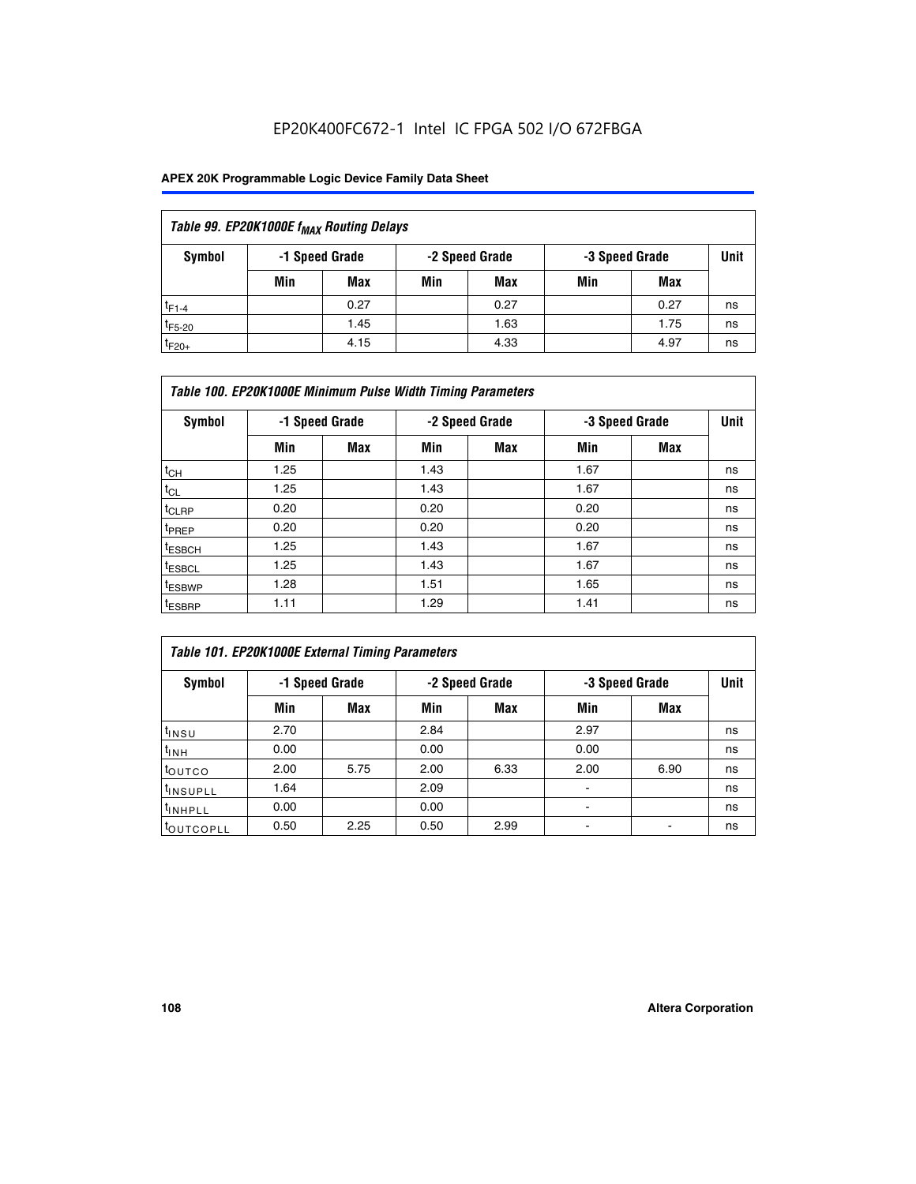EP20K400FC672-1 Intel IC FPGA 502 I/O 672FBGA

**APEX 20K Programmable Logic Device Family Data Sheet**

| *Table 99. EP20K1000E $f_{MAX}$ Routing Delays* | | | | | | | |
|---|---|---|---|---|---|---|---|
| **Symbol** | **-1 Speed Grade** | | **-2 Speed Grade** | | **-3 Speed Grade** | | **Unit** |
| | **Min** | **Max** | **Min** | **Max** | **Min** | **Max** | |
| $t_{F1-4}$ | | 0.27 | | 0.27 | | 0.27 | ns |
| $t_{F5-20}$ | | 1.45 | | 1.63 | | 1.75 | ns |
| $t_{F20+}$ | | 4.15 | | 4.33 | | 4.97 | ns |

| *Table 100. EP20K1000E Minimum Pulse Width Timing Parameters* | | | | | | | |
|---|---|---|---|---|---|---|---|
| **Symbol** | **-1 Speed Grade** | | **-2 Speed Grade** | | **-3 Speed Grade** | | **Unit** |
| | **Min** | **Max** | **Min** | **Max** | **Min** | **Max** | |
| $t_{CH}$ | 1.25 | | 1.43 | | 1.67 | | ns |
| $t_{CL}$ | 1.25 | | 1.43 | | 1.67 | | ns |
| $t_{CLRP}$ | 0.20 | | 0.20 | | 0.20 | | ns |
| $t_{PREP}$ | 0.20 | | 0.20 | | 0.20 | | ns |
| $t_{ESBCH}$ | 1.25 | | 1.43 | | 1.67 | | ns |
| $t_{ESBCL}$ | 1.25 | | 1.43 | | 1.67 | | ns |
| $t_{ESBWP}$ | 1.28 | | 1.51 | | 1.65 | | ns |
| $t_{ESBRP}$ | 1.11 | | 1.29 | | 1.41 | | ns |

| *Table 101. EP20K1000E External Timing Parameters* | | | | | | | |
|---|---|---|---|---|---|---|---|
| **Symbol** | **-1 Speed Grade** | | **-2 Speed Grade** | | **-3 Speed Grade** | | **Unit** |
| | **Min** | **Max** | **Min** | **Max** | **Min** | **Max** | |
| $t_{INSU}$ | 2.70 | | 2.84 | | 2.97 | | ns |
| $t_{INH}$ | 0.00 | | 0.00 | | 0.00 | | ns |
| $t_{OUTCO}$ | 2.00 | 5.75 | 2.00 | 6.33 | 2.00 | 6.90 | ns |
| $t_{INSUPLL}$ | 1.64 | | 2.09 | | - | | ns |
| $t_{INHPLL}$ | 0.00 | | 0.00 | | - | | ns |
| $t_{OUTCOPLL}$ | 0.50 | 2.25 | 0.50 | 2.99 | - | - | ns |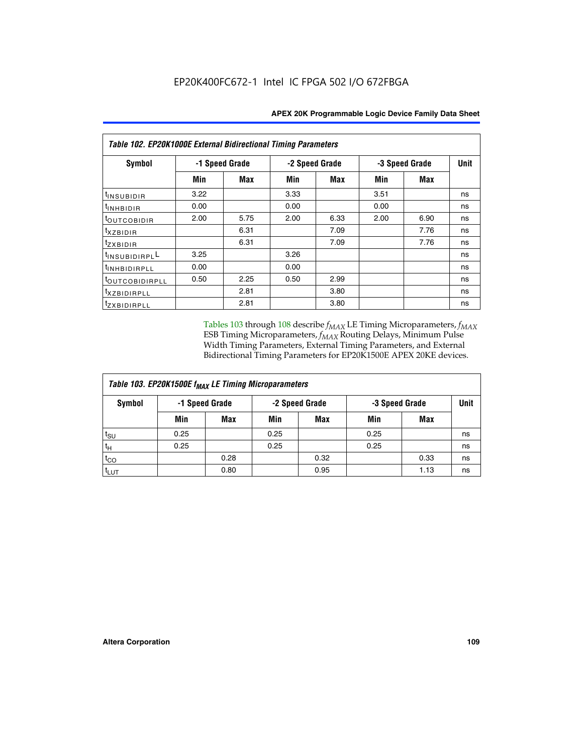**Table 102. EP20K1000E External Bidirectional Timing Parameters**

| Symbol | -1 Speed Grade | | -2 Speed Grade | | -3 Speed Grade | | Unit |
|---|---|---|---|---|---|---|---|
| | Min | Max | Min | Max | Min | Max | |
| $t_{INSUBIDIR}$ | 3.22 | | 3.33 | | 3.51 | | ns |
| $t_{INHBIDIR}$ | 0.00 | | 0.00 | | 0.00 | | ns |
| $t_{OUTCOBIDIR}$ | 2.00 | 5.75 | 2.00 | 6.33 | 2.00 | 6.90 | ns |
| $t_{XZBIDIR}$ | | 6.31 | | 7.09 | | 7.76 | ns |
| $t_{ZXBIDIR}$ | | 6.31 | | 7.09 | | 7.76 | ns |
| $t_{INSUBIDIRPLL}$ | 3.25 | | 3.26 | | | | ns |
| $t_{INHBIDIRPLL}$ | 0.00 | | 0.00 | | | | ns |
| $t_{OUTCOBIDIRPLL}$ | 0.50 | 2.25 | 0.50 | 2.99 | | | ns |
| $t_{XZBIDIRPLL}$ | | 2.81 | | 3.80 | | | ns |
| $t_{ZXBIDIRPLL}$ | | 2.81 | | 3.80 | | | ns |

Tables 103 through 108 describe $f_{MAX}$ LE Timing Microparameters, $f_{MAX}$ ESB Timing Microparameters, $f_{MAX}$ Routing Delays, Minimum Pulse Width Timing Parameters, External Timing Parameters, and External Bidirectional Timing Parameters for EP20K1500E APEX 20KE devices.

**Table 103. EP20K1500E $f_{MAX}$ LE Timing Microparameters**

| Symbol | -1 Speed Grade | | -2 Speed Grade | | -3 Speed Grade | | Unit |
|---|---|---|---|---|---|---|---|
| | Min | Max | Min | Max | Min | Max | |
| $t_{SU}$ | 0.25 | | 0.25 | | 0.25 | | ns |
| $t_{H}$ | 0.25 | | 0.25 | | 0.25 | | ns |
| $t_{CO}$ | | 0.28 | | 0.32 | | 0.33 | ns |
| $t_{LUT}$ | | 0.80 | | 0.95 | | 1.13 | ns |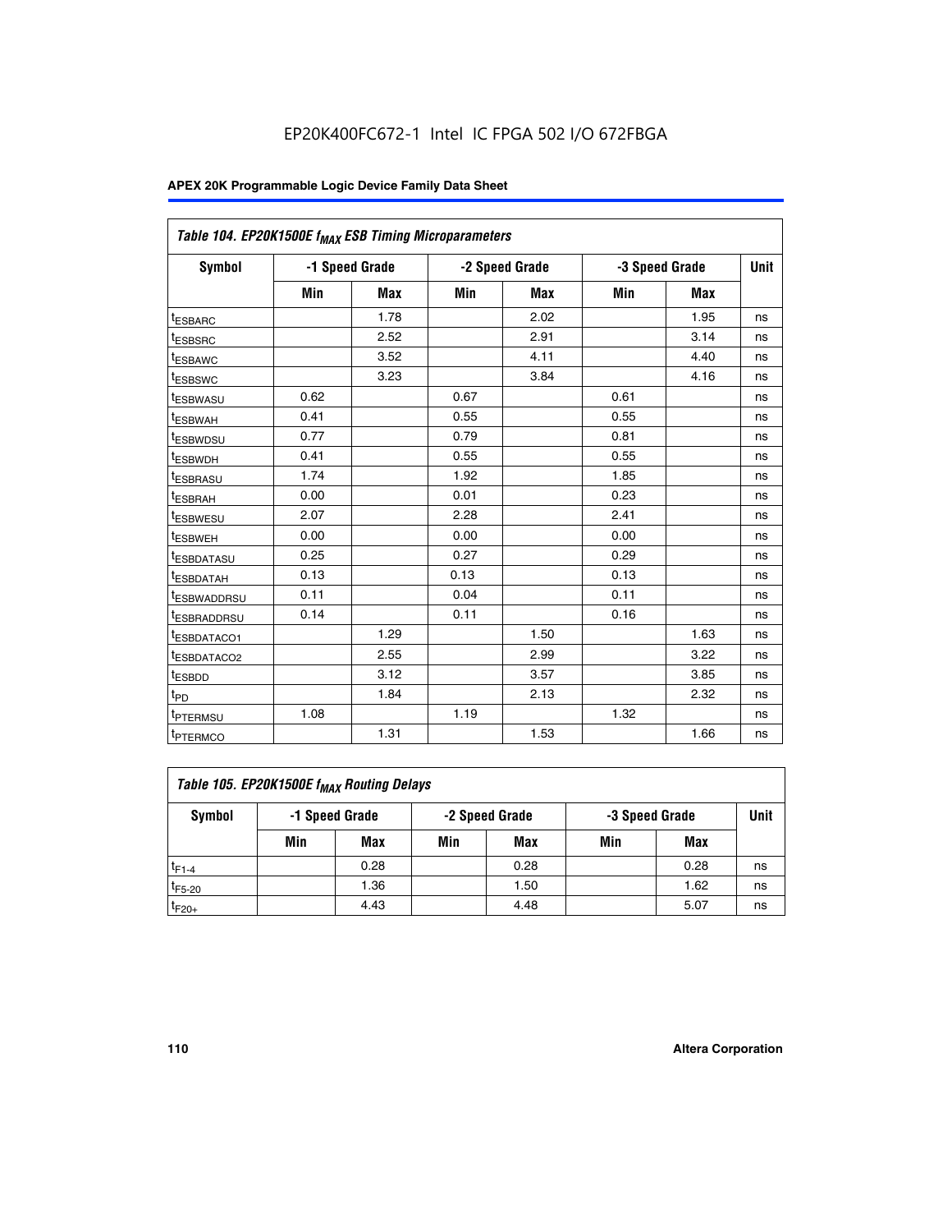EP20K400FC672-1 Intel IC FPGA 502 I/O 672FBGA

| Table 104. EP20K1500E $f_{MAX}$ ESB Timing Microparameters | | | | | | | |
|---|---|---|---|---|---|---|---|
| Symbol | -1 Speed Grade | | -2 Speed Grade | | -3 Speed Grade | | Unit |
| | Min | Max | Min | Max | Min | Max | |
| $t_{ESBARC}$ | | 1.78 | | 2.02 | | 1.95 | ns |
| $t_{ESBSRC}$ | | 2.52 | | 2.91 | | 3.14 | ns |
| $t_{ESBAWC}$ | | 3.52 | | 4.11 | | 4.40 | ns |
| $t_{ESBSWC}$ | | 3.23 | | 3.84 | | 4.16 | ns |
| $t_{ESBWASU}$ | 0.62 | | 0.67 | | 0.61 | | ns |
| $t_{ESBWAH}$ | 0.41 | | 0.55 | | 0.55 | | ns |
| $t_{ESBWDSU}$ | 0.77 | | 0.79 | | 0.81 | | ns |
| $t_{ESBWDH}$ | 0.41 | | 0.55 | | 0.55 | | ns |
| $t_{ESBRASU}$ | 1.74 | | 1.92 | | 1.85 | | ns |
| $t_{ESBRAH}$ | 0.00 | | 0.01 | | 0.23 | | ns |
| $t_{ESBWESU}$ | 2.07 | | 2.28 | | 2.41 | | ns |
| $t_{ESBWEH}$ | 0.00 | | 0.00 | | 0.00 | | ns |
| $t_{ESBDATASU}$ | 0.25 | | 0.27 | | 0.29 | | ns |
| $t_{ESBDATAH}$ | 0.13 | | 0.13 | | 0.13 | | ns |
| $t_{ESBWADDRSU}$ | 0.11 | | 0.04 | | 0.11 | | ns |
| $t_{ESBRADDRSU}$ | 0.14 | | 0.11 | | 0.16 | | ns |
| $t_{ESBDATACO1}$ | | 1.29 | | 1.50 | | 1.63 | ns |
| $t_{ESBDATACO2}$ | | 2.55 | | 2.99 | | 3.22 | ns |
| $t_{ESBDD}$ | | 3.12 | | 3.57 | | 3.85 | ns |
| $t_{PD}$ | | 1.84 | | 2.13 | | 2.32 | ns |
| $t_{PTERMSU}$ | 1.08 | | 1.19 | | 1.32 | | ns |
| $t_{PTERMCO}$ | | 1.31 | | 1.53 | | 1.66 | ns |

| Table 105. EP20K1500E $f_{MAX}$ Routing Delays | | | | | | | |
|---|---|---|---|---|---|---|---|
| Symbol | -1 Speed Grade | | -2 Speed Grade | | -3 Speed Grade | | Unit |
| | Min | Max | Min | Max | Min | Max | |
| $t_{F1-4}$ | | 0.28 | | 0.28 | | 0.28 | ns |
| $t_{F5-20}$ | | 1.36 | | 1.50 | | 1.62 | ns |
| $t_{F20+}$ | | 4.43 | | 4.48 | | 5.07 | ns |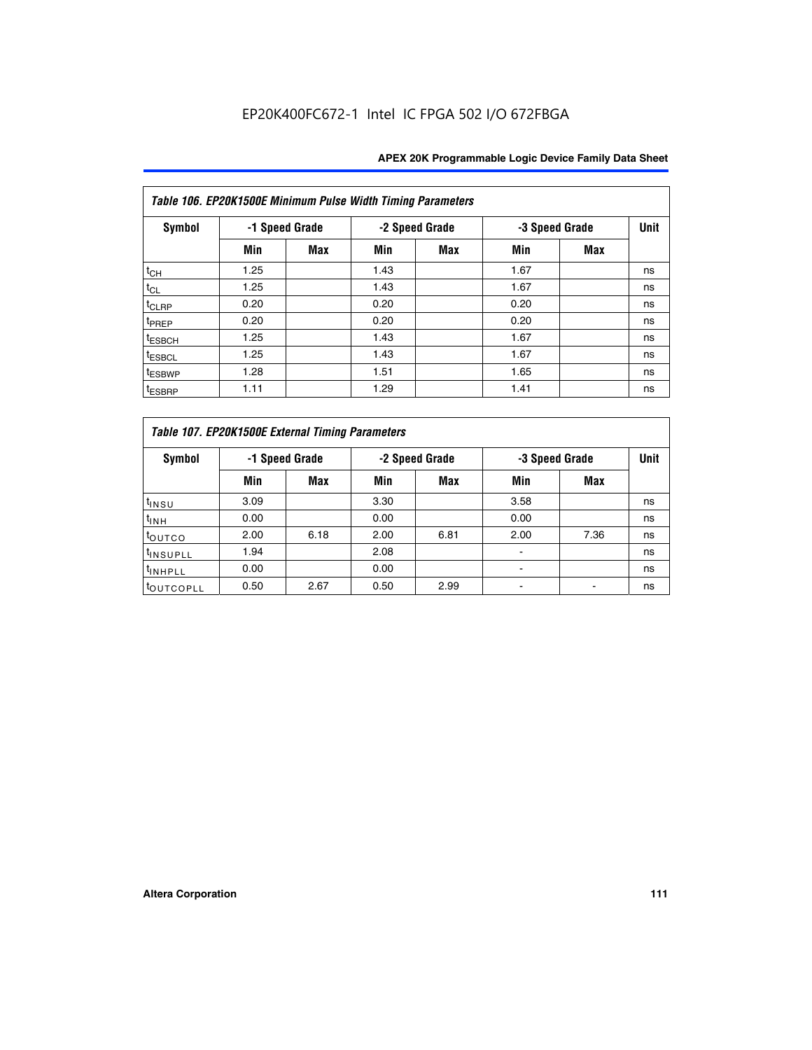Table 106. EP20K1500E Minimum Pulse Width Timing Parameters

| Symbol | -1 Speed Grade | | -2 Speed Grade | | -3 Speed Grade | | Unit |
|---|---|---|---|---|---|---|---|
| | Min | Max | Min | Max | Min | Max | |
| $t_{CH}$ | 1.25 | | 1.43 | | 1.67 | | ns |
| $t_{CL}$ | 1.25 | | 1.43 | | 1.67 | | ns |
| $t_{CLRP}$ | 0.20 | | 0.20 | | 0.20 | | ns |
| $t_{PREP}$ | 0.20 | | 0.20 | | 0.20 | | ns |
| $t_{ESBCH}$ | 1.25 | | 1.43 | | 1.67 | | ns |
| $t_{ESBCL}$ | 1.25 | | 1.43 | | 1.67 | | ns |
| $t_{ESBWP}$ | 1.28 | | 1.51 | | 1.65 | | ns |
| $t_{ESBRP}$ | 1.11 | | 1.29 | | 1.41 | | ns |

Table 107. EP20K1500E External Timing Parameters

| Symbol | -1 Speed Grade | | -2 Speed Grade | | -3 Speed Grade | | Unit |
|---|---|---|---|---|---|---|---|
| | Min | Max | Min | Max | Min | Max | |
| $t_{INSU}$ | 3.09 | | 3.30 | | 3.58 | | ns |
| $t_{INH}$ | 0.00 | | 0.00 | | 0.00 | | ns |
| $t_{OUTCO}$ | 2.00 | 6.18 | 2.00 | 6.81 | 2.00 | 7.36 | ns |
| $t_{INSUPLL}$ | 1.94 | | 2.08 | | - | | ns |
| $t_{INHPLL}$ | 0.00 | | 0.00 | | - | | ns |
| $t_{OUTCOPLL}$ | 0.50 | 2.67 | 0.50 | 2.99 | - | - | ns |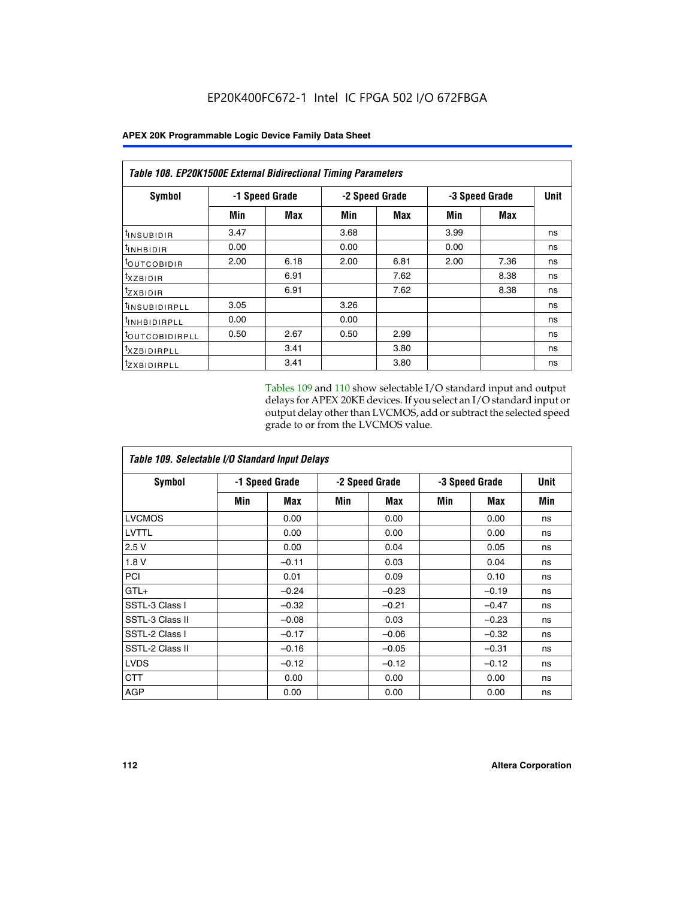EP20K400FC672-1 Intel IC FPGA 502 I/O 672FBGA

| Table 108. EP20K1500E External Bidirectional Timing Parameters | | | | | | | |
|---|---|---|---|---|---|---|---|
| Symbol | -1 Speed Grade | | -2 Speed Grade | | -3 Speed Grade | | Unit |
| | Min | Max | Min | Max | Min | Max | |
| $t_{INSUBIDIR}$ | 3.47 | | 3.68 | | 3.99 | | ns |
| $t_{INHBIDIR}$ | 0.00 | | 0.00 | | 0.00 | | ns |
| $t_{OUTCOBIDIR}$ | 2.00 | 6.18 | 2.00 | 6.81 | 2.00 | 7.36 | ns |
| $t_{XZBIDIR}$ | | 6.91 | | 7.62 | | 8.38 | ns |
| $t_{ZXBIDIR}$ | | 6.91 | | 7.62 | | 8.38 | ns |
| $t_{INSUBIDIRPLL}$ | 3.05 | | 3.26 | | | | ns |
| $t_{INHBIDIRPLL}$ | 0.00 | | 0.00 | | | | ns |
| $t_{OUTCOBIDIRPLL}$ | 0.50 | 2.67 | 0.50 | 2.99 | | | ns |
| $t_{XZBIDIRPLL}$ | | 3.41 | | 3.80 | | | ns |
| $t_{ZXBIDIRPLL}$ | | 3.41 | | 3.80 | | | ns |

Tables 109 and 110 show selectable I/O standard input and output delays for APEX 20KE devices. If you select an I/O standard input or output delay other than LVCMOS, add or subtract the selected speed grade to or from the LVCMOS value.

| Table 109. Selectable I/O Standard Input Delays | | | | | | | |
|---|---|---|---|---|---|---|---|
| Symbol | -1 Speed Grade | | -2 Speed Grade | | -3 Speed Grade | | Unit |
| | Min | Max | Min | Max | Min | Max | Min |
| LVCMOS | | 0.00 | | 0.00 | | 0.00 | ns |
| LVTTL | | 0.00 | | 0.00 | | 0.00 | ns |
| 2.5 V | | 0.00 | | 0.04 | | 0.05 | ns |
| 1.8 V | | –0.11 | | 0.03 | | 0.04 | ns |
| PCI | | 0.01 | | 0.09 | | 0.10 | ns |
| GTL+ | | –0.24 | | –0.23 | | –0.19 | ns |
| SSTL-3 Class I | | –0.32 | | –0.21 | | –0.47 | ns |
| SSTL-3 Class II | | –0.08 | | 0.03 | | –0.23 | ns |
| SSTL-2 Class I | | –0.17 | | –0.06 | | –0.32 | ns |
| SSTL-2 Class II | | –0.16 | | –0.05 | | –0.31 | ns |
| LVDS | | –0.12 | | –0.12 | | –0.12 | ns |
| CTT | | 0.00 | | 0.00 | | 0.00 | ns |
| AGP | | 0.00 | | 0.00 | | 0.00 | ns |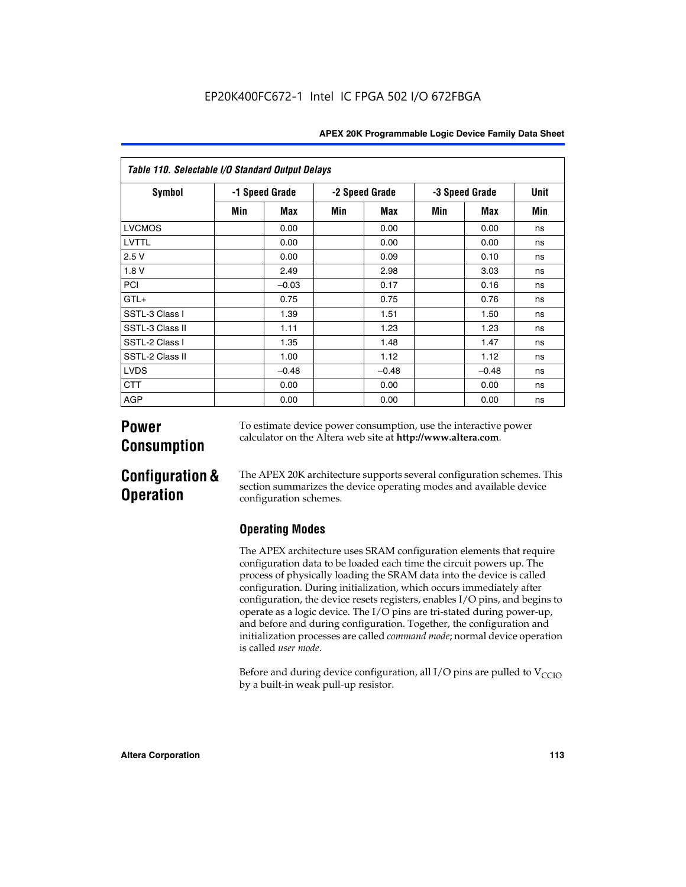| Table 110. Selectable I/O Standard Output Delays | | | | | | | |
|---|---|---|---|---|---|---|---|
| Symbol | -1 Speed Grade | | -2 Speed Grade | | -3 Speed Grade | | Unit |
| | Min | Max | Min | Max | Min | Max | Min |
| LVCMOS | | 0.00 | | 0.00 | | 0.00 | ns |
| LVTTL | | 0.00 | | 0.00 | | 0.00 | ns |
| 2.5 V | | 0.00 | | 0.09 | | 0.10 | ns |
| 1.8 V | | 2.49 | | 2.98 | | 3.03 | ns |
| PCI | | –0.03 | | 0.17 | | 0.16 | ns |
| GTL+ | | 0.75 | | 0.75 | | 0.76 | ns |
| SSTL-3 Class I | | 1.39 | | 1.51 | | 1.50 | ns |
| SSTL-3 Class II | | 1.11 | | 1.23 | | 1.23 | ns |
| SSTL-2 Class I | | 1.35 | | 1.48 | | 1.47 | ns |
| SSTL-2 Class II | | 1.00 | | 1.12 | | 1.12 | ns |
| LVDS | | –0.48 | | –0.48 | | –0.48 | ns |
| CTT | | 0.00 | | 0.00 | | 0.00 | ns |
| AGP | | 0.00 | | 0.00 | | 0.00 | ns |

# Power Consumption

To estimate device power consumption, use the interactive power calculator on the Altera web site at **http://www.altera.com**.

# Configuration & Operation

The APEX 20K architecture supports several configuration schemes. This section summarizes the device operating modes and available device configuration schemes.

## Operating Modes

The APEX architecture uses SRAM configuration elements that require configuration data to be loaded each time the circuit powers up. The process of physically loading the SRAM data into the device is called configuration. During initialization, which occurs immediately after configuration, the device resets registers, enables I/O pins, and begins to operate as a logic device. The I/O pins are tri-stated during power-up, and before and during configuration. Together, the configuration and initialization processes are called *command mode*; normal device operation is called *user mode*.

Before and during device configuration, all I/O pins are pulled to $V_{CCIO}$ by a built-in weak pull-up resistor.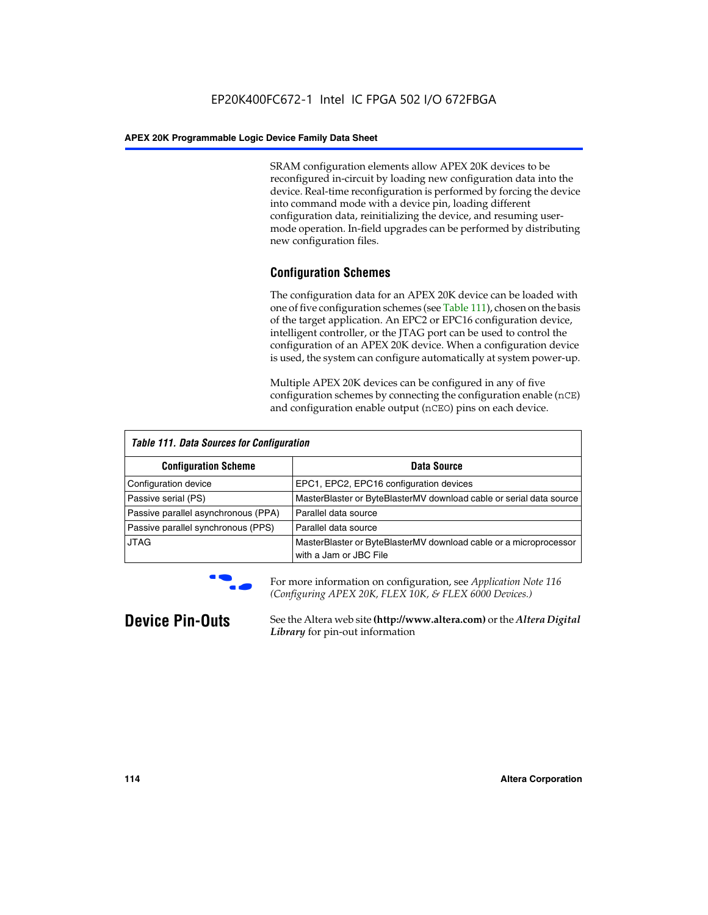SRAM configuration elements allow APEX 20K devices to be reconfigured in-circuit by loading new configuration data into the device. Real-time reconfiguration is performed by forcing the device into command mode with a device pin, loading different configuration data, reinitializing the device, and resuming user-mode operation. In-field upgrades can be performed by distributing new configuration files.

## Configuration Schemes

The configuration data for an APEX 20K device can be loaded with one of five configuration schemes (see Table 111), chosen on the basis of the target application. An EPC2 or EPC16 configuration device, intelligent controller, or the JTAG port can be used to control the configuration of an APEX 20K device. When a configuration device is used, the system can configure automatically at system power-up.

Multiple APEX 20K devices can be configured in any of five configuration schemes by connecting the configuration enable (`nCE`) and configuration enable output (`nCEO`) pins on each device.

*Table 111. Data Sources for Configuration*

| Configuration Scheme | Data Source |
|---|---|
| Configuration device | EPC1, EPC2, EPC16 configuration devices |
| Passive serial (PS) | MasterBlaster or ByteBlasterMV download cable or serial data source |
| Passive parallel asynchronous (PPA) | Parallel data source |
| Passive parallel synchronous (PPS) | Parallel data source |
| JTAG | MasterBlaster or ByteBlasterMV download cable or a microprocessor with a Jam or JBC File |

For more information on configuration, see *Application Note 116 (Configuring APEX 20K, FLEX 10K, & FLEX 6000 Devices.)*

# Device Pin-Outs

See the Altera web site **(http://www.altera.com)** or the ***Altera Digital Library*** for pin-out information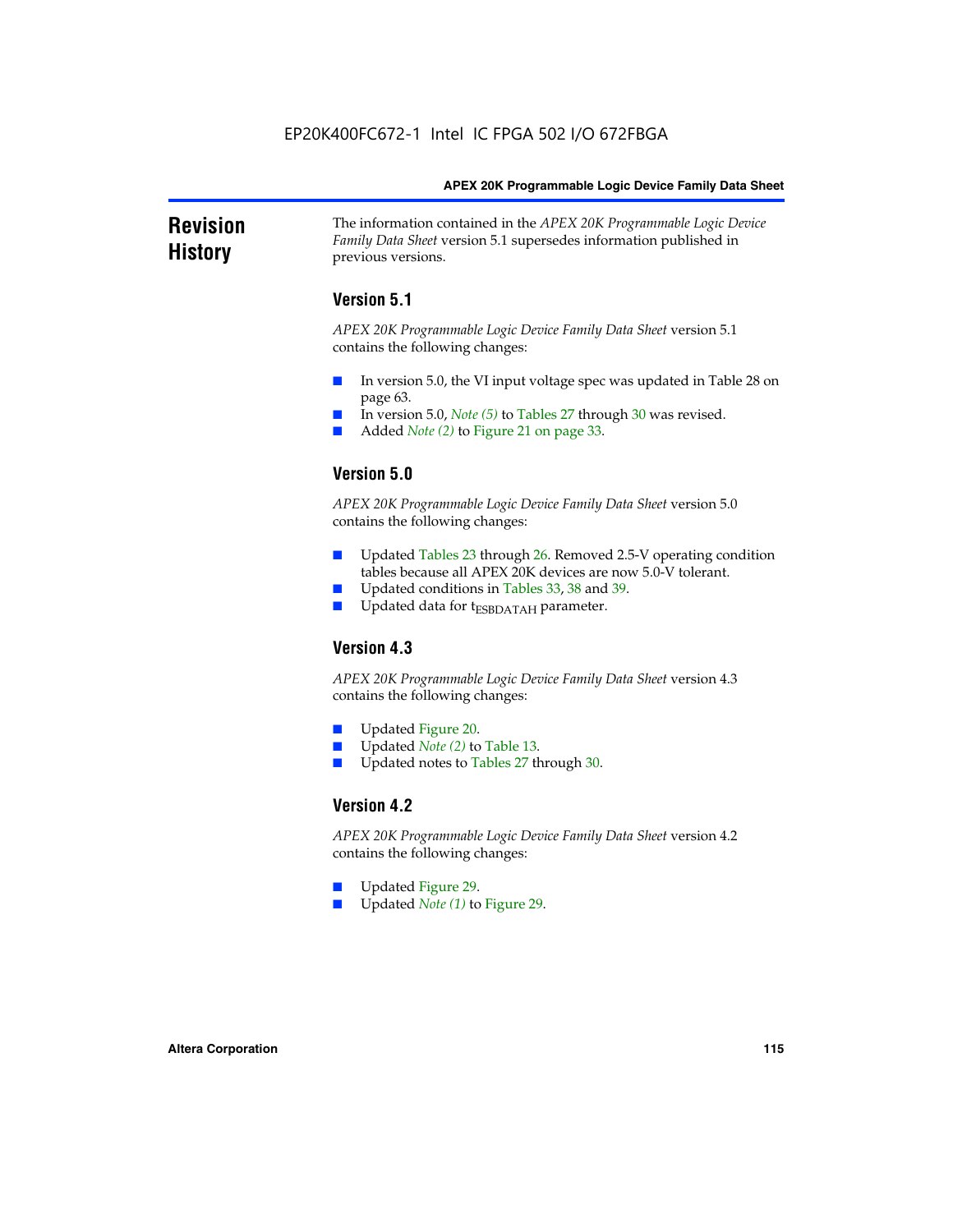# Revision History

The information contained in the *APEX 20K Programmable Logic Device Family Data Sheet* version 5.1 supersedes information published in previous versions.

## Version 5.1

*APEX 20K Programmable Logic Device Family Data Sheet* version 5.1 contains the following changes:

- In version 5.0, the VI input voltage spec was updated in Table 28 on page 63.
- In version 5.0, *Note (5)* to Tables 27 through 30 was revised.
- Added *Note (2)* to Figure 21 on page 33.

## Version 5.0

*APEX 20K Programmable Logic Device Family Data Sheet* version 5.0 contains the following changes:

- Updated Tables 23 through 26. Removed 2.5-V operating condition tables because all APEX 20K devices are now 5.0-V tolerant.
- Updated conditions in Tables 33, 38 and 39.
- Updated data for $t_{ESBDATAH}$ parameter.

## Version 4.3

*APEX 20K Programmable Logic Device Family Data Sheet* version 4.3 contains the following changes:

- Updated Figure 20.
- Updated *Note (2)* to Table 13.
- Updated notes to Tables 27 through 30.

## Version 4.2

*APEX 20K Programmable Logic Device Family Data Sheet* version 4.2 contains the following changes:

- Updated Figure 29.
- Updated *Note (1)* to Figure 29.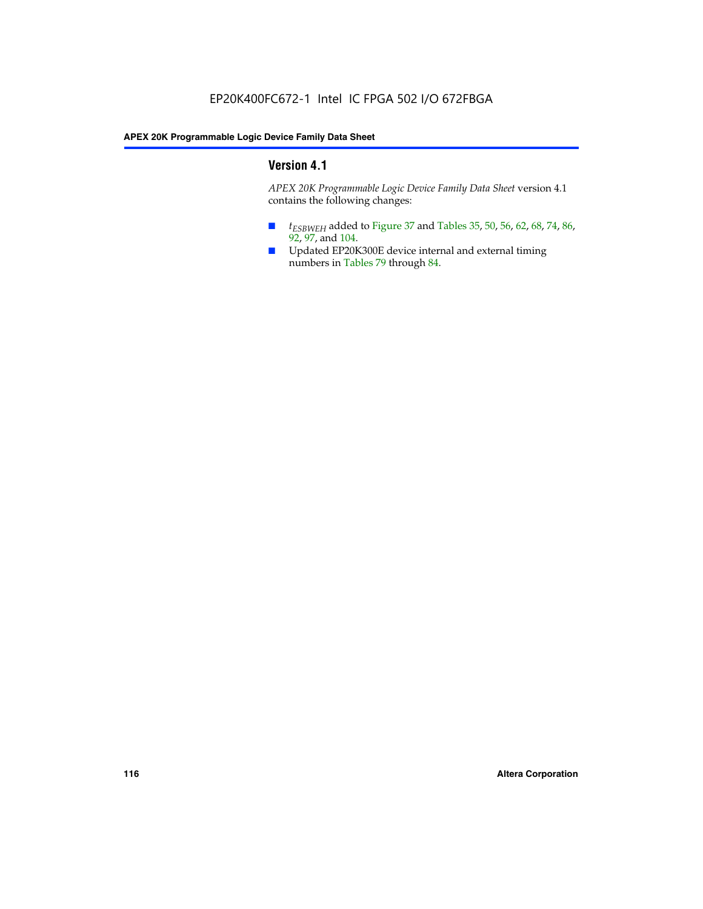## Version 4.1

*APEX 20K Programmable Logic Device Family Data Sheet* version 4.1 contains the following changes:

- $t_{ESBWEH}$ added to Figure 37 and Tables 35, 50, 56, 62, 68, 74, 86, 92, 97, and 104.
- Updated EP20K300E device internal and external timing numbers in Tables 79 through 84.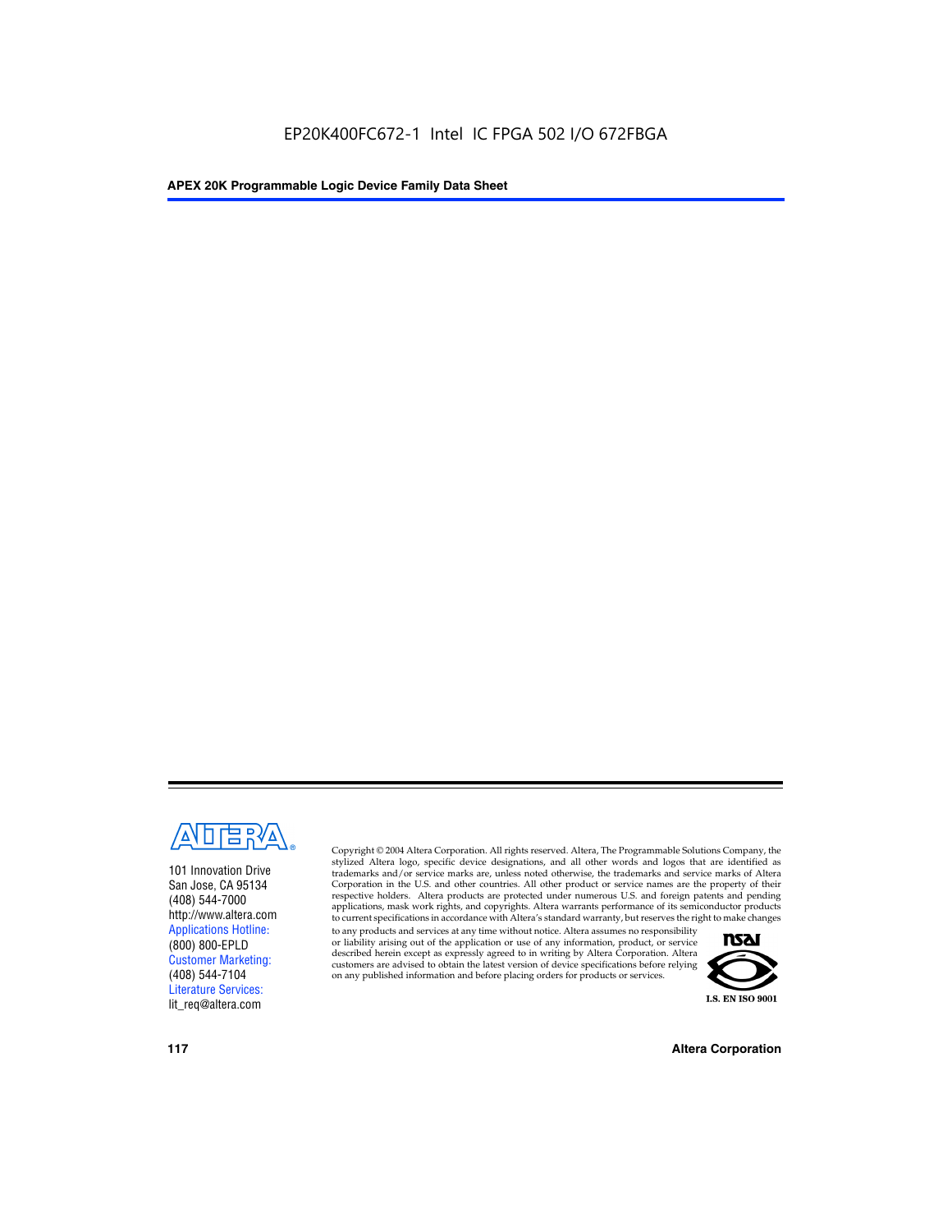101 Innovation Drive
San Jose, CA 95134
(408) 544-7000
http://www.altera.com
Applications Hotline:
(800) 800-EPLD
Customer Marketing:
(408) 544-7104
Literature Services:
lit_req@altera.com

Copyright © 2004 Altera Corporation. All rights reserved. Altera, The Programmable Solutions Company, the stylized Altera logo, specific device designations, and all other words and logos that are identified as trademarks and/or service marks are, unless noted otherwise, the trademarks and service marks of Altera Corporation in the U.S. and other countries. All other product or service names are the property of their respective holders. Altera products are protected under numerous U.S. and foreign patents and pending applications, mask work rights, and copyrights. Altera warrants performance of its semiconductor products to current specifications in accordance with Altera's standard warranty, but reserves the right to make changes to any products and services at any time without notice. Altera assumes no responsibility or liability arising out of the application or use of any information, product, or service described herein except as expressly agreed to in writing by Altera Corporation. Altera customers are advised to obtain the latest version of device specifications before relying on any published information and before placing orders for products or services.

I.S. EN ISO 9001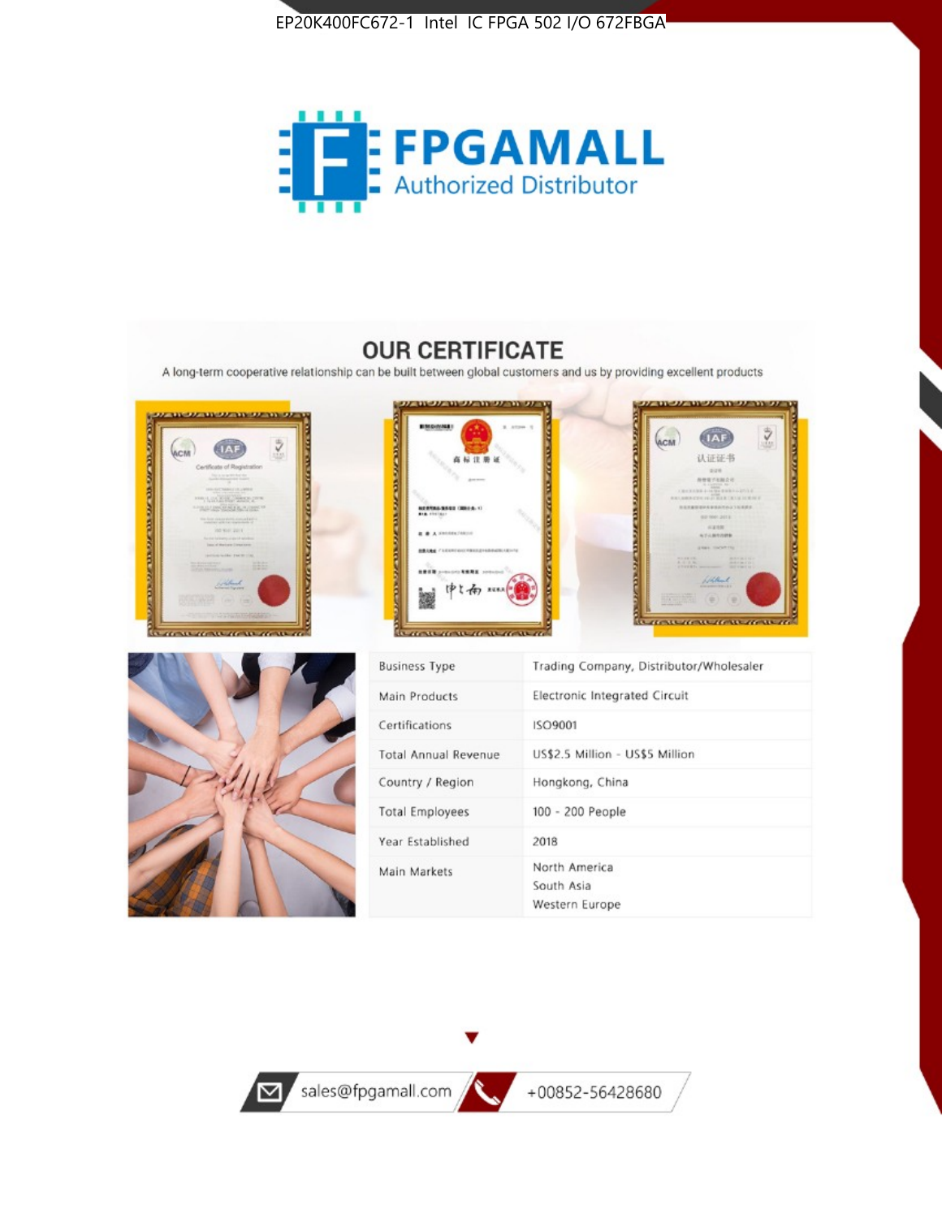FPGAMALL

Authorized Distributor

## OUR CERTIFICATE

A long-term cooperative relationship can be built between global customers and us by providing excellent products

| | |
|---|---|
| Business Type | Trading Company, Distributor/Wholesaler |
| Main Products | Electronic Integrated Circuit |
| Certifications | ISO9001 |
| Total Annual Revenue | US$2.5 Million - US$5 Million |
| Country / Region | Hongkong, China |
| Total Employees | 100 - 200 People |
| Year Established | 2018 |
| Main Markets | North America<br>South Asia<br>Western Europe |

sales@fpgamall.com

+00852-56428680